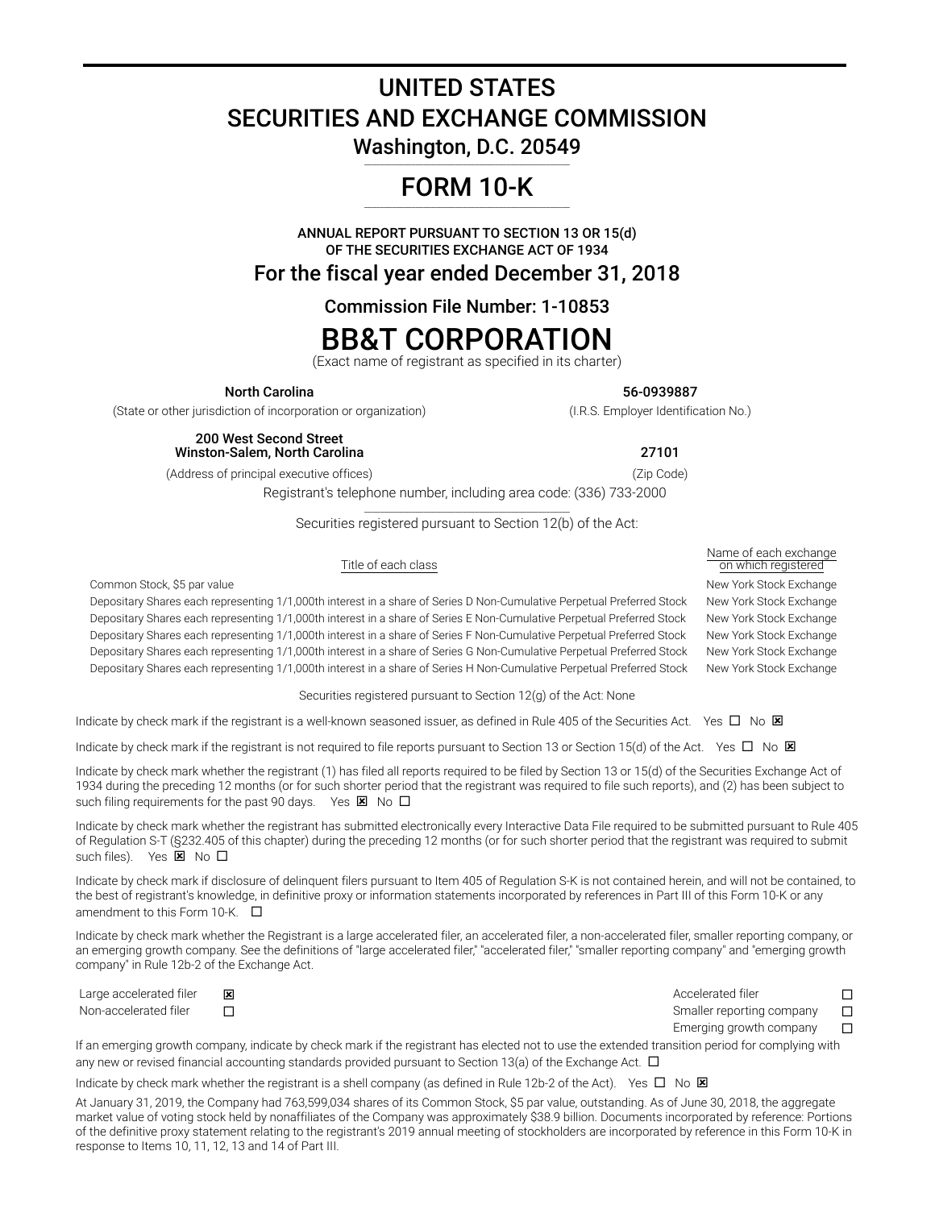# UNITED STATES
# SECURITIES AND EXCHANGE COMMISSION
## Washington, D.C. 20549

# FORM 10-K

**ANNUAL REPORT PURSUANT TO SECTION 13 OR 15(d)
OF THE SECURITIES EXCHANGE ACT OF 1934**

## For the fiscal year ended December 31, 2018

## Commission File Number: 1-10853

# BB&T CORPORATION

(Exact name of registrant as specified in its charter)

| **North Carolina** | **56-0939887** |
|---|---|
| (State or other jurisdiction of incorporation or organization) | (I.R.S. Employer Identification No.) |
| **200 West Second Street Winston-Salem, North Carolina** | **27101** |
| (Address of principal executive offices) | (Zip Code) |

Registrant's telephone number, including area code: (336) 733-2000

Securities registered pursuant to Section 12(b) of the Act:

| Title of each class | Name of each exchange on which registered |
|---|---|
| Common Stock, $5 par value | New York Stock Exchange |
| Depositary Shares each representing 1/1,000th interest in a share of Series D Non-Cumulative Perpetual Preferred Stock | New York Stock Exchange |
| Depositary Shares each representing 1/1,000th interest in a share of Series E Non-Cumulative Perpetual Preferred Stock | New York Stock Exchange |
| Depositary Shares each representing 1/1,000th interest in a share of Series F Non-Cumulative Perpetual Preferred Stock | New York Stock Exchange |
| Depositary Shares each representing 1/1,000th interest in a share of Series G Non-Cumulative Perpetual Preferred Stock | New York Stock Exchange |
| Depositary Shares each representing 1/1,000th interest in a share of Series H Non-Cumulative Perpetual Preferred Stock | New York Stock Exchange |

Securities registered pursuant to Section 12(g) of the Act: None

Indicate by check mark if the registrant is a well-known seasoned issuer, as defined in Rule 405 of the Securities Act. Yes ☐ No ☒

Indicate by check mark if the registrant is not required to file reports pursuant to Section 13 or Section 15(d) of the Act. Yes ☐ No ☒

Indicate by check mark whether the registrant (1) has filed all reports required to be filed by Section 13 or 15(d) of the Securities Exchange Act of 1934 during the preceding 12 months (or for such shorter period that the registrant was required to file such reports), and (2) has been subject to such filing requirements for the past 90 days. Yes ☒ No ☐

Indicate by check mark whether the registrant has submitted electronically every Interactive Data File required to be submitted pursuant to Rule 405 of Regulation S-T (§232.405 of this chapter) during the preceding 12 months (or for such shorter period that the registrant was required to submit such files). Yes ☒ No ☐

Indicate by check mark if disclosure of delinquent filers pursuant to Item 405 of Regulation S-K is not contained herein, and will not be contained, to the best of registrant's knowledge, in definitive proxy or information statements incorporated by references in Part III of this Form 10-K or any amendment to this Form 10-K. ☐

Indicate by check mark whether the Registrant is a large accelerated filer, an accelerated filer, a non-accelerated filer, smaller reporting company, or an emerging growth company. See the definitions of "large accelerated filer," "accelerated filer," "smaller reporting company" and "emerging growth company" in Rule 12b-2 of the Exchange Act.

| | | | |
|---|---|---|---|
| Large accelerated filer | ☒ | Accelerated filer | ☐ |
| Non-accelerated filer | ☐ | Smaller reporting company | ☐ |
| | | Emerging growth company | ☐ |

If an emerging growth company, indicate by check mark if the registrant has elected not to use the extended transition period for complying with any new or revised financial accounting standards provided pursuant to Section 13(a) of the Exchange Act. ☐

Indicate by check mark whether the registrant is a shell company (as defined in Rule 12b-2 of the Act). Yes ☐ No ☒

At January 31, 2019, the Company had 763,599,034 shares of its Common Stock, $5 par value, outstanding. As of June 30, 2018, the aggregate market value of voting stock held by nonaffiliates of the Company was approximately $38.9 billion. Documents incorporated by reference: Portions of the definitive proxy statement relating to the registrant's 2019 annual meeting of stockholders are incorporated by reference in this Form 10-K in response to Items 10, 11, 12, 13 and 14 of Part III.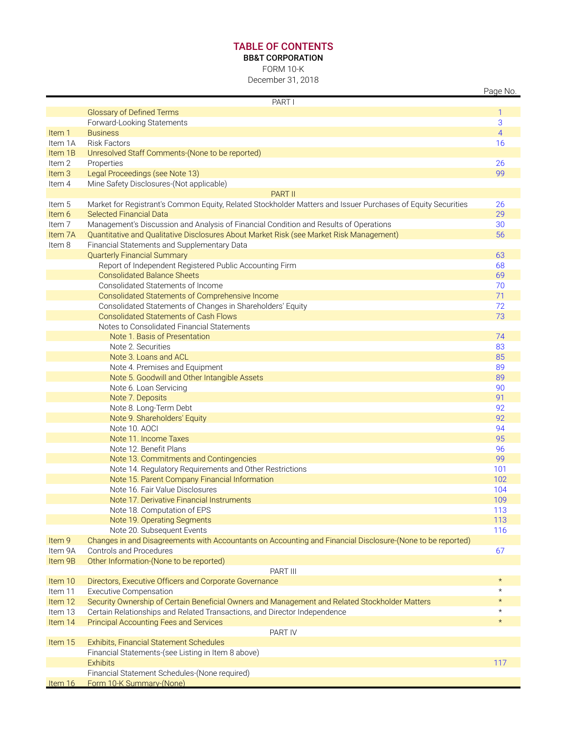# TABLE OF CONTENTS

**BB&T CORPORATION**

FORM 10-K

December 31, 2018

| | | Page No. |
|---|---|---|
| | PART I | |
| | Glossary of Defined Terms | 1 |
| | Forward-Looking Statements | 3 |
| Item 1 | Business | 4 |
| Item 1A | Risk Factors | 16 |
| Item 1B | Unresolved Staff Comments-(None to be reported) | |
| Item 2 | Properties | 26 |
| Item 3 | Legal Proceedings (see Note 13) | 99 |
| Item 4 | Mine Safety Disclosures-(Not applicable) | |
| | PART II | |
| Item 5 | Market for Registrant's Common Equity, Related Stockholder Matters and Issuer Purchases of Equity Securities | 26 |
| Item 6 | Selected Financial Data | 29 |
| Item 7 | Management's Discussion and Analysis of Financial Condition and Results of Operations | 30 |
| Item 7A | Quantitative and Qualitative Disclosures About Market Risk (see Market Risk Management) | 56 |
| Item 8 | Financial Statements and Supplementary Data | |
| | Quarterly Financial Summary | 63 |
| | Report of Independent Registered Public Accounting Firm | 68 |
| | Consolidated Balance Sheets | 69 |
| | Consolidated Statements of Income | 70 |
| | Consolidated Statements of Comprehensive Income | 71 |
| | Consolidated Statements of Changes in Shareholders' Equity | 72 |
| | Consolidated Statements of Cash Flows | 73 |
| | Notes to Consolidated Financial Statements | |
| | Note 1. Basis of Presentation | 74 |
| | Note 2. Securities | 83 |
| | Note 3. Loans and ACL | 85 |
| | Note 4. Premises and Equipment | 89 |
| | Note 5. Goodwill and Other Intangible Assets | 89 |
| | Note 6. Loan Servicing | 90 |
| | Note 7. Deposits | 91 |
| | Note 8. Long-Term Debt | 92 |
| | Note 9. Shareholders' Equity | 92 |
| | Note 10. AOCI | 94 |
| | Note 11. Income Taxes | 95 |
| | Note 12. Benefit Plans | 96 |
| | Note 13. Commitments and Contingencies | 99 |
| | Note 14. Regulatory Requirements and Other Restrictions | 101 |
| | Note 15. Parent Company Financial Information | 102 |
| | Note 16. Fair Value Disclosures | 104 |
| | Note 17. Derivative Financial Instruments | 109 |
| | Note 18. Computation of EPS | 113 |
| | Note 19. Operating Segments | 113 |
| | Note 20. Subsequent Events | 116 |
| Item 9 | Changes in and Disagreements with Accountants on Accounting and Financial Disclosure-(None to be reported) | |
| Item 9A | Controls and Procedures | 67 |
| Item 9B | Other Information-(None to be reported) | |
| | PART III | |
| Item 10 | Directors, Executive Officers and Corporate Governance | * |
| Item 11 | Executive Compensation | * |
| Item 12 | Security Ownership of Certain Beneficial Owners and Management and Related Stockholder Matters | * |
| Item 13 | Certain Relationships and Related Transactions, and Director Independence | * |
| Item 14 | Principal Accounting Fees and Services | * |
| | PART IV | |
| Item 15 | Exhibits, Financial Statement Schedules | |
| | Financial Statements-(see Listing in Item 8 above) | |
| | Exhibits | 117 |
| | Financial Statement Schedules-(None required) | |
| Item 16 | Form 10-K Summary-(None) | |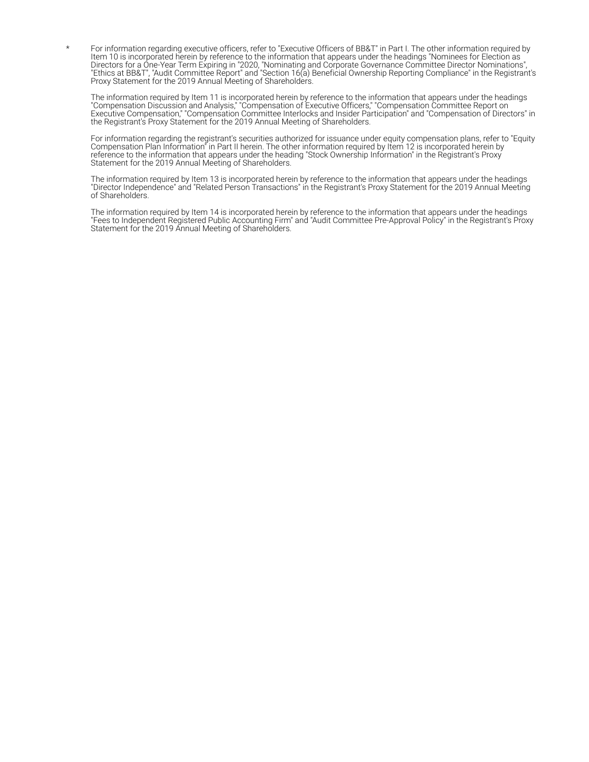\* For information regarding executive officers, refer to "Executive Officers of BB&T" in Part I. The other information required by Item 10 is incorporated herein by reference to the information that appears under the headings "Nominees for Election as Directors for a One-Year Term Expiring in "2020, "Nominating and Corporate Governance Committee Director Nominations", "Ethics at BB&T", "Audit Committee Report" and "Section 16(a) Beneficial Ownership Reporting Compliance" in the Registrant's Proxy Statement for the 2019 Annual Meeting of Shareholders.

The information required by Item 11 is incorporated herein by reference to the information that appears under the headings "Compensation Discussion and Analysis," "Compensation of Executive Officers," "Compensation Committee Report on Executive Compensation," "Compensation Committee Interlocks and Insider Participation" and "Compensation of Directors" in the Registrant's Proxy Statement for the 2019 Annual Meeting of Shareholders.

For information regarding the registrant's securities authorized for issuance under equity compensation plans, refer to "Equity Compensation Plan Information" in Part II herein. The other information required by Item 12 is incorporated herein by reference to the information that appears under the heading "Stock Ownership Information" in the Registrant's Proxy Statement for the 2019 Annual Meeting of Shareholders.

The information required by Item 13 is incorporated herein by reference to the information that appears under the headings "Director Independence" and "Related Person Transactions" in the Registrant's Proxy Statement for the 2019 Annual Meeting of Shareholders.

The information required by Item 14 is incorporated herein by reference to the information that appears under the headings "Fees to Independent Registered Public Accounting Firm" and "Audit Committee Pre-Approval Policy" in the Registrant's Proxy Statement for the 2019 Annual Meeting of Shareholders.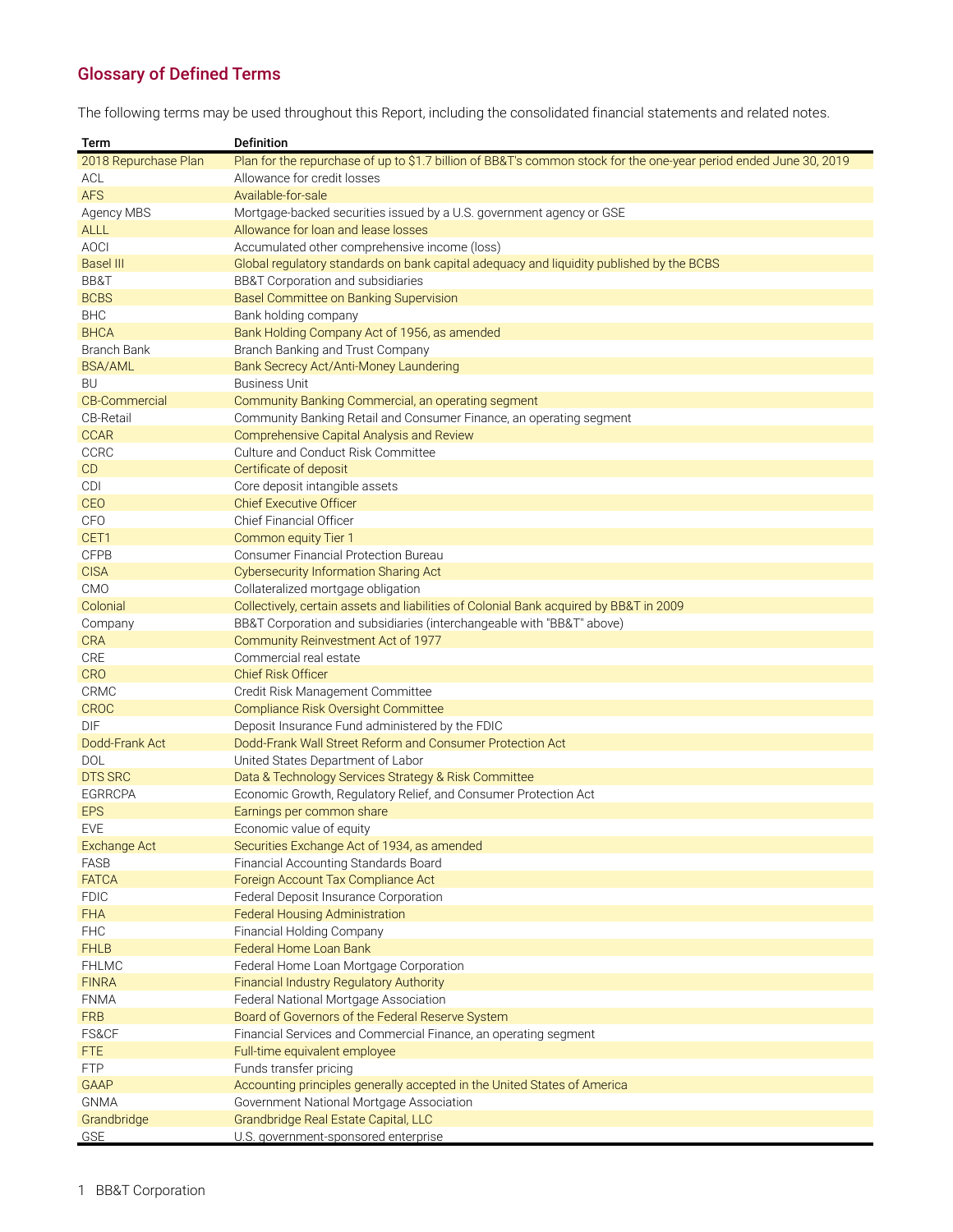## Glossary of Defined Terms

The following terms may be used throughout this Report, including the consolidated financial statements and related notes.

| Term | Definition |
|---|---|
| 2018 Repurchase Plan | Plan for the repurchase of up to $1.7 billion of BB&T's common stock for the one-year period ended June 30, 2019 |
| ACL | Allowance for credit losses |
| AFS | Available-for-sale |
| Agency MBS | Mortgage-backed securities issued by a U.S. government agency or GSE |
| ALLL | Allowance for loan and lease losses |
| AOCI | Accumulated other comprehensive income (loss) |
| Basel III | Global regulatory standards on bank capital adequacy and liquidity published by the BCBS |
| BB&T | BB&T Corporation and subsidiaries |
| BCBS | Basel Committee on Banking Supervision |
| BHC | Bank holding company |
| BHCA | Bank Holding Company Act of 1956, as amended |
| Branch Bank | Branch Banking and Trust Company |
| BSA/AML | Bank Secrecy Act/Anti-Money Laundering |
| BU | Business Unit |
| CB-Commercial | Community Banking Commercial, an operating segment |
| CB-Retail | Community Banking Retail and Consumer Finance, an operating segment |
| CCAR | Comprehensive Capital Analysis and Review |
| CCRC | Culture and Conduct Risk Committee |
| CD | Certificate of deposit |
| CDI | Core deposit intangible assets |
| CEO | Chief Executive Officer |
| CFO | Chief Financial Officer |
| CET1 | Common equity Tier 1 |
| CFPB | Consumer Financial Protection Bureau |
| CISA | Cybersecurity Information Sharing Act |
| CMO | Collateralized mortgage obligation |
| Colonial | Collectively, certain assets and liabilities of Colonial Bank acquired by BB&T in 2009 |
| Company | BB&T Corporation and subsidiaries (interchangeable with "BB&T" above) |
| CRA | Community Reinvestment Act of 1977 |
| CRE | Commercial real estate |
| CRO | Chief Risk Officer |
| CRMC | Credit Risk Management Committee |
| CROC | Compliance Risk Oversight Committee |
| DIF | Deposit Insurance Fund administered by the FDIC |
| Dodd-Frank Act | Dodd-Frank Wall Street Reform and Consumer Protection Act |
| DOL | United States Department of Labor |
| DTS SRC | Data & Technology Services Strategy & Risk Committee |
| EGRRCPA | Economic Growth, Regulatory Relief, and Consumer Protection Act |
| EPS | Earnings per common share |
| EVE | Economic value of equity |
| Exchange Act | Securities Exchange Act of 1934, as amended |
| FASB | Financial Accounting Standards Board |
| FATCA | Foreign Account Tax Compliance Act |
| FDIC | Federal Deposit Insurance Corporation |
| FHA | Federal Housing Administration |
| FHC | Financial Holding Company |
| FHLB | Federal Home Loan Bank |
| FHLMC | Federal Home Loan Mortgage Corporation |
| FINRA | Financial Industry Regulatory Authority |
| FNMA | Federal National Mortgage Association |
| FRB | Board of Governors of the Federal Reserve System |
| FS&CF | Financial Services and Commercial Finance, an operating segment |
| FTE | Full-time equivalent employee |
| FTP | Funds transfer pricing |
| GAAP | Accounting principles generally accepted in the United States of America |
| GNMA | Government National Mortgage Association |
| Grandbridge | Grandbridge Real Estate Capital, LLC |
| GSE | U.S. government-sponsored enterprise |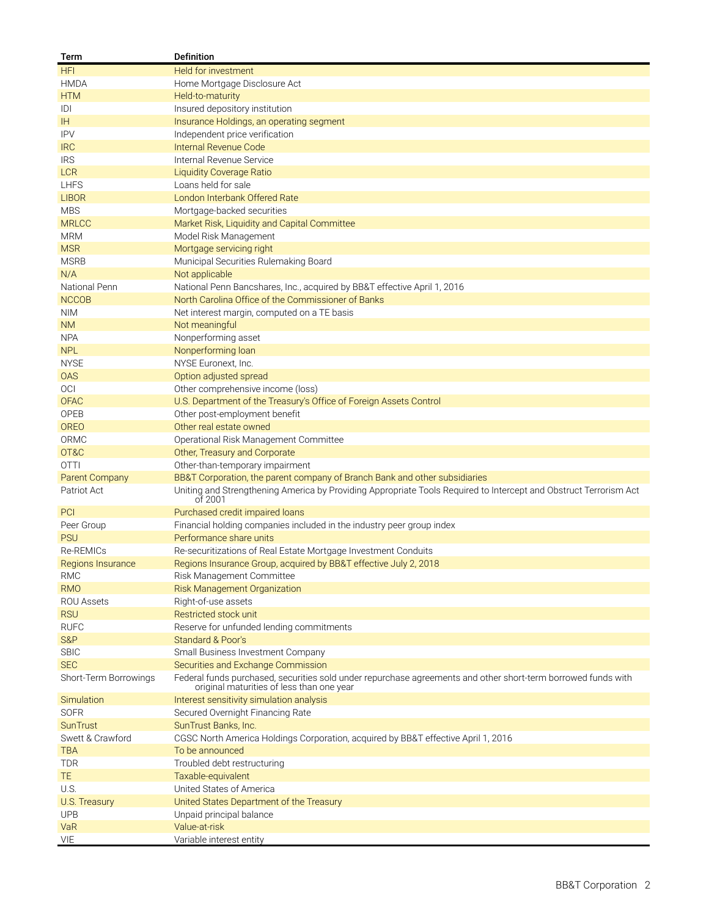| Term | Definition |
|---|---|
| HFI | Held for investment |
| HMDA | Home Mortgage Disclosure Act |
| HTM | Held-to-maturity |
| IDI | Insured depository institution |
| IH | Insurance Holdings, an operating segment |
| IPV | Independent price verification |
| IRC | Internal Revenue Code |
| IRS | Internal Revenue Service |
| LCR | Liquidity Coverage Ratio |
| LHFS | Loans held for sale |
| LIBOR | London Interbank Offered Rate |
| MBS | Mortgage-backed securities |
| MRLCC | Market Risk, Liquidity and Capital Committee |
| MRM | Model Risk Management |
| MSR | Mortgage servicing right |
| MSRB | Municipal Securities Rulemaking Board |
| N/A | Not applicable |
| National Penn | National Penn Bancshares, Inc., acquired by BB&T effective April 1, 2016 |
| NCCOB | North Carolina Office of the Commissioner of Banks |
| NIM | Net interest margin, computed on a TE basis |
| NM | Not meaningful |
| NPA | Nonperforming asset |
| NPL | Nonperforming loan |
| NYSE | NYSE Euronext, Inc. |
| OAS | Option adjusted spread |
| OCI | Other comprehensive income (loss) |
| OFAC | U.S. Department of the Treasury's Office of Foreign Assets Control |
| OPEB | Other post-employment benefit |
| OREO | Other real estate owned |
| ORMC | Operational Risk Management Committee |
| OT&C | Other, Treasury and Corporate |
| OTTI | Other-than-temporary impairment |
| Parent Company | BB&T Corporation, the parent company of Branch Bank and other subsidiaries |
| Patriot Act | Uniting and Strengthening America by Providing Appropriate Tools Required to Intercept and Obstruct Terrorism Act of 2001 |
| PCI | Purchased credit impaired loans |
| Peer Group | Financial holding companies included in the industry peer group index |
| PSU | Performance share units |
| Re-REMICs | Re-securitizations of Real Estate Mortgage Investment Conduits |
| Regions Insurance | Regions Insurance Group, acquired by BB&T effective July 2, 2018 |
| RMC | Risk Management Committee |
| RMO | Risk Management Organization |
| ROU Assets | Right-of-use assets |
| RSU | Restricted stock unit |
| RUFC | Reserve for unfunded lending commitments |
| S&P | Standard & Poor's |
| SBIC | Small Business Investment Company |
| SEC | Securities and Exchange Commission |
| Short-Term Borrowings | Federal funds purchased, securities sold under repurchase agreements and other short-term borrowed funds with original maturities of less than one year |
| Simulation | Interest sensitivity simulation analysis |
| SOFR | Secured Overnight Financing Rate |
| SunTrust | SunTrust Banks, Inc. |
| Swett & Crawford | CGSC North America Holdings Corporation, acquired by BB&T effective April 1, 2016 |
| TBA | To be announced |
| TDR | Troubled debt restructuring |
| TE | Taxable-equivalent |
| U.S. | United States of America |
| U.S. Treasury | United States Department of the Treasury |
| UPB | Unpaid principal balance |
| VaR | Value-at-risk |
| VIE | Variable interest entity |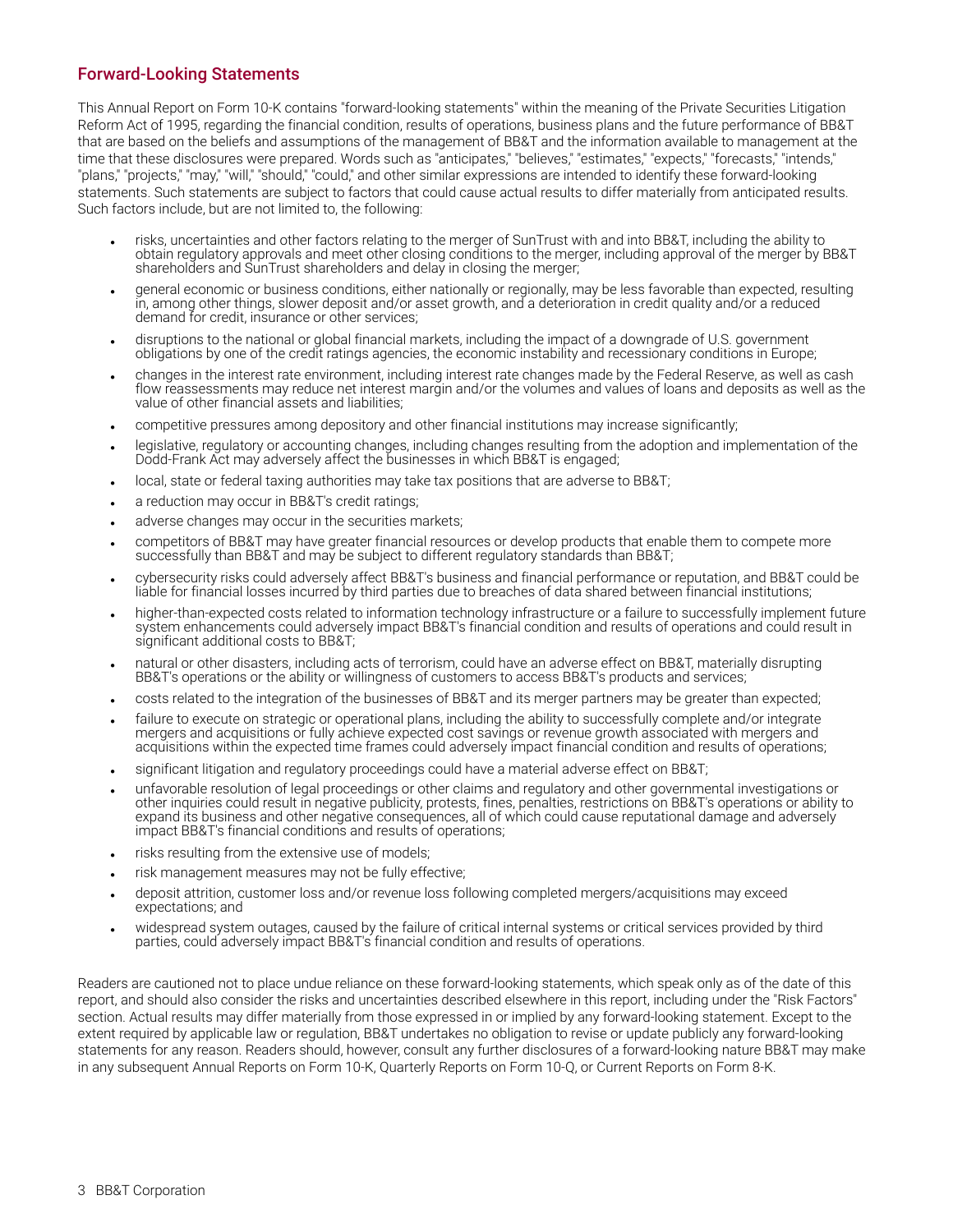## Forward-Looking Statements

This Annual Report on Form 10-K contains "forward-looking statements" within the meaning of the Private Securities Litigation Reform Act of 1995, regarding the financial condition, results of operations, business plans and the future performance of BB&T that are based on the beliefs and assumptions of the management of BB&T and the information available to management at the time that these disclosures were prepared. Words such as "anticipates," "believes," "estimates," "expects," "forecasts," "intends," "plans," "projects," "may," "will," "should," "could," and other similar expressions are intended to identify these forward-looking statements. Such statements are subject to factors that could cause actual results to differ materially from anticipated results. Such factors include, but are not limited to, the following:

- risks, uncertainties and other factors relating to the merger of SunTrust with and into BB&T, including the ability to obtain regulatory approvals and meet other closing conditions to the merger, including approval of the merger by BB&T shareholders and SunTrust shareholders and delay in closing the merger;
- general economic or business conditions, either nationally or regionally, may be less favorable than expected, resulting in, among other things, slower deposit and/or asset growth, and a deterioration in credit quality and/or a reduced demand for credit, insurance or other services;
- disruptions to the national or global financial markets, including the impact of a downgrade of U.S. government obligations by one of the credit ratings agencies, the economic instability and recessionary conditions in Europe;
- changes in the interest rate environment, including interest rate changes made by the Federal Reserve, as well as cash flow reassessments may reduce net interest margin and/or the volumes and values of loans and deposits as well as the value of other financial assets and liabilities;
- competitive pressures among depository and other financial institutions may increase significantly;
- legislative, regulatory or accounting changes, including changes resulting from the adoption and implementation of the Dodd-Frank Act may adversely affect the businesses in which BB&T is engaged;
- local, state or federal taxing authorities may take tax positions that are adverse to BB&T;
- a reduction may occur in BB&T's credit ratings;
- adverse changes may occur in the securities markets;
- competitors of BB&T may have greater financial resources or develop products that enable them to compete more successfully than BB&T and may be subject to different regulatory standards than BB&T;
- cybersecurity risks could adversely affect BB&T's business and financial performance or reputation, and BB&T could be liable for financial losses incurred by third parties due to breaches of data shared between financial institutions;
- higher-than-expected costs related to information technology infrastructure or a failure to successfully implement future system enhancements could adversely impact BB&T's financial condition and results of operations and could result in significant additional costs to BB&T;
- natural or other disasters, including acts of terrorism, could have an adverse effect on BB&T, materially disrupting BB&T's operations or the ability or willingness of customers to access BB&T's products and services;
- costs related to the integration of the businesses of BB&T and its merger partners may be greater than expected;
- failure to execute on strategic or operational plans, including the ability to successfully complete and/or integrate mergers and acquisitions or fully achieve expected cost savings or revenue growth associated with mergers and acquisitions within the expected time frames could adversely impact financial condition and results of operations;
- significant litigation and regulatory proceedings could have a material adverse effect on BB&T;
- unfavorable resolution of legal proceedings or other claims and regulatory and other governmental investigations or other inquiries could result in negative publicity, protests, fines, penalties, restrictions on BB&T's operations or ability to expand its business and other negative consequences, all of which could cause reputational damage and adversely impact BB&T's financial conditions and results of operations;
- risks resulting from the extensive use of models;
- risk management measures may not be fully effective;
- deposit attrition, customer loss and/or revenue loss following completed mergers/acquisitions may exceed expectations; and
- widespread system outages, caused by the failure of critical internal systems or critical services provided by third parties, could adversely impact BB&T's financial condition and results of operations.

Readers are cautioned not to place undue reliance on these forward-looking statements, which speak only as of the date of this report, and should also consider the risks and uncertainties described elsewhere in this report, including under the "Risk Factors" section. Actual results may differ materially from those expressed in or implied by any forward-looking statement. Except to the extent required by applicable law or regulation, BB&T undertakes no obligation to revise or update publicly any forward-looking statements for any reason. Readers should, however, consult any further disclosures of a forward-looking nature BB&T may make in any subsequent Annual Reports on Form 10-K, Quarterly Reports on Form 10-Q, or Current Reports on Form 8-K.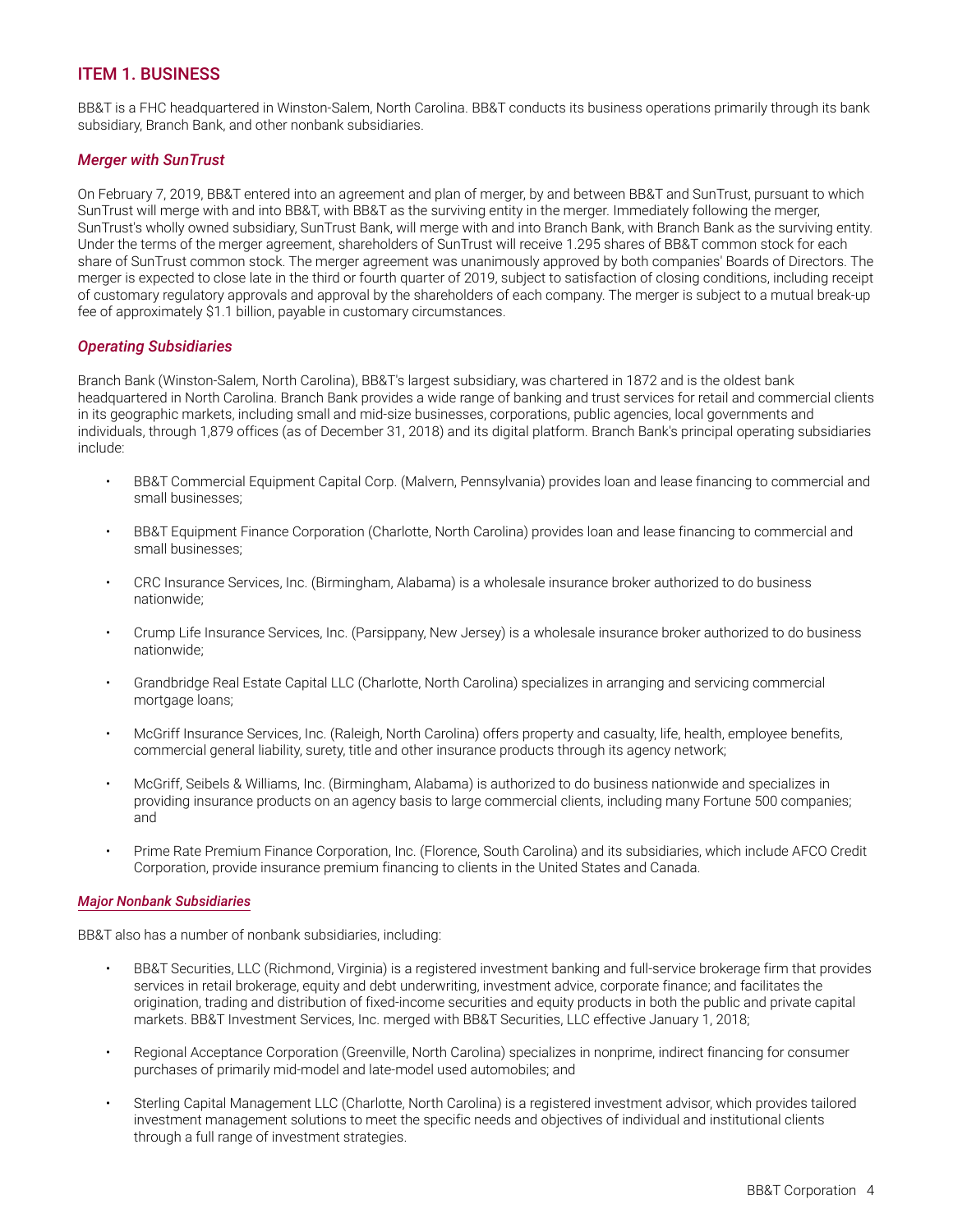## ITEM 1. BUSINESS

BB&T is a FHC headquartered in Winston-Salem, North Carolina. BB&T conducts its business operations primarily through its bank subsidiary, Branch Bank, and other nonbank subsidiaries.

### *Merger with SunTrust*

On February 7, 2019, BB&T entered into an agreement and plan of merger, by and between BB&T and SunTrust, pursuant to which SunTrust will merge with and into BB&T, with BB&T as the surviving entity in the merger. Immediately following the merger, SunTrust's wholly owned subsidiary, SunTrust Bank, will merge with and into Branch Bank, with Branch Bank as the surviving entity. Under the terms of the merger agreement, shareholders of SunTrust will receive 1.295 shares of BB&T common stock for each share of SunTrust common stock. The merger agreement was unanimously approved by both companies' Boards of Directors. The merger is expected to close late in the third or fourth quarter of 2019, subject to satisfaction of closing conditions, including receipt of customary regulatory approvals and approval by the shareholders of each company. The merger is subject to a mutual break-up fee of approximately $1.1 billion, payable in customary circumstances.

### *Operating Subsidiaries*

Branch Bank (Winston-Salem, North Carolina), BB&T's largest subsidiary, was chartered in 1872 and is the oldest bank headquartered in North Carolina. Branch Bank provides a wide range of banking and trust services for retail and commercial clients in its geographic markets, including small and mid-size businesses, corporations, public agencies, local governments and individuals, through 1,879 offices (as of December 31, 2018) and its digital platform. Branch Bank's principal operating subsidiaries include:

- BB&T Commercial Equipment Capital Corp. (Malvern, Pennsylvania) provides loan and lease financing to commercial and small businesses;
- BB&T Equipment Finance Corporation (Charlotte, North Carolina) provides loan and lease financing to commercial and small businesses;
- CRC Insurance Services, Inc. (Birmingham, Alabama) is a wholesale insurance broker authorized to do business nationwide;
- Crump Life Insurance Services, Inc. (Parsippany, New Jersey) is a wholesale insurance broker authorized to do business nationwide;
- Grandbridge Real Estate Capital LLC (Charlotte, North Carolina) specializes in arranging and servicing commercial mortgage loans;
- McGriff Insurance Services, Inc. (Raleigh, North Carolina) offers property and casualty, life, health, employee benefits, commercial general liability, surety, title and other insurance products through its agency network;
- McGriff, Seibels & Williams, Inc. (Birmingham, Alabama) is authorized to do business nationwide and specializes in providing insurance products on an agency basis to large commercial clients, including many Fortune 500 companies; and
- Prime Rate Premium Finance Corporation, Inc. (Florence, South Carolina) and its subsidiaries, which include AFCO Credit Corporation, provide insurance premium financing to clients in the United States and Canada.

#### *Major Nonbank Subsidiaries*

BB&T also has a number of nonbank subsidiaries, including:

- BB&T Securities, LLC (Richmond, Virginia) is a registered investment banking and full-service brokerage firm that provides services in retail brokerage, equity and debt underwriting, investment advice, corporate finance; and facilitates the origination, trading and distribution of fixed-income securities and equity products in both the public and private capital markets. BB&T Investment Services, Inc. merged with BB&T Securities, LLC effective January 1, 2018;
- Regional Acceptance Corporation (Greenville, North Carolina) specializes in nonprime, indirect financing for consumer purchases of primarily mid-model and late-model used automobiles; and
- Sterling Capital Management LLC (Charlotte, North Carolina) is a registered investment advisor, which provides tailored investment management solutions to meet the specific needs and objectives of individual and institutional clients through a full range of investment strategies.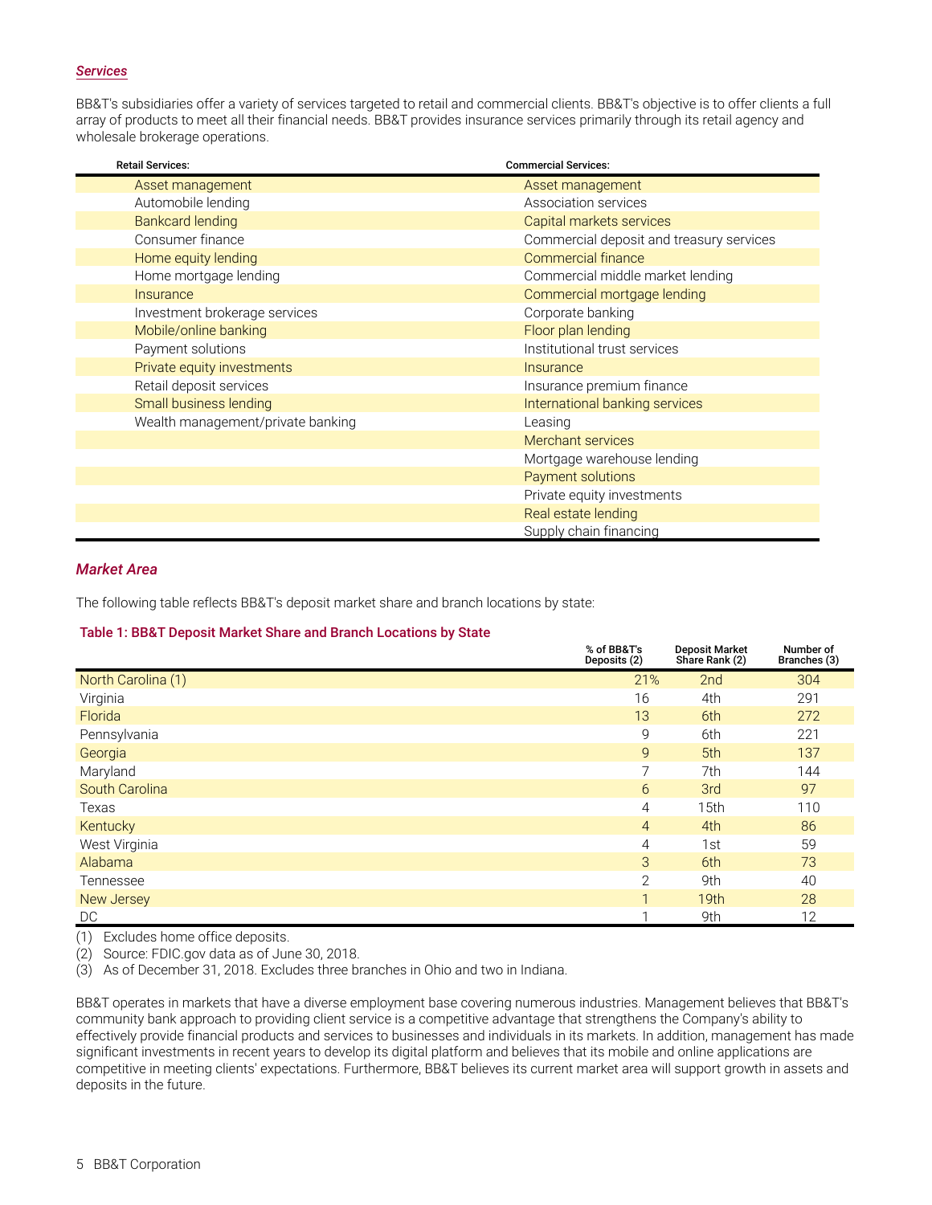### *Services*

BB&T's subsidiaries offer a variety of services targeted to retail and commercial clients. BB&T's objective is to offer clients a full array of products to meet all their financial needs. BB&T provides insurance services primarily through its retail agency and wholesale brokerage operations.

| Retail Services: | Commercial Services: |
|---|---|
| Asset management | Asset management |
| Automobile lending | Association services |
| Bankcard lending | Capital markets services |
| Consumer finance | Commercial deposit and treasury services |
| Home equity lending | Commercial finance |
| Home mortgage lending | Commercial middle market lending |
| Insurance | Commercial mortgage lending |
| Investment brokerage services | Corporate banking |
| Mobile/online banking | Floor plan lending |
| Payment solutions | Institutional trust services |
| Private equity investments | Insurance |
| Retail deposit services | Insurance premium finance |
| Small business lending | International banking services |
| Wealth management/private banking | Leasing |
| | Merchant services |
| | Mortgage warehouse lending |
| | Payment solutions |
| | Private equity investments |
| | Real estate lending |
| | Supply chain financing |

### *Market Area*

The following table reflects BB&T's deposit market share and branch locations by state:

**Table 1: BB&T Deposit Market Share and Branch Locations by State**

| | % of BB&T's Deposits (2) | Deposit Market Share Rank (2) | Number of Branches (3) |
|---|---|---|---|
| North Carolina (1) | 21% | 2nd | 304 |
| Virginia | 16 | 4th | 291 |
| Florida | 13 | 6th | 272 |
| Pennsylvania | 9 | 6th | 221 |
| Georgia | 9 | 5th | 137 |
| Maryland | 7 | 7th | 144 |
| South Carolina | 6 | 3rd | 97 |
| Texas | 4 | 15th | 110 |
| Kentucky | 4 | 4th | 86 |
| West Virginia | 4 | 1st | 59 |
| Alabama | 3 | 6th | 73 |
| Tennessee | 2 | 9th | 40 |
| New Jersey | 1 | 19th | 28 |
| DC | 1 | 9th | 12 |

(1) Excludes home office deposits.
(2) Source: FDIC.gov data as of June 30, 2018.
(3) As of December 31, 2018. Excludes three branches in Ohio and two in Indiana.

BB&T operates in markets that have a diverse employment base covering numerous industries. Management believes that BB&T's community bank approach to providing client service is a competitive advantage that strengthens the Company's ability to effectively provide financial products and services to businesses and individuals in its markets. In addition, management has made significant investments in recent years to develop its digital platform and believes that its mobile and online applications are competitive in meeting clients' expectations. Furthermore, BB&T believes its current market area will support growth in assets and deposits in the future.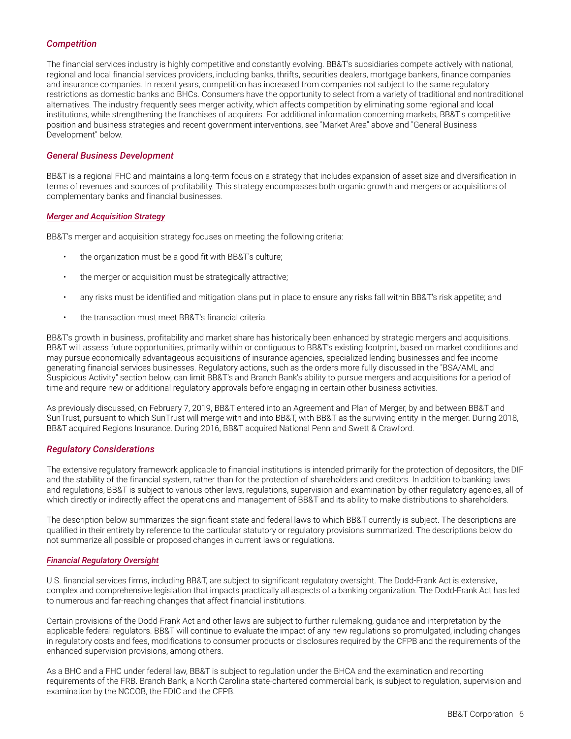### *Competition*

The financial services industry is highly competitive and constantly evolving. BB&T's subsidiaries compete actively with national, regional and local financial services providers, including banks, thrifts, securities dealers, mortgage bankers, finance companies and insurance companies. In recent years, competition has increased from companies not subject to the same regulatory restrictions as domestic banks and BHCs. Consumers have the opportunity to select from a variety of traditional and nontraditional alternatives. The industry frequently sees merger activity, which affects competition by eliminating some regional and local institutions, while strengthening the franchises of acquirers. For additional information concerning markets, BB&T's competitive position and business strategies and recent government interventions, see "Market Area" above and "General Business Development" below.

### *General Business Development*

BB&T is a regional FHC and maintains a long-term focus on a strategy that includes expansion of asset size and diversification in terms of revenues and sources of profitability. This strategy encompasses both organic growth and mergers or acquisitions of complementary banks and financial businesses.

#### *Merger and Acquisition Strategy*

BB&T's merger and acquisition strategy focuses on meeting the following criteria:

- the organization must be a good fit with BB&T's culture;
- the merger or acquisition must be strategically attractive;
- any risks must be identified and mitigation plans put in place to ensure any risks fall within BB&T's risk appetite; and
- the transaction must meet BB&T's financial criteria.

BB&T's growth in business, profitability and market share has historically been enhanced by strategic mergers and acquisitions. BB&T will assess future opportunities, primarily within or contiguous to BB&T's existing footprint, based on market conditions and may pursue economically advantageous acquisitions of insurance agencies, specialized lending businesses and fee income generating financial services businesses. Regulatory actions, such as the orders more fully discussed in the "BSA/AML and Suspicious Activity" section below, can limit BB&T's and Branch Bank's ability to pursue mergers and acquisitions for a period of time and require new or additional regulatory approvals before engaging in certain other business activities.

As previously discussed, on February 7, 2019, BB&T entered into an Agreement and Plan of Merger, by and between BB&T and SunTrust, pursuant to which SunTrust will merge with and into BB&T, with BB&T as the surviving entity in the merger. During 2018, BB&T acquired Regions Insurance. During 2016, BB&T acquired National Penn and Swett & Crawford.

### *Regulatory Considerations*

The extensive regulatory framework applicable to financial institutions is intended primarily for the protection of depositors, the DIF and the stability of the financial system, rather than for the protection of shareholders and creditors. In addition to banking laws and regulations, BB&T is subject to various other laws, regulations, supervision and examination by other regulatory agencies, all of which directly or indirectly affect the operations and management of BB&T and its ability to make distributions to shareholders.

The description below summarizes the significant state and federal laws to which BB&T currently is subject. The descriptions are qualified in their entirety by reference to the particular statutory or regulatory provisions summarized. The descriptions below do not summarize all possible or proposed changes in current laws or regulations.

#### *Financial Regulatory Oversight*

U.S. financial services firms, including BB&T, are subject to significant regulatory oversight. The Dodd-Frank Act is extensive, complex and comprehensive legislation that impacts practically all aspects of a banking organization. The Dodd-Frank Act has led to numerous and far-reaching changes that affect financial institutions.

Certain provisions of the Dodd-Frank Act and other laws are subject to further rulemaking, guidance and interpretation by the applicable federal regulators. BB&T will continue to evaluate the impact of any new regulations so promulgated, including changes in regulatory costs and fees, modifications to consumer products or disclosures required by the CFPB and the requirements of the enhanced supervision provisions, among others.

As a BHC and a FHC under federal law, BB&T is subject to regulation under the BHCA and the examination and reporting requirements of the FRB. Branch Bank, a North Carolina state-chartered commercial bank, is subject to regulation, supervision and examination by the NCCOB, the FDIC and the CFPB.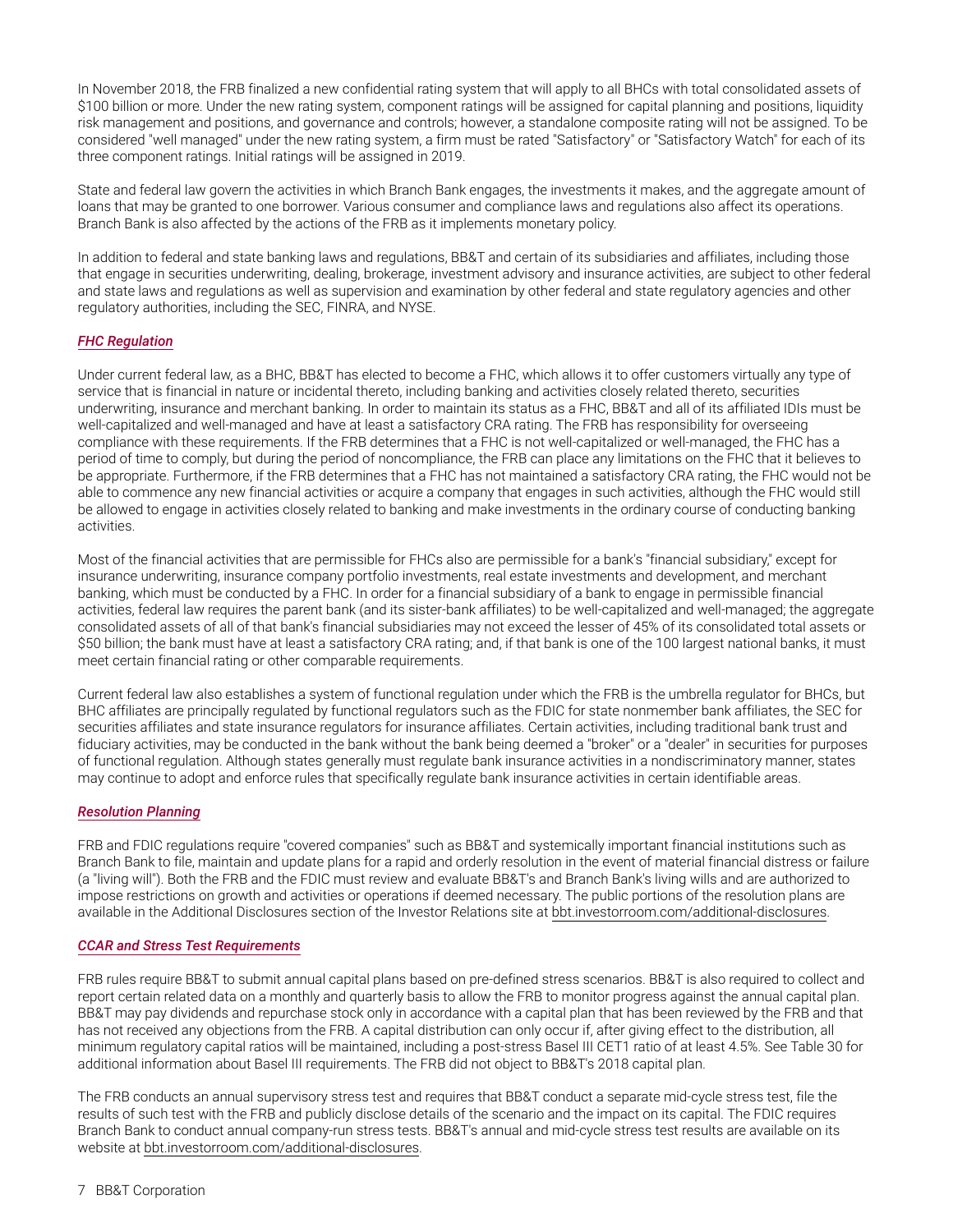In November 2018, the FRB finalized a new confidential rating system that will apply to all BHCs with total consolidated assets of $100 billion or more. Under the new rating system, component ratings will be assigned for capital planning and positions, liquidity risk management and positions, and governance and controls; however, a standalone composite rating will not be assigned. To be considered "well managed" under the new rating system, a firm must be rated "Satisfactory" or "Satisfactory Watch" for each of its three component ratings. Initial ratings will be assigned in 2019.

State and federal law govern the activities in which Branch Bank engages, the investments it makes, and the aggregate amount of loans that may be granted to one borrower. Various consumer and compliance laws and regulations also affect its operations. Branch Bank is also affected by the actions of the FRB as it implements monetary policy.

In addition to federal and state banking laws and regulations, BB&T and certain of its subsidiaries and affiliates, including those that engage in securities underwriting, dealing, brokerage, investment advisory and insurance activities, are subject to other federal and state laws and regulations as well as supervision and examination by other federal and state regulatory agencies and other regulatory authorities, including the SEC, FINRA, and NYSE.

***FHC Regulation***

Under current federal law, as a BHC, BB&T has elected to become a FHC, which allows it to offer customers virtually any type of service that is financial in nature or incidental thereto, including banking and activities closely related thereto, securities underwriting, insurance and merchant banking. In order to maintain its status as a FHC, BB&T and all of its affiliated IDIs must be well-capitalized and well-managed and have at least a satisfactory CRA rating. The FRB has responsibility for overseeing compliance with these requirements. If the FRB determines that a FHC is not well-capitalized or well-managed, the FHC has a period of time to comply, but during the period of noncompliance, the FRB can place any limitations on the FHC that it believes to be appropriate. Furthermore, if the FRB determines that a FHC has not maintained a satisfactory CRA rating, the FHC would not be able to commence any new financial activities or acquire a company that engages in such activities, although the FHC would still be allowed to engage in activities closely related to banking and make investments in the ordinary course of conducting banking activities.

Most of the financial activities that are permissible for FHCs also are permissible for a bank's "financial subsidiary," except for insurance underwriting, insurance company portfolio investments, real estate investments and development, and merchant banking, which must be conducted by a FHC. In order for a financial subsidiary of a bank to engage in permissible financial activities, federal law requires the parent bank (and its sister-bank affiliates) to be well-capitalized and well-managed; the aggregate consolidated assets of all of that bank's financial subsidiaries may not exceed the lesser of 45% of its consolidated total assets or $50 billion; the bank must have at least a satisfactory CRA rating; and, if that bank is one of the 100 largest national banks, it must meet certain financial rating or other comparable requirements.

Current federal law also establishes a system of functional regulation under which the FRB is the umbrella regulator for BHCs, but BHC affiliates are principally regulated by functional regulators such as the FDIC for state nonmember bank affiliates, the SEC for securities affiliates and state insurance regulators for insurance affiliates. Certain activities, including traditional bank trust and fiduciary activities, may be conducted in the bank without the bank being deemed a "broker" or a "dealer" in securities for purposes of functional regulation. Although states generally must regulate bank insurance activities in a nondiscriminatory manner, states may continue to adopt and enforce rules that specifically regulate bank insurance activities in certain identifiable areas.

***Resolution Planning***

FRB and FDIC regulations require "covered companies" such as BB&T and systemically important financial institutions such as Branch Bank to file, maintain and update plans for a rapid and orderly resolution in the event of material financial distress or failure (a "living will"). Both the FRB and the FDIC must review and evaluate BB&T's and Branch Bank's living wills and are authorized to impose restrictions on growth and activities or operations if deemed necessary. The public portions of the resolution plans are available in the Additional Disclosures section of the Investor Relations site at bbt.investorroom.com/additional-disclosures.

***CCAR and Stress Test Requirements***

FRB rules require BB&T to submit annual capital plans based on pre-defined stress scenarios. BB&T is also required to collect and report certain related data on a monthly and quarterly basis to allow the FRB to monitor progress against the annual capital plan. BB&T may pay dividends and repurchase stock only in accordance with a capital plan that has been reviewed by the FRB and that has not received any objections from the FRB. A capital distribution can only occur if, after giving effect to the distribution, all minimum regulatory capital ratios will be maintained, including a post-stress Basel III CET1 ratio of at least 4.5%. See Table 30 for additional information about Basel III requirements. The FRB did not object to BB&T's 2018 capital plan.

The FRB conducts an annual supervisory stress test and requires that BB&T conduct a separate mid-cycle stress test, file the results of such test with the FRB and publicly disclose details of the scenario and the impact on its capital. The FDIC requires Branch Bank to conduct annual company-run stress tests. BB&T's annual and mid-cycle stress test results are available on its website at bbt.investorroom.com/additional-disclosures.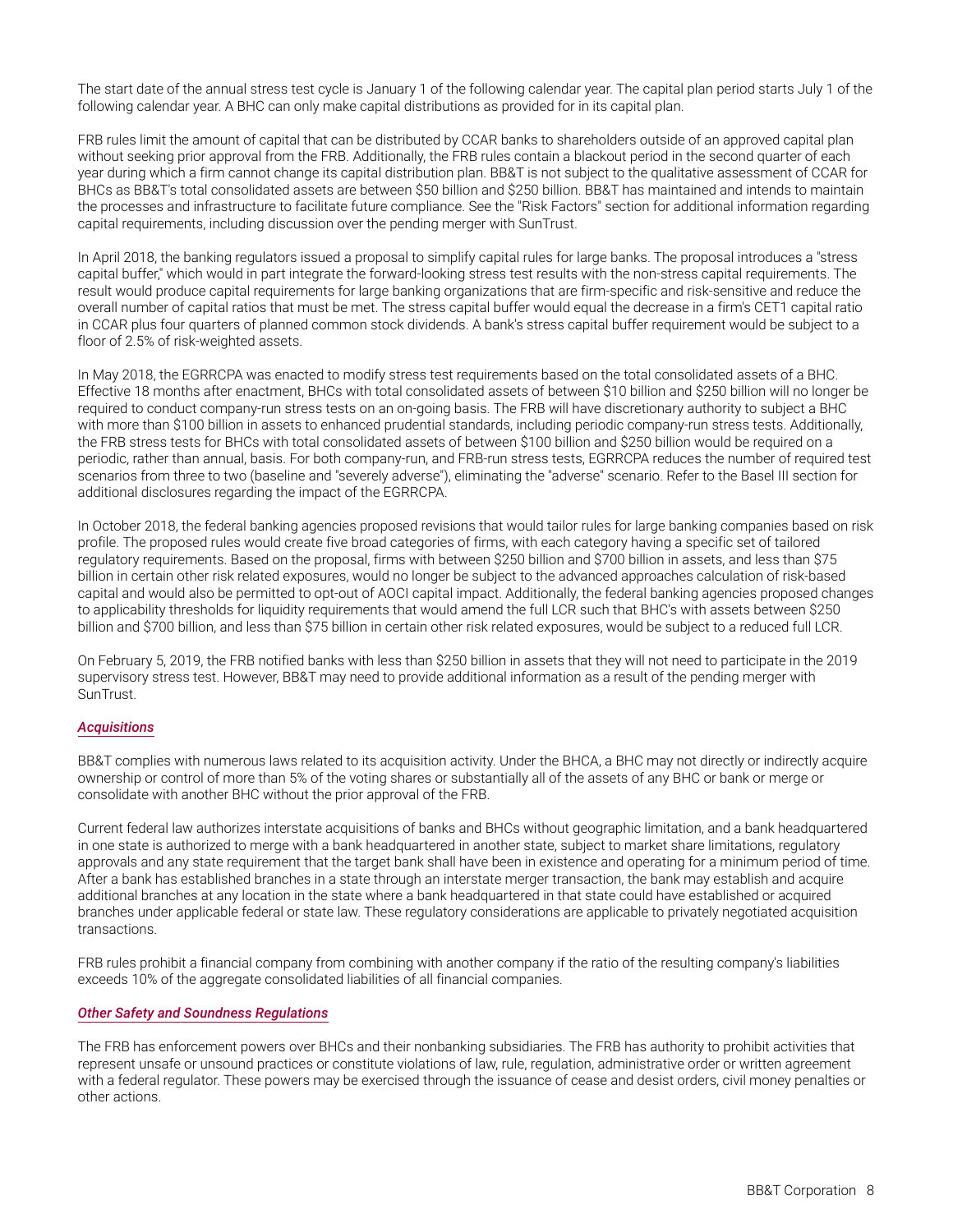The start date of the annual stress test cycle is January 1 of the following calendar year. The capital plan period starts July 1 of the following calendar year. A BHC can only make capital distributions as provided for in its capital plan.

FRB rules limit the amount of capital that can be distributed by CCAR banks to shareholders outside of an approved capital plan without seeking prior approval from the FRB. Additionally, the FRB rules contain a blackout period in the second quarter of each year during which a firm cannot change its capital distribution plan. BB&T is not subject to the qualitative assessment of CCAR for BHCs as BB&T's total consolidated assets are between $50 billion and $250 billion. BB&T has maintained and intends to maintain the processes and infrastructure to facilitate future compliance. See the "Risk Factors" section for additional information regarding capital requirements, including discussion over the pending merger with SunTrust.

In April 2018, the banking regulators issued a proposal to simplify capital rules for large banks. The proposal introduces a "stress capital buffer," which would in part integrate the forward-looking stress test results with the non-stress capital requirements. The result would produce capital requirements for large banking organizations that are firm-specific and risk-sensitive and reduce the overall number of capital ratios that must be met. The stress capital buffer would equal the decrease in a firm's CET1 capital ratio in CCAR plus four quarters of planned common stock dividends. A bank's stress capital buffer requirement would be subject to a floor of 2.5% of risk-weighted assets.

In May 2018, the EGRRCPA was enacted to modify stress test requirements based on the total consolidated assets of a BHC. Effective 18 months after enactment, BHCs with total consolidated assets of between $10 billion and $250 billion will no longer be required to conduct company-run stress tests on an on-going basis. The FRB will have discretionary authority to subject a BHC with more than $100 billion in assets to enhanced prudential standards, including periodic company-run stress tests. Additionally, the FRB stress tests for BHCs with total consolidated assets of between $100 billion and $250 billion would be required on a periodic, rather than annual, basis. For both company-run, and FRB-run stress tests, EGRRCPA reduces the number of required test scenarios from three to two (baseline and "severely adverse"), eliminating the "adverse" scenario. Refer to the Basel III section for additional disclosures regarding the impact of the EGRRCPA.

In October 2018, the federal banking agencies proposed revisions that would tailor rules for large banking companies based on risk profile. The proposed rules would create five broad categories of firms, with each category having a specific set of tailored regulatory requirements. Based on the proposal, firms with between $250 billion and $700 billion in assets, and less than $75 billion in certain other risk related exposures, would no longer be subject to the advanced approaches calculation of risk-based capital and would also be permitted to opt-out of AOCI capital impact. Additionally, the federal banking agencies proposed changes to applicability thresholds for liquidity requirements that would amend the full LCR such that BHC's with assets between $250 billion and $700 billion, and less than $75 billion in certain other risk related exposures, would be subject to a reduced full LCR.

On February 5, 2019, the FRB notified banks with less than $250 billion in assets that they will not need to participate in the 2019 supervisory stress test. However, BB&T may need to provide additional information as a result of the pending merger with SunTrust.

### *Acquisitions*

BB&T complies with numerous laws related to its acquisition activity. Under the BHCA, a BHC may not directly or indirectly acquire ownership or control of more than 5% of the voting shares or substantially all of the assets of any BHC or bank or merge or consolidate with another BHC without the prior approval of the FRB.

Current federal law authorizes interstate acquisitions of banks and BHCs without geographic limitation, and a bank headquartered in one state is authorized to merge with a bank headquartered in another state, subject to market share limitations, regulatory approvals and any state requirement that the target bank shall have been in existence and operating for a minimum period of time. After a bank has established branches in a state through an interstate merger transaction, the bank may establish and acquire additional branches at any location in the state where a bank headquartered in that state could have established or acquired branches under applicable federal or state law. These regulatory considerations are applicable to privately negotiated acquisition transactions.

FRB rules prohibit a financial company from combining with another company if the ratio of the resulting company's liabilities exceeds 10% of the aggregate consolidated liabilities of all financial companies.

### *Other Safety and Soundness Regulations*

The FRB has enforcement powers over BHCs and their nonbanking subsidiaries. The FRB has authority to prohibit activities that represent unsafe or unsound practices or constitute violations of law, rule, regulation, administrative order or written agreement with a federal regulator. These powers may be exercised through the issuance of cease and desist orders, civil money penalties or other actions.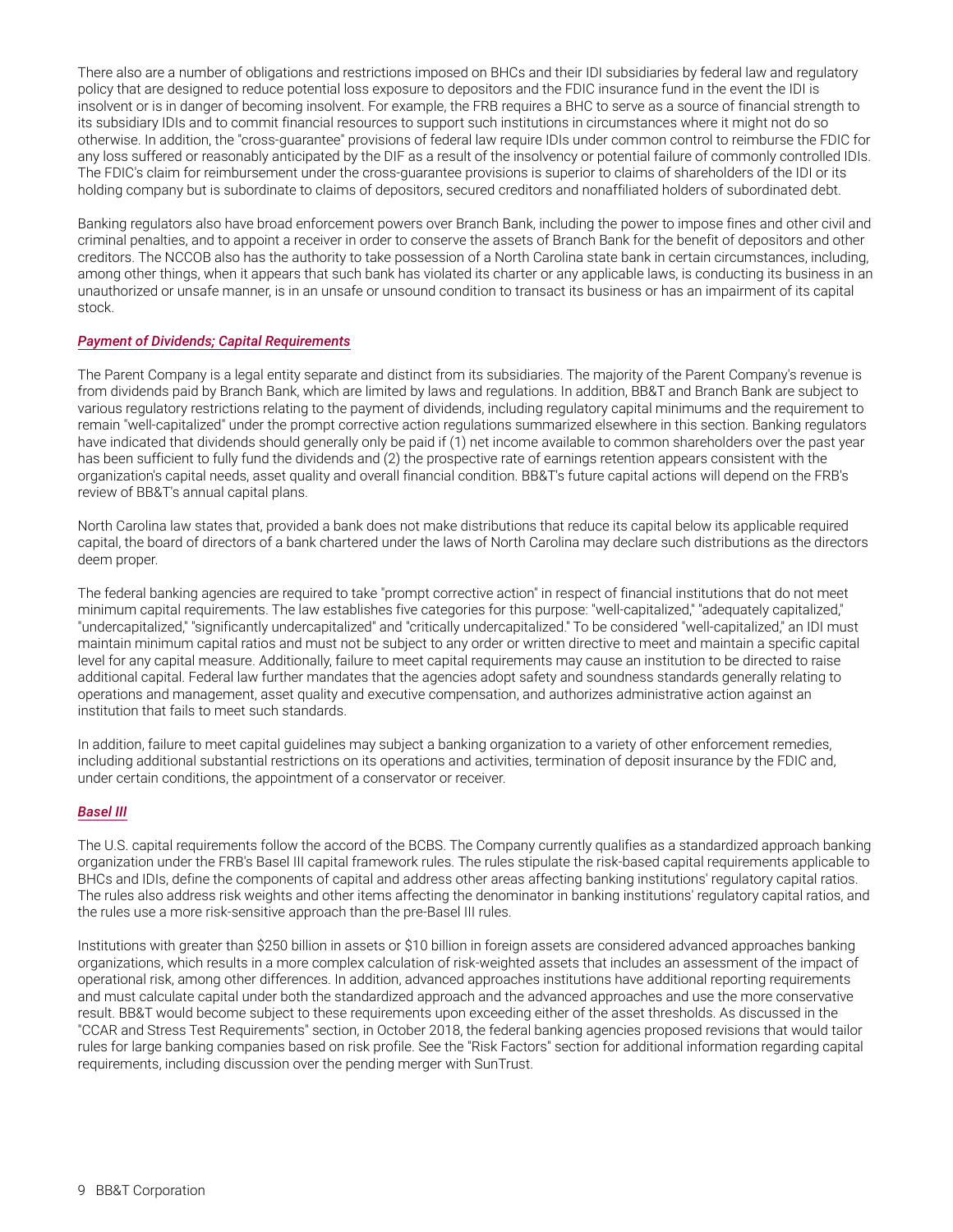There also are a number of obligations and restrictions imposed on BHCs and their IDI subsidiaries by federal law and regulatory policy that are designed to reduce potential loss exposure to depositors and the FDIC insurance fund in the event the IDI is insolvent or is in danger of becoming insolvent. For example, the FRB requires a BHC to serve as a source of financial strength to its subsidiary IDIs and to commit financial resources to support such institutions in circumstances where it might not do so otherwise. In addition, the "cross-guarantee" provisions of federal law require IDIs under common control to reimburse the FDIC for any loss suffered or reasonably anticipated by the DIF as a result of the insolvency or potential failure of commonly controlled IDIs. The FDIC's claim for reimbursement under the cross-guarantee provisions is superior to claims of shareholders of the IDI or its holding company but is subordinate to claims of depositors, secured creditors and nonaffiliated holders of subordinated debt.

Banking regulators also have broad enforcement powers over Branch Bank, including the power to impose fines and other civil and criminal penalties, and to appoint a receiver in order to conserve the assets of Branch Bank for the benefit of depositors and other creditors. The NCCOB also has the authority to take possession of a North Carolina state bank in certain circumstances, including, among other things, when it appears that such bank has violated its charter or any applicable laws, is conducting its business in an unauthorized or unsafe manner, is in an unsafe or unsound condition to transact its business or has an impairment of its capital stock.

***Payment of Dividends; Capital Requirements***

The Parent Company is a legal entity separate and distinct from its subsidiaries. The majority of the Parent Company's revenue is from dividends paid by Branch Bank, which are limited by laws and regulations. In addition, BB&T and Branch Bank are subject to various regulatory restrictions relating to the payment of dividends, including regulatory capital minimums and the requirement to remain "well-capitalized" under the prompt corrective action regulations summarized elsewhere in this section. Banking regulators have indicated that dividends should generally only be paid if (1) net income available to common shareholders over the past year has been sufficient to fully fund the dividends and (2) the prospective rate of earnings retention appears consistent with the organization's capital needs, asset quality and overall financial condition. BB&T's future capital actions will depend on the FRB's review of BB&T's annual capital plans.

North Carolina law states that, provided a bank does not make distributions that reduce its capital below its applicable required capital, the board of directors of a bank chartered under the laws of North Carolina may declare such distributions as the directors deem proper.

The federal banking agencies are required to take "prompt corrective action" in respect of financial institutions that do not meet minimum capital requirements. The law establishes five categories for this purpose: "well-capitalized," "adequately capitalized," "undercapitalized," "significantly undercapitalized" and "critically undercapitalized." To be considered "well-capitalized," an IDI must maintain minimum capital ratios and must not be subject to any order or written directive to meet and maintain a specific capital level for any capital measure. Additionally, failure to meet capital requirements may cause an institution to be directed to raise additional capital. Federal law further mandates that the agencies adopt safety and soundness standards generally relating to operations and management, asset quality and executive compensation, and authorizes administrative action against an institution that fails to meet such standards.

In addition, failure to meet capital guidelines may subject a banking organization to a variety of other enforcement remedies, including additional substantial restrictions on its operations and activities, termination of deposit insurance by the FDIC and, under certain conditions, the appointment of a conservator or receiver.

***Basel III***

The U.S. capital requirements follow the accord of the BCBS. The Company currently qualifies as a standardized approach banking organization under the FRB's Basel III capital framework rules. The rules stipulate the risk-based capital requirements applicable to BHCs and IDIs, define the components of capital and address other areas affecting banking institutions' regulatory capital ratios. The rules also address risk weights and other items affecting the denominator in banking institutions' regulatory capital ratios, and the rules use a more risk-sensitive approach than the pre-Basel III rules.

Institutions with greater than $250 billion in assets or $10 billion in foreign assets are considered advanced approaches banking organizations, which results in a more complex calculation of risk-weighted assets that includes an assessment of the impact of operational risk, among other differences. In addition, advanced approaches institutions have additional reporting requirements and must calculate capital under both the standardized approach and the advanced approaches and use the more conservative result. BB&T would become subject to these requirements upon exceeding either of the asset thresholds. As discussed in the "CCAR and Stress Test Requirements" section, in October 2018, the federal banking agencies proposed revisions that would tailor rules for large banking companies based on risk profile. See the "Risk Factors" section for additional information regarding capital requirements, including discussion over the pending merger with SunTrust.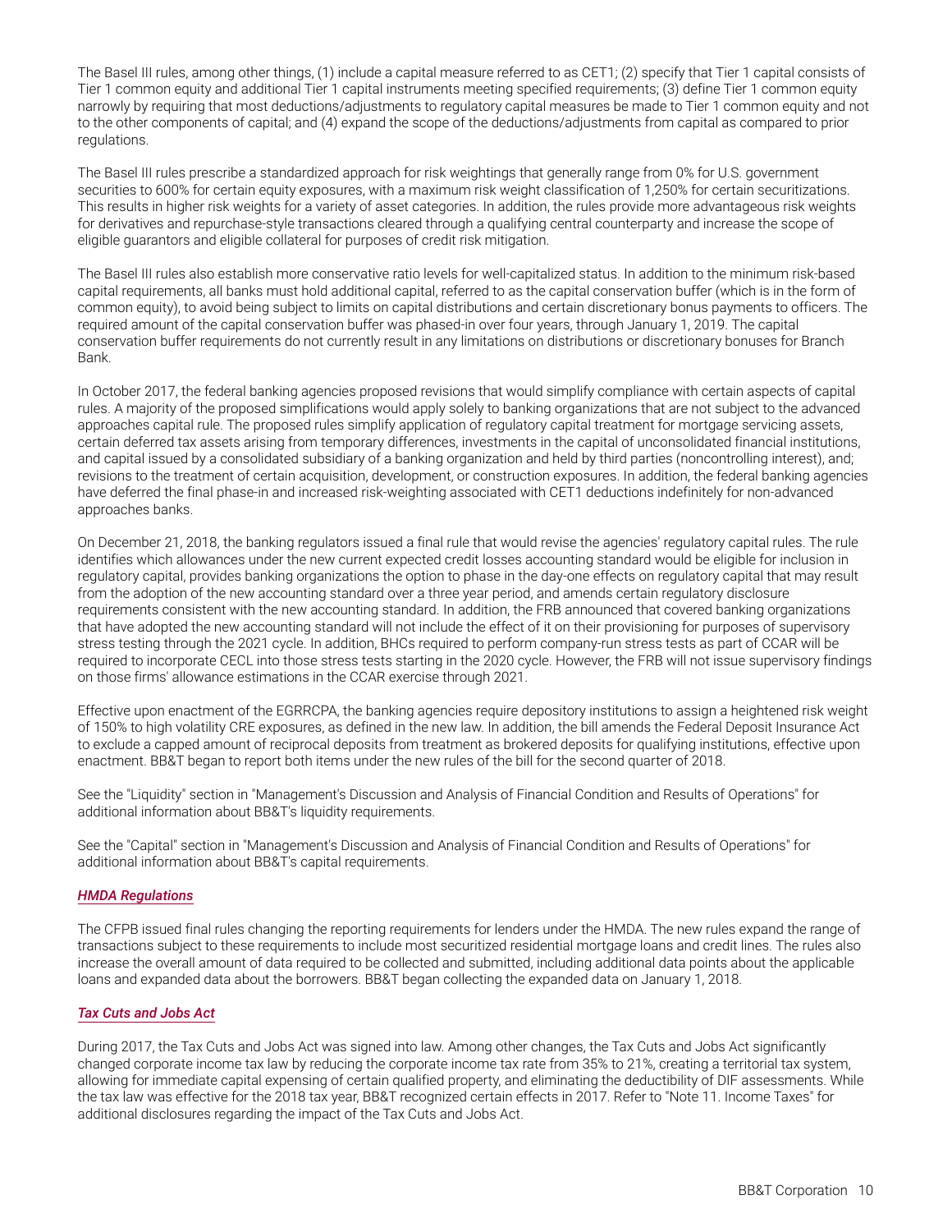The Basel III rules, among other things, (1) include a capital measure referred to as CET1; (2) specify that Tier 1 capital consists of Tier 1 common equity and additional Tier 1 capital instruments meeting specified requirements; (3) define Tier 1 common equity narrowly by requiring that most deductions/adjustments to regulatory capital measures be made to Tier 1 common equity and not to the other components of capital; and (4) expand the scope of the deductions/adjustments from capital as compared to prior regulations.

The Basel III rules prescribe a standardized approach for risk weightings that generally range from 0% for U.S. government securities to 600% for certain equity exposures, with a maximum risk weight classification of 1,250% for certain securitizations. This results in higher risk weights for a variety of asset categories. In addition, the rules provide more advantageous risk weights for derivatives and repurchase-style transactions cleared through a qualifying central counterparty and increase the scope of eligible guarantors and eligible collateral for purposes of credit risk mitigation.

The Basel III rules also establish more conservative ratio levels for well-capitalized status. In addition to the minimum risk-based capital requirements, all banks must hold additional capital, referred to as the capital conservation buffer (which is in the form of common equity), to avoid being subject to limits on capital distributions and certain discretionary bonus payments to officers. The required amount of the capital conservation buffer was phased-in over four years, through January 1, 2019. The capital conservation buffer requirements do not currently result in any limitations on distributions or discretionary bonuses for Branch Bank.

In October 2017, the federal banking agencies proposed revisions that would simplify compliance with certain aspects of capital rules. A majority of the proposed simplifications would apply solely to banking organizations that are not subject to the advanced approaches capital rule. The proposed rules simplify application of regulatory capital treatment for mortgage servicing assets, certain deferred tax assets arising from temporary differences, investments in the capital of unconsolidated financial institutions, and capital issued by a consolidated subsidiary of a banking organization and held by third parties (noncontrolling interest), and; revisions to the treatment of certain acquisition, development, or construction exposures. In addition, the federal banking agencies have deferred the final phase-in and increased risk-weighting associated with CET1 deductions indefinitely for non-advanced approaches banks.

On December 21, 2018, the banking regulators issued a final rule that would revise the agencies' regulatory capital rules. The rule identifies which allowances under the new current expected credit losses accounting standard would be eligible for inclusion in regulatory capital, provides banking organizations the option to phase in the day-one effects on regulatory capital that may result from the adoption of the new accounting standard over a three year period, and amends certain regulatory disclosure requirements consistent with the new accounting standard. In addition, the FRB announced that covered banking organizations that have adopted the new accounting standard will not include the effect of it on their provisioning for purposes of supervisory stress testing through the 2021 cycle. In addition, BHCs required to perform company-run stress tests as part of CCAR will be required to incorporate CECL into those stress tests starting in the 2020 cycle. However, the FRB will not issue supervisory findings on those firms' allowance estimations in the CCAR exercise through 2021.

Effective upon enactment of the EGRRCPA, the banking agencies require depository institutions to assign a heightened risk weight of 150% to high volatility CRE exposures, as defined in the new law. In addition, the bill amends the Federal Deposit Insurance Act to exclude a capped amount of reciprocal deposits from treatment as brokered deposits for qualifying institutions, effective upon enactment. BB&T began to report both items under the new rules of the bill for the second quarter of 2018.

See the "Liquidity" section in "Management's Discussion and Analysis of Financial Condition and Results of Operations" for additional information about BB&T's liquidity requirements.

See the "Capital" section in "Management's Discussion and Analysis of Financial Condition and Results of Operations" for additional information about BB&T's capital requirements.

### *HMDA Regulations*

The CFPB issued final rules changing the reporting requirements for lenders under the HMDA. The new rules expand the range of transactions subject to these requirements to include most securitized residential mortgage loans and credit lines. The rules also increase the overall amount of data required to be collected and submitted, including additional data points about the applicable loans and expanded data about the borrowers. BB&T began collecting the expanded data on January 1, 2018.

### *Tax Cuts and Jobs Act*

During 2017, the Tax Cuts and Jobs Act was signed into law. Among other changes, the Tax Cuts and Jobs Act significantly changed corporate income tax law by reducing the corporate income tax rate from 35% to 21%, creating a territorial tax system, allowing for immediate capital expensing of certain qualified property, and eliminating the deductibility of DIF assessments. While the tax law was effective for the 2018 tax year, BB&T recognized certain effects in 2017. Refer to "Note 11. Income Taxes" for additional disclosures regarding the impact of the Tax Cuts and Jobs Act.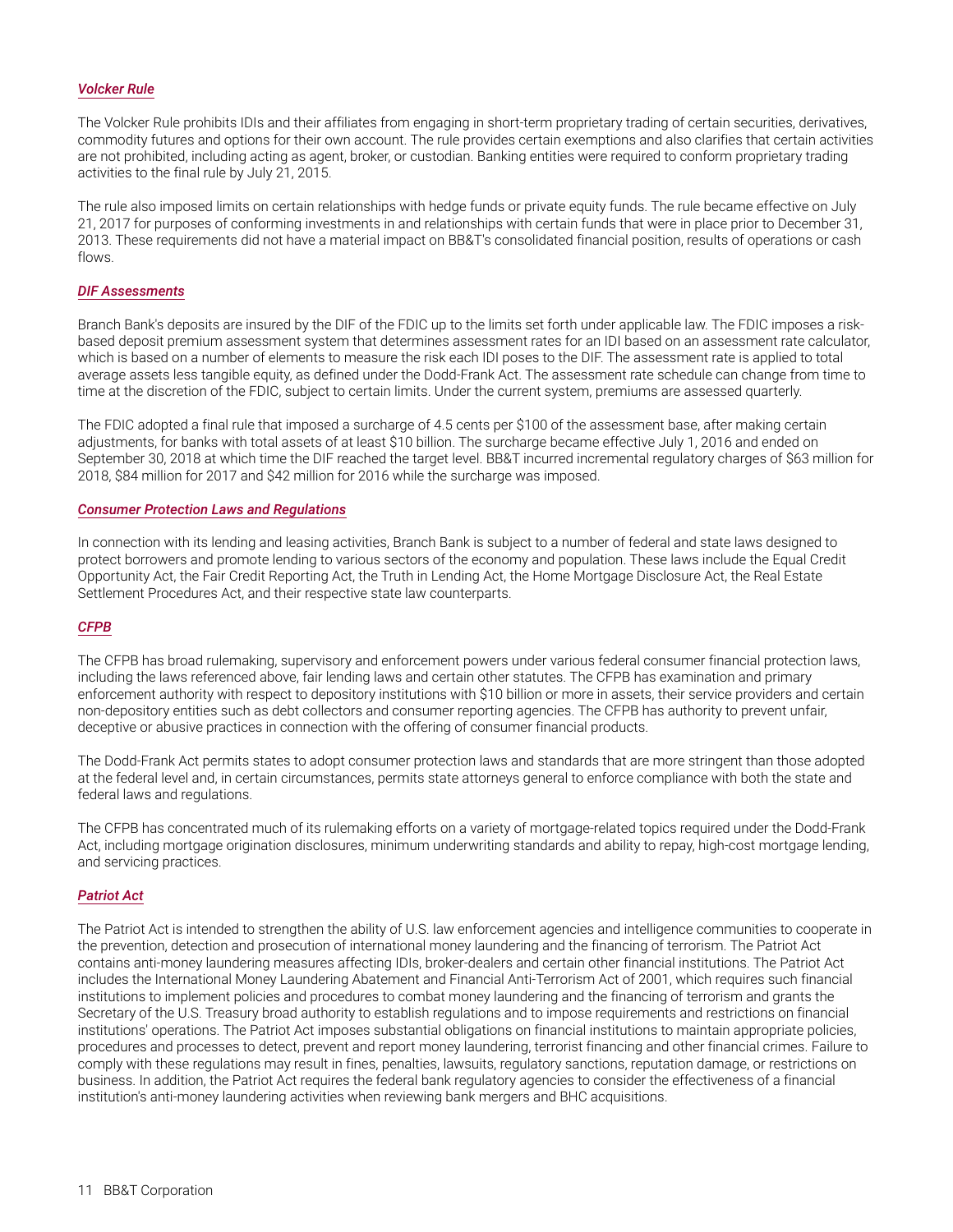#### ***Volcker Rule***

The Volcker Rule prohibits IDIs and their affiliates from engaging in short-term proprietary trading of certain securities, derivatives, commodity futures and options for their own account. The rule provides certain exemptions and also clarifies that certain activities are not prohibited, including acting as agent, broker, or custodian. Banking entities were required to conform proprietary trading activities to the final rule by July 21, 2015.

The rule also imposed limits on certain relationships with hedge funds or private equity funds. The rule became effective on July 21, 2017 for purposes of conforming investments in and relationships with certain funds that were in place prior to December 31, 2013. These requirements did not have a material impact on BB&T's consolidated financial position, results of operations or cash flows.

#### ***DIF Assessments***

Branch Bank's deposits are insured by the DIF of the FDIC up to the limits set forth under applicable law. The FDIC imposes a risk-based deposit premium assessment system that determines assessment rates for an IDI based on an assessment rate calculator, which is based on a number of elements to measure the risk each IDI poses to the DIF. The assessment rate is applied to total average assets less tangible equity, as defined under the Dodd-Frank Act. The assessment rate schedule can change from time to time at the discretion of the FDIC, subject to certain limits. Under the current system, premiums are assessed quarterly.

The FDIC adopted a final rule that imposed a surcharge of 4.5 cents per $100 of the assessment base, after making certain adjustments, for banks with total assets of at least $10 billion. The surcharge became effective July 1, 2016 and ended on September 30, 2018 at which time the DIF reached the target level. BB&T incurred incremental regulatory charges of $63 million for 2018, $84 million for 2017 and $42 million for 2016 while the surcharge was imposed.

#### ***Consumer Protection Laws and Regulations***

In connection with its lending and leasing activities, Branch Bank is subject to a number of federal and state laws designed to protect borrowers and promote lending to various sectors of the economy and population. These laws include the Equal Credit Opportunity Act, the Fair Credit Reporting Act, the Truth in Lending Act, the Home Mortgage Disclosure Act, the Real Estate Settlement Procedures Act, and their respective state law counterparts.

#### ***CFPB***

The CFPB has broad rulemaking, supervisory and enforcement powers under various federal consumer financial protection laws, including the laws referenced above, fair lending laws and certain other statutes. The CFPB has examination and primary enforcement authority with respect to depository institutions with $10 billion or more in assets, their service providers and certain non-depository entities such as debt collectors and consumer reporting agencies. The CFPB has authority to prevent unfair, deceptive or abusive practices in connection with the offering of consumer financial products.

The Dodd-Frank Act permits states to adopt consumer protection laws and standards that are more stringent than those adopted at the federal level and, in certain circumstances, permits state attorneys general to enforce compliance with both the state and federal laws and regulations.

The CFPB has concentrated much of its rulemaking efforts on a variety of mortgage-related topics required under the Dodd-Frank Act, including mortgage origination disclosures, minimum underwriting standards and ability to repay, high-cost mortgage lending, and servicing practices.

#### ***Patriot Act***

The Patriot Act is intended to strengthen the ability of U.S. law enforcement agencies and intelligence communities to cooperate in the prevention, detection and prosecution of international money laundering and the financing of terrorism. The Patriot Act contains anti-money laundering measures affecting IDIs, broker-dealers and certain other financial institutions. The Patriot Act includes the International Money Laundering Abatement and Financial Anti-Terrorism Act of 2001, which requires such financial institutions to implement policies and procedures to combat money laundering and the financing of terrorism and grants the Secretary of the U.S. Treasury broad authority to establish regulations and to impose requirements and restrictions on financial institutions' operations. The Patriot Act imposes substantial obligations on financial institutions to maintain appropriate policies, procedures and processes to detect, prevent and report money laundering, terrorist financing and other financial crimes. Failure to comply with these regulations may result in fines, penalties, lawsuits, regulatory sanctions, reputation damage, or restrictions on business. In addition, the Patriot Act requires the federal bank regulatory agencies to consider the effectiveness of a financial institution's anti-money laundering activities when reviewing bank mergers and BHC acquisitions.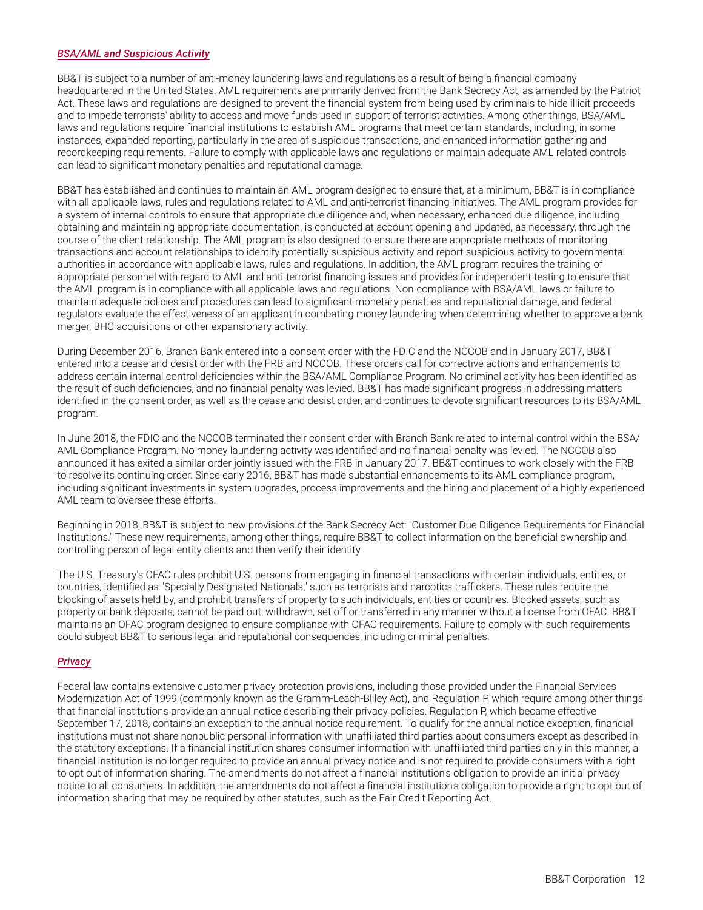***BSA/AML and Suspicious Activity***

BB&T is subject to a number of anti-money laundering laws and regulations as a result of being a financial company headquartered in the United States. AML requirements are primarily derived from the Bank Secrecy Act, as amended by the Patriot Act. These laws and regulations are designed to prevent the financial system from being used by criminals to hide illicit proceeds and to impede terrorists' ability to access and move funds used in support of terrorist activities. Among other things, BSA/AML laws and regulations require financial institutions to establish AML programs that meet certain standards, including, in some instances, expanded reporting, particularly in the area of suspicious transactions, and enhanced information gathering and recordkeeping requirements. Failure to comply with applicable laws and regulations or maintain adequate AML related controls can lead to significant monetary penalties and reputational damage.

BB&T has established and continues to maintain an AML program designed to ensure that, at a minimum, BB&T is in compliance with all applicable laws, rules and regulations related to AML and anti-terrorist financing initiatives. The AML program provides for a system of internal controls to ensure that appropriate due diligence and, when necessary, enhanced due diligence, including obtaining and maintaining appropriate documentation, is conducted at account opening and updated, as necessary, through the course of the client relationship. The AML program is also designed to ensure there are appropriate methods of monitoring transactions and account relationships to identify potentially suspicious activity and report suspicious activity to governmental authorities in accordance with applicable laws, rules and regulations. In addition, the AML program requires the training of appropriate personnel with regard to AML and anti-terrorist financing issues and provides for independent testing to ensure that the AML program is in compliance with all applicable laws and regulations. Non-compliance with BSA/AML laws or failure to maintain adequate policies and procedures can lead to significant monetary penalties and reputational damage, and federal regulators evaluate the effectiveness of an applicant in combating money laundering when determining whether to approve a bank merger, BHC acquisitions or other expansionary activity.

During December 2016, Branch Bank entered into a consent order with the FDIC and the NCCOB and in January 2017, BB&T entered into a cease and desist order with the FRB and NCCOB. These orders call for corrective actions and enhancements to address certain internal control deficiencies within the BSA/AML Compliance Program. No criminal activity has been identified as the result of such deficiencies, and no financial penalty was levied. BB&T has made significant progress in addressing matters identified in the consent order, as well as the cease and desist order, and continues to devote significant resources to its BSA/AML program.

In June 2018, the FDIC and the NCCOB terminated their consent order with Branch Bank related to internal control within the BSA/AML Compliance Program. No money laundering activity was identified and no financial penalty was levied. The NCCOB also announced it has exited a similar order jointly issued with the FRB in January 2017. BB&T continues to work closely with the FRB to resolve its continuing order. Since early 2016, BB&T has made substantial enhancements to its AML compliance program, including significant investments in system upgrades, process improvements and the hiring and placement of a highly experienced AML team to oversee these efforts.

Beginning in 2018, BB&T is subject to new provisions of the Bank Secrecy Act: "Customer Due Diligence Requirements for Financial Institutions." These new requirements, among other things, require BB&T to collect information on the beneficial ownership and controlling person of legal entity clients and then verify their identity.

The U.S. Treasury's OFAC rules prohibit U.S. persons from engaging in financial transactions with certain individuals, entities, or countries, identified as "Specially Designated Nationals," such as terrorists and narcotics traffickers. These rules require the blocking of assets held by, and prohibit transfers of property to such individuals, entities or countries. Blocked assets, such as property or bank deposits, cannot be paid out, withdrawn, set off or transferred in any manner without a license from OFAC. BB&T maintains an OFAC program designed to ensure compliance with OFAC requirements. Failure to comply with such requirements could subject BB&T to serious legal and reputational consequences, including criminal penalties.

***Privacy***

Federal law contains extensive customer privacy protection provisions, including those provided under the Financial Services Modernization Act of 1999 (commonly known as the Gramm-Leach-Bliley Act), and Regulation P, which require among other things that financial institutions provide an annual notice describing their privacy policies. Regulation P, which became effective September 17, 2018, contains an exception to the annual notice requirement. To qualify for the annual notice exception, financial institutions must not share nonpublic personal information with unaffiliated third parties about consumers except as described in the statutory exceptions. If a financial institution shares consumer information with unaffiliated third parties only in this manner, a financial institution is no longer required to provide an annual privacy notice and is not required to provide consumers with a right to opt out of information sharing. The amendments do not affect a financial institution's obligation to provide an initial privacy notice to all consumers. In addition, the amendments do not affect a financial institution's obligation to provide a right to opt out of information sharing that may be required by other statutes, such as the Fair Credit Reporting Act.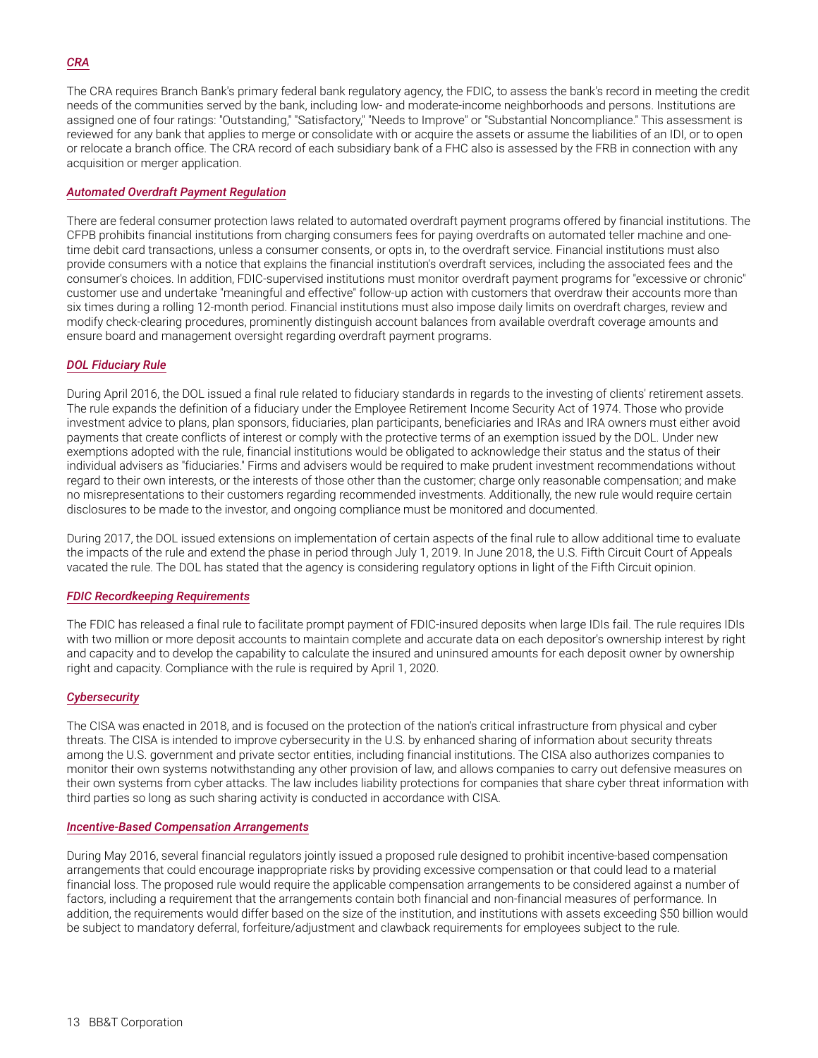### *CRA*

The CRA requires Branch Bank's primary federal bank regulatory agency, the FDIC, to assess the bank's record in meeting the credit needs of the communities served by the bank, including low- and moderate-income neighborhoods and persons. Institutions are assigned one of four ratings: "Outstanding," "Satisfactory," "Needs to Improve" or "Substantial Noncompliance." This assessment is reviewed for any bank that applies to merge or consolidate with or acquire the assets or assume the liabilities of an IDI, or to open or relocate a branch office. The CRA record of each subsidiary bank of a FHC also is assessed by the FRB in connection with any acquisition or merger application.

### *Automated Overdraft Payment Regulation*

There are federal consumer protection laws related to automated overdraft payment programs offered by financial institutions. The CFPB prohibits financial institutions from charging consumers fees for paying overdrafts on automated teller machine and one-time debit card transactions, unless a consumer consents, or opts in, to the overdraft service. Financial institutions must also provide consumers with a notice that explains the financial institution's overdraft services, including the associated fees and the consumer's choices. In addition, FDIC-supervised institutions must monitor overdraft payment programs for "excessive or chronic" customer use and undertake "meaningful and effective" follow-up action with customers that overdraw their accounts more than six times during a rolling 12-month period. Financial institutions must also impose daily limits on overdraft charges, review and modify check-clearing procedures, prominently distinguish account balances from available overdraft coverage amounts and ensure board and management oversight regarding overdraft payment programs.

### *DOL Fiduciary Rule*

During April 2016, the DOL issued a final rule related to fiduciary standards in regards to the investing of clients' retirement assets. The rule expands the definition of a fiduciary under the Employee Retirement Income Security Act of 1974. Those who provide investment advice to plans, plan sponsors, fiduciaries, plan participants, beneficiaries and IRAs and IRA owners must either avoid payments that create conflicts of interest or comply with the protective terms of an exemption issued by the DOL. Under new exemptions adopted with the rule, financial institutions would be obligated to acknowledge their status and the status of their individual advisers as "fiduciaries." Firms and advisers would be required to make prudent investment recommendations without regard to their own interests, or the interests of those other than the customer; charge only reasonable compensation; and make no misrepresentations to their customers regarding recommended investments. Additionally, the new rule would require certain disclosures to be made to the investor, and ongoing compliance must be monitored and documented.

During 2017, the DOL issued extensions on implementation of certain aspects of the final rule to allow additional time to evaluate the impacts of the rule and extend the phase in period through July 1, 2019. In June 2018, the U.S. Fifth Circuit Court of Appeals vacated the rule. The DOL has stated that the agency is considering regulatory options in light of the Fifth Circuit opinion.

### *FDIC Recordkeeping Requirements*

The FDIC has released a final rule to facilitate prompt payment of FDIC-insured deposits when large IDIs fail. The rule requires IDIs with two million or more deposit accounts to maintain complete and accurate data on each depositor's ownership interest by right and capacity and to develop the capability to calculate the insured and uninsured amounts for each deposit owner by ownership right and capacity. Compliance with the rule is required by April 1, 2020.

### *Cybersecurity*

The CISA was enacted in 2018, and is focused on the protection of the nation's critical infrastructure from physical and cyber threats. The CISA is intended to improve cybersecurity in the U.S. by enhanced sharing of information about security threats among the U.S. government and private sector entities, including financial institutions. The CISA also authorizes companies to monitor their own systems notwithstanding any other provision of law, and allows companies to carry out defensive measures on their own systems from cyber attacks. The law includes liability protections for companies that share cyber threat information with third parties so long as such sharing activity is conducted in accordance with CISA.

### *Incentive-Based Compensation Arrangements*

During May 2016, several financial regulators jointly issued a proposed rule designed to prohibit incentive-based compensation arrangements that could encourage inappropriate risks by providing excessive compensation or that could lead to a material financial loss. The proposed rule would require the applicable compensation arrangements to be considered against a number of factors, including a requirement that the arrangements contain both financial and non-financial measures of performance. In addition, the requirements would differ based on the size of the institution, and institutions with assets exceeding $50 billion would be subject to mandatory deferral, forfeiture/adjustment and clawback requirements for employees subject to the rule.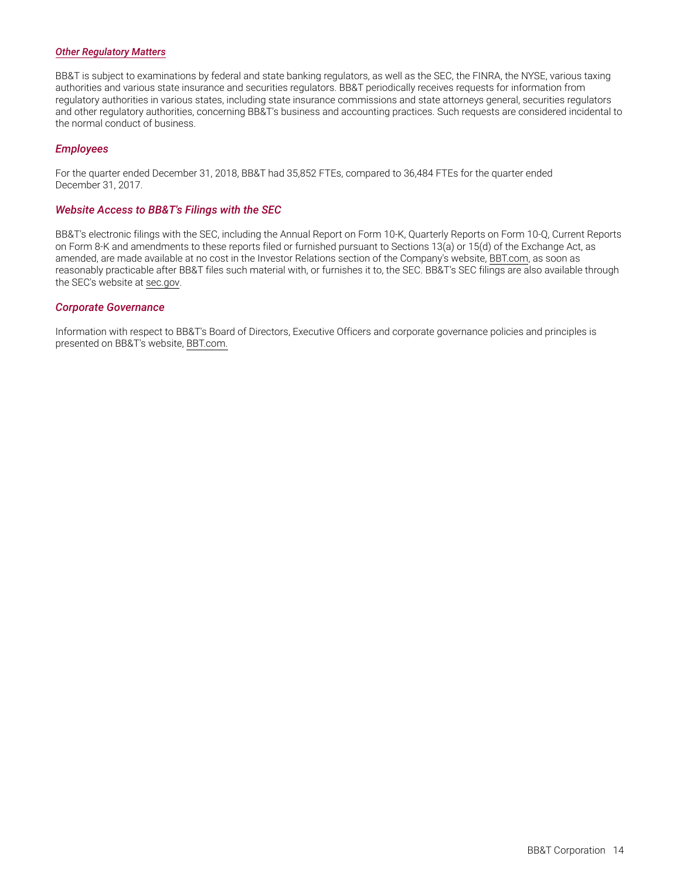#### *Other Regulatory Matters*

BB&T is subject to examinations by federal and state banking regulators, as well as the SEC, the FINRA, the NYSE, various taxing authorities and various state insurance and securities regulators. BB&T periodically receives requests for information from regulatory authorities in various states, including state insurance commissions and state attorneys general, securities regulators and other regulatory authorities, concerning BB&T's business and accounting practices. Such requests are considered incidental to the normal conduct of business.

### *Employees*

For the quarter ended December 31, 2018, BB&T had 35,852 FTEs, compared to 36,484 FTEs for the quarter ended December 31, 2017.

### *Website Access to BB&T's Filings with the SEC*

BB&T's electronic filings with the SEC, including the Annual Report on Form 10-K, Quarterly Reports on Form 10-Q, Current Reports on Form 8-K and amendments to these reports filed or furnished pursuant to Sections 13(a) or 15(d) of the Exchange Act, as amended, are made available at no cost in the Investor Relations section of the Company's website, BBT.com, as soon as reasonably practicable after BB&T files such material with, or furnishes it to, the SEC. BB&T's SEC filings are also available through the SEC's website at sec.gov.

### *Corporate Governance*

Information with respect to BB&T's Board of Directors, Executive Officers and corporate governance policies and principles is presented on BB&T's website, BBT.com.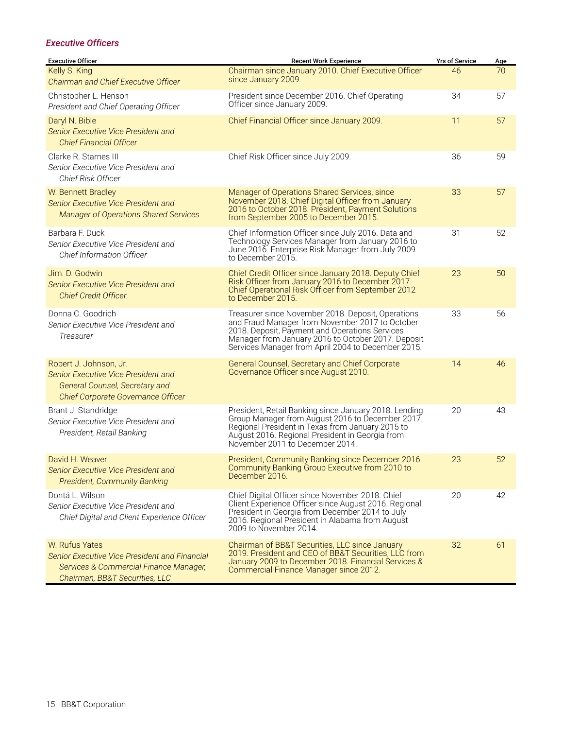### *Executive Officers*

| Executive Officer | Recent Work Experience | Yrs of Service | Age |
|---|---|---|---|
| Kelly S. King<br>*Chairman and Chief Executive Officer* | Chairman since January 2010. Chief Executive Officer since January 2009. | 46 | 70 |
| Christopher L. Henson<br>*President and Chief Operating Officer* | President since December 2016. Chief Operating Officer since January 2009. | 34 | 57 |
| Daryl N. Bible<br>*Senior Executive Vice President and Chief Financial Officer* | Chief Financial Officer since January 2009. | 11 | 57 |
| Clarke R. Starnes III<br>*Senior Executive Vice President and Chief Risk Officer* | Chief Risk Officer since July 2009. | 36 | 59 |
| W. Bennett Bradley<br>*Senior Executive Vice President and Manager of Operations Shared Services* | Manager of Operations Shared Services, since November 2018. Chief Digital Officer from January 2016 to October 2018. President, Payment Solutions from September 2005 to December 2015. | 33 | 57 |
| Barbara F. Duck<br>*Senior Executive Vice President and Chief Information Officer* | Chief Information Officer since July 2016. Data and Technology Services Manager from January 2016 to June 2016. Enterprise Risk Manager from July 2009 to December 2015. | 31 | 52 |
| Jim. D. Godwin<br>*Senior Executive Vice President and Chief Credit Officer* | Chief Credit Officer since January 2018. Deputy Chief Risk Officer from January 2016 to December 2017. Chief Operational Risk Officer from September 2012 to December 2015. | 23 | 50 |
| Donna C. Goodrich<br>*Senior Executive Vice President and Treasurer* | Treasurer since November 2018. Deposit, Operations and Fraud Manager from November 2017 to October 2018. Deposit, Payment and Operations Services Manager from January 2016 to October 2017. Deposit Services Manager from April 2004 to December 2015. | 33 | 56 |
| Robert J. Johnson, Jr.<br>*Senior Executive Vice President and General Counsel, Secretary and Chief Corporate Governance Officer* | General Counsel, Secretary and Chief Corporate Governance Officer since August 2010. | 14 | 46 |
| Brant J. Standridge<br>*Senior Executive Vice President and President, Retail Banking* | President, Retail Banking since January 2018. Lending Group Manager from August 2016 to December 2017. Regional President in Texas from January 2015 to August 2016. Regional President in Georgia from November 2011 to December 2014. | 20 | 43 |
| David H. Weaver<br>*Senior Executive Vice President and President, Community Banking* | President, Community Banking since December 2016. Community Banking Group Executive from 2010 to December 2016. | 23 | 52 |
| Dontá L. Wilson<br>*Senior Executive Vice President and Chief Digital and Client Experience Officer* | Chief Digital Officer since November 2018. Chief Client Experience Officer since August 2016. Regional President in Georgia from December 2014 to July 2016. Regional President in Alabama from August 2009 to November 2014. | 20 | 42 |
| W. Rufus Yates<br>*Senior Executive Vice President and Financial Services & Commercial Finance Manager, Chairman, BB&T Securities, LLC* | Chairman of BB&T Securities, LLC since January 2019. President and CEO of BB&T Securities, LLC from January 2009 to December 2018. Financial Services & Commercial Finance Manager since 2012. | 32 | 61 |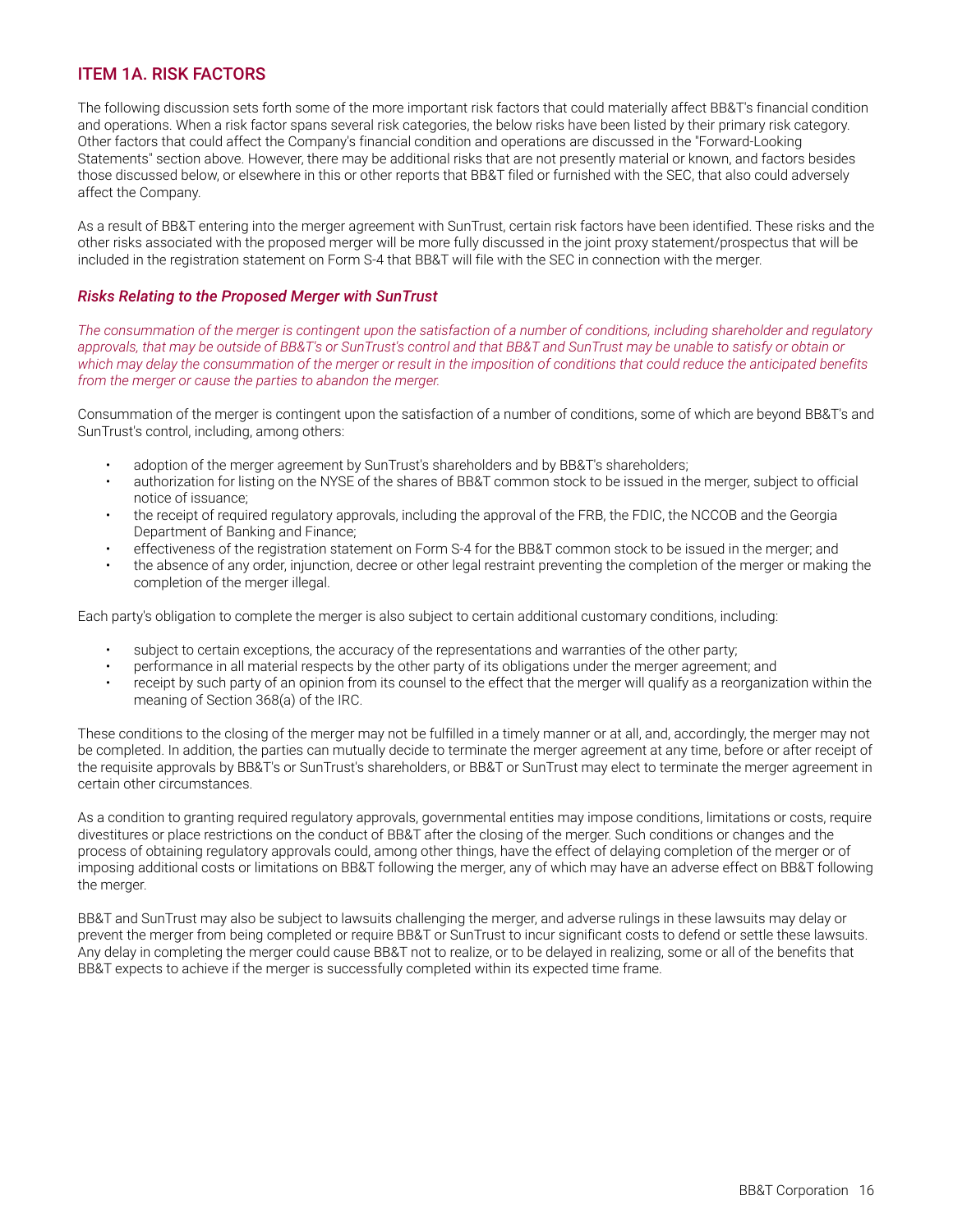## ITEM 1A. RISK FACTORS

The following discussion sets forth some of the more important risk factors that could materially affect BB&T's financial condition and operations. When a risk factor spans several risk categories, the below risks have been listed by their primary risk category. Other factors that could affect the Company's financial condition and operations are discussed in the "Forward-Looking Statements" section above. However, there may be additional risks that are not presently material or known, and factors besides those discussed below, or elsewhere in this or other reports that BB&T filed or furnished with the SEC, that also could adversely affect the Company.

As a result of BB&T entering into the merger agreement with SunTrust, certain risk factors have been identified. These risks and the other risks associated with the proposed merger will be more fully discussed in the joint proxy statement/prospectus that will be included in the registration statement on Form S-4 that BB&T will file with the SEC in connection with the merger.

### *Risks Relating to the Proposed Merger with SunTrust*

*The consummation of the merger is contingent upon the satisfaction of a number of conditions, including shareholder and regulatory approvals, that may be outside of BB&T's or SunTrust's control and that BB&T and SunTrust may be unable to satisfy or obtain or which may delay the consummation of the merger or result in the imposition of conditions that could reduce the anticipated benefits from the merger or cause the parties to abandon the merger.*

Consummation of the merger is contingent upon the satisfaction of a number of conditions, some of which are beyond BB&T's and SunTrust's control, including, among others:

- adoption of the merger agreement by SunTrust's shareholders and by BB&T's shareholders;
- authorization for listing on the NYSE of the shares of BB&T common stock to be issued in the merger, subject to official notice of issuance;
- the receipt of required regulatory approvals, including the approval of the FRB, the FDIC, the NCCOB and the Georgia Department of Banking and Finance;
- effectiveness of the registration statement on Form S-4 for the BB&T common stock to be issued in the merger; and
- the absence of any order, injunction, decree or other legal restraint preventing the completion of the merger or making the completion of the merger illegal.

Each party's obligation to complete the merger is also subject to certain additional customary conditions, including:

- subject to certain exceptions, the accuracy of the representations and warranties of the other party;
- performance in all material respects by the other party of its obligations under the merger agreement; and
- receipt by such party of an opinion from its counsel to the effect that the merger will qualify as a reorganization within the meaning of Section 368(a) of the IRC.

These conditions to the closing of the merger may not be fulfilled in a timely manner or at all, and, accordingly, the merger may not be completed. In addition, the parties can mutually decide to terminate the merger agreement at any time, before or after receipt of the requisite approvals by BB&T's or SunTrust's shareholders, or BB&T or SunTrust may elect to terminate the merger agreement in certain other circumstances.

As a condition to granting required regulatory approvals, governmental entities may impose conditions, limitations or costs, require divestitures or place restrictions on the conduct of BB&T after the closing of the merger. Such conditions or changes and the process of obtaining regulatory approvals could, among other things, have the effect of delaying completion of the merger or of imposing additional costs or limitations on BB&T following the merger, any of which may have an adverse effect on BB&T following the merger.

BB&T and SunTrust may also be subject to lawsuits challenging the merger, and adverse rulings in these lawsuits may delay or prevent the merger from being completed or require BB&T or SunTrust to incur significant costs to defend or settle these lawsuits. Any delay in completing the merger could cause BB&T not to realize, or to be delayed in realizing, some or all of the benefits that BB&T expects to achieve if the merger is successfully completed within its expected time frame.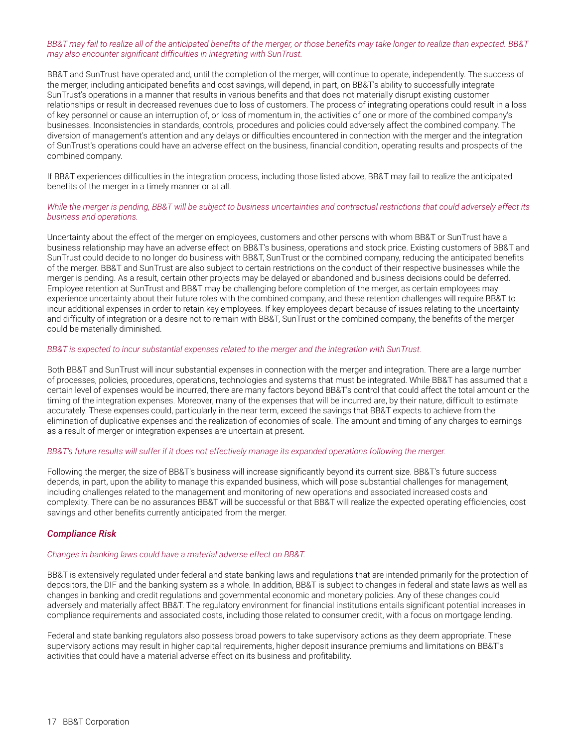*BB&T may fail to realize all of the anticipated benefits of the merger, or those benefits may take longer to realize than expected. BB&T may also encounter significant difficulties in integrating with SunTrust.*

BB&T and SunTrust have operated and, until the completion of the merger, will continue to operate, independently. The success of the merger, including anticipated benefits and cost savings, will depend, in part, on BB&T's ability to successfully integrate SunTrust's operations in a manner that results in various benefits and that does not materially disrupt existing customer relationships or result in decreased revenues due to loss of customers. The process of integrating operations could result in a loss of key personnel or cause an interruption of, or loss of momentum in, the activities of one or more of the combined company's businesses. Inconsistencies in standards, controls, procedures and policies could adversely affect the combined company. The diversion of management's attention and any delays or difficulties encountered in connection with the merger and the integration of SunTrust's operations could have an adverse effect on the business, financial condition, operating results and prospects of the combined company.

If BB&T experiences difficulties in the integration process, including those listed above, BB&T may fail to realize the anticipated benefits of the merger in a timely manner or at all.

*While the merger is pending, BB&T will be subject to business uncertainties and contractual restrictions that could adversely affect its business and operations.*

Uncertainty about the effect of the merger on employees, customers and other persons with whom BB&T or SunTrust have a business relationship may have an adverse effect on BB&T's business, operations and stock price. Existing customers of BB&T and SunTrust could decide to no longer do business with BB&T, SunTrust or the combined company, reducing the anticipated benefits of the merger. BB&T and SunTrust are also subject to certain restrictions on the conduct of their respective businesses while the merger is pending. As a result, certain other projects may be delayed or abandoned and business decisions could be deferred. Employee retention at SunTrust and BB&T may be challenging before completion of the merger, as certain employees may experience uncertainty about their future roles with the combined company, and these retention challenges will require BB&T to incur additional expenses in order to retain key employees. If key employees depart because of issues relating to the uncertainty and difficulty of integration or a desire not to remain with BB&T, SunTrust or the combined company, the benefits of the merger could be materially diminished.

*BB&T is expected to incur substantial expenses related to the merger and the integration with SunTrust.*

Both BB&T and SunTrust will incur substantial expenses in connection with the merger and integration. There are a large number of processes, policies, procedures, operations, technologies and systems that must be integrated. While BB&T has assumed that a certain level of expenses would be incurred, there are many factors beyond BB&T's control that could affect the total amount or the timing of the integration expenses. Moreover, many of the expenses that will be incurred are, by their nature, difficult to estimate accurately. These expenses could, particularly in the near term, exceed the savings that BB&T expects to achieve from the elimination of duplicative expenses and the realization of economies of scale. The amount and timing of any charges to earnings as a result of merger or integration expenses are uncertain at present.

*BB&T's future results will suffer if it does not effectively manage its expanded operations following the merger.*

Following the merger, the size of BB&T's business will increase significantly beyond its current size. BB&T's future success depends, in part, upon the ability to manage this expanded business, which will pose substantial challenges for management, including challenges related to the management and monitoring of new operations and associated increased costs and complexity. There can be no assurances BB&T will be successful or that BB&T will realize the expected operating efficiencies, cost savings and other benefits currently anticipated from the merger.

## *Compliance Risk*

*Changes in banking laws could have a material adverse effect on BB&T.*

BB&T is extensively regulated under federal and state banking laws and regulations that are intended primarily for the protection of depositors, the DIF and the banking system as a whole. In addition, BB&T is subject to changes in federal and state laws as well as changes in banking and credit regulations and governmental economic and monetary policies. Any of these changes could adversely and materially affect BB&T. The regulatory environment for financial institutions entails significant potential increases in compliance requirements and associated costs, including those related to consumer credit, with a focus on mortgage lending.

Federal and state banking regulators also possess broad powers to take supervisory actions as they deem appropriate. These supervisory actions may result in higher capital requirements, higher deposit insurance premiums and limitations on BB&T's activities that could have a material adverse effect on its business and profitability.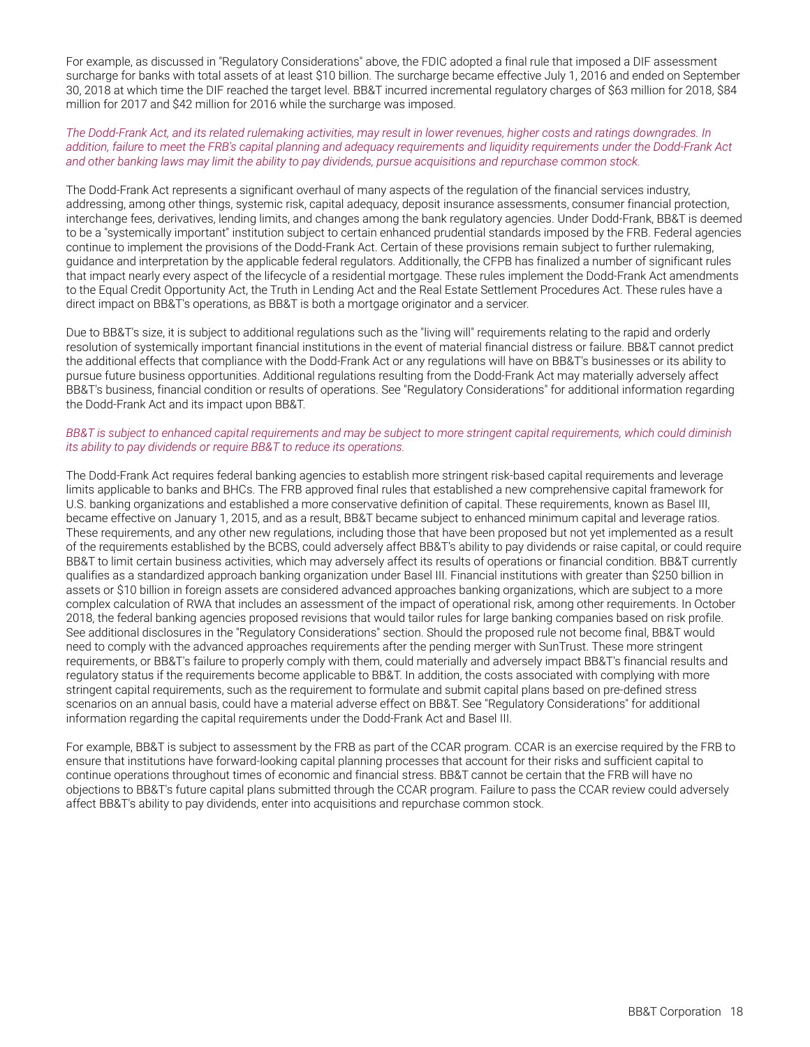For example, as discussed in "Regulatory Considerations" above, the FDIC adopted a final rule that imposed a DIF assessment surcharge for banks with total assets of at least $10 billion. The surcharge became effective July 1, 2016 and ended on September 30, 2018 at which time the DIF reached the target level. BB&T incurred incremental regulatory charges of $63 million for 2018, $84 million for 2017 and $42 million for 2016 while the surcharge was imposed.

*The Dodd-Frank Act, and its related rulemaking activities, may result in lower revenues, higher costs and ratings downgrades. In addition, failure to meet the FRB's capital planning and adequacy requirements and liquidity requirements under the Dodd-Frank Act and other banking laws may limit the ability to pay dividends, pursue acquisitions and repurchase common stock.*

The Dodd-Frank Act represents a significant overhaul of many aspects of the regulation of the financial services industry, addressing, among other things, systemic risk, capital adequacy, deposit insurance assessments, consumer financial protection, interchange fees, derivatives, lending limits, and changes among the bank regulatory agencies. Under Dodd-Frank, BB&T is deemed to be a "systemically important" institution subject to certain enhanced prudential standards imposed by the FRB. Federal agencies continue to implement the provisions of the Dodd-Frank Act. Certain of these provisions remain subject to further rulemaking, guidance and interpretation by the applicable federal regulators. Additionally, the CFPB has finalized a number of significant rules that impact nearly every aspect of the lifecycle of a residential mortgage. These rules implement the Dodd-Frank Act amendments to the Equal Credit Opportunity Act, the Truth in Lending Act and the Real Estate Settlement Procedures Act. These rules have a direct impact on BB&T's operations, as BB&T is both a mortgage originator and a servicer.

Due to BB&T's size, it is subject to additional regulations such as the "living will" requirements relating to the rapid and orderly resolution of systemically important financial institutions in the event of material financial distress or failure. BB&T cannot predict the additional effects that compliance with the Dodd-Frank Act or any regulations will have on BB&T's businesses or its ability to pursue future business opportunities. Additional regulations resulting from the Dodd-Frank Act may materially adversely affect BB&T's business, financial condition or results of operations. See "Regulatory Considerations" for additional information regarding the Dodd-Frank Act and its impact upon BB&T.

*BB&T is subject to enhanced capital requirements and may be subject to more stringent capital requirements, which could diminish its ability to pay dividends or require BB&T to reduce its operations.*

The Dodd-Frank Act requires federal banking agencies to establish more stringent risk-based capital requirements and leverage limits applicable to banks and BHCs. The FRB approved final rules that established a new comprehensive capital framework for U.S. banking organizations and established a more conservative definition of capital. These requirements, known as Basel III, became effective on January 1, 2015, and as a result, BB&T became subject to enhanced minimum capital and leverage ratios. These requirements, and any other new regulations, including those that have been proposed but not yet implemented as a result of the requirements established by the BCBS, could adversely affect BB&T's ability to pay dividends or raise capital, or could require BB&T to limit certain business activities, which may adversely affect its results of operations or financial condition. BB&T currently qualifies as a standardized approach banking organization under Basel III. Financial institutions with greater than $250 billion in assets or $10 billion in foreign assets are considered advanced approaches banking organizations, which are subject to a more complex calculation of RWA that includes an assessment of the impact of operational risk, among other requirements. In October 2018, the federal banking agencies proposed revisions that would tailor rules for large banking companies based on risk profile. See additional disclosures in the "Regulatory Considerations" section. Should the proposed rule not become final, BB&T would need to comply with the advanced approaches requirements after the pending merger with SunTrust. These more stringent requirements, or BB&T's failure to properly comply with them, could materially and adversely impact BB&T's financial results and regulatory status if the requirements become applicable to BB&T. In addition, the costs associated with complying with more stringent capital requirements, such as the requirement to formulate and submit capital plans based on pre-defined stress scenarios on an annual basis, could have a material adverse effect on BB&T. See "Regulatory Considerations" for additional information regarding the capital requirements under the Dodd-Frank Act and Basel III.

For example, BB&T is subject to assessment by the FRB as part of the CCAR program. CCAR is an exercise required by the FRB to ensure that institutions have forward-looking capital planning processes that account for their risks and sufficient capital to continue operations throughout times of economic and financial stress. BB&T cannot be certain that the FRB will have no objections to BB&T's future capital plans submitted through the CCAR program. Failure to pass the CCAR review could adversely affect BB&T's ability to pay dividends, enter into acquisitions and repurchase common stock.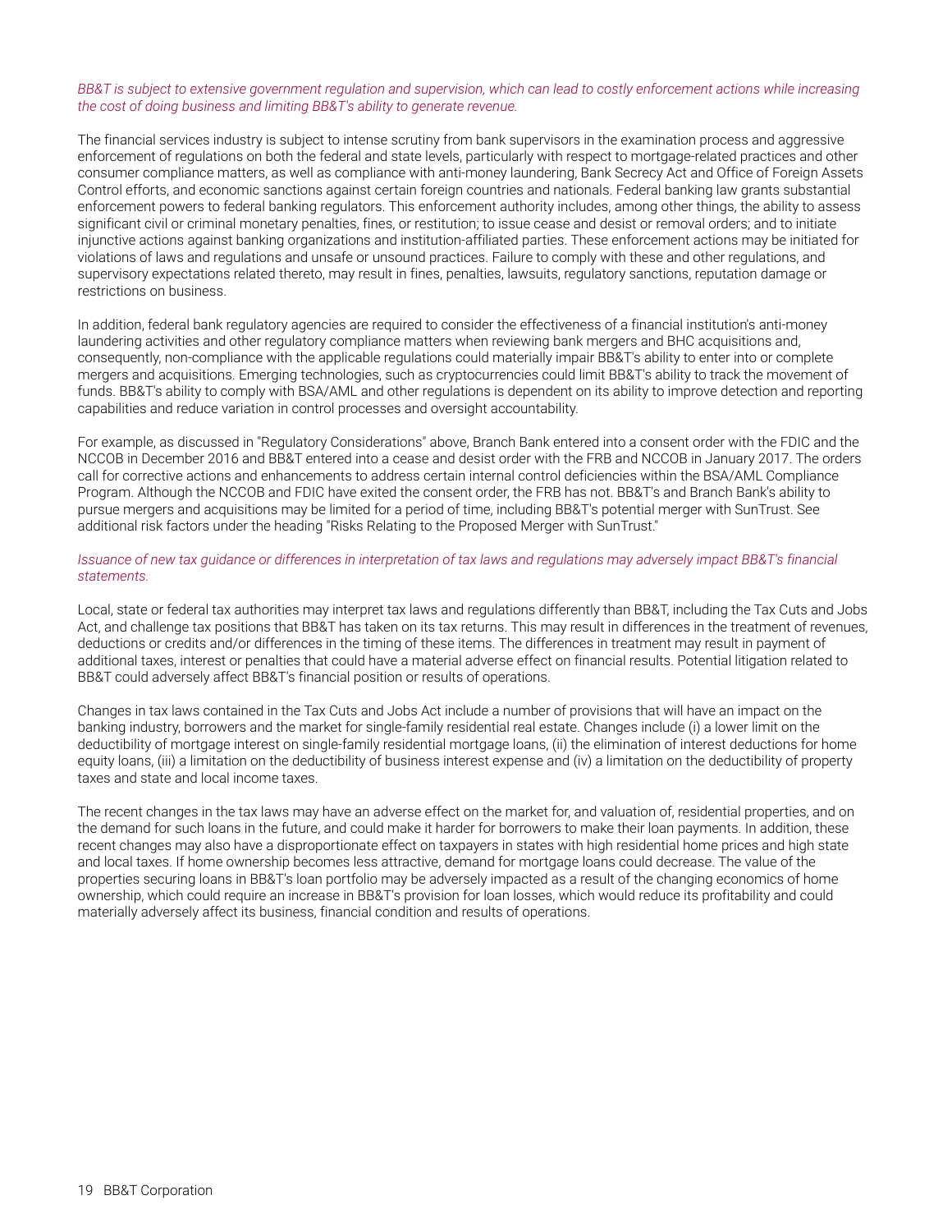*BB&T is subject to extensive government regulation and supervision, which can lead to costly enforcement actions while increasing the cost of doing business and limiting BB&T's ability to generate revenue.*

The financial services industry is subject to intense scrutiny from bank supervisors in the examination process and aggressive enforcement of regulations on both the federal and state levels, particularly with respect to mortgage-related practices and other consumer compliance matters, as well as compliance with anti-money laundering, Bank Secrecy Act and Office of Foreign Assets Control efforts, and economic sanctions against certain foreign countries and nationals. Federal banking law grants substantial enforcement powers to federal banking regulators. This enforcement authority includes, among other things, the ability to assess significant civil or criminal monetary penalties, fines, or restitution; to issue cease and desist or removal orders; and to initiate injunctive actions against banking organizations and institution-affiliated parties. These enforcement actions may be initiated for violations of laws and regulations and unsafe or unsound practices. Failure to comply with these and other regulations, and supervisory expectations related thereto, may result in fines, penalties, lawsuits, regulatory sanctions, reputation damage or restrictions on business.

In addition, federal bank regulatory agencies are required to consider the effectiveness of a financial institution's anti-money laundering activities and other regulatory compliance matters when reviewing bank mergers and BHC acquisitions and, consequently, non-compliance with the applicable regulations could materially impair BB&T's ability to enter into or complete mergers and acquisitions. Emerging technologies, such as cryptocurrencies could limit BB&T's ability to track the movement of funds. BB&T's ability to comply with BSA/AML and other regulations is dependent on its ability to improve detection and reporting capabilities and reduce variation in control processes and oversight accountability.

For example, as discussed in "Regulatory Considerations" above, Branch Bank entered into a consent order with the FDIC and the NCCOB in December 2016 and BB&T entered into a cease and desist order with the FRB and NCCOB in January 2017. The orders call for corrective actions and enhancements to address certain internal control deficiencies within the BSA/AML Compliance Program. Although the NCCOB and FDIC have exited the consent order, the FRB has not. BB&T's and Branch Bank's ability to pursue mergers and acquisitions may be limited for a period of time, including BB&T's potential merger with SunTrust. See additional risk factors under the heading "Risks Relating to the Proposed Merger with SunTrust."

*Issuance of new tax guidance or differences in interpretation of tax laws and regulations may adversely impact BB&T's financial statements.*

Local, state or federal tax authorities may interpret tax laws and regulations differently than BB&T, including the Tax Cuts and Jobs Act, and challenge tax positions that BB&T has taken on its tax returns. This may result in differences in the treatment of revenues, deductions or credits and/or differences in the timing of these items. The differences in treatment may result in payment of additional taxes, interest or penalties that could have a material adverse effect on financial results. Potential litigation related to BB&T could adversely affect BB&T's financial position or results of operations.

Changes in tax laws contained in the Tax Cuts and Jobs Act include a number of provisions that will have an impact on the banking industry, borrowers and the market for single-family residential real estate. Changes include (i) a lower limit on the deductibility of mortgage interest on single-family residential mortgage loans, (ii) the elimination of interest deductions for home equity loans, (iii) a limitation on the deductibility of business interest expense and (iv) a limitation on the deductibility of property taxes and state and local income taxes.

The recent changes in the tax laws may have an adverse effect on the market for, and valuation of, residential properties, and on the demand for such loans in the future, and could make it harder for borrowers to make their loan payments. In addition, these recent changes may also have a disproportionate effect on taxpayers in states with high residential home prices and high state and local taxes. If home ownership becomes less attractive, demand for mortgage loans could decrease. The value of the properties securing loans in BB&T's loan portfolio may be adversely impacted as a result of the changing economics of home ownership, which could require an increase in BB&T's provision for loan losses, which would reduce its profitability and could materially adversely affect its business, financial condition and results of operations.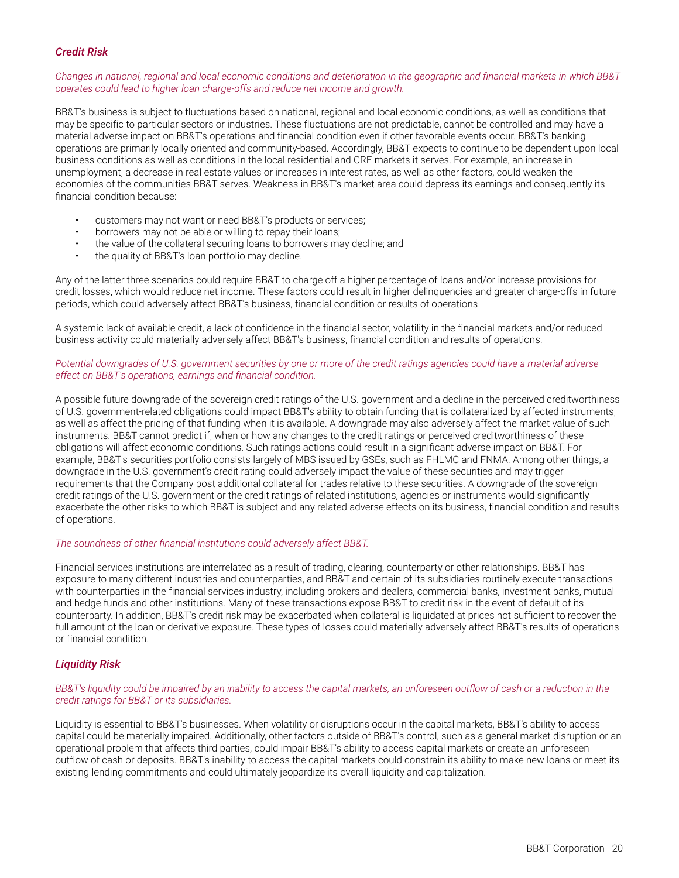### *Credit Risk*

*Changes in national, regional and local economic conditions and deterioration in the geographic and financial markets in which BB&T operates could lead to higher loan charge-offs and reduce net income and growth.*

BB&T's business is subject to fluctuations based on national, regional and local economic conditions, as well as conditions that may be specific to particular sectors or industries. These fluctuations are not predictable, cannot be controlled and may have a material adverse impact on BB&T's operations and financial condition even if other favorable events occur. BB&T's banking operations are primarily locally oriented and community-based. Accordingly, BB&T expects to continue to be dependent upon local business conditions as well as conditions in the local residential and CRE markets it serves. For example, an increase in unemployment, a decrease in real estate values or increases in interest rates, as well as other factors, could weaken the economies of the communities BB&T serves. Weakness in BB&T's market area could depress its earnings and consequently its financial condition because:

- customers may not want or need BB&T's products or services;
- borrowers may not be able or willing to repay their loans;
- the value of the collateral securing loans to borrowers may decline; and
- the quality of BB&T's loan portfolio may decline.

Any of the latter three scenarios could require BB&T to charge off a higher percentage of loans and/or increase provisions for credit losses, which would reduce net income. These factors could result in higher delinquencies and greater charge-offs in future periods, which could adversely affect BB&T's business, financial condition or results of operations.

A systemic lack of available credit, a lack of confidence in the financial sector, volatility in the financial markets and/or reduced business activity could materially adversely affect BB&T's business, financial condition and results of operations.

*Potential downgrades of U.S. government securities by one or more of the credit ratings agencies could have a material adverse effect on BB&T's operations, earnings and financial condition.*

A possible future downgrade of the sovereign credit ratings of the U.S. government and a decline in the perceived creditworthiness of U.S. government-related obligations could impact BB&T's ability to obtain funding that is collateralized by affected instruments, as well as affect the pricing of that funding when it is available. A downgrade may also adversely affect the market value of such instruments. BB&T cannot predict if, when or how any changes to the credit ratings or perceived creditworthiness of these obligations will affect economic conditions. Such ratings actions could result in a significant adverse impact on BB&T. For example, BB&T's securities portfolio consists largely of MBS issued by GSEs, such as FHLMC and FNMA. Among other things, a downgrade in the U.S. government's credit rating could adversely impact the value of these securities and may trigger requirements that the Company post additional collateral for trades relative to these securities. A downgrade of the sovereign credit ratings of the U.S. government or the credit ratings of related institutions, agencies or instruments would significantly exacerbate the other risks to which BB&T is subject and any related adverse effects on its business, financial condition and results of operations.

*The soundness of other financial institutions could adversely affect BB&T.*

Financial services institutions are interrelated as a result of trading, clearing, counterparty or other relationships. BB&T has exposure to many different industries and counterparties, and BB&T and certain of its subsidiaries routinely execute transactions with counterparties in the financial services industry, including brokers and dealers, commercial banks, investment banks, mutual and hedge funds and other institutions. Many of these transactions expose BB&T to credit risk in the event of default of its counterparty. In addition, BB&T's credit risk may be exacerbated when collateral is liquidated at prices not sufficient to recover the full amount of the loan or derivative exposure. These types of losses could materially adversely affect BB&T's results of operations or financial condition.

### *Liquidity Risk*

*BB&T's liquidity could be impaired by an inability to access the capital markets, an unforeseen outflow of cash or a reduction in the credit ratings for BB&T or its subsidiaries.*

Liquidity is essential to BB&T's businesses. When volatility or disruptions occur in the capital markets, BB&T's ability to access capital could be materially impaired. Additionally, other factors outside of BB&T's control, such as a general market disruption or an operational problem that affects third parties, could impair BB&T's ability to access capital markets or create an unforeseen outflow of cash or deposits. BB&T's inability to access the capital markets could constrain its ability to make new loans or meet its existing lending commitments and could ultimately jeopardize its overall liquidity and capitalization.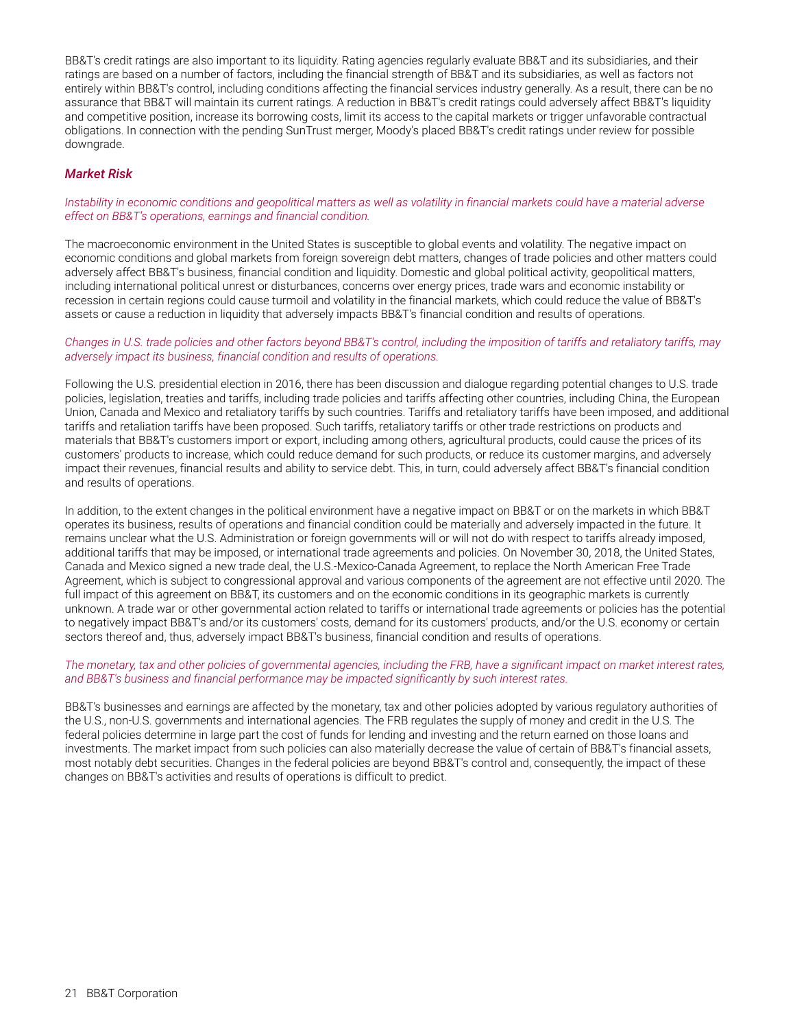BB&T's credit ratings are also important to its liquidity. Rating agencies regularly evaluate BB&T and its subsidiaries, and their ratings are based on a number of factors, including the financial strength of BB&T and its subsidiaries, as well as factors not entirely within BB&T's control, including conditions affecting the financial services industry generally. As a result, there can be no assurance that BB&T will maintain its current ratings. A reduction in BB&T's credit ratings could adversely affect BB&T's liquidity and competitive position, increase its borrowing costs, limit its access to the capital markets or trigger unfavorable contractual obligations. In connection with the pending SunTrust merger, Moody's placed BB&T's credit ratings under review for possible downgrade.

### *Market Risk*

*Instability in economic conditions and geopolitical matters as well as volatility in financial markets could have a material adverse effect on BB&T's operations, earnings and financial condition.*

The macroeconomic environment in the United States is susceptible to global events and volatility. The negative impact on economic conditions and global markets from foreign sovereign debt matters, changes of trade policies and other matters could adversely affect BB&T's business, financial condition and liquidity. Domestic and global political activity, geopolitical matters, including international political unrest or disturbances, concerns over energy prices, trade wars and economic instability or recession in certain regions could cause turmoil and volatility in the financial markets, which could reduce the value of BB&T's assets or cause a reduction in liquidity that adversely impacts BB&T's financial condition and results of operations.

*Changes in U.S. trade policies and other factors beyond BB&T's control, including the imposition of tariffs and retaliatory tariffs, may adversely impact its business, financial condition and results of operations.*

Following the U.S. presidential election in 2016, there has been discussion and dialogue regarding potential changes to U.S. trade policies, legislation, treaties and tariffs, including trade policies and tariffs affecting other countries, including China, the European Union, Canada and Mexico and retaliatory tariffs by such countries. Tariffs and retaliatory tariffs have been imposed, and additional tariffs and retaliation tariffs have been proposed. Such tariffs, retaliatory tariffs or other trade restrictions on products and materials that BB&T's customers import or export, including among others, agricultural products, could cause the prices of its customers' products to increase, which could reduce demand for such products, or reduce its customer margins, and adversely impact their revenues, financial results and ability to service debt. This, in turn, could adversely affect BB&T's financial condition and results of operations.

In addition, to the extent changes in the political environment have a negative impact on BB&T or on the markets in which BB&T operates its business, results of operations and financial condition could be materially and adversely impacted in the future. It remains unclear what the U.S. Administration or foreign governments will or will not do with respect to tariffs already imposed, additional tariffs that may be imposed, or international trade agreements and policies. On November 30, 2018, the United States, Canada and Mexico signed a new trade deal, the U.S.-Mexico-Canada Agreement, to replace the North American Free Trade Agreement, which is subject to congressional approval and various components of the agreement are not effective until 2020. The full impact of this agreement on BB&T, its customers and on the economic conditions in its geographic markets is currently unknown. A trade war or other governmental action related to tariffs or international trade agreements or policies has the potential to negatively impact BB&T's and/or its customers' costs, demand for its customers' products, and/or the U.S. economy or certain sectors thereof and, thus, adversely impact BB&T's business, financial condition and results of operations.

*The monetary, tax and other policies of governmental agencies, including the FRB, have a significant impact on market interest rates, and BB&T's business and financial performance may be impacted significantly by such interest rates.*

BB&T's businesses and earnings are affected by the monetary, tax and other policies adopted by various regulatory authorities of the U.S., non-U.S. governments and international agencies. The FRB regulates the supply of money and credit in the U.S. The federal policies determine in large part the cost of funds for lending and investing and the return earned on those loans and investments. The market impact from such policies can also materially decrease the value of certain of BB&T's financial assets, most notably debt securities. Changes in the federal policies are beyond BB&T's control and, consequently, the impact of these changes on BB&T's activities and results of operations is difficult to predict.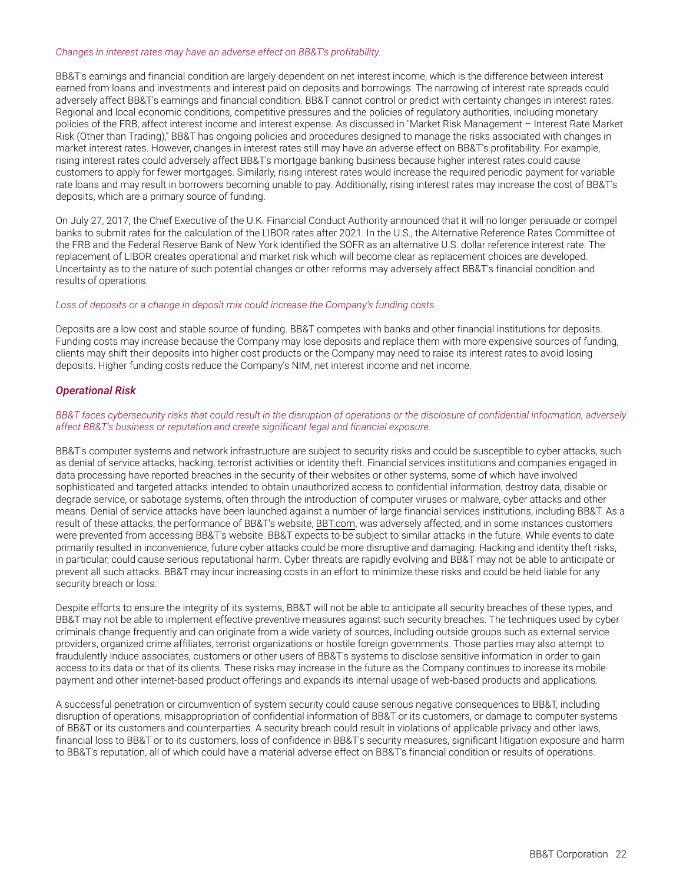*Changes in interest rates may have an adverse effect on BB&T's profitability.*

BB&T's earnings and financial condition are largely dependent on net interest income, which is the difference between interest earned from loans and investments and interest paid on deposits and borrowings. The narrowing of interest rate spreads could adversely affect BB&T's earnings and financial condition. BB&T cannot control or predict with certainty changes in interest rates. Regional and local economic conditions, competitive pressures and the policies of regulatory authorities, including monetary policies of the FRB, affect interest income and interest expense. As discussed in "Market Risk Management – Interest Rate Market Risk (Other than Trading)," BB&T has ongoing policies and procedures designed to manage the risks associated with changes in market interest rates. However, changes in interest rates still may have an adverse effect on BB&T's profitability. For example, rising interest rates could adversely affect BB&T's mortgage banking business because higher interest rates could cause customers to apply for fewer mortgages. Similarly, rising interest rates would increase the required periodic payment for variable rate loans and may result in borrowers becoming unable to pay. Additionally, rising interest rates may increase the cost of BB&T's deposits, which are a primary source of funding.

On July 27, 2017, the Chief Executive of the U.K. Financial Conduct Authority announced that it will no longer persuade or compel banks to submit rates for the calculation of the LIBOR rates after 2021. In the U.S., the Alternative Reference Rates Committee of the FRB and the Federal Reserve Bank of New York identified the SOFR as an alternative U.S. dollar reference interest rate. The replacement of LIBOR creates operational and market risk which will become clear as replacement choices are developed. Uncertainty as to the nature of such potential changes or other reforms may adversely affect BB&T's financial condition and results of operations.

*Loss of deposits or a change in deposit mix could increase the Company's funding costs.*

Deposits are a low cost and stable source of funding. BB&T competes with banks and other financial institutions for deposits. Funding costs may increase because the Company may lose deposits and replace them with more expensive sources of funding, clients may shift their deposits into higher cost products or the Company may need to raise its interest rates to avoid losing deposits. Higher funding costs reduce the Company's NIM, net interest income and net income.

## *Operational Risk*

*BB&T faces cybersecurity risks that could result in the disruption of operations or the disclosure of confidential information, adversely affect BB&T's business or reputation and create significant legal and financial exposure.*

BB&T's computer systems and network infrastructure are subject to security risks and could be susceptible to cyber attacks, such as denial of service attacks, hacking, terrorist activities or identity theft. Financial services institutions and companies engaged in data processing have reported breaches in the security of their websites or other systems, some of which have involved sophisticated and targeted attacks intended to obtain unauthorized access to confidential information, destroy data, disable or degrade service, or sabotage systems, often through the introduction of computer viruses or malware, cyber attacks and other means. Denial of service attacks have been launched against a number of large financial services institutions, including BB&T. As a result of these attacks, the performance of BB&T's website, BBT.com, was adversely affected, and in some instances customers were prevented from accessing BB&T's website. BB&T expects to be subject to similar attacks in the future. While events to date primarily resulted in inconvenience, future cyber attacks could be more disruptive and damaging. Hacking and identity theft risks, in particular, could cause serious reputational harm. Cyber threats are rapidly evolving and BB&T may not be able to anticipate or prevent all such attacks. BB&T may incur increasing costs in an effort to minimize these risks and could be held liable for any security breach or loss.

Despite efforts to ensure the integrity of its systems, BB&T will not be able to anticipate all security breaches of these types, and BB&T may not be able to implement effective preventive measures against such security breaches. The techniques used by cyber criminals change frequently and can originate from a wide variety of sources, including outside groups such as external service providers, organized crime affiliates, terrorist organizations or hostile foreign governments. Those parties may also attempt to fraudulently induce associates, customers or other users of BB&T's systems to disclose sensitive information in order to gain access to its data or that of its clients. These risks may increase in the future as the Company continues to increase its mobile-payment and other internet-based product offerings and expands its internal usage of web-based products and applications.

A successful penetration or circumvention of system security could cause serious negative consequences to BB&T, including disruption of operations, misappropriation of confidential information of BB&T or its customers, or damage to computer systems of BB&T or its customers and counterparties. A security breach could result in violations of applicable privacy and other laws, financial loss to BB&T or to its customers, loss of confidence in BB&T's security measures, significant litigation exposure and harm to BB&T's reputation, all of which could have a material adverse effect on BB&T's financial condition or results of operations.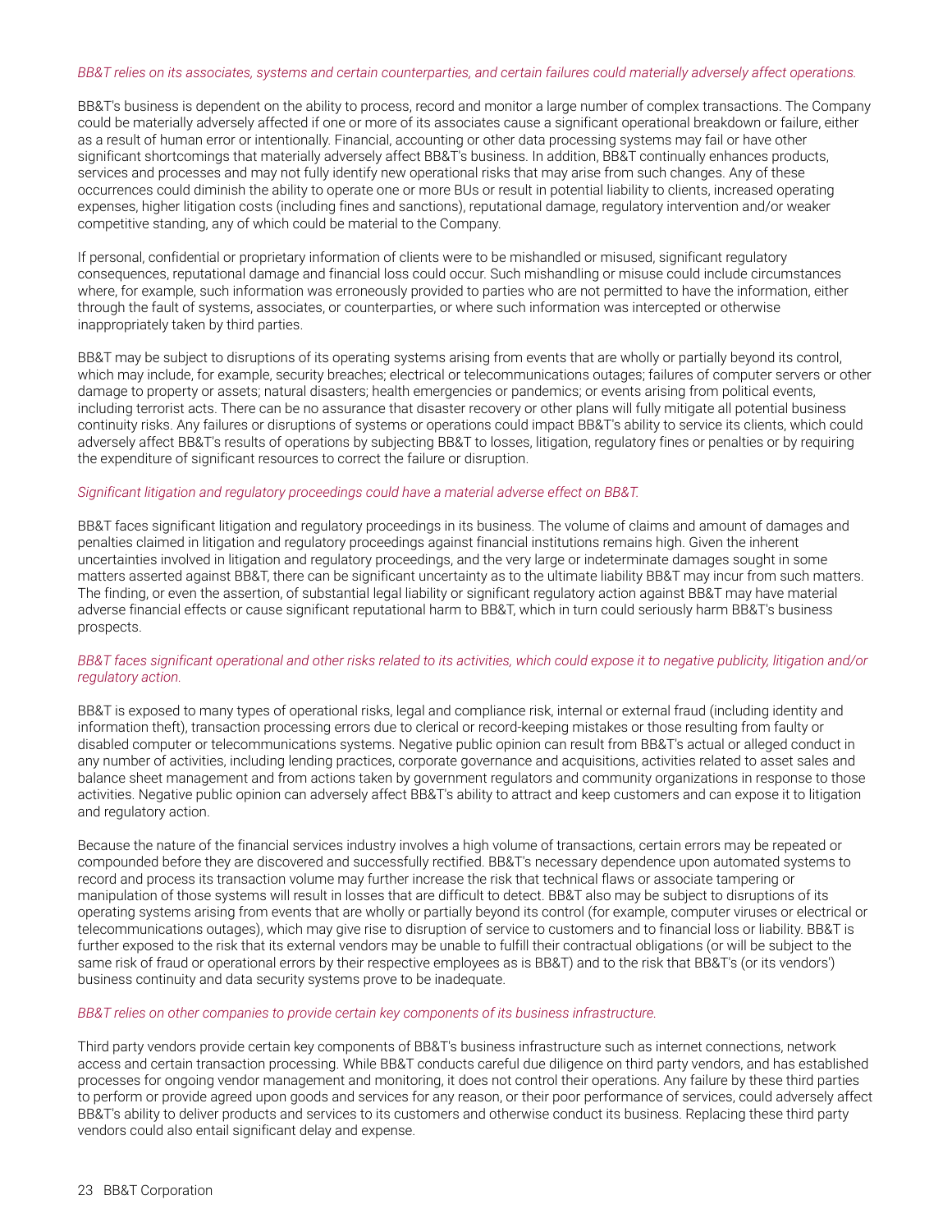*BB&T relies on its associates, systems and certain counterparties, and certain failures could materially adversely affect operations.*

BB&T's business is dependent on the ability to process, record and monitor a large number of complex transactions. The Company could be materially adversely affected if one or more of its associates cause a significant operational breakdown or failure, either as a result of human error or intentionally. Financial, accounting or other data processing systems may fail or have other significant shortcomings that materially adversely affect BB&T's business. In addition, BB&T continually enhances products, services and processes and may not fully identify new operational risks that may arise from such changes. Any of these occurrences could diminish the ability to operate one or more BUs or result in potential liability to clients, increased operating expenses, higher litigation costs (including fines and sanctions), reputational damage, regulatory intervention and/or weaker competitive standing, any of which could be material to the Company.

If personal, confidential or proprietary information of clients were to be mishandled or misused, significant regulatory consequences, reputational damage and financial loss could occur. Such mishandling or misuse could include circumstances where, for example, such information was erroneously provided to parties who are not permitted to have the information, either through the fault of systems, associates, or counterparties, or where such information was intercepted or otherwise inappropriately taken by third parties.

BB&T may be subject to disruptions of its operating systems arising from events that are wholly or partially beyond its control, which may include, for example, security breaches; electrical or telecommunications outages; failures of computer servers or other damage to property or assets; natural disasters; health emergencies or pandemics; or events arising from political events, including terrorist acts. There can be no assurance that disaster recovery or other plans will fully mitigate all potential business continuity risks. Any failures or disruptions of systems or operations could impact BB&T's ability to service its clients, which could adversely affect BB&T's results of operations by subjecting BB&T to losses, litigation, regulatory fines or penalties or by requiring the expenditure of significant resources to correct the failure or disruption.

*Significant litigation and regulatory proceedings could have a material adverse effect on BB&T.*

BB&T faces significant litigation and regulatory proceedings in its business. The volume of claims and amount of damages and penalties claimed in litigation and regulatory proceedings against financial institutions remains high. Given the inherent uncertainties involved in litigation and regulatory proceedings, and the very large or indeterminate damages sought in some matters asserted against BB&T, there can be significant uncertainty as to the ultimate liability BB&T may incur from such matters. The finding, or even the assertion, of substantial legal liability or significant regulatory action against BB&T may have material adverse financial effects or cause significant reputational harm to BB&T, which in turn could seriously harm BB&T's business prospects.

*BB&T faces significant operational and other risks related to its activities, which could expose it to negative publicity, litigation and/or regulatory action.*

BB&T is exposed to many types of operational risks, legal and compliance risk, internal or external fraud (including identity and information theft), transaction processing errors due to clerical or record-keeping mistakes or those resulting from faulty or disabled computer or telecommunications systems. Negative public opinion can result from BB&T's actual or alleged conduct in any number of activities, including lending practices, corporate governance and acquisitions, activities related to asset sales and balance sheet management and from actions taken by government regulators and community organizations in response to those activities. Negative public opinion can adversely affect BB&T's ability to attract and keep customers and can expose it to litigation and regulatory action.

Because the nature of the financial services industry involves a high volume of transactions, certain errors may be repeated or compounded before they are discovered and successfully rectified. BB&T's necessary dependence upon automated systems to record and process its transaction volume may further increase the risk that technical flaws or associate tampering or manipulation of those systems will result in losses that are difficult to detect. BB&T also may be subject to disruptions of its operating systems arising from events that are wholly or partially beyond its control (for example, computer viruses or electrical or telecommunications outages), which may give rise to disruption of service to customers and to financial loss or liability. BB&T is further exposed to the risk that its external vendors may be unable to fulfill their contractual obligations (or will be subject to the same risk of fraud or operational errors by their respective employees as is BB&T) and to the risk that BB&T's (or its vendors') business continuity and data security systems prove to be inadequate.

*BB&T relies on other companies to provide certain key components of its business infrastructure.*

Third party vendors provide certain key components of BB&T's business infrastructure such as internet connections, network access and certain transaction processing. While BB&T conducts careful due diligence on third party vendors, and has established processes for ongoing vendor management and monitoring, it does not control their operations. Any failure by these third parties to perform or provide agreed upon goods and services for any reason, or their poor performance of services, could adversely affect BB&T's ability to deliver products and services to its customers and otherwise conduct its business. Replacing these third party vendors could also entail significant delay and expense.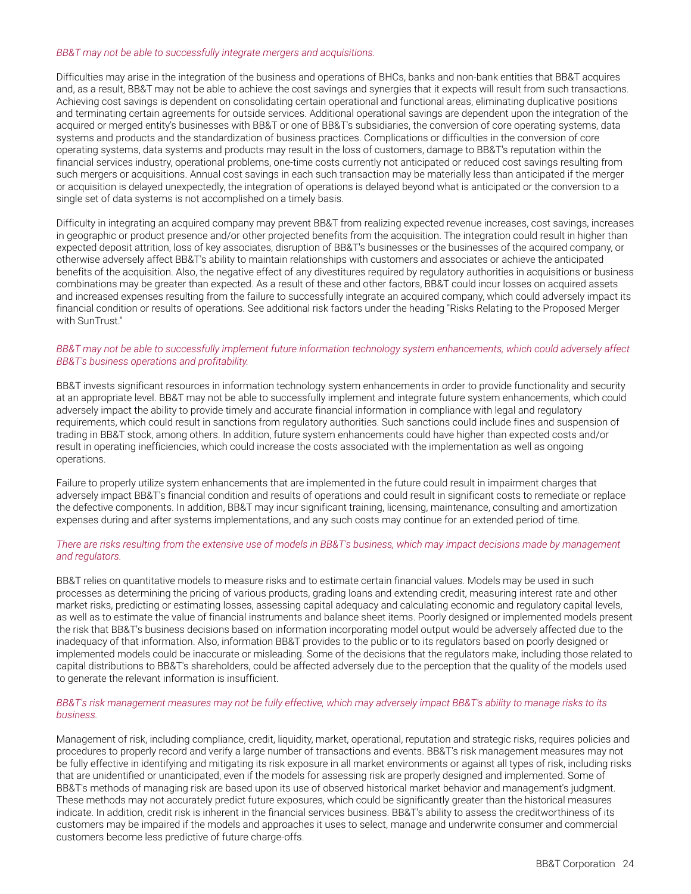*BB&T may not be able to successfully integrate mergers and acquisitions.*

Difficulties may arise in the integration of the business and operations of BHCs, banks and non-bank entities that BB&T acquires and, as a result, BB&T may not be able to achieve the cost savings and synergies that it expects will result from such transactions. Achieving cost savings is dependent on consolidating certain operational and functional areas, eliminating duplicative positions and terminating certain agreements for outside services. Additional operational savings are dependent upon the integration of the acquired or merged entity's businesses with BB&T or one of BB&T's subsidiaries, the conversion of core operating systems, data systems and products and the standardization of business practices. Complications or difficulties in the conversion of core operating systems, data systems and products may result in the loss of customers, damage to BB&T's reputation within the financial services industry, operational problems, one-time costs currently not anticipated or reduced cost savings resulting from such mergers or acquisitions. Annual cost savings in each such transaction may be materially less than anticipated if the merger or acquisition is delayed unexpectedly, the integration of operations is delayed beyond what is anticipated or the conversion to a single set of data systems is not accomplished on a timely basis.

Difficulty in integrating an acquired company may prevent BB&T from realizing expected revenue increases, cost savings, increases in geographic or product presence and/or other projected benefits from the acquisition. The integration could result in higher than expected deposit attrition, loss of key associates, disruption of BB&T's businesses or the businesses of the acquired company, or otherwise adversely affect BB&T's ability to maintain relationships with customers and associates or achieve the anticipated benefits of the acquisition. Also, the negative effect of any divestitures required by regulatory authorities in acquisitions or business combinations may be greater than expected. As a result of these and other factors, BB&T could incur losses on acquired assets and increased expenses resulting from the failure to successfully integrate an acquired company, which could adversely impact its financial condition or results of operations. See additional risk factors under the heading "Risks Relating to the Proposed Merger with SunTrust."

*BB&T may not be able to successfully implement future information technology system enhancements, which could adversely affect BB&T's business operations and profitability.*

BB&T invests significant resources in information technology system enhancements in order to provide functionality and security at an appropriate level. BB&T may not be able to successfully implement and integrate future system enhancements, which could adversely impact the ability to provide timely and accurate financial information in compliance with legal and regulatory requirements, which could result in sanctions from regulatory authorities. Such sanctions could include fines and suspension of trading in BB&T stock, among others. In addition, future system enhancements could have higher than expected costs and/or result in operating inefficiencies, which could increase the costs associated with the implementation as well as ongoing operations.

Failure to properly utilize system enhancements that are implemented in the future could result in impairment charges that adversely impact BB&T's financial condition and results of operations and could result in significant costs to remediate or replace the defective components. In addition, BB&T may incur significant training, licensing, maintenance, consulting and amortization expenses during and after systems implementations, and any such costs may continue for an extended period of time.

*There are risks resulting from the extensive use of models in BB&T's business, which may impact decisions made by management and regulators.*

BB&T relies on quantitative models to measure risks and to estimate certain financial values. Models may be used in such processes as determining the pricing of various products, grading loans and extending credit, measuring interest rate and other market risks, predicting or estimating losses, assessing capital adequacy and calculating economic and regulatory capital levels, as well as to estimate the value of financial instruments and balance sheet items. Poorly designed or implemented models present the risk that BB&T's business decisions based on information incorporating model output would be adversely affected due to the inadequacy of that information. Also, information BB&T provides to the public or to its regulators based on poorly designed or implemented models could be inaccurate or misleading. Some of the decisions that the regulators make, including those related to capital distributions to BB&T's shareholders, could be affected adversely due to the perception that the quality of the models used to generate the relevant information is insufficient.

*BB&T's risk management measures may not be fully effective, which may adversely impact BB&T's ability to manage risks to its business.*

Management of risk, including compliance, credit, liquidity, market, operational, reputation and strategic risks, requires policies and procedures to properly record and verify a large number of transactions and events. BB&T's risk management measures may not be fully effective in identifying and mitigating its risk exposure in all market environments or against all types of risk, including risks that are unidentified or unanticipated, even if the models for assessing risk are properly designed and implemented. Some of BB&T's methods of managing risk are based upon its use of observed historical market behavior and management's judgment. These methods may not accurately predict future exposures, which could be significantly greater than the historical measures indicate. In addition, credit risk is inherent in the financial services business. BB&T's ability to assess the creditworthiness of its customers may be impaired if the models and approaches it uses to select, manage and underwrite consumer and commercial customers become less predictive of future charge-offs.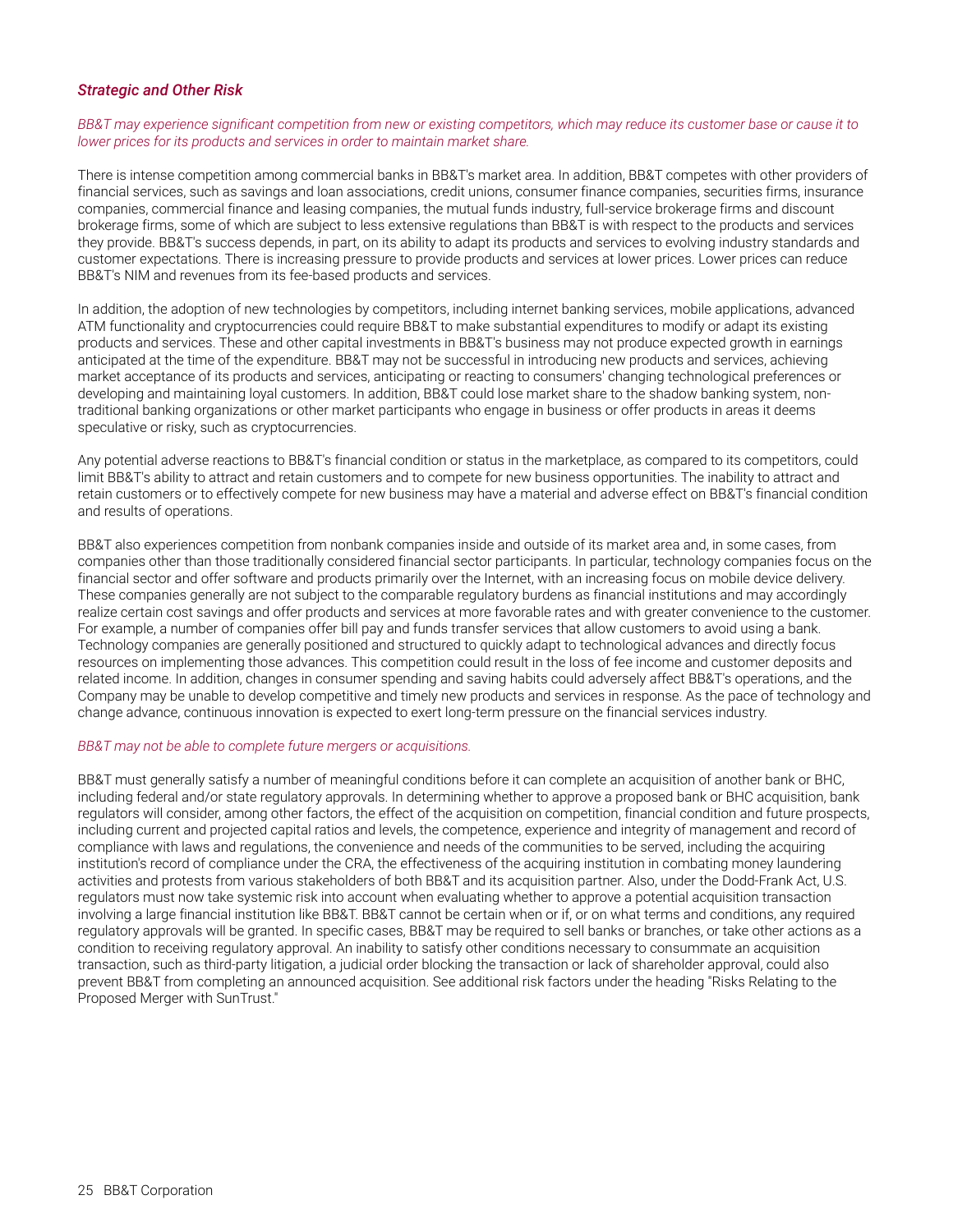### *Strategic and Other Risk*

*BB&T may experience significant competition from new or existing competitors, which may reduce its customer base or cause it to lower prices for its products and services in order to maintain market share.*

There is intense competition among commercial banks in BB&T's market area. In addition, BB&T competes with other providers of financial services, such as savings and loan associations, credit unions, consumer finance companies, securities firms, insurance companies, commercial finance and leasing companies, the mutual funds industry, full-service brokerage firms and discount brokerage firms, some of which are subject to less extensive regulations than BB&T is with respect to the products and services they provide. BB&T's success depends, in part, on its ability to adapt its products and services to evolving industry standards and customer expectations. There is increasing pressure to provide products and services at lower prices. Lower prices can reduce BB&T's NIM and revenues from its fee-based products and services.

In addition, the adoption of new technologies by competitors, including internet banking services, mobile applications, advanced ATM functionality and cryptocurrencies could require BB&T to make substantial expenditures to modify or adapt its existing products and services. These and other capital investments in BB&T's business may not produce expected growth in earnings anticipated at the time of the expenditure. BB&T may not be successful in introducing new products and services, achieving market acceptance of its products and services, anticipating or reacting to consumers' changing technological preferences or developing and maintaining loyal customers. In addition, BB&T could lose market share to the shadow banking system, non-traditional banking organizations or other market participants who engage in business or offer products in areas it deems speculative or risky, such as cryptocurrencies.

Any potential adverse reactions to BB&T's financial condition or status in the marketplace, as compared to its competitors, could limit BB&T's ability to attract and retain customers and to compete for new business opportunities. The inability to attract and retain customers or to effectively compete for new business may have a material and adverse effect on BB&T's financial condition and results of operations.

BB&T also experiences competition from nonbank companies inside and outside of its market area and, in some cases, from companies other than those traditionally considered financial sector participants. In particular, technology companies focus on the financial sector and offer software and products primarily over the Internet, with an increasing focus on mobile device delivery. These companies generally are not subject to the comparable regulatory burdens as financial institutions and may accordingly realize certain cost savings and offer products and services at more favorable rates and with greater convenience to the customer. For example, a number of companies offer bill pay and funds transfer services that allow customers to avoid using a bank. Technology companies are generally positioned and structured to quickly adapt to technological advances and directly focus resources on implementing those advances. This competition could result in the loss of fee income and customer deposits and related income. In addition, changes in consumer spending and saving habits could adversely affect BB&T's operations, and the Company may be unable to develop competitive and timely new products and services in response. As the pace of technology and change advance, continuous innovation is expected to exert long-term pressure on the financial services industry.

*BB&T may not be able to complete future mergers or acquisitions.*

BB&T must generally satisfy a number of meaningful conditions before it can complete an acquisition of another bank or BHC, including federal and/or state regulatory approvals. In determining whether to approve a proposed bank or BHC acquisition, bank regulators will consider, among other factors, the effect of the acquisition on competition, financial condition and future prospects, including current and projected capital ratios and levels, the competence, experience and integrity of management and record of compliance with laws and regulations, the convenience and needs of the communities to be served, including the acquiring institution's record of compliance under the CRA, the effectiveness of the acquiring institution in combating money laundering activities and protests from various stakeholders of both BB&T and its acquisition partner. Also, under the Dodd-Frank Act, U.S. regulators must now take systemic risk into account when evaluating whether to approve a potential acquisition transaction involving a large financial institution like BB&T. BB&T cannot be certain when or if, or on what terms and conditions, any required regulatory approvals will be granted. In specific cases, BB&T may be required to sell banks or branches, or take other actions as a condition to receiving regulatory approval. An inability to satisfy other conditions necessary to consummate an acquisition transaction, such as third-party litigation, a judicial order blocking the transaction or lack of shareholder approval, could also prevent BB&T from completing an announced acquisition. See additional risk factors under the heading "Risks Relating to the Proposed Merger with SunTrust."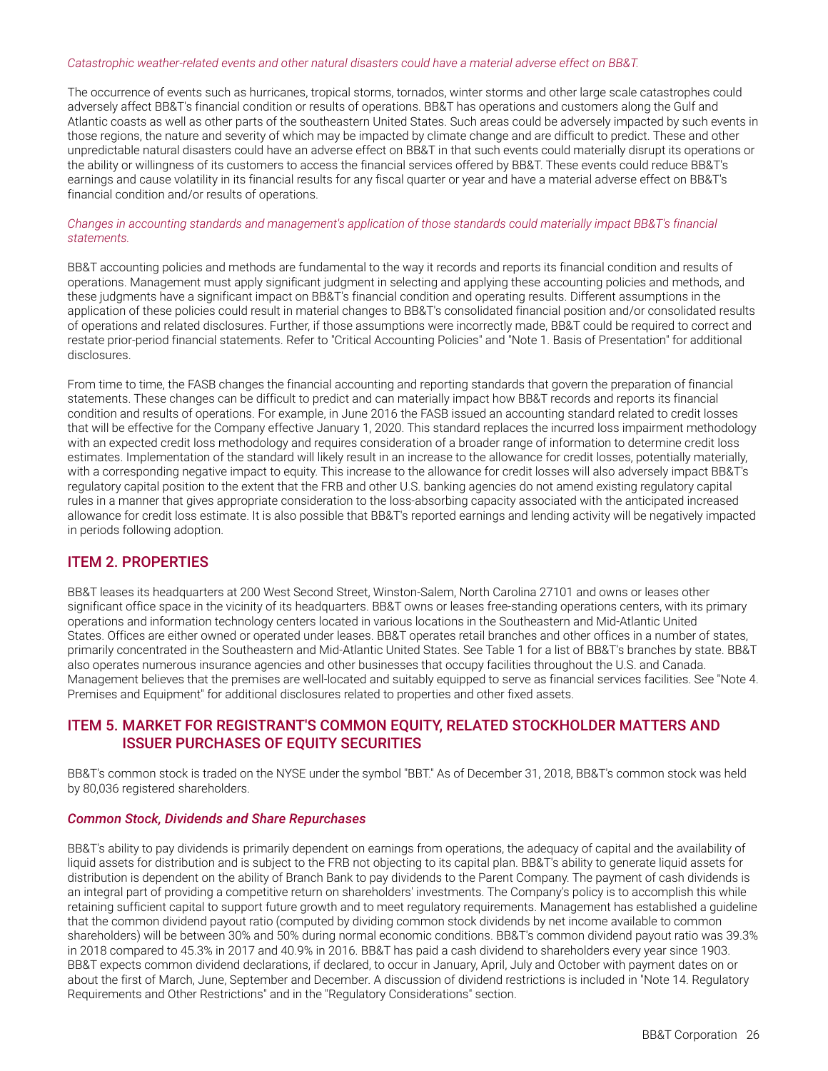*Catastrophic weather-related events and other natural disasters could have a material adverse effect on BB&T.*

The occurrence of events such as hurricanes, tropical storms, tornados, winter storms and other large scale catastrophes could adversely affect BB&T's financial condition or results of operations. BB&T has operations and customers along the Gulf and Atlantic coasts as well as other parts of the southeastern United States. Such areas could be adversely impacted by such events in those regions, the nature and severity of which may be impacted by climate change and are difficult to predict. These and other unpredictable natural disasters could have an adverse effect on BB&T in that such events could materially disrupt its operations or the ability or willingness of its customers to access the financial services offered by BB&T. These events could reduce BB&T's earnings and cause volatility in its financial results for any fiscal quarter or year and have a material adverse effect on BB&T's financial condition and/or results of operations.

*Changes in accounting standards and management's application of those standards could materially impact BB&T's financial statements.*

BB&T accounting policies and methods are fundamental to the way it records and reports its financial condition and results of operations. Management must apply significant judgment in selecting and applying these accounting policies and methods, and these judgments have a significant impact on BB&T's financial condition and operating results. Different assumptions in the application of these policies could result in material changes to BB&T's consolidated financial position and/or consolidated results of operations and related disclosures. Further, if those assumptions were incorrectly made, BB&T could be required to correct and restate prior-period financial statements. Refer to "Critical Accounting Policies" and "Note 1. Basis of Presentation" for additional disclosures.

From time to time, the FASB changes the financial accounting and reporting standards that govern the preparation of financial statements. These changes can be difficult to predict and can materially impact how BB&T records and reports its financial condition and results of operations. For example, in June 2016 the FASB issued an accounting standard related to credit losses that will be effective for the Company effective January 1, 2020. This standard replaces the incurred loss impairment methodology with an expected credit loss methodology and requires consideration of a broader range of information to determine credit loss estimates. Implementation of the standard will likely result in an increase to the allowance for credit losses, potentially materially, with a corresponding negative impact to equity. This increase to the allowance for credit losses will also adversely impact BB&T's regulatory capital position to the extent that the FRB and other U.S. banking agencies do not amend existing regulatory capital rules in a manner that gives appropriate consideration to the loss-absorbing capacity associated with the anticipated increased allowance for credit loss estimate. It is also possible that BB&T's reported earnings and lending activity will be negatively impacted in periods following adoption.

## ITEM 2. PROPERTIES

BB&T leases its headquarters at 200 West Second Street, Winston-Salem, North Carolina 27101 and owns or leases other significant office space in the vicinity of its headquarters. BB&T owns or leases free-standing operations centers, with its primary operations and information technology centers located in various locations in the Southeastern and Mid-Atlantic United States. Offices are either owned or operated under leases. BB&T operates retail branches and other offices in a number of states, primarily concentrated in the Southeastern and Mid-Atlantic United States. See Table 1 for a list of BB&T's branches by state. BB&T also operates numerous insurance agencies and other businesses that occupy facilities throughout the U.S. and Canada. Management believes that the premises are well-located and suitably equipped to serve as financial services facilities. See "Note 4. Premises and Equipment" for additional disclosures related to properties and other fixed assets.

## ITEM 5. MARKET FOR REGISTRANT'S COMMON EQUITY, RELATED STOCKHOLDER MATTERS AND ISSUER PURCHASES OF EQUITY SECURITIES

BB&T's common stock is traded on the NYSE under the symbol "BBT." As of December 31, 2018, BB&T's common stock was held by 80,036 registered shareholders.

### *Common Stock, Dividends and Share Repurchases*

BB&T's ability to pay dividends is primarily dependent on earnings from operations, the adequacy of capital and the availability of liquid assets for distribution and is subject to the FRB not objecting to its capital plan. BB&T's ability to generate liquid assets for distribution is dependent on the ability of Branch Bank to pay dividends to the Parent Company. The payment of cash dividends is an integral part of providing a competitive return on shareholders' investments. The Company's policy is to accomplish this while retaining sufficient capital to support future growth and to meet regulatory requirements. Management has established a guideline that the common dividend payout ratio (computed by dividing common stock dividends by net income available to common shareholders) will be between 30% and 50% during normal economic conditions. BB&T's common dividend payout ratio was 39.3% in 2018 compared to 45.3% in 2017 and 40.9% in 2016. BB&T has paid a cash dividend to shareholders every year since 1903. BB&T expects common dividend declarations, if declared, to occur in January, April, July and October with payment dates on or about the first of March, June, September and December. A discussion of dividend restrictions is included in "Note 14. Regulatory Requirements and Other Restrictions" and in the "Regulatory Considerations" section.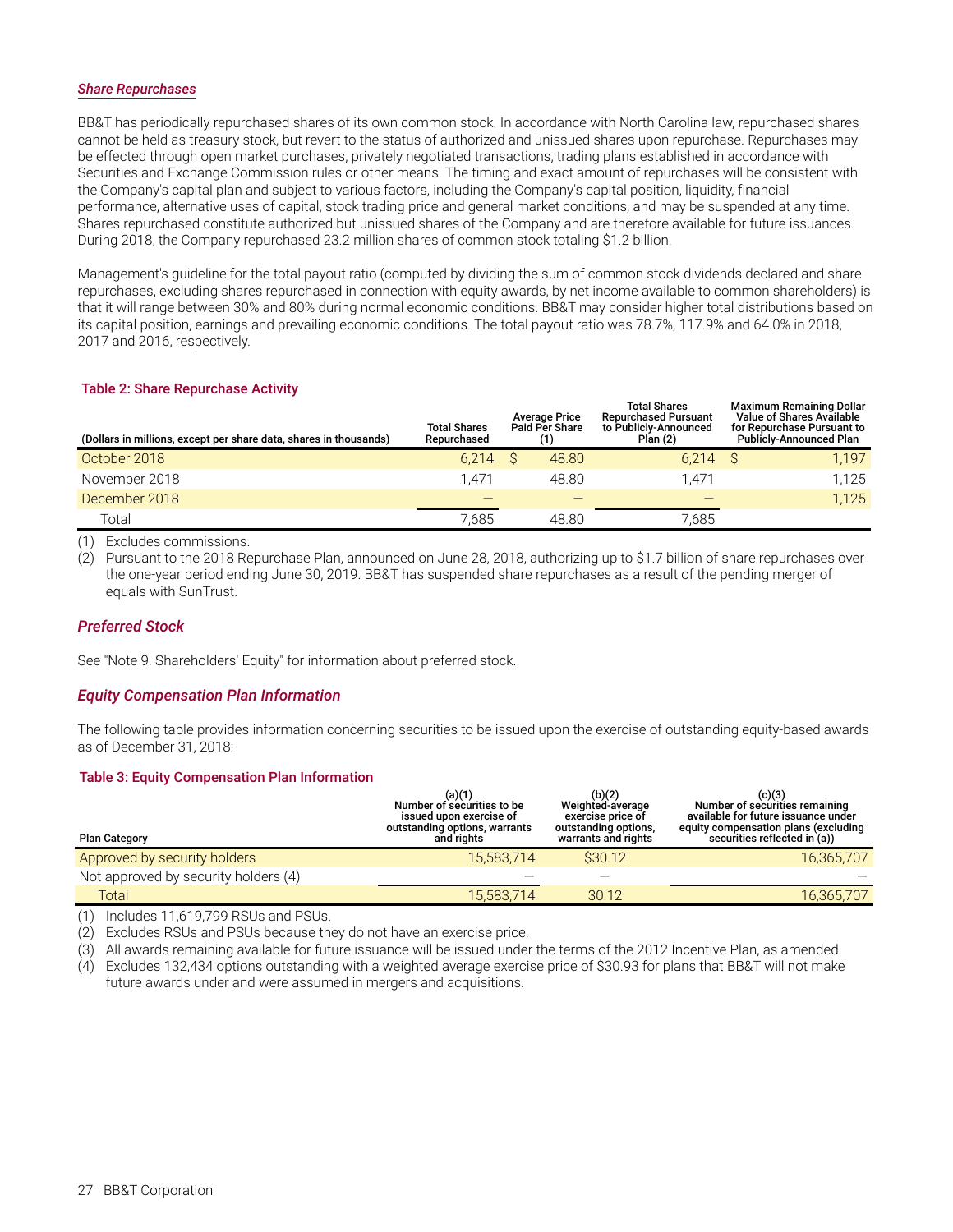### *Share Repurchases*

BB&T has periodically repurchased shares of its own common stock. In accordance with North Carolina law, repurchased shares cannot be held as treasury stock, but revert to the status of authorized and unissued shares upon repurchase. Repurchases may be effected through open market purchases, privately negotiated transactions, trading plans established in accordance with Securities and Exchange Commission rules or other means. The timing and exact amount of repurchases will be consistent with the Company's capital plan and subject to various factors, including the Company's capital position, liquidity, financial performance, alternative uses of capital, stock trading price and general market conditions, and may be suspended at any time. Shares repurchased constitute authorized but unissued shares of the Company and are therefore available for future issuances. During 2018, the Company repurchased 23.2 million shares of common stock totaling $1.2 billion.

Management's guideline for the total payout ratio (computed by dividing the sum of common stock dividends declared and share repurchases, excluding shares repurchased in connection with equity awards, by net income available to common shareholders) is that it will range between 30% and 80% during normal economic conditions. BB&T may consider higher total distributions based on its capital position, earnings and prevailing economic conditions. The total payout ratio was 78.7%, 117.9% and 64.0% in 2018, 2017 and 2016, respectively.

**Table 2: Share Repurchase Activity**

| (Dollars in millions, except per share data, shares in thousands) | Total Shares Repurchased | Average Price Paid Per Share (1) | Total Shares Repurchased Pursuant to Publicly-Announced Plan (2) | Maximum Remaining Dollar Value of Shares Available for Repurchase Pursuant to Publicly-Announced Plan |
|---|---|---|---|---|
| October 2018 | 6,214 | $ 48.80 | 6,214 | $ 1,197 |
| November 2018 | 1,471 | 48.80 | 1,471 | 1,125 |
| December 2018 | — | — | — | 1,125 |
| Total | 7,685 | 48.80 | 7,685 | |

(1) Excludes commissions.
(2) Pursuant to the 2018 Repurchase Plan, announced on June 28, 2018, authorizing up to $1.7 billion of share repurchases over the one-year period ending June 30, 2019. BB&T has suspended share repurchases as a result of the pending merger of equals with SunTrust.

### *Preferred Stock*

See "Note 9. Shareholders' Equity" for information about preferred stock.

### *Equity Compensation Plan Information*

The following table provides information concerning securities to be issued upon the exercise of outstanding equity-based awards as of December 31, 2018:

**Table 3: Equity Compensation Plan Information**

| Plan Category | (a)(1) Number of securities to be issued upon exercise of outstanding options, warrants and rights | (b)(2) Weighted-average exercise price of outstanding options, warrants and rights | (c)(3) Number of securities remaining available for future issuance under equity compensation plans (excluding securities reflected in (a)) |
|---|---|---|---|
| Approved by security holders | 15,583,714 | $30.12 | 16,365,707 |
| Not approved by security holders (4) | — | — | — |
| Total | 15,583,714 | 30.12 | 16,365,707 |

(1) Includes 11,619,799 RSUs and PSUs.
(2) Excludes RSUs and PSUs because they do not have an exercise price.
(3) All awards remaining available for future issuance will be issued under the terms of the 2012 Incentive Plan, as amended.
(4) Excludes 132,434 options outstanding with a weighted average exercise price of $30.93 for plans that BB&T will not make future awards under and were assumed in mergers and acquisitions.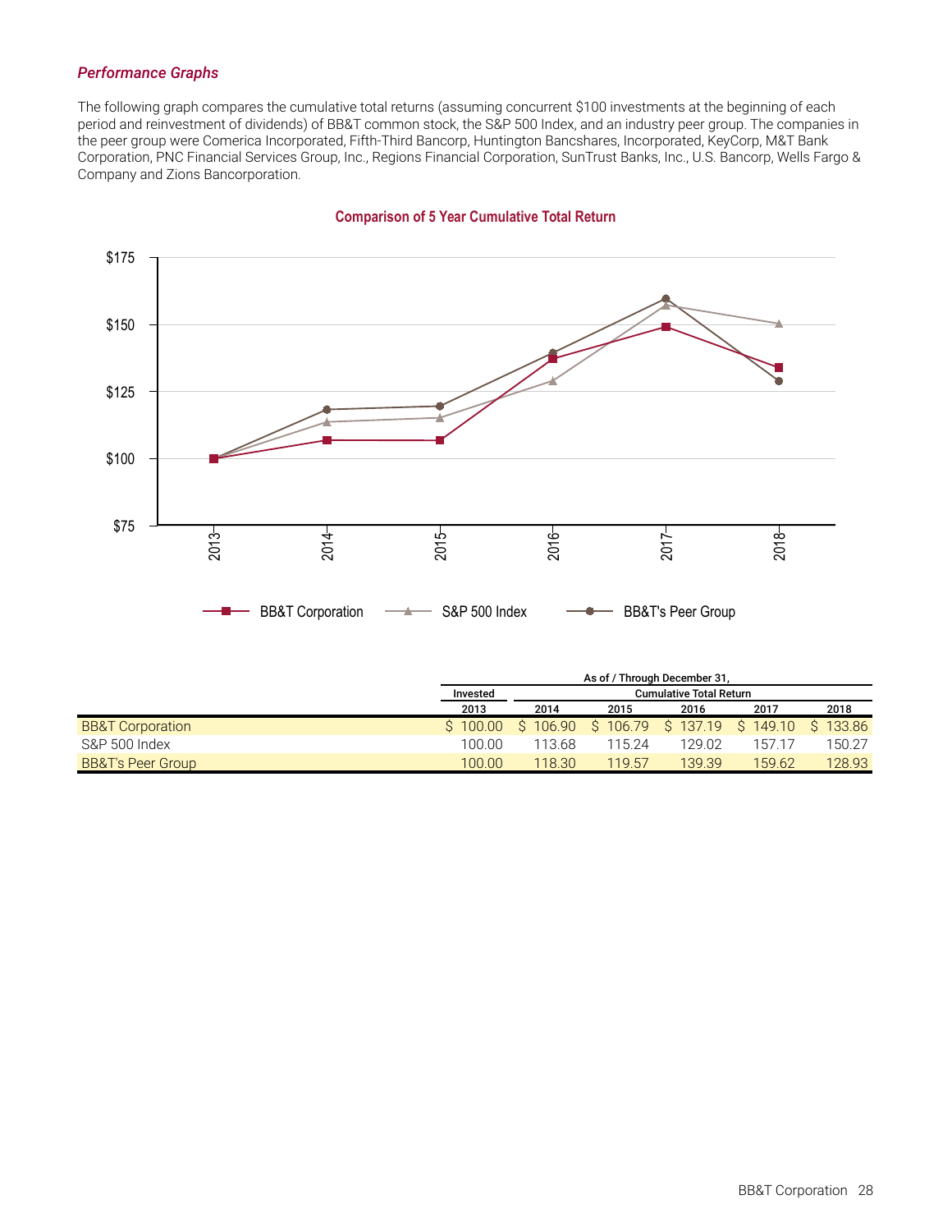### *Performance Graphs*

The following graph compares the cumulative total returns (assuming concurrent $100 investments at the beginning of each period and reinvestment of dividends) of BB&T common stock, the S&P 500 Index, and an industry peer group. The companies in the peer group were Comerica Incorporated, Fifth-Third Bancorp, Huntington Bancshares, Incorporated, KeyCorp, M&T Bank Corporation, PNC Financial Services Group, Inc., Regions Financial Corporation, SunTrust Banks, Inc., U.S. Bancorp, Wells Fargo & Company and Zions Bancorporation.

**Comparison of 5 Year Cumulative Total Return**

| | As of / Through December 31, | | | | | |
|---|---|---|---|---|---|---|
| | Invested | Cumulative Total Return | | | | |
| | 2013 | 2014 | 2015 | 2016 | 2017 | 2018 |
| BB&T Corporation | $ 100.00 | $ 106.90 | $ 106.79 | $ 137.19 | $ 149.10 | $ 133.86 |
| S&P 500 Index | 100.00 | 113.68 | 115.24 | 129.02 | 157.17 | 150.27 |
| BB&T's Peer Group | 100.00 | 118.30 | 119.57 | 139.39 | 159.62 | 128.93 |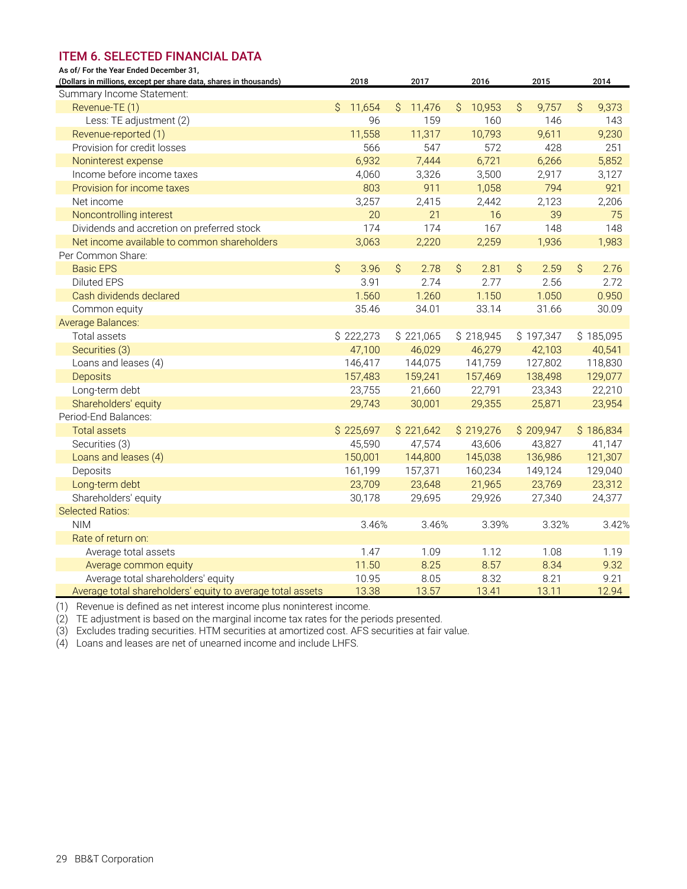## ITEM 6. SELECTED FINANCIAL DATA

| As of/ For the Year Ended December 31, (Dollars in millions, except per share data, shares in thousands) | 2018 | 2017 | 2016 | 2015 | 2014 |
|---|---|---|---|---|---|
| Summary Income Statement: | | | | | |
| Revenue-TE (1) | $ 11,654 | $ 11,476 | $ 10,953 | $ 9,757 | $ 9,373 |
| Less: TE adjustment (2) | 96 | 159 | 160 | 146 | 143 |
| Revenue-reported (1) | 11,558 | 11,317 | 10,793 | 9,611 | 9,230 |
| Provision for credit losses | 566 | 547 | 572 | 428 | 251 |
| Noninterest expense | 6,932 | 7,444 | 6,721 | 6,266 | 5,852 |
| Income before income taxes | 4,060 | 3,326 | 3,500 | 2,917 | 3,127 |
| Provision for income taxes | 803 | 911 | 1,058 | 794 | 921 |
| Net income | 3,257 | 2,415 | 2,442 | 2,123 | 2,206 |
| Noncontrolling interest | 20 | 21 | 16 | 39 | 75 |
| Dividends and accretion on preferred stock | 174 | 174 | 167 | 148 | 148 |
| Net income available to common shareholders | 3,063 | 2,220 | 2,259 | 1,936 | 1,983 |
| Per Common Share: | | | | | |
| Basic EPS | $ 3.96 | $ 2.78 | $ 2.81 | $ 2.59 | $ 2.76 |
| Diluted EPS | 3.91 | 2.74 | 2.77 | 2.56 | 2.72 |
| Cash dividends declared | 1.560 | 1.260 | 1.150 | 1.050 | 0.950 |
| Common equity | 35.46 | 34.01 | 33.14 | 31.66 | 30.09 |
| Average Balances: | | | | | |
| Total assets | $ 222,273 | $ 221,065 | $ 218,945 | $ 197,347 | $ 185,095 |
| Securities (3) | 47,100 | 46,029 | 46,279 | 42,103 | 40,541 |
| Loans and leases (4) | 146,417 | 144,075 | 141,759 | 127,802 | 118,830 |
| Deposits | 157,483 | 159,241 | 157,469 | 138,498 | 129,077 |
| Long-term debt | 23,755 | 21,660 | 22,791 | 23,343 | 22,210 |
| Shareholders' equity | 29,743 | 30,001 | 29,355 | 25,871 | 23,954 |
| Period-End Balances: | | | | | |
| Total assets | $ 225,697 | $ 221,642 | $ 219,276 | $ 209,947 | $ 186,834 |
| Securities (3) | 45,590 | 47,574 | 43,606 | 43,827 | 41,147 |
| Loans and leases (4) | 150,001 | 144,800 | 145,038 | 136,986 | 121,307 |
| Deposits | 161,199 | 157,371 | 160,234 | 149,124 | 129,040 |
| Long-term debt | 23,709 | 23,648 | 21,965 | 23,769 | 23,312 |
| Shareholders' equity | 30,178 | 29,695 | 29,926 | 27,340 | 24,377 |
| Selected Ratios: | | | | | |
| NIM | 3.46% | 3.46% | 3.39% | 3.32% | 3.42% |
| Rate of return on: | | | | | |
| Average total assets | 1.47 | 1.09 | 1.12 | 1.08 | 1.19 |
| Average common equity | 11.50 | 8.25 | 8.57 | 8.34 | 9.32 |
| Average total shareholders' equity | 10.95 | 8.05 | 8.32 | 8.21 | 9.21 |
| Average total shareholders' equity to average total assets | 13.38 | 13.57 | 13.41 | 13.11 | 12.94 |

(1) Revenue is defined as net interest income plus noninterest income.
(2) TE adjustment is based on the marginal income tax rates for the periods presented.
(3) Excludes trading securities. HTM securities at amortized cost. AFS securities at fair value.
(4) Loans and leases are net of unearned income and include LHFS.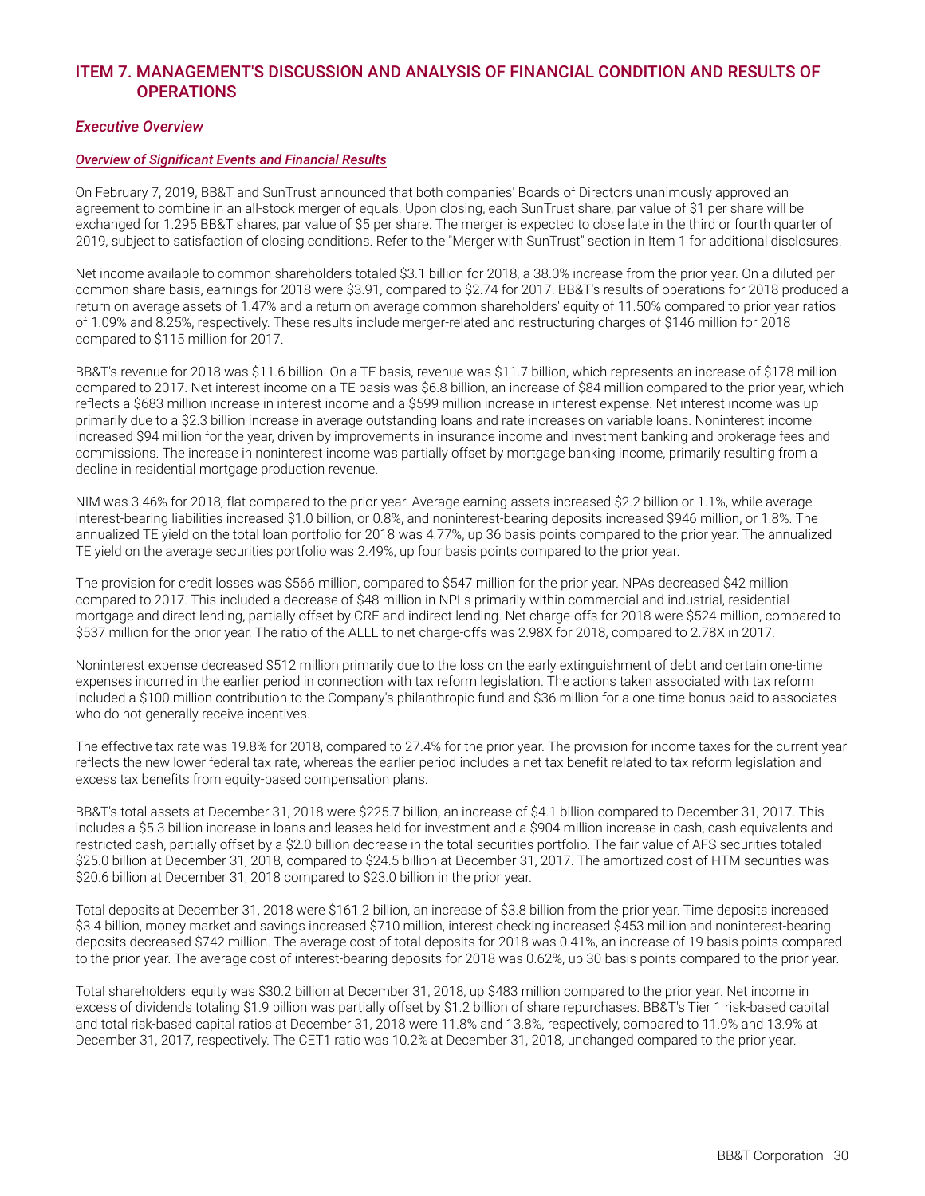## ITEM 7. MANAGEMENT'S DISCUSSION AND ANALYSIS OF FINANCIAL CONDITION AND RESULTS OF OPERATIONS

### *Executive Overview*

#### *Overview of Significant Events and Financial Results*

On February 7, 2019, BB&T and SunTrust announced that both companies' Boards of Directors unanimously approved an agreement to combine in an all-stock merger of equals. Upon closing, each SunTrust share, par value of $1 per share will be exchanged for 1.295 BB&T shares, par value of $5 per share. The merger is expected to close late in the third or fourth quarter of 2019, subject to satisfaction of closing conditions. Refer to the "Merger with SunTrust" section in Item 1 for additional disclosures.

Net income available to common shareholders totaled $3.1 billion for 2018, a 38.0% increase from the prior year. On a diluted per common share basis, earnings for 2018 were $3.91, compared to $2.74 for 2017. BB&T's results of operations for 2018 produced a return on average assets of 1.47% and a return on average common shareholders' equity of 11.50% compared to prior year ratios of 1.09% and 8.25%, respectively. These results include merger-related and restructuring charges of $146 million for 2018 compared to $115 million for 2017.

BB&T's revenue for 2018 was $11.6 billion. On a TE basis, revenue was $11.7 billion, which represents an increase of $178 million compared to 2017. Net interest income on a TE basis was $6.8 billion, an increase of $84 million compared to the prior year, which reflects a $683 million increase in interest income and a $599 million increase in interest expense. Net interest income was up primarily due to a $2.3 billion increase in average outstanding loans and rate increases on variable loans. Noninterest income increased $94 million for the year, driven by improvements in insurance income and investment banking and brokerage fees and commissions. The increase in noninterest income was partially offset by mortgage banking income, primarily resulting from a decline in residential mortgage production revenue.

NIM was 3.46% for 2018, flat compared to the prior year. Average earning assets increased $2.2 billion or 1.1%, while average interest-bearing liabilities increased $1.0 billion, or 0.8%, and noninterest-bearing deposits increased $946 million, or 1.8%. The annualized TE yield on the total loan portfolio for 2018 was 4.77%, up 36 basis points compared to the prior year. The annualized TE yield on the average securities portfolio was 2.49%, up four basis points compared to the prior year.

The provision for credit losses was $566 million, compared to $547 million for the prior year. NPAs decreased $42 million compared to 2017. This included a decrease of $48 million in NPLs primarily within commercial and industrial, residential mortgage and direct lending, partially offset by CRE and indirect lending. Net charge-offs for 2018 were $524 million, compared to $537 million for the prior year. The ratio of the ALLL to net charge-offs was 2.98X for 2018, compared to 2.78X in 2017.

Noninterest expense decreased $512 million primarily due to the loss on the early extinguishment of debt and certain one-time expenses incurred in the earlier period in connection with tax reform legislation. The actions taken associated with tax reform included a $100 million contribution to the Company's philanthropic fund and $36 million for a one-time bonus paid to associates who do not generally receive incentives.

The effective tax rate was 19.8% for 2018, compared to 27.4% for the prior year. The provision for income taxes for the current year reflects the new lower federal tax rate, whereas the earlier period includes a net tax benefit related to tax reform legislation and excess tax benefits from equity-based compensation plans.

BB&T's total assets at December 31, 2018 were $225.7 billion, an increase of $4.1 billion compared to December 31, 2017. This includes a $5.3 billion increase in loans and leases held for investment and a $904 million increase in cash, cash equivalents and restricted cash, partially offset by a $2.0 billion decrease in the total securities portfolio. The fair value of AFS securities totaled $25.0 billion at December 31, 2018, compared to $24.5 billion at December 31, 2017. The amortized cost of HTM securities was $20.6 billion at December 31, 2018 compared to $23.0 billion in the prior year.

Total deposits at December 31, 2018 were $161.2 billion, an increase of $3.8 billion from the prior year. Time deposits increased $3.4 billion, money market and savings increased $710 million, interest checking increased $453 million and noninterest-bearing deposits decreased $742 million. The average cost of total deposits for 2018 was 0.41%, an increase of 19 basis points compared to the prior year. The average cost of interest-bearing deposits for 2018 was 0.62%, up 30 basis points compared to the prior year.

Total shareholders' equity was $30.2 billion at December 31, 2018, up $483 million compared to the prior year. Net income in excess of dividends totaling $1.9 billion was partially offset by $1.2 billion of share repurchases. BB&T's Tier 1 risk-based capital and total risk-based capital ratios at December 31, 2018 were 11.8% and 13.8%, respectively, compared to 11.9% and 13.9% at December 31, 2017, respectively. The CET1 ratio was 10.2% at December 31, 2018, unchanged compared to the prior year.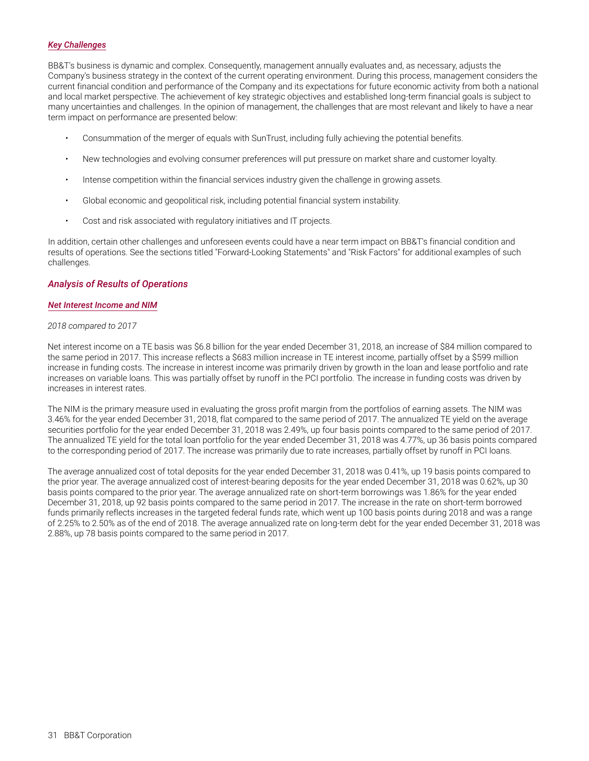#### ***Key Challenges***

BB&T's business is dynamic and complex. Consequently, management annually evaluates and, as necessary, adjusts the Company's business strategy in the context of the current operating environment. During this process, management considers the current financial condition and performance of the Company and its expectations for future economic activity from both a national and local market perspective. The achievement of key strategic objectives and established long-term financial goals is subject to many uncertainties and challenges. In the opinion of management, the challenges that are most relevant and likely to have a near term impact on performance are presented below:

- Consummation of the merger of equals with SunTrust, including fully achieving the potential benefits.
- New technologies and evolving consumer preferences will put pressure on market share and customer loyalty.
- Intense competition within the financial services industry given the challenge in growing assets.
- Global economic and geopolitical risk, including potential financial system instability.
- Cost and risk associated with regulatory initiatives and IT projects.

In addition, certain other challenges and unforeseen events could have a near term impact on BB&T's financial condition and results of operations. See the sections titled "Forward-Looking Statements" and "Risk Factors" for additional examples of such challenges.

## *Analysis of Results of Operations*

#### ***Net Interest Income and NIM***

*2018 compared to 2017*

Net interest income on a TE basis was $6.8 billion for the year ended December 31, 2018, an increase of $84 million compared to the same period in 2017. This increase reflects a $683 million increase in TE interest income, partially offset by a $599 million increase in funding costs. The increase in interest income was primarily driven by growth in the loan and lease portfolio and rate increases on variable loans. This was partially offset by runoff in the PCI portfolio. The increase in funding costs was driven by increases in interest rates.

The NIM is the primary measure used in evaluating the gross profit margin from the portfolios of earning assets. The NIM was 3.46% for the year ended December 31, 2018, flat compared to the same period of 2017. The annualized TE yield on the average securities portfolio for the year ended December 31, 2018 was 2.49%, up four basis points compared to the same period of 2017. The annualized TE yield for the total loan portfolio for the year ended December 31, 2018 was 4.77%, up 36 basis points compared to the corresponding period of 2017. The increase was primarily due to rate increases, partially offset by runoff in PCI loans.

The average annualized cost of total deposits for the year ended December 31, 2018 was 0.41%, up 19 basis points compared to the prior year. The average annualized cost of interest-bearing deposits for the year ended December 31, 2018 was 0.62%, up 30 basis points compared to the prior year. The average annualized rate on short-term borrowings was 1.86% for the year ended December 31, 2018, up 92 basis points compared to the same period in 2017. The increase in the rate on short-term borrowed funds primarily reflects increases in the targeted federal funds rate, which went up 100 basis points during 2018 and was a range of 2.25% to 2.50% as of the end of 2018. The average annualized rate on long-term debt for the year ended December 31, 2018 was 2.88%, up 78 basis points compared to the same period in 2017.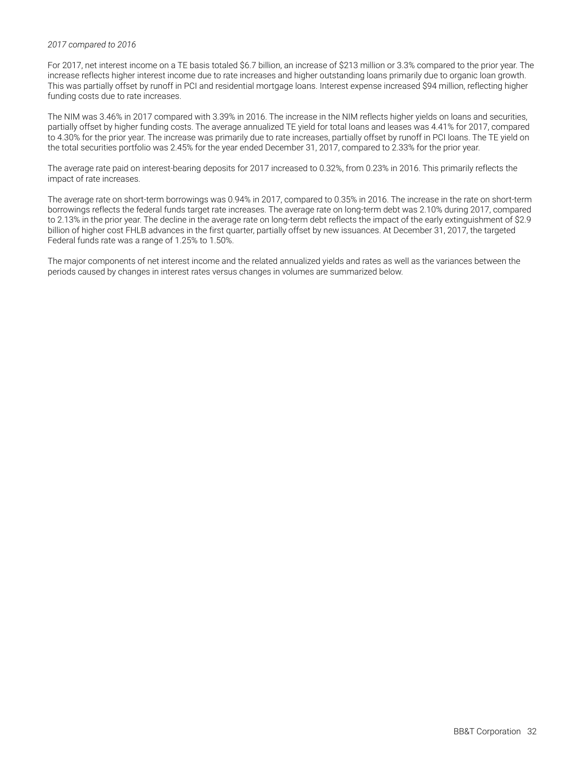*2017 compared to 2016*

For 2017, net interest income on a TE basis totaled $6.7 billion, an increase of $213 million or 3.3% compared to the prior year. The increase reflects higher interest income due to rate increases and higher outstanding loans primarily due to organic loan growth. This was partially offset by runoff in PCI and residential mortgage loans. Interest expense increased $94 million, reflecting higher funding costs due to rate increases.

The NIM was 3.46% in 2017 compared with 3.39% in 2016. The increase in the NIM reflects higher yields on loans and securities, partially offset by higher funding costs. The average annualized TE yield for total loans and leases was 4.41% for 2017, compared to 4.30% for the prior year. The increase was primarily due to rate increases, partially offset by runoff in PCI loans. The TE yield on the total securities portfolio was 2.45% for the year ended December 31, 2017, compared to 2.33% for the prior year.

The average rate paid on interest-bearing deposits for 2017 increased to 0.32%, from 0.23% in 2016. This primarily reflects the impact of rate increases.

The average rate on short-term borrowings was 0.94% in 2017, compared to 0.35% in 2016. The increase in the rate on short-term borrowings reflects the federal funds target rate increases. The average rate on long-term debt was 2.10% during 2017, compared to 2.13% in the prior year. The decline in the average rate on long-term debt reflects the impact of the early extinguishment of $2.9 billion of higher cost FHLB advances in the first quarter, partially offset by new issuances. At December 31, 2017, the targeted Federal funds rate was a range of 1.25% to 1.50%.

The major components of net interest income and the related annualized yields and rates as well as the variances between the periods caused by changes in interest rates versus changes in volumes are summarized below.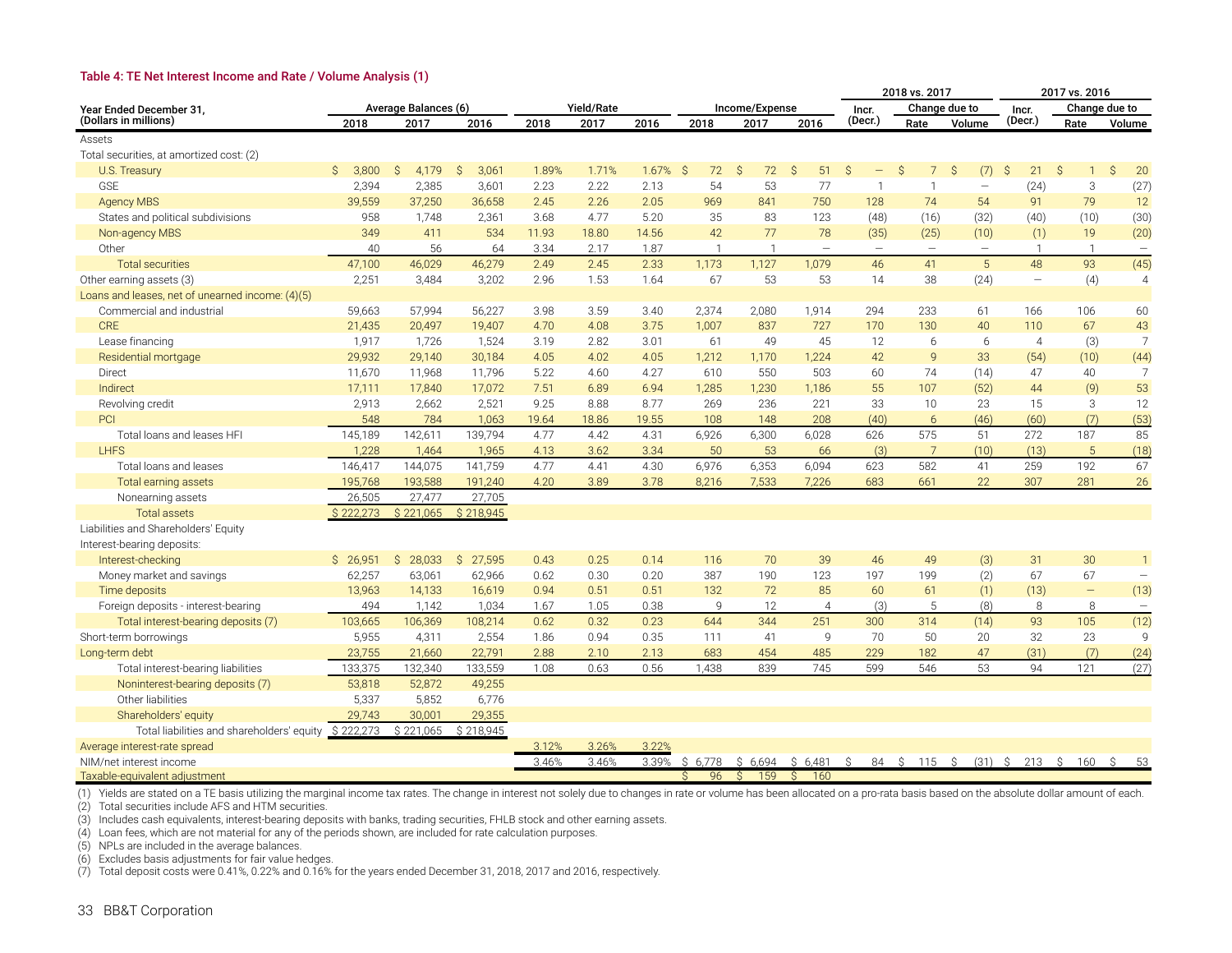#### Table 4: TE Net Interest Income and Rate / Volume Analysis (1)

| Year Ended December 31, (Dollars in millions) | Average Balances (6) | | | Yield/Rate | | | Income/Expense | | | 2018 vs. 2017 | | | 2017 vs. 2016 | | |
|---|---|---|---|---|---|---|---|---|---|---|---|---|---|---|---|
| | | | | | | | | | | Incr. (Decr.) | Change due to | | Incr. (Decr.) | Change due to | |
| | 2018 | 2017 | 2016 | 2018 | 2017 | 2016 | 2018 | 2017 | 2016 | | Rate | Volume | | Rate | Volume |
| Assets | | | | | | | | | | | | | | | |
| Total securities, at amortized cost: (2) | | | | | | | | | | | | | | | |
| U.S. Treasury | $ 3,800 | $ 4,179 | $ 3,061 | 1.89% | 1.71% | 1.67% | $ 72 | $ 72 | $ 51 | $ — | $ 7 | $ (7) | $ 21 | $ 1 | $ 20 |
| GSE | 2,394 | 2,385 | 3,601 | 2.23 | 2.22 | 2.13 | 54 | 53 | 77 | 1 | 1 | — | (24) | 3 | (27) |
| Agency MBS | 39,559 | 37,250 | 36,658 | 2.45 | 2.26 | 2.05 | 969 | 841 | 750 | 128 | 74 | 54 | 91 | 79 | 12 |
| States and political subdivisions | 958 | 1,748 | 2,361 | 3.68 | 4.77 | 5.20 | 35 | 83 | 123 | (48) | (16) | (32) | (40) | (10) | (30) |
| Non-agency MBS | 349 | 411 | 534 | 11.93 | 18.80 | 14.56 | 42 | 77 | 78 | (35) | (25) | (10) | (1) | 19 | (20) |
| Other | 40 | 56 | 64 | 3.34 | 2.17 | 1.87 | 1 | 1 | — | — | — | — | 1 | 1 | — |
| Total securities | 47,100 | 46,029 | 46,279 | 2.49 | 2.45 | 2.33 | 1,173 | 1,127 | 1,079 | 46 | 41 | 5 | 48 | 93 | (45) |
| Other earning assets (3) | 2,251 | 3,484 | 3,202 | 2.96 | 1.53 | 1.64 | 67 | 53 | 53 | 14 | 38 | (24) | — | (4) | 4 |
| Loans and leases, net of unearned income: (4)(5) | | | | | | | | | | | | | | | |
| Commercial and industrial | 59,663 | 57,994 | 56,227 | 3.98 | 3.59 | 3.40 | 2,374 | 2,080 | 1,914 | 294 | 233 | 61 | 166 | 106 | 60 |
| CRE | 21,435 | 20,497 | 19,407 | 4.70 | 4.08 | 3.75 | 1,007 | 837 | 727 | 170 | 130 | 40 | 110 | 67 | 43 |
| Lease financing | 1,917 | 1,726 | 1,524 | 3.19 | 2.82 | 3.01 | 61 | 49 | 45 | 12 | 6 | 6 | 4 | (3) | 7 |
| Residential mortgage | 29,932 | 29,140 | 30,184 | 4.05 | 4.02 | 4.05 | 1,212 | 1,170 | 1,224 | 42 | 9 | 33 | (54) | (10) | (44) |
| Direct | 11,670 | 11,968 | 11,796 | 5.22 | 4.60 | 4.27 | 610 | 550 | 503 | 60 | 74 | (14) | 47 | 40 | 7 |
| Indirect | 17,111 | 17,840 | 17,072 | 7.51 | 6.89 | 6.94 | 1,285 | 1,230 | 1,186 | 55 | 107 | (52) | 44 | (9) | 53 |
| Revolving credit | 2,913 | 2,662 | 2,521 | 9.25 | 8.88 | 8.77 | 269 | 236 | 221 | 33 | 10 | 23 | 15 | 3 | 12 |
| PCI | 548 | 784 | 1,063 | 19.64 | 18.86 | 19.55 | 108 | 148 | 208 | (40) | 6 | (46) | (60) | (7) | (53) |
| Total loans and leases HFI | 145,189 | 142,611 | 139,794 | 4.77 | 4.42 | 4.31 | 6,926 | 6,300 | 6,028 | 626 | 575 | 51 | 272 | 187 | 85 |
| LHFS | 1,228 | 1,464 | 1,965 | 4.13 | 3.62 | 3.34 | 50 | 53 | 66 | (3) | 7 | (10) | (13) | 5 | (18) |
| Total loans and leases | 146,417 | 144,075 | 141,759 | 4.77 | 4.41 | 4.30 | 6,976 | 6,353 | 6,094 | 623 | 582 | 41 | 259 | 192 | 67 |
| Total earning assets | 195,768 | 193,588 | 191,240 | 4.20 | 3.89 | 3.78 | 8,216 | 7,533 | 7,226 | 683 | 661 | 22 | 307 | 281 | 26 |
| Nonearning assets | 26,505 | 27,477 | 27,705 | | | | | | | | | | | | |
| Total assets | $ 222,273 | $ 221,065 | $ 218,945 | | | | | | | | | | | | |
| Liabilities and Shareholders' Equity | | | | | | | | | | | | | | | |
| Interest-bearing deposits: | | | | | | | | | | | | | | | |
| Interest-checking | $ 26,951 | $ 28,033 | $ 27,595 | 0.43 | 0.25 | 0.14 | 116 | 70 | 39 | 46 | 49 | (3) | 31 | 30 | 1 |
| Money market and savings | 62,257 | 63,061 | 62,966 | 0.62 | 0.30 | 0.20 | 387 | 190 | 123 | 197 | 199 | (2) | 67 | 67 | — |
| Time deposits | 13,963 | 14,133 | 16,619 | 0.94 | 0.51 | 0.51 | 132 | 72 | 85 | 60 | 61 | (1) | (13) | — | (13) |
| Foreign deposits - interest-bearing | 494 | 1,142 | 1,034 | 1.67 | 1.05 | 0.38 | 9 | 12 | 4 | (3) | 5 | (8) | 8 | 8 | — |
| Total interest-bearing deposits (7) | 103,665 | 106,369 | 108,214 | 0.62 | 0.32 | 0.23 | 644 | 344 | 251 | 300 | 314 | (14) | 93 | 105 | (12) |
| Short-term borrowings | 5,955 | 4,311 | 2,554 | 1.86 | 0.94 | 0.35 | 111 | 41 | 9 | 70 | 50 | 20 | 32 | 23 | 9 |
| Long-term debt | 23,755 | 21,660 | 22,791 | 2.88 | 2.10 | 2.13 | 683 | 454 | 485 | 229 | 182 | 47 | (31) | (7) | (24) |
| Total interest-bearing liabilities | 133,375 | 132,340 | 133,559 | 1.08 | 0.63 | 0.56 | 1,438 | 839 | 745 | 599 | 546 | 53 | 94 | 121 | (27) |
| Noninterest-bearing deposits (7) | 53,818 | 52,872 | 49,255 | | | | | | | | | | | | |
| Other liabilities | 5,337 | 5,852 | 6,776 | | | | | | | | | | | | |
| Shareholders' equity | 29,743 | 30,001 | 29,355 | | | | | | | | | | | | |
| Total liabilities and shareholders' equity | $ 222,273 | $ 221,065 | $ 218,945 | | | | | | | | | | | | |
| Average interest-rate spread | | | | 3.12% | 3.26% | 3.22% | | | | | | | | | |
| NIM/net interest income | | | | 3.46% | 3.46% | 3.39% | $ 6,778 | $ 6,694 | $ 6,481 | $ 84 | $ 115 | $ (31) | $ 213 | $ 160 | $ 53 |
| Taxable-equivalent adjustment | | | | | | | $ 96 | $ 159 | $ 160 | | | | | | |

(1) Yields are stated on a TE basis utilizing the marginal income tax rates. The change in interest not solely due to changes in rate or volume has been allocated on a pro-rata basis based on the absolute dollar amount of each.
(2) Total securities include AFS and HTM securities.
(3) Includes cash equivalents, interest-bearing deposits with banks, trading securities, FHLB stock and other earning assets.
(4) Loan fees, which are not material for any of the periods shown, are included for rate calculation purposes.
(5) NPLs are included in the average balances.
(6) Excludes basis adjustments for fair value hedges.
(7) Total deposit costs were 0.41%, 0.22% and 0.16% for the years ended December 31, 2018, 2017 and 2016, respectively.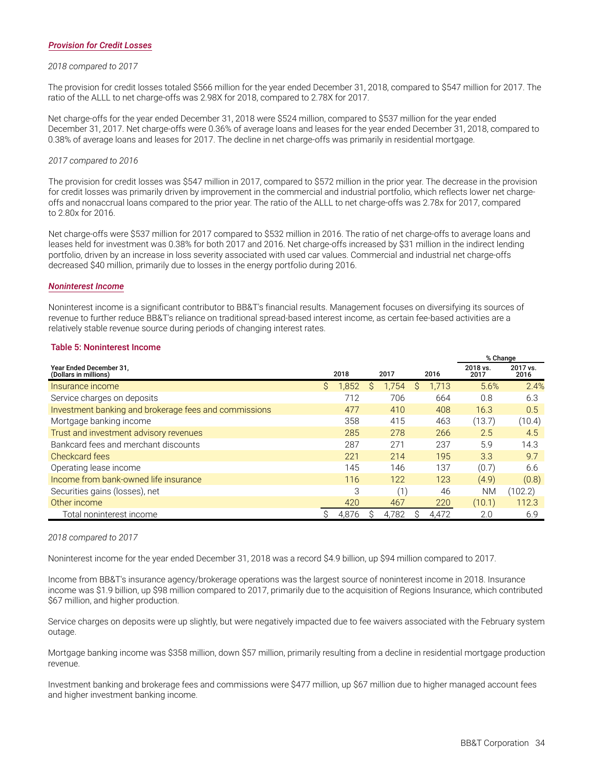### *Provision for Credit Losses*

*2018 compared to 2017*

The provision for credit losses totaled $566 million for the year ended December 31, 2018, compared to $547 million for 2017. The ratio of the ALLL to net charge-offs was 2.98X for 2018, compared to 2.78X for 2017.

Net charge-offs for the year ended December 31, 2018 were $524 million, compared to $537 million for the year ended December 31, 2017. Net charge-offs were 0.36% of average loans and leases for the year ended December 31, 2018, compared to 0.38% of average loans and leases for 2017. The decline in net charge-offs was primarily in residential mortgage.

*2017 compared to 2016*

The provision for credit losses was $547 million in 2017, compared to $572 million in the prior year. The decrease in the provision for credit losses was primarily driven by improvement in the commercial and industrial portfolio, which reflects lower net charge-offs and nonaccrual loans compared to the prior year. The ratio of the ALLL to net charge-offs was 2.78x for 2017, compared to 2.80x for 2016.

Net charge-offs were $537 million for 2017 compared to $532 million in 2016. The ratio of net charge-offs to average loans and leases held for investment was 0.38% for both 2017 and 2016. Net charge-offs increased by $31 million in the indirect lending portfolio, driven by an increase in loss severity associated with used car values. Commercial and industrial net charge-offs decreased $40 million, primarily due to losses in the energy portfolio during 2016.

### *Noninterest Income*

Noninterest income is a significant contributor to BB&T's financial results. Management focuses on diversifying its sources of revenue to further reduce BB&T's reliance on traditional spread-based interest income, as certain fee-based activities are a relatively stable revenue source during periods of changing interest rates.

**Table 5: Noninterest Income**

| Year Ended December 31, (Dollars in millions) | 2018 | 2017 | 2016 | % Change 2018 vs. 2017 | % Change 2017 vs. 2016 |
|---|---|---|---|---|---|
| Insurance income | $ 1,852 | $ 1,754 | $ 1,713 | 5.6% | 2.4% |
| Service charges on deposits | 712 | 706 | 664 | 0.8 | 6.3 |
| Investment banking and brokerage fees and commissions | 477 | 410 | 408 | 16.3 | 0.5 |
| Mortgage banking income | 358 | 415 | 463 | (13.7) | (10.4) |
| Trust and investment advisory revenues | 285 | 278 | 266 | 2.5 | 4.5 |
| Bankcard fees and merchant discounts | 287 | 271 | 237 | 5.9 | 14.3 |
| Checkcard fees | 221 | 214 | 195 | 3.3 | 9.7 |
| Operating lease income | 145 | 146 | 137 | (0.7) | 6.6 |
| Income from bank-owned life insurance | 116 | 122 | 123 | (4.9) | (0.8) |
| Securities gains (losses), net | 3 | (1) | 46 | NM | (102.2) |
| Other income | 420 | 467 | 220 | (10.1) | 112.3 |
| Total noninterest income | $ 4,876 | $ 4,782 | $ 4,472 | 2.0 | 6.9 |

*2018 compared to 2017*

Noninterest income for the year ended December 31, 2018 was a record $4.9 billion, up $94 million compared to 2017.

Income from BB&T's insurance agency/brokerage operations was the largest source of noninterest income in 2018. Insurance income was $1.9 billion, up $98 million compared to 2017, primarily due to the acquisition of Regions Insurance, which contributed $67 million, and higher production.

Service charges on deposits were up slightly, but were negatively impacted due to fee waivers associated with the February system outage.

Mortgage banking income was $358 million, down $57 million, primarily resulting from a decline in residential mortgage production revenue.

Investment banking and brokerage fees and commissions were $477 million, up $67 million due to higher managed account fees and higher investment banking income.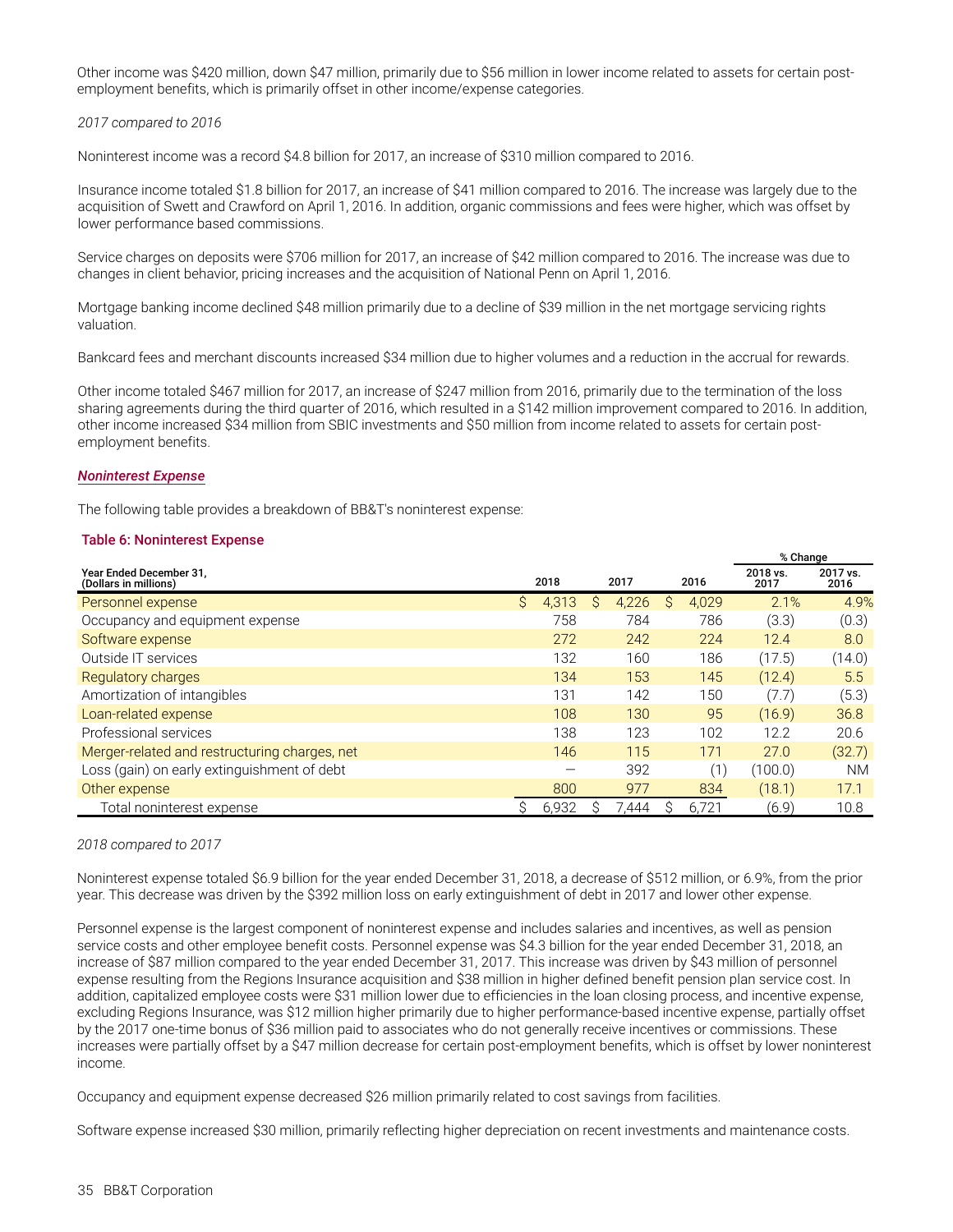Other income was $420 million, down $47 million, primarily due to $56 million in lower income related to assets for certain post-employment benefits, which is primarily offset in other income/expense categories.

*2017 compared to 2016*

Noninterest income was a record $4.8 billion for 2017, an increase of $310 million compared to 2016.

Insurance income totaled $1.8 billion for 2017, an increase of $41 million compared to 2016. The increase was largely due to the acquisition of Swett and Crawford on April 1, 2016. In addition, organic commissions and fees were higher, which was offset by lower performance based commissions.

Service charges on deposits were $706 million for 2017, an increase of $42 million compared to 2016. The increase was due to changes in client behavior, pricing increases and the acquisition of National Penn on April 1, 2016.

Mortgage banking income declined $48 million primarily due to a decline of $39 million in the net mortgage servicing rights valuation.

Bankcard fees and merchant discounts increased $34 million due to higher volumes and a reduction in the accrual for rewards.

Other income totaled $467 million for 2017, an increase of $247 million from 2016, primarily due to the termination of the loss sharing agreements during the third quarter of 2016, which resulted in a $142 million improvement compared to 2016. In addition, other income increased $34 million from SBIC investments and $50 million from income related to assets for certain post-employment benefits.

### ***Noninterest Expense***

The following table provides a breakdown of BB&T's noninterest expense:

**Table 6: Noninterest Expense**

| Year Ended December 31, (Dollars in millions) | 2018 | 2017 | 2016 | % Change 2018 vs. 2017 | % Change 2017 vs. 2016 |
|---|---|---|---|---|---|
| Personnel expense | $ 4,313 | $ 4,226 | $ 4,029 | 2.1% | 4.9% |
| Occupancy and equipment expense | 758 | 784 | 786 | (3.3) | (0.3) |
| Software expense | 272 | 242 | 224 | 12.4 | 8.0 |
| Outside IT services | 132 | 160 | 186 | (17.5) | (14.0) |
| Regulatory charges | 134 | 153 | 145 | (12.4) | 5.5 |
| Amortization of intangibles | 131 | 142 | 150 | (7.7) | (5.3) |
| Loan-related expense | 108 | 130 | 95 | (16.9) | 36.8 |
| Professional services | 138 | 123 | 102 | 12.2 | 20.6 |
| Merger-related and restructuring charges, net | 146 | 115 | 171 | 27.0 | (32.7) |
| Loss (gain) on early extinguishment of debt | — | 392 | (1) | (100.0) | NM |
| Other expense | 800 | 977 | 834 | (18.1) | 17.1 |
| Total noninterest expense | $ 6,932 | $ 7,444 | $ 6,721 | (6.9) | 10.8 |

*2018 compared to 2017*

Noninterest expense totaled $6.9 billion for the year ended December 31, 2018, a decrease of $512 million, or 6.9%, from the prior year. This decrease was driven by the $392 million loss on early extinguishment of debt in 2017 and lower other expense.

Personnel expense is the largest component of noninterest expense and includes salaries and incentives, as well as pension service costs and other employee benefit costs. Personnel expense was $4.3 billion for the year ended December 31, 2018, an increase of $87 million compared to the year ended December 31, 2017. This increase was driven by $43 million of personnel expense resulting from the Regions Insurance acquisition and $38 million in higher defined benefit pension plan service cost. In addition, capitalized employee costs were $31 million lower due to efficiencies in the loan closing process, and incentive expense, excluding Regions Insurance, was $12 million higher primarily due to higher performance-based incentive expense, partially offset by the 2017 one-time bonus of $36 million paid to associates who do not generally receive incentives or commissions. These increases were partially offset by a $47 million decrease for certain post-employment benefits, which is offset by lower noninterest income.

Occupancy and equipment expense decreased $26 million primarily related to cost savings from facilities.

Software expense increased $30 million, primarily reflecting higher depreciation on recent investments and maintenance costs.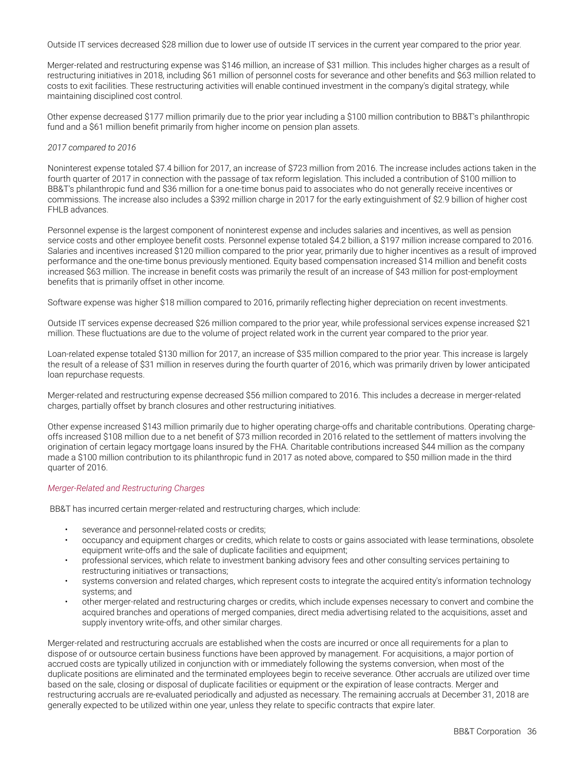Outside IT services decreased $28 million due to lower use of outside IT services in the current year compared to the prior year.

Merger-related and restructuring expense was $146 million, an increase of $31 million. This includes higher charges as a result of restructuring initiatives in 2018, including $61 million of personnel costs for severance and other benefits and $63 million related to costs to exit facilities. These restructuring activities will enable continued investment in the company's digital strategy, while maintaining disciplined cost control.

Other expense decreased $177 million primarily due to the prior year including a $100 million contribution to BB&T's philanthropic fund and a $61 million benefit primarily from higher income on pension plan assets.

*2017 compared to 2016*

Noninterest expense totaled $7.4 billion for 2017, an increase of $723 million from 2016. The increase includes actions taken in the fourth quarter of 2017 in connection with the passage of tax reform legislation. This included a contribution of $100 million to BB&T's philanthropic fund and $36 million for a one-time bonus paid to associates who do not generally receive incentives or commissions. The increase also includes a $392 million charge in 2017 for the early extinguishment of $2.9 billion of higher cost FHLB advances.

Personnel expense is the largest component of noninterest expense and includes salaries and incentives, as well as pension service costs and other employee benefit costs. Personnel expense totaled $4.2 billion, a $197 million increase compared to 2016. Salaries and incentives increased $120 million compared to the prior year, primarily due to higher incentives as a result of improved performance and the one-time bonus previously mentioned. Equity based compensation increased $14 million and benefit costs increased $63 million. The increase in benefit costs was primarily the result of an increase of $43 million for post-employment benefits that is primarily offset in other income.

Software expense was higher $18 million compared to 2016, primarily reflecting higher depreciation on recent investments.

Outside IT services expense decreased $26 million compared to the prior year, while professional services expense increased $21 million. These fluctuations are due to the volume of project related work in the current year compared to the prior year.

Loan-related expense totaled $130 million for 2017, an increase of $35 million compared to the prior year. This increase is largely the result of a release of $31 million in reserves during the fourth quarter of 2016, which was primarily driven by lower anticipated loan repurchase requests.

Merger-related and restructuring expense decreased $56 million compared to 2016. This includes a decrease in merger-related charges, partially offset by branch closures and other restructuring initiatives.

Other expense increased $143 million primarily due to higher operating charge-offs and charitable contributions. Operating charge-offs increased $108 million due to a net benefit of $73 million recorded in 2016 related to the settlement of matters involving the origination of certain legacy mortgage loans insured by the FHA. Charitable contributions increased $44 million as the company made a $100 million contribution to its philanthropic fund in 2017 as noted above, compared to $50 million made in the third quarter of 2016.

*Merger-Related and Restructuring Charges*

BB&T has incurred certain merger-related and restructuring charges, which include:

- severance and personnel-related costs or credits;
- occupancy and equipment charges or credits, which relate to costs or gains associated with lease terminations, obsolete equipment write-offs and the sale of duplicate facilities and equipment;
- professional services, which relate to investment banking advisory fees and other consulting services pertaining to restructuring initiatives or transactions;
- systems conversion and related charges, which represent costs to integrate the acquired entity's information technology systems; and
- other merger-related and restructuring charges or credits, which include expenses necessary to convert and combine the acquired branches and operations of merged companies, direct media advertising related to the acquisitions, asset and supply inventory write-offs, and other similar charges.

Merger-related and restructuring accruals are established when the costs are incurred or once all requirements for a plan to dispose of or outsource certain business functions have been approved by management. For acquisitions, a major portion of accrued costs are typically utilized in conjunction with or immediately following the systems conversion, when most of the duplicate positions are eliminated and the terminated employees begin to receive severance. Other accruals are utilized over time based on the sale, closing or disposal of duplicate facilities or equipment or the expiration of lease contracts. Merger and restructuring accruals are re-evaluated periodically and adjusted as necessary. The remaining accruals at December 31, 2018 are generally expected to be utilized within one year, unless they relate to specific contracts that expire later.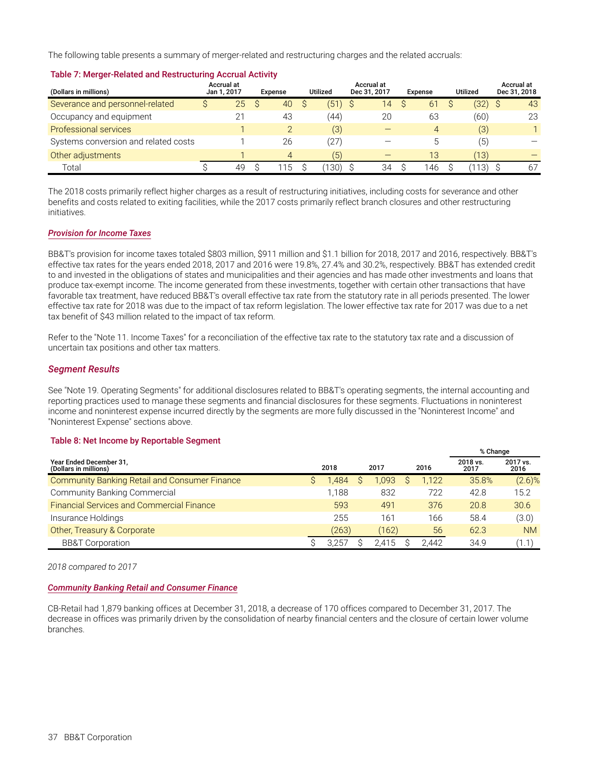The following table presents a summary of merger-related and restructuring charges and the related accruals:

**Table 7: Merger-Related and Restructuring Accrual Activity**

| (Dollars in millions) | Accrual at Jan 1, 2017 | Expense | Utilized | Accrual at Dec 31, 2017 | Expense | Utilized | Accrual at Dec 31, 2018 |
|---|---|---|---|---|---|---|---|
| Severance and personnel-related | $ 25 | $ 40 | $ (51) | $ 14 | $ 61 | $ (32) | $ 43 |
| Occupancy and equipment | 21 | 43 | (44) | 20 | 63 | (60) | 23 |
| Professional services | 1 | 2 | (3) | — | 4 | (3) | 1 |
| Systems conversion and related costs | 1 | 26 | (27) | — | 5 | (5) | — |
| Other adjustments | 1 | 4 | (5) | — | 13 | (13) | — |
| Total | $ 49 | $ 115 | $ (130) | $ 34 | $ 146 | $ (113) | $ 67 |

The 2018 costs primarily reflect higher charges as a result of restructuring initiatives, including costs for severance and other benefits and costs related to exiting facilities, while the 2017 costs primarily reflect branch closures and other restructuring initiatives.

***Provision for Income Taxes***

BB&T's provision for income taxes totaled $803 million, $911 million and $1.1 billion for 2018, 2017 and 2016, respectively. BB&T's effective tax rates for the years ended 2018, 2017 and 2016 were 19.8%, 27.4% and 30.2%, respectively. BB&T has extended credit to and invested in the obligations of states and municipalities and their agencies and has made other investments and loans that produce tax-exempt income. The income generated from these investments, together with certain other transactions that have favorable tax treatment, have reduced BB&T's overall effective tax rate from the statutory rate in all periods presented. The lower effective tax rate for 2018 was due to the impact of tax reform legislation. The lower effective tax rate for 2017 was due to a net tax benefit of $43 million related to the impact of tax reform.

Refer to the "Note 11. Income Taxes" for a reconciliation of the effective tax rate to the statutory tax rate and a discussion of uncertain tax positions and other tax matters.

## *Segment Results*

See "Note 19. Operating Segments" for additional disclosures related to BB&T's operating segments, the internal accounting and reporting practices used to manage these segments and financial disclosures for these segments. Fluctuations in noninterest income and noninterest expense incurred directly by the segments are more fully discussed in the "Noninterest Income" and "Noninterest Expense" sections above.

**Table 8: Net Income by Reportable Segment**

| Year Ended December 31, (Dollars in millions) | 2018 | 2017 | 2016 | % Change 2018 vs. 2017 | % Change 2017 vs. 2016 |
|---|---|---|---|---|---|
| Community Banking Retail and Consumer Finance | $ 1,484 | $ 1,093 | $ 1,122 | 35.8% | (2.6)% |
| Community Banking Commercial | 1,188 | 832 | 722 | 42.8 | 15.2 |
| Financial Services and Commercial Finance | 593 | 491 | 376 | 20.8 | 30.6 |
| Insurance Holdings | 255 | 161 | 166 | 58.4 | (3.0) |
| Other, Treasury & Corporate | (263) | (162) | 56 | 62.3 | NM |
| BB&T Corporation | $ 3,257 | $ 2,415 | $ 2,442 | 34.9 | (1.1) |

*2018 compared to 2017*

***Community Banking Retail and Consumer Finance***

CB-Retail had 1,879 banking offices at December 31, 2018, a decrease of 170 offices compared to December 31, 2017. The decrease in offices was primarily driven by the consolidation of nearby financial centers and the closure of certain lower volume branches.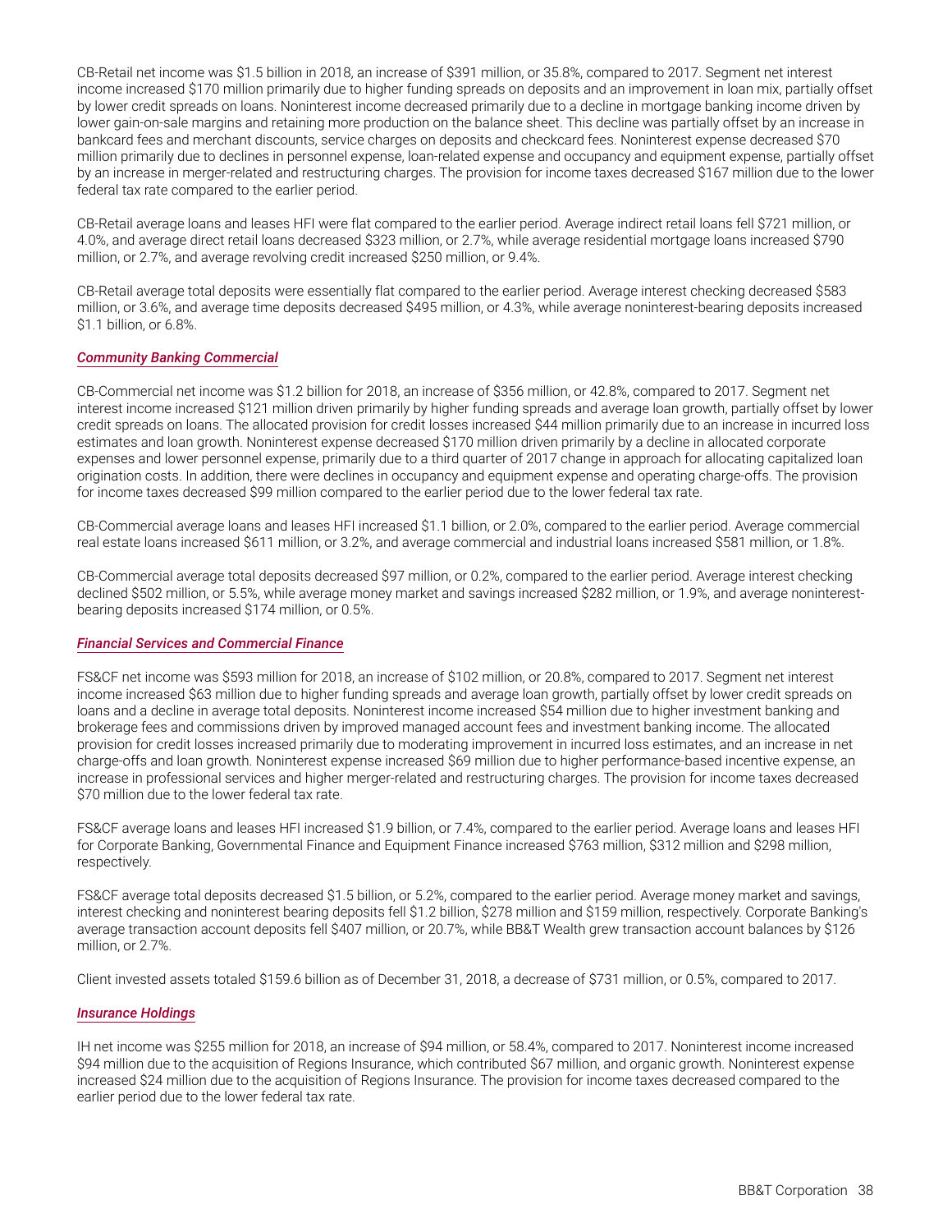CB-Retail net income was $1.5 billion in 2018, an increase of $391 million, or 35.8%, compared to 2017. Segment net interest income increased $170 million primarily due to higher funding spreads on deposits and an improvement in loan mix, partially offset by lower credit spreads on loans. Noninterest income decreased primarily due to a decline in mortgage banking income driven by lower gain-on-sale margins and retaining more production on the balance sheet. This decline was partially offset by an increase in bankcard fees and merchant discounts, service charges on deposits and checkcard fees. Noninterest expense decreased $70 million primarily due to declines in personnel expense, loan-related expense and occupancy and equipment expense, partially offset by an increase in merger-related and restructuring charges. The provision for income taxes decreased $167 million due to the lower federal tax rate compared to the earlier period.

CB-Retail average loans and leases HFI were flat compared to the earlier period. Average indirect retail loans fell $721 million, or 4.0%, and average direct retail loans decreased $323 million, or 2.7%, while average residential mortgage loans increased $790 million, or 2.7%, and average revolving credit increased $250 million, or 9.4%.

CB-Retail average total deposits were essentially flat compared to the earlier period. Average interest checking decreased $583 million, or 3.6%, and average time deposits decreased $495 million, or 4.3%, while average noninterest-bearing deposits increased $1.1 billion, or 6.8%.

### *Community Banking Commercial*

CB-Commercial net income was $1.2 billion for 2018, an increase of $356 million, or 42.8%, compared to 2017. Segment net interest income increased $121 million driven primarily by higher funding spreads and average loan growth, partially offset by lower credit spreads on loans. The allocated provision for credit losses increased $44 million primarily due to an increase in incurred loss estimates and loan growth. Noninterest expense decreased $170 million driven primarily by a decline in allocated corporate expenses and lower personnel expense, primarily due to a third quarter of 2017 change in approach for allocating capitalized loan origination costs. In addition, there were declines in occupancy and equipment expense and operating charge-offs. The provision for income taxes decreased $99 million compared to the earlier period due to the lower federal tax rate.

CB-Commercial average loans and leases HFI increased $1.1 billion, or 2.0%, compared to the earlier period. Average commercial real estate loans increased $611 million, or 3.2%, and average commercial and industrial loans increased $581 million, or 1.8%.

CB-Commercial average total deposits decreased $97 million, or 0.2%, compared to the earlier period. Average interest checking declined $502 million, or 5.5%, while average money market and savings increased $282 million, or 1.9%, and average noninterest-bearing deposits increased $174 million, or 0.5%.

### *Financial Services and Commercial Finance*

FS&CF net income was $593 million for 2018, an increase of $102 million, or 20.8%, compared to 2017. Segment net interest income increased $63 million due to higher funding spreads and average loan growth, partially offset by lower credit spreads on loans and a decline in average total deposits. Noninterest income increased $54 million due to higher investment banking and brokerage fees and commissions driven by improved managed account fees and investment banking income. The allocated provision for credit losses increased primarily due to moderating improvement in incurred loss estimates, and an increase in net charge-offs and loan growth. Noninterest expense increased $69 million due to higher performance-based incentive expense, an increase in professional services and higher merger-related and restructuring charges. The provision for income taxes decreased $70 million due to the lower federal tax rate.

FS&CF average loans and leases HFI increased $1.9 billion, or 7.4%, compared to the earlier period. Average loans and leases HFI for Corporate Banking, Governmental Finance and Equipment Finance increased $763 million, $312 million and $298 million, respectively.

FS&CF average total deposits decreased $1.5 billion, or 5.2%, compared to the earlier period. Average money market and savings, interest checking and noninterest bearing deposits fell $1.2 billion, $278 million and $159 million, respectively. Corporate Banking's average transaction account deposits fell $407 million, or 20.7%, while BB&T Wealth grew transaction account balances by $126 million, or 2.7%.

Client invested assets totaled $159.6 billion as of December 31, 2018, a decrease of $731 million, or 0.5%, compared to 2017.

### *Insurance Holdings*

IH net income was $255 million for 2018, an increase of $94 million, or 58.4%, compared to 2017. Noninterest income increased $94 million due to the acquisition of Regions Insurance, which contributed $67 million, and organic growth. Noninterest expense increased $24 million due to the acquisition of Regions Insurance. The provision for income taxes decreased compared to the earlier period due to the lower federal tax rate.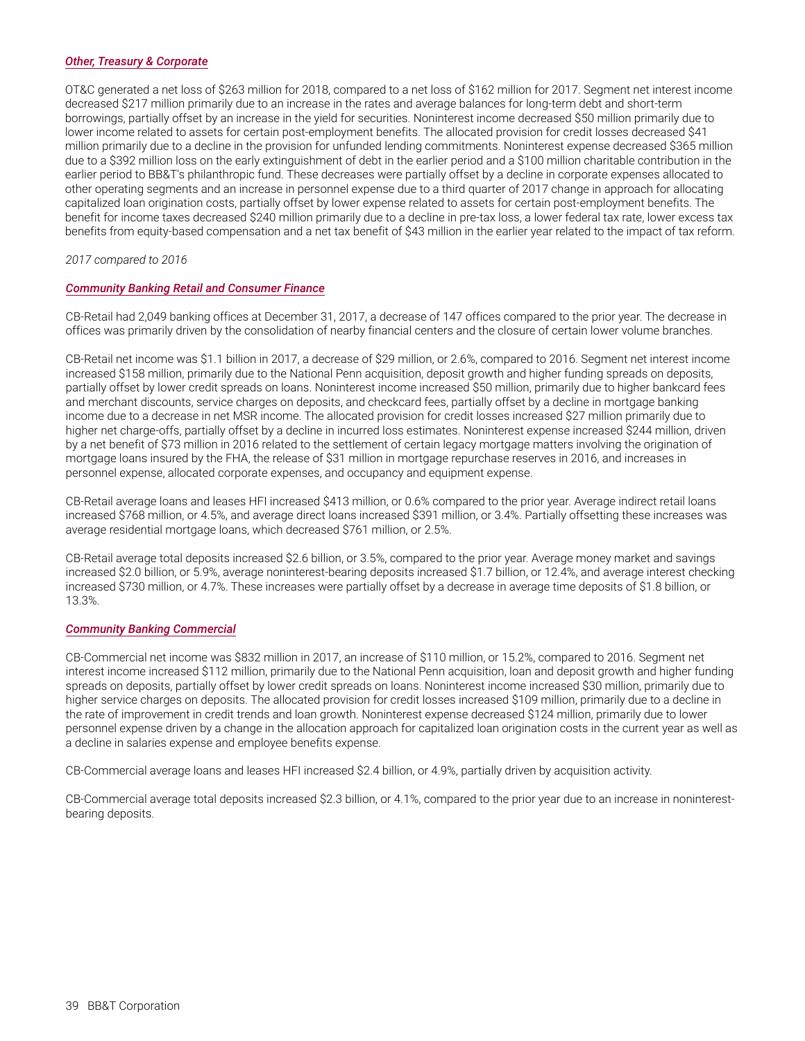### *Other, Treasury & Corporate*

OT&C generated a net loss of $263 million for 2018, compared to a net loss of $162 million for 2017. Segment net interest income decreased $217 million primarily due to an increase in the rates and average balances for long-term debt and short-term borrowings, partially offset by an increase in the yield for securities. Noninterest income decreased $50 million primarily due to lower income related to assets for certain post-employment benefits. The allocated provision for credit losses decreased $41 million primarily due to a decline in the provision for unfunded lending commitments. Noninterest expense decreased $365 million due to a $392 million loss on the early extinguishment of debt in the earlier period and a $100 million charitable contribution in the earlier period to BB&T's philanthropic fund. These decreases were partially offset by a decline in corporate expenses allocated to other operating segments and an increase in personnel expense due to a third quarter of 2017 change in approach for allocating capitalized loan origination costs, partially offset by lower expense related to assets for certain post-employment benefits. The benefit for income taxes decreased $240 million primarily due to a decline in pre-tax loss, a lower federal tax rate, lower excess tax benefits from equity-based compensation and a net tax benefit of $43 million in the earlier year related to the impact of tax reform.

*2017 compared to 2016*

### *Community Banking Retail and Consumer Finance*

CB-Retail had 2,049 banking offices at December 31, 2017, a decrease of 147 offices compared to the prior year. The decrease in offices was primarily driven by the consolidation of nearby financial centers and the closure of certain lower volume branches.

CB-Retail net income was $1.1 billion in 2017, a decrease of $29 million, or 2.6%, compared to 2016. Segment net interest income increased $158 million, primarily due to the National Penn acquisition, deposit growth and higher funding spreads on deposits, partially offset by lower credit spreads on loans. Noninterest income increased $50 million, primarily due to higher bankcard fees and merchant discounts, service charges on deposits, and checkcard fees, partially offset by a decline in mortgage banking income due to a decrease in net MSR income. The allocated provision for credit losses increased $27 million primarily due to higher net charge-offs, partially offset by a decline in incurred loss estimates. Noninterest expense increased $244 million, driven by a net benefit of $73 million in 2016 related to the settlement of certain legacy mortgage matters involving the origination of mortgage loans insured by the FHA, the release of $31 million in mortgage repurchase reserves in 2016, and increases in personnel expense, allocated corporate expenses, and occupancy and equipment expense.

CB-Retail average loans and leases HFI increased $413 million, or 0.6% compared to the prior year. Average indirect retail loans increased $768 million, or 4.5%, and average direct loans increased $391 million, or 3.4%. Partially offsetting these increases was average residential mortgage loans, which decreased $761 million, or 2.5%.

CB-Retail average total deposits increased $2.6 billion, or 3.5%, compared to the prior year. Average money market and savings increased $2.0 billion, or 5.9%, average noninterest-bearing deposits increased $1.7 billion, or 12.4%, and average interest checking increased $730 million, or 4.7%. These increases were partially offset by a decrease in average time deposits of $1.8 billion, or 13.3%.

### *Community Banking Commercial*

CB-Commercial net income was $832 million in 2017, an increase of $110 million, or 15.2%, compared to 2016. Segment net interest income increased $112 million, primarily due to the National Penn acquisition, loan and deposit growth and higher funding spreads on deposits, partially offset by lower credit spreads on loans. Noninterest income increased $30 million, primarily due to higher service charges on deposits. The allocated provision for credit losses increased $109 million, primarily due to a decline in the rate of improvement in credit trends and loan growth. Noninterest expense decreased $124 million, primarily due to lower personnel expense driven by a change in the allocation approach for capitalized loan origination costs in the current year as well as a decline in salaries expense and employee benefits expense.

CB-Commercial average loans and leases HFI increased $2.4 billion, or 4.9%, partially driven by acquisition activity.

CB-Commercial average total deposits increased $2.3 billion, or 4.1%, compared to the prior year due to an increase in noninterest-bearing deposits.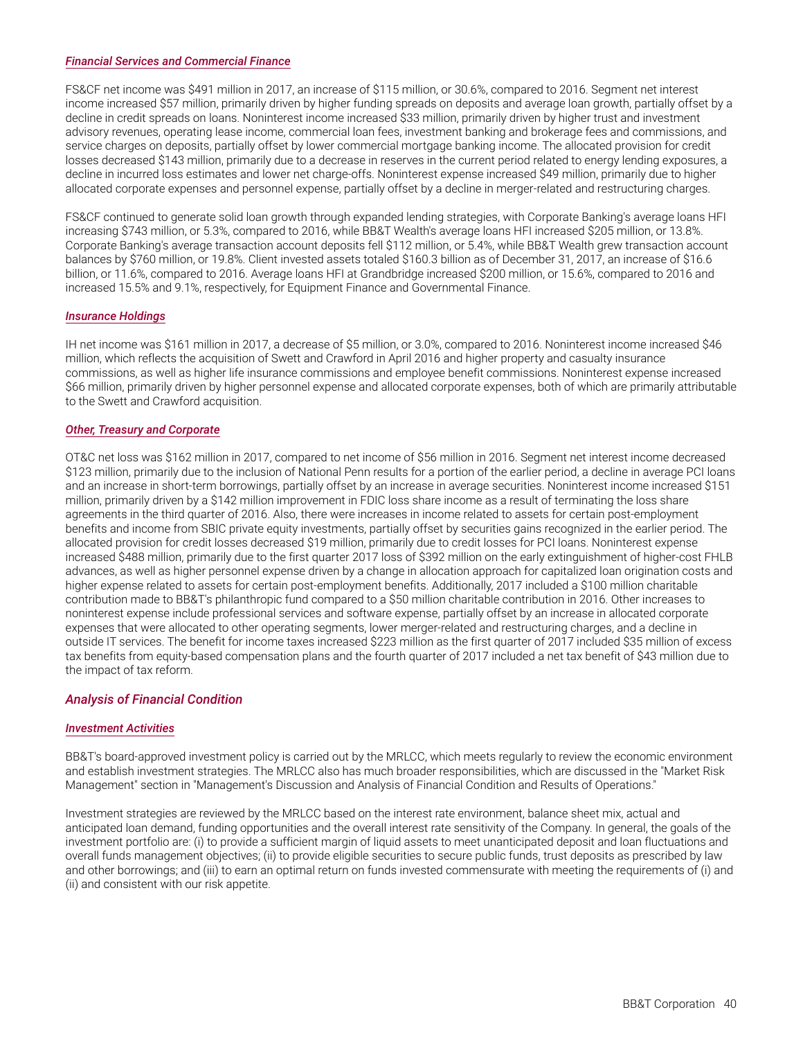### *Financial Services and Commercial Finance*

FS&CF net income was $491 million in 2017, an increase of $115 million, or 30.6%, compared to 2016. Segment net interest income increased $57 million, primarily driven by higher funding spreads on deposits and average loan growth, partially offset by a decline in credit spreads on loans. Noninterest income increased $33 million, primarily driven by higher trust and investment advisory revenues, operating lease income, commercial loan fees, investment banking and brokerage fees and commissions, and service charges on deposits, partially offset by lower commercial mortgage banking income. The allocated provision for credit losses decreased $143 million, primarily due to a decrease in reserves in the current period related to energy lending exposures, a decline in incurred loss estimates and lower net charge-offs. Noninterest expense increased $49 million, primarily due to higher allocated corporate expenses and personnel expense, partially offset by a decline in merger-related and restructuring charges.

FS&CF continued to generate solid loan growth through expanded lending strategies, with Corporate Banking's average loans HFI increasing $743 million, or 5.3%, compared to 2016, while BB&T Wealth's average loans HFI increased $205 million, or 13.8%. Corporate Banking's average transaction account deposits fell $112 million, or 5.4%, while BB&T Wealth grew transaction account balances by $760 million, or 19.8%. Client invested assets totaled $160.3 billion as of December 31, 2017, an increase of $16.6 billion, or 11.6%, compared to 2016. Average loans HFI at Grandbridge increased $200 million, or 15.6%, compared to 2016 and increased 15.5% and 9.1%, respectively, for Equipment Finance and Governmental Finance.

### *Insurance Holdings*

IH net income was $161 million in 2017, a decrease of $5 million, or 3.0%, compared to 2016. Noninterest income increased $46 million, which reflects the acquisition of Swett and Crawford in April 2016 and higher property and casualty insurance commissions, as well as higher life insurance commissions and employee benefit commissions. Noninterest expense increased $66 million, primarily driven by higher personnel expense and allocated corporate expenses, both of which are primarily attributable to the Swett and Crawford acquisition.

### *Other, Treasury and Corporate*

OT&C net loss was $162 million in 2017, compared to net income of $56 million in 2016. Segment net interest income decreased $123 million, primarily due to the inclusion of National Penn results for a portion of the earlier period, a decline in average PCI loans and an increase in short-term borrowings, partially offset by an increase in average securities. Noninterest income increased $151 million, primarily driven by a $142 million improvement in FDIC loss share income as a result of terminating the loss share agreements in the third quarter of 2016. Also, there were increases in income related to assets for certain post-employment benefits and income from SBIC private equity investments, partially offset by securities gains recognized in the earlier period. The allocated provision for credit losses decreased $19 million, primarily due to credit losses for PCI loans. Noninterest expense increased $488 million, primarily due to the first quarter 2017 loss of $392 million on the early extinguishment of higher-cost FHLB advances, as well as higher personnel expense driven by a change in allocation approach for capitalized loan origination costs and higher expense related to assets for certain post-employment benefits. Additionally, 2017 included a $100 million charitable contribution made to BB&T's philanthropic fund compared to a $50 million charitable contribution in 2016. Other increases to noninterest expense include professional services and software expense, partially offset by an increase in allocated corporate expenses that were allocated to other operating segments, lower merger-related and restructuring charges, and a decline in outside IT services. The benefit for income taxes increased $223 million as the first quarter of 2017 included $35 million of excess tax benefits from equity-based compensation plans and the fourth quarter of 2017 included a net tax benefit of $43 million due to the impact of tax reform.

## *Analysis of Financial Condition*

### *Investment Activities*

BB&T's board-approved investment policy is carried out by the MRLCC, which meets regularly to review the economic environment and establish investment strategies. The MRLCC also has much broader responsibilities, which are discussed in the "Market Risk Management" section in "Management's Discussion and Analysis of Financial Condition and Results of Operations."

Investment strategies are reviewed by the MRLCC based on the interest rate environment, balance sheet mix, actual and anticipated loan demand, funding opportunities and the overall interest rate sensitivity of the Company. In general, the goals of the investment portfolio are: (i) to provide a sufficient margin of liquid assets to meet unanticipated deposit and loan fluctuations and overall funds management objectives; (ii) to provide eligible securities to secure public funds, trust deposits as prescribed by law and other borrowings; and (iii) to earn an optimal return on funds invested commensurate with meeting the requirements of (i) and (ii) and consistent with our risk appetite.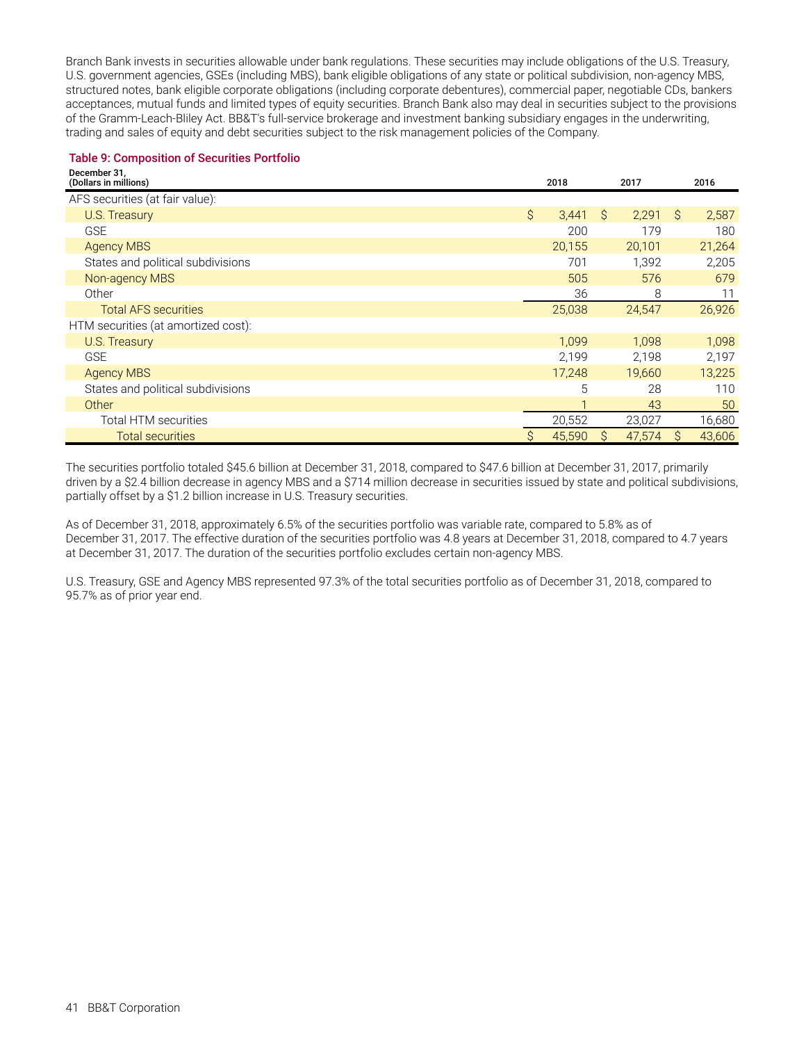Branch Bank invests in securities allowable under bank regulations. These securities may include obligations of the U.S. Treasury, U.S. government agencies, GSEs (including MBS), bank eligible obligations of any state or political subdivision, non-agency MBS, structured notes, bank eligible corporate obligations (including corporate debentures), commercial paper, negotiable CDs, bankers acceptances, mutual funds and limited types of equity securities. Branch Bank also may deal in securities subject to the provisions of the Gramm-Leach-Bliley Act. BB&T's full-service brokerage and investment banking subsidiary engages in the underwriting, trading and sales of equity and debt securities subject to the risk management policies of the Company.

**Table 9: Composition of Securities Portfolio**

| December 31, (Dollars in millions) | 2018 | 2017 | 2016 |
|---|---|---|---|
| AFS securities (at fair value): | | | |
| U.S. Treasury | $ 3,441 | $ 2,291 | $ 2,587 |
| GSE | 200 | 179 | 180 |
| Agency MBS | 20,155 | 20,101 | 21,264 |
| States and political subdivisions | 701 | 1,392 | 2,205 |
| Non-agency MBS | 505 | 576 | 679 |
| Other | 36 | 8 | 11 |
| Total AFS securities | 25,038 | 24,547 | 26,926 |
| HTM securities (at amortized cost): | | | |
| U.S. Treasury | 1,099 | 1,098 | 1,098 |
| GSE | 2,199 | 2,198 | 2,197 |
| Agency MBS | 17,248 | 19,660 | 13,225 |
| States and political subdivisions | 5 | 28 | 110 |
| Other | 1 | 43 | 50 |
| Total HTM securities | 20,552 | 23,027 | 16,680 |
| Total securities | $ 45,590 | $ 47,574 | $ 43,606 |

The securities portfolio totaled $45.6 billion at December 31, 2018, compared to $47.6 billion at December 31, 2017, primarily driven by a $2.4 billion decrease in agency MBS and a $714 million decrease in securities issued by state and political subdivisions, partially offset by a $1.2 billion increase in U.S. Treasury securities.

As of December 31, 2018, approximately 6.5% of the securities portfolio was variable rate, compared to 5.8% as of December 31, 2017. The effective duration of the securities portfolio was 4.8 years at December 31, 2018, compared to 4.7 years at December 31, 2017. The duration of the securities portfolio excludes certain non-agency MBS.

U.S. Treasury, GSE and Agency MBS represented 97.3% of the total securities portfolio as of December 31, 2018, compared to 95.7% as of prior year end.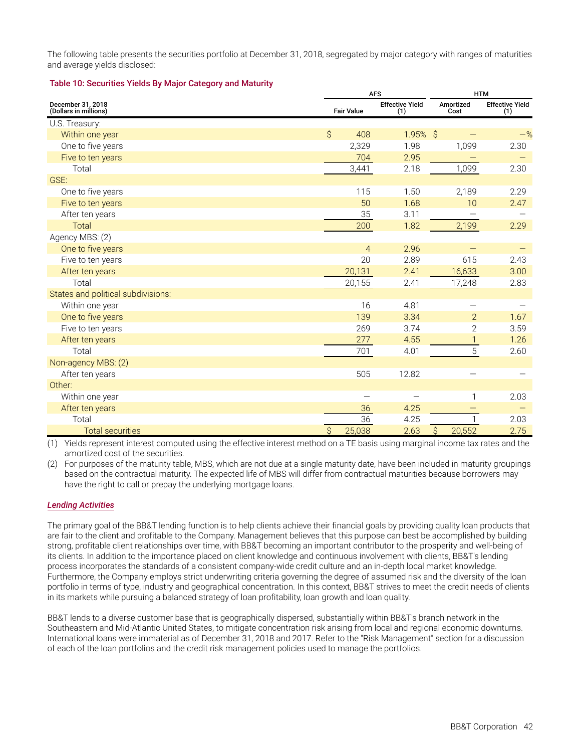The following table presents the securities portfolio at December 31, 2018, segregated by major category with ranges of maturities and average yields disclosed:

**Table 10: Securities Yields By Major Category and Maturity**

| December 31, 2018 (Dollars in millions) | AFS | | HTM | |
|---|---|---|---|---|
| | Fair Value | Effective Yield (1) | Amortized Cost | Effective Yield (1) |
| U.S. Treasury: | | | | |
| Within one year | $ 408 | 1.95% | $ — | —% |
| One to five years | 2,329 | 1.98 | 1,099 | 2.30 |
| Five to ten years | 704 | 2.95 | — | — |
| Total | 3,441 | 2.18 | 1,099 | 2.30 |
| GSE: | | | | |
| One to five years | 115 | 1.50 | 2,189 | 2.29 |
| Five to ten years | 50 | 1.68 | 10 | 2.47 |
| After ten years | 35 | 3.11 | — | — |
| Total | 200 | 1.82 | 2,199 | 2.29 |
| Agency MBS: (2) | | | | |
| One to five years | 4 | 2.96 | — | — |
| Five to ten years | 20 | 2.89 | 615 | 2.43 |
| After ten years | 20,131 | 2.41 | 16,633 | 3.00 |
| Total | 20,155 | 2.41 | 17,248 | 2.83 |
| States and political subdivisions: | | | | |
| Within one year | 16 | 4.81 | — | — |
| One to five years | 139 | 3.34 | 2 | 1.67 |
| Five to ten years | 269 | 3.74 | 2 | 3.59 |
| After ten years | 277 | 4.55 | 1 | 1.26 |
| Total | 701 | 4.01 | 5 | 2.60 |
| Non-agency MBS: (2) | | | | |
| After ten years | 505 | 12.82 | — | — |
| Other: | | | | |
| Within one year | — | — | 1 | 2.03 |
| After ten years | 36 | 4.25 | — | — |
| Total | 36 | 4.25 | 1 | 2.03 |
| Total securities | $ 25,038 | 2.63 | $ 20,552 | 2.75 |

(1) Yields represent interest computed using the effective interest method on a TE basis using marginal income tax rates and the amortized cost of the securities.

(2) For purposes of the maturity table, MBS, which are not due at a single maturity date, have been included in maturity groupings based on the contractual maturity. The expected life of MBS will differ from contractual maturities because borrowers may have the right to call or prepay the underlying mortgage loans.

***Lending Activities***

The primary goal of the BB&T lending function is to help clients achieve their financial goals by providing quality loan products that are fair to the client and profitable to the Company. Management believes that this purpose can best be accomplished by building strong, profitable client relationships over time, with BB&T becoming an important contributor to the prosperity and well-being of its clients. In addition to the importance placed on client knowledge and continuous involvement with clients, BB&T's lending process incorporates the standards of a consistent company-wide credit culture and an in-depth local market knowledge. Furthermore, the Company employs strict underwriting criteria governing the degree of assumed risk and the diversity of the loan portfolio in terms of type, industry and geographical concentration. In this context, BB&T strives to meet the credit needs of clients in its markets while pursuing a balanced strategy of loan profitability, loan growth and loan quality.

BB&T lends to a diverse customer base that is geographically dispersed, substantially within BB&T's branch network in the Southeastern and Mid-Atlantic United States, to mitigate concentration risk arising from local and regional economic downturns. International loans were immaterial as of December 31, 2018 and 2017. Refer to the "Risk Management" section for a discussion of each of the loan portfolios and the credit risk management policies used to manage the portfolios.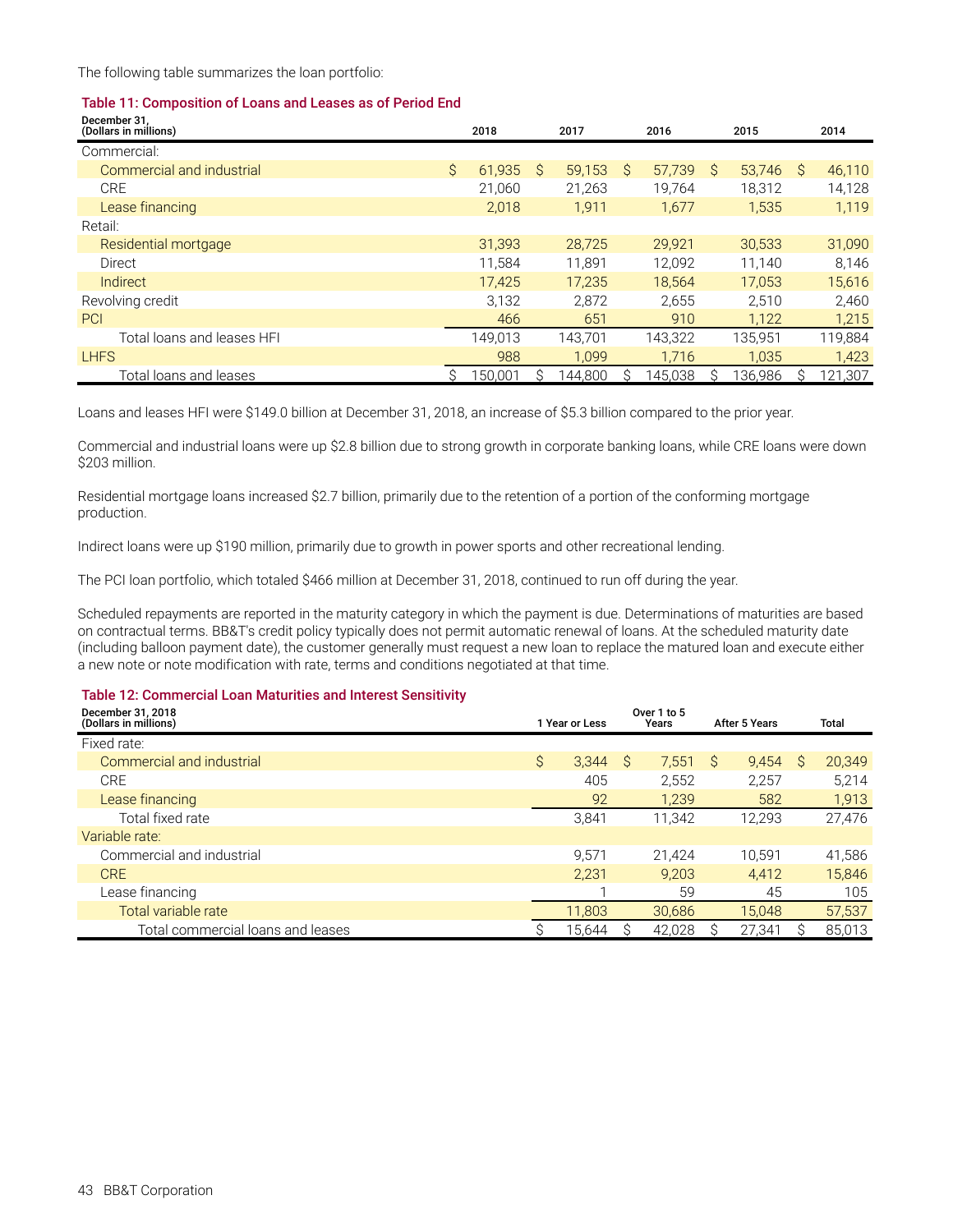The following table summarizes the loan portfolio:

### Table 11: Composition of Loans and Leases as of Period End

| December 31, (Dollars in millions) | 2018 | 2017 | 2016 | 2015 | 2014 |
|---|---|---|---|---|---|
| Commercial: | | | | | |
| Commercial and industrial | $ 61,935 | $ 59,153 | $ 57,739 | $ 53,746 | $ 46,110 |
| CRE | 21,060 | 21,263 | 19,764 | 18,312 | 14,128 |
| Lease financing | 2,018 | 1,911 | 1,677 | 1,535 | 1,119 |
| Retail: | | | | | |
| Residential mortgage | 31,393 | 28,725 | 29,921 | 30,533 | 31,090 |
| Direct | 11,584 | 11,891 | 12,092 | 11,140 | 8,146 |
| Indirect | 17,425 | 17,235 | 18,564 | 17,053 | 15,616 |
| Revolving credit | 3,132 | 2,872 | 2,655 | 2,510 | 2,460 |
| PCI | 466 | 651 | 910 | 1,122 | 1,215 |
| Total loans and leases HFI | 149,013 | 143,701 | 143,322 | 135,951 | 119,884 |
| LHFS | 988 | 1,099 | 1,716 | 1,035 | 1,423 |
| Total loans and leases | $ 150,001 | $ 144,800 | $ 145,038 | $ 136,986 | $ 121,307 |

Loans and leases HFI were $149.0 billion at December 31, 2018, an increase of $5.3 billion compared to the prior year.

Commercial and industrial loans were up $2.8 billion due to strong growth in corporate banking loans, while CRE loans were down $203 million.

Residential mortgage loans increased $2.7 billion, primarily due to the retention of a portion of the conforming mortgage production.

Indirect loans were up $190 million, primarily due to growth in power sports and other recreational lending.

The PCI loan portfolio, which totaled $466 million at December 31, 2018, continued to run off during the year.

Scheduled repayments are reported in the maturity category in which the payment is due. Determinations of maturities are based on contractual terms. BB&T's credit policy typically does not permit automatic renewal of loans. At the scheduled maturity date (including balloon payment date), the customer generally must request a new loan to replace the matured loan and execute either a new note or note modification with rate, terms and conditions negotiated at that time.

### Table 12: Commercial Loan Maturities and Interest Sensitivity

| December 31, 2018 (Dollars in millions) | 1 Year or Less | Over 1 to 5 Years | After 5 Years | Total |
|---|---|---|---|---|
| Fixed rate: | | | | |
| Commercial and industrial | $ 3,344 | $ 7,551 | $ 9,454 | $ 20,349 |
| CRE | 405 | 2,552 | 2,257 | 5,214 |
| Lease financing | 92 | 1,239 | 582 | 1,913 |
| Total fixed rate | 3,841 | 11,342 | 12,293 | 27,476 |
| Variable rate: | | | | |
| Commercial and industrial | 9,571 | 21,424 | 10,591 | 41,586 |
| CRE | 2,231 | 9,203 | 4,412 | 15,846 |
| Lease financing | 1 | 59 | 45 | 105 |
| Total variable rate | 11,803 | 30,686 | 15,048 | 57,537 |
| Total commercial loans and leases | $ 15,644 | $ 42,028 | $ 27,341 | $ 85,013 |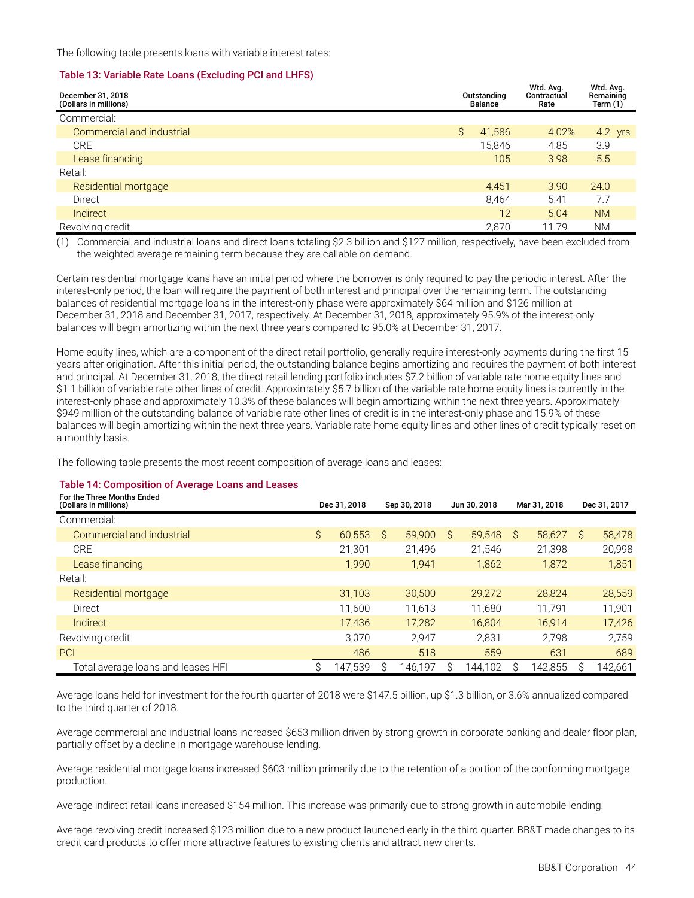The following table presents loans with variable interest rates:

**Table 13: Variable Rate Loans (Excluding PCI and LHFS)**

| December 31, 2018 (Dollars in millions) | Outstanding Balance | Wtd. Avg. Contractual Rate | Wtd. Avg. Remaining Term (1) |
|---|---|---|---|
| Commercial: | | | |
| Commercial and industrial | $ 41,586 | 4.02% | 4.2 yrs |
| CRE | 15,846 | 4.85 | 3.9 |
| Lease financing | 105 | 3.98 | 5.5 |
| Retail: | | | |
| Residential mortgage | 4,451 | 3.90 | 24.0 |
| Direct | 8,464 | 5.41 | 7.7 |
| Indirect | 12 | 5.04 | NM |
| Revolving credit | 2,870 | 11.79 | NM |

(1) Commercial and industrial loans and direct loans totaling $2.3 billion and $127 million, respectively, have been excluded from the weighted average remaining term because they are callable on demand.

Certain residential mortgage loans have an initial period where the borrower is only required to pay the periodic interest. After the interest-only period, the loan will require the payment of both interest and principal over the remaining term. The outstanding balances of residential mortgage loans in the interest-only phase were approximately $64 million and $126 million at December 31, 2018 and December 31, 2017, respectively. At December 31, 2018, approximately 95.9% of the interest-only balances will begin amortizing within the next three years compared to 95.0% at December 31, 2017.

Home equity lines, which are a component of the direct retail portfolio, generally require interest-only payments during the first 15 years after origination. After this initial period, the outstanding balance begins amortizing and requires the payment of both interest and principal. At December 31, 2018, the direct retail lending portfolio includes $7.2 billion of variable rate home equity lines and $1.1 billion of variable rate other lines of credit. Approximately $5.7 billion of the variable rate home equity lines is currently in the interest-only phase and approximately 10.3% of these balances will begin amortizing within the next three years. Approximately $949 million of the outstanding balance of variable rate other lines of credit is in the interest-only phase and 15.9% of these balances will begin amortizing within the next three years. Variable rate home equity lines and other lines of credit typically reset on a monthly basis.

The following table presents the most recent composition of average loans and leases:

**Table 14: Composition of Average Loans and Leases**

| For the Three Months Ended (Dollars in millions) | Dec 31, 2018 | Sep 30, 2018 | Jun 30, 2018 | Mar 31, 2018 | Dec 31, 2017 |
|---|---|---|---|---|---|
| Commercial: | | | | | |
| Commercial and industrial | $ 60,553 | $ 59,900 | $ 59,548 | $ 58,627 | $ 58,478 |
| CRE | 21,301 | 21,496 | 21,546 | 21,398 | 20,998 |
| Lease financing | 1,990 | 1,941 | 1,862 | 1,872 | 1,851 |
| Retail: | | | | | |
| Residential mortgage | 31,103 | 30,500 | 29,272 | 28,824 | 28,559 |
| Direct | 11,600 | 11,613 | 11,680 | 11,791 | 11,901 |
| Indirect | 17,436 | 17,282 | 16,804 | 16,914 | 17,426 |
| Revolving credit | 3,070 | 2,947 | 2,831 | 2,798 | 2,759 |
| PCI | 486 | 518 | 559 | 631 | 689 |
| Total average loans and leases HFI | $ 147,539 | $ 146,197 | $ 144,102 | $ 142,855 | $ 142,661 |

Average loans held for investment for the fourth quarter of 2018 were $147.5 billion, up $1.3 billion, or 3.6% annualized compared to the third quarter of 2018.

Average commercial and industrial loans increased $653 million driven by strong growth in corporate banking and dealer floor plan, partially offset by a decline in mortgage warehouse lending.

Average residential mortgage loans increased $603 million primarily due to the retention of a portion of the conforming mortgage production.

Average indirect retail loans increased $154 million. This increase was primarily due to strong growth in automobile lending.

Average revolving credit increased $123 million due to a new product launched early in the third quarter. BB&T made changes to its credit card products to offer more attractive features to existing clients and attract new clients.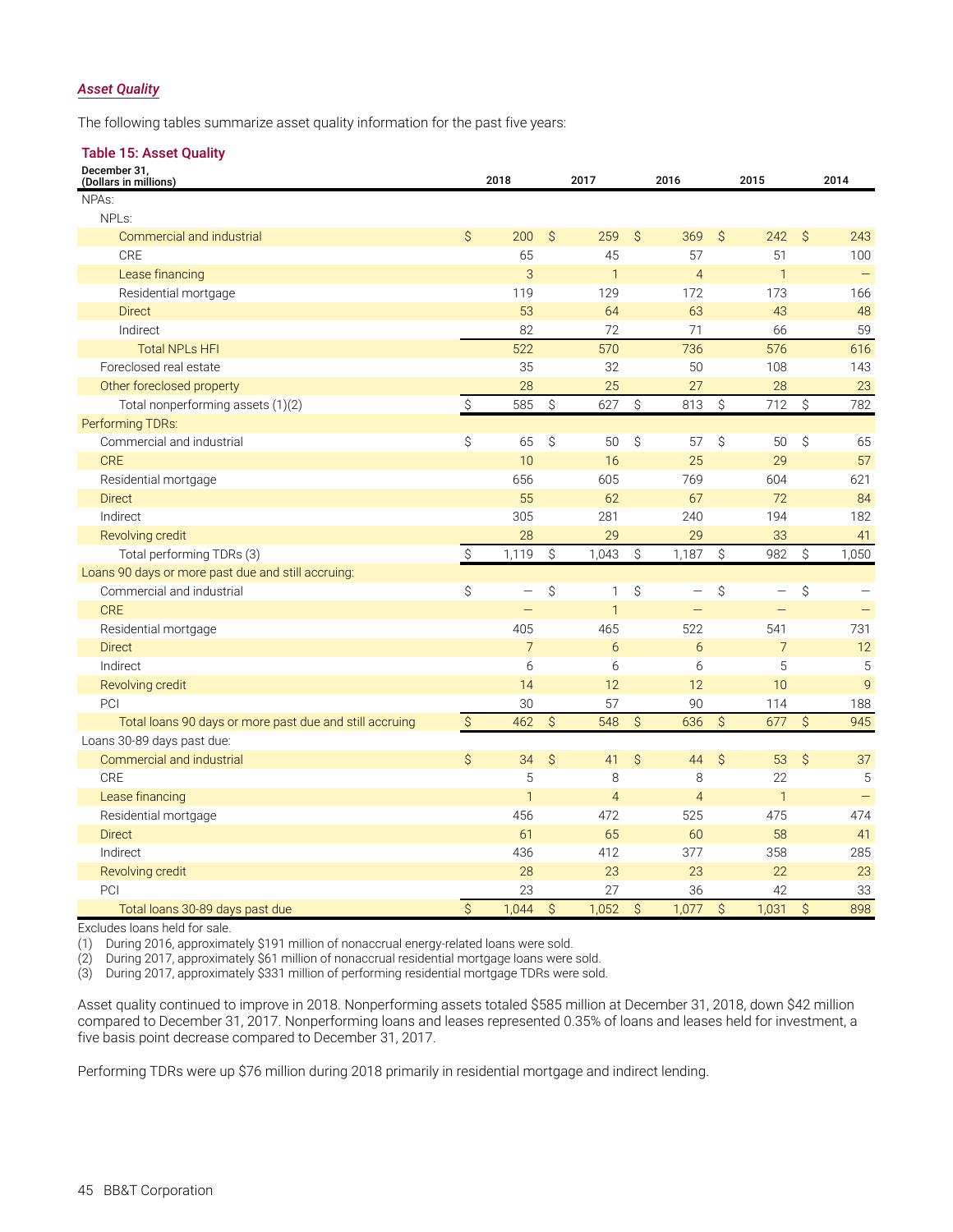### *Asset Quality*

The following tables summarize asset quality information for the past five years:

**Table 15: Asset Quality**

| December 31, (Dollars in millions) | 2018 | 2017 | 2016 | 2015 | 2014 |
|---|---|---|---|---|---|
| NPAs: | | | | | |
| NPLs: | | | | | |
| Commercial and industrial | $ 200 | $ 259 | $ 369 | $ 242 | $ 243 |
| CRE | 65 | 45 | 57 | 51 | 100 |
| Lease financing | 3 | 1 | 4 | 1 | — |
| Residential mortgage | 119 | 129 | 172 | 173 | 166 |
| Direct | 53 | 64 | 63 | 43 | 48 |
| Indirect | 82 | 72 | 71 | 66 | 59 |
| Total NPLs HFI | 522 | 570 | 736 | 576 | 616 |
| Foreclosed real estate | 35 | 32 | 50 | 108 | 143 |
| Other foreclosed property | 28 | 25 | 27 | 28 | 23 |
| Total nonperforming assets (1)(2) | $ 585 | $ 627 | $ 813 | $ 712 | $ 782 |
| Performing TDRs: | | | | | |
| Commercial and industrial | $ 65 | $ 50 | $ 57 | $ 50 | $ 65 |
| CRE | 10 | 16 | 25 | 29 | 57 |
| Residential mortgage | 656 | 605 | 769 | 604 | 621 |
| Direct | 55 | 62 | 67 | 72 | 84 |
| Indirect | 305 | 281 | 240 | 194 | 182 |
| Revolving credit | 28 | 29 | 29 | 33 | 41 |
| Total performing TDRs (3) | $ 1,119 | $ 1,043 | $ 1,187 | $ 982 | $ 1,050 |
| Loans 90 days or more past due and still accruing: | | | | | |
| Commercial and industrial | $ — | $ 1 | $ — | $ — | $ — |
| CRE | — | 1 | — | — | — |
| Residential mortgage | 405 | 465 | 522 | 541 | 731 |
| Direct | 7 | 6 | 6 | 7 | 12 |
| Indirect | 6 | 6 | 6 | 5 | 5 |
| Revolving credit | 14 | 12 | 12 | 10 | 9 |
| PCI | 30 | 57 | 90 | 114 | 188 |
| Total loans 90 days or more past due and still accruing | $ 462 | $ 548 | $ 636 | $ 677 | $ 945 |
| Loans 30-89 days past due: | | | | | |
| Commercial and industrial | $ 34 | $ 41 | $ 44 | $ 53 | $ 37 |
| CRE | 5 | 8 | 8 | 22 | 5 |
| Lease financing | 1 | 4 | 4 | 1 | — |
| Residential mortgage | 456 | 472 | 525 | 475 | 474 |
| Direct | 61 | 65 | 60 | 58 | 41 |
| Indirect | 436 | 412 | 377 | 358 | 285 |
| Revolving credit | 28 | 23 | 23 | 22 | 23 |
| PCI | 23 | 27 | 36 | 42 | 33 |
| Total loans 30-89 days past due | $ 1,044 | $ 1,052 | $ 1,077 | $ 1,031 | $ 898 |

Excludes loans held for sale.

(1) During 2016, approximately $191 million of nonaccrual energy-related loans were sold.

(2) During 2017, approximately $61 million of nonaccrual residential mortgage loans were sold.

(3) During 2017, approximately $331 million of performing residential mortgage TDRs were sold.

Asset quality continued to improve in 2018. Nonperforming assets totaled $585 million at December 31, 2018, down $42 million compared to December 31, 2017. Nonperforming loans and leases represented 0.35% of loans and leases held for investment, a five basis point decrease compared to December 31, 2017.

Performing TDRs were up $76 million during 2018 primarily in residential mortgage and indirect lending.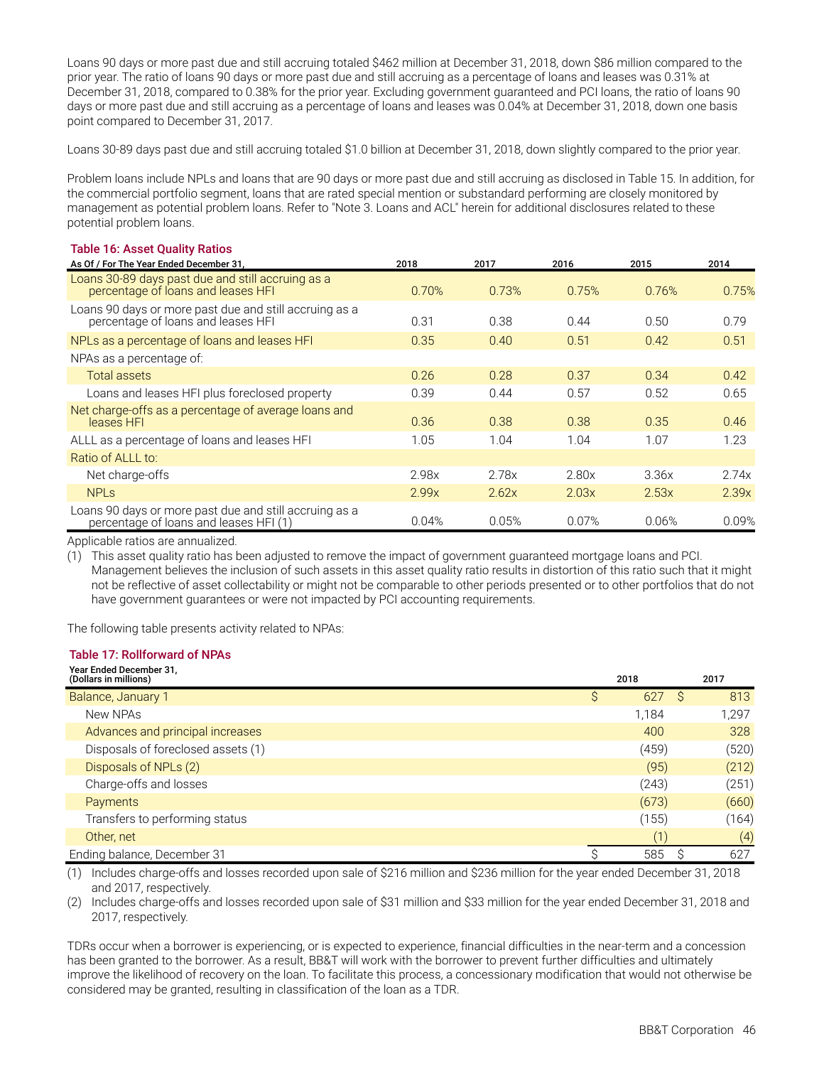Loans 90 days or more past due and still accruing totaled $462 million at December 31, 2018, down $86 million compared to the prior year. The ratio of loans 90 days or more past due and still accruing as a percentage of loans and leases was 0.31% at December 31, 2018, compared to 0.38% for the prior year. Excluding government guaranteed and PCI loans, the ratio of loans 90 days or more past due and still accruing as a percentage of loans and leases was 0.04% at December 31, 2018, down one basis point compared to December 31, 2017.

Loans 30-89 days past due and still accruing totaled $1.0 billion at December 31, 2018, down slightly compared to the prior year.

Problem loans include NPLs and loans that are 90 days or more past due and still accruing as disclosed in Table 15. In addition, for the commercial portfolio segment, loans that are rated special mention or substandard performing are closely monitored by management as potential problem loans. Refer to "Note 3. Loans and ACL" herein for additional disclosures related to these potential problem loans.

**Table 16: Asset Quality Ratios**

| As Of / For The Year Ended December 31, | 2018 | 2017 | 2016 | 2015 | 2014 |
|---|---|---|---|---|---|
| Loans 30-89 days past due and still accruing as a percentage of loans and leases HFI | 0.70% | 0.73% | 0.75% | 0.76% | 0.75% |
| Loans 90 days or more past due and still accruing as a percentage of loans and leases HFI | 0.31 | 0.38 | 0.44 | 0.50 | 0.79 |
| NPLs as a percentage of loans and leases HFI | 0.35 | 0.40 | 0.51 | 0.42 | 0.51 |
| NPAs as a percentage of: | | | | | |
| Total assets | 0.26 | 0.28 | 0.37 | 0.34 | 0.42 |
| Loans and leases HFI plus foreclosed property | 0.39 | 0.44 | 0.57 | 0.52 | 0.65 |
| Net charge-offs as a percentage of average loans and leases HFI | 0.36 | 0.38 | 0.38 | 0.35 | 0.46 |
| ALLL as a percentage of loans and leases HFI | 1.05 | 1.04 | 1.04 | 1.07 | 1.23 |
| Ratio of ALLL to: | | | | | |
| Net charge-offs | 2.98x | 2.78x | 2.80x | 3.36x | 2.74x |
| NPLs | 2.99x | 2.62x | 2.03x | 2.53x | 2.39x |
| Loans 90 days or more past due and still accruing as a percentage of loans and leases HFI (1) | 0.04% | 0.05% | 0.07% | 0.06% | 0.09% |

Applicable ratios are annualized.

(1) This asset quality ratio has been adjusted to remove the impact of government guaranteed mortgage loans and PCI. Management believes the inclusion of such assets in this asset quality ratio results in distortion of this ratio such that it might not be reflective of asset collectability or might not be comparable to other periods presented or to other portfolios that do not have government guarantees or were not impacted by PCI accounting requirements.

The following table presents activity related to NPAs:

**Table 17: Rollforward of NPAs**

| Year Ended December 31, (Dollars in millions) | 2018 | 2017 |
|---|---|---|
| Balance, January 1 | $ 627 | $ 813 |
| New NPAs | 1,184 | 1,297 |
| Advances and principal increases | 400 | 328 |
| Disposals of foreclosed assets (1) | (459) | (520) |
| Disposals of NPLs (2) | (95) | (212) |
| Charge-offs and losses | (243) | (251) |
| Payments | (673) | (660) |
| Transfers to performing status | (155) | (164) |
| Other, net | (1) | (4) |
| Ending balance, December 31 | $ 585 | $ 627 |

(1) Includes charge-offs and losses recorded upon sale of $216 million and $236 million for the year ended December 31, 2018 and 2017, respectively.

(2) Includes charge-offs and losses recorded upon sale of $31 million and $33 million for the year ended December 31, 2018 and 2017, respectively.

TDRs occur when a borrower is experiencing, or is expected to experience, financial difficulties in the near-term and a concession has been granted to the borrower. As a result, BB&T will work with the borrower to prevent further difficulties and ultimately improve the likelihood of recovery on the loan. To facilitate this process, a concessionary modification that would not otherwise be considered may be granted, resulting in classification of the loan as a TDR.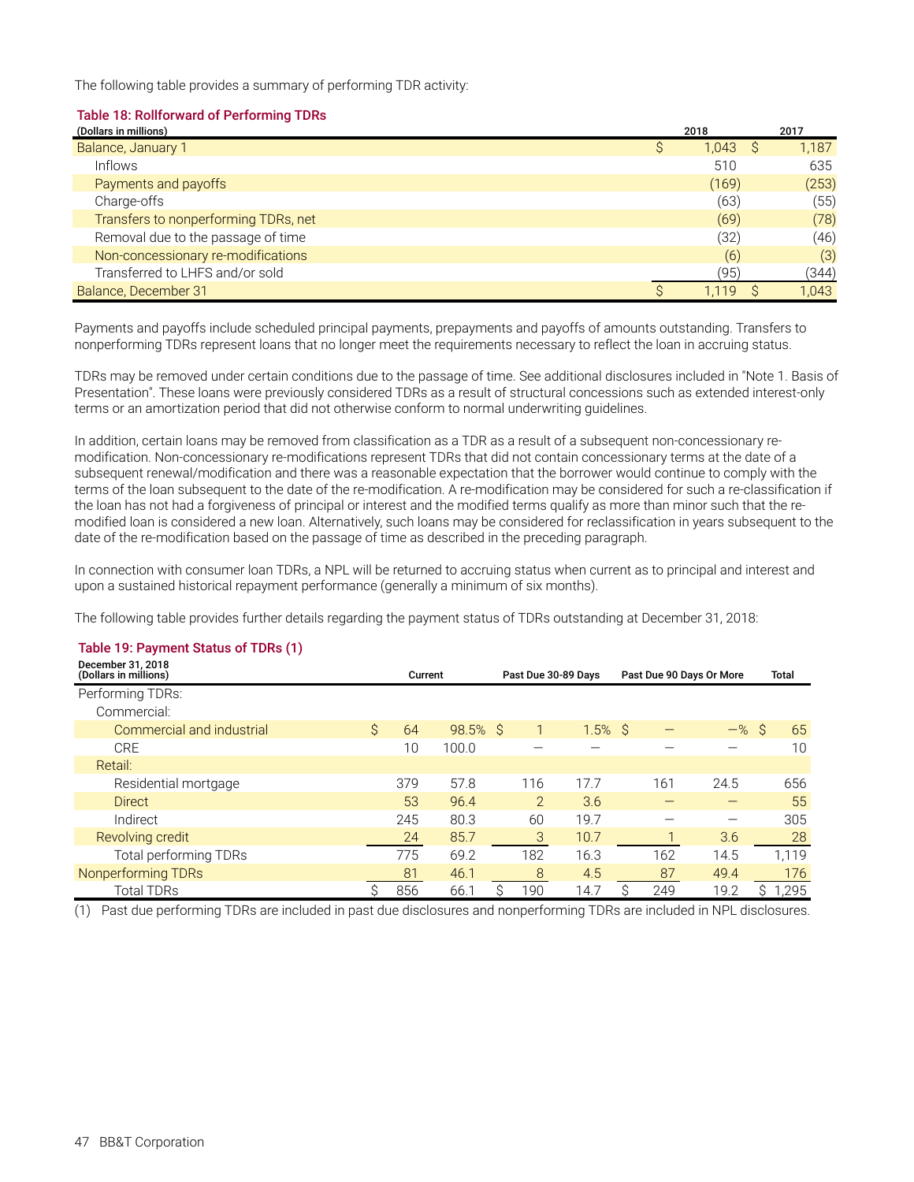The following table provides a summary of performing TDR activity:

**Table 18: Rollforward of Performing TDRs**

| (Dollars in millions) | 2018 | 2017 |
|---|---|---|
| Balance, January 1 | $ 1,043 | $ 1,187 |
| Inflows | 510 | 635 |
| Payments and payoffs | (169) | (253) |
| Charge-offs | (63) | (55) |
| Transfers to nonperforming TDRs, net | (69) | (78) |
| Removal due to the passage of time | (32) | (46) |
| Non-concessionary re-modifications | (6) | (3) |
| Transferred to LHFS and/or sold | (95) | (344) |
| Balance, December 31 | $ 1,119 | $ 1,043 |

Payments and payoffs include scheduled principal payments, prepayments and payoffs of amounts outstanding. Transfers to nonperforming TDRs represent loans that no longer meet the requirements necessary to reflect the loan in accruing status.

TDRs may be removed under certain conditions due to the passage of time. See additional disclosures included in "Note 1. Basis of Presentation". These loans were previously considered TDRs as a result of structural concessions such as extended interest-only terms or an amortization period that did not otherwise conform to normal underwriting guidelines.

In addition, certain loans may be removed from classification as a TDR as a result of a subsequent non-concessionary re-modification. Non-concessionary re-modifications represent TDRs that did not contain concessionary terms at the date of a subsequent renewal/modification and there was a reasonable expectation that the borrower would continue to comply with the terms of the loan subsequent to the date of the re-modification. A re-modification may be considered for such a re-classification if the loan has not had a forgiveness of principal or interest and the modified terms qualify as more than minor such that the re-modified loan is considered a new loan. Alternatively, such loans may be considered for reclassification in years subsequent to the date of the re-modification based on the passage of time as described in the preceding paragraph.

In connection with consumer loan TDRs, a NPL will be returned to accruing status when current as to principal and interest and upon a sustained historical repayment performance (generally a minimum of six months).

The following table provides further details regarding the payment status of TDRs outstanding at December 31, 2018:

**Table 19: Payment Status of TDRs (1)**

| December 31, 2018 (Dollars in millions) | Current | | Past Due 30-89 Days | | Past Due 90 Days Or More | | Total |
|---|---|---|---|---|---|---|---|
| Performing TDRs: | | | | | | | |
| Commercial: | | | | | | | |
| Commercial and industrial | $ 64 | 98.5 % | $ 1 | 1.5 % | $ — | — % | $ 65 |
| CRE | 10 | 100.0 | — | — | — | — | 10 |
| Retail: | | | | | | | |
| Residential mortgage | 379 | 57.8 | 116 | 17.7 | 161 | 24.5 | 656 |
| Direct | 53 | 96.4 | 2 | 3.6 | — | — | 55 |
| Indirect | 245 | 80.3 | 60 | 19.7 | — | — | 305 |
| Revolving credit | 24 | 85.7 | 3 | 10.7 | 1 | 3.6 | 28 |
| Total performing TDRs | 775 | 69.2 | 182 | 16.3 | 162 | 14.5 | 1,119 |
| Nonperforming TDRs | 81 | 46.1 | 8 | 4.5 | 87 | 49.4 | 176 |
| Total TDRs | $ 856 | 66.1 | $ 190 | 14.7 | $ 249 | 19.2 | $ 1,295 |

(1) Past due performing TDRs are included in past due disclosures and nonperforming TDRs are included in NPL disclosures.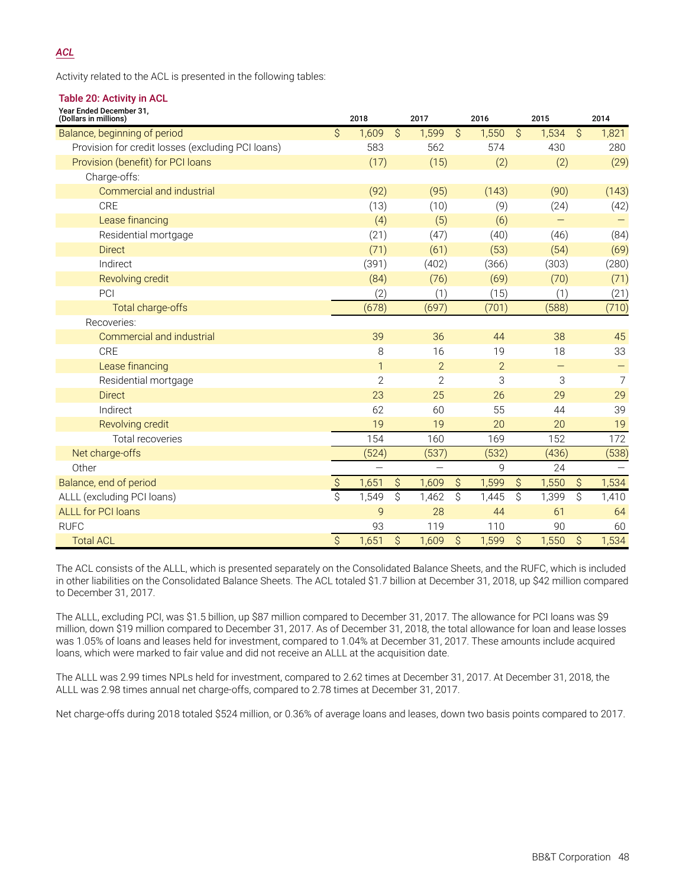***ACL***

Activity related to the ACL is presented in the following tables:

**Table 20: Activity in ACL**

| Year Ended December 31, (Dollars in millions) | 2018 | 2017 | 2016 | 2015 | 2014 |
|---|---|---|---|---|---|
| Balance, beginning of period | $ 1,609 | $ 1,599 | $ 1,550 | $ 1,534 | $ 1,821 |
| Provision for credit losses (excluding PCI loans) | 583 | 562 | 574 | 430 | 280 |
| Provision (benefit) for PCI loans | (17) | (15) | (2) | (2) | (29) |
| Charge-offs: | | | | | |
| Commercial and industrial | (92) | (95) | (143) | (90) | (143) |
| CRE | (13) | (10) | (9) | (24) | (42) |
| Lease financing | (4) | (5) | (6) | — | — |
| Residential mortgage | (21) | (47) | (40) | (46) | (84) |
| Direct | (71) | (61) | (53) | (54) | (69) |
| Indirect | (391) | (402) | (366) | (303) | (280) |
| Revolving credit | (84) | (76) | (69) | (70) | (71) |
| PCI | (2) | (1) | (15) | (1) | (21) |
| Total charge-offs | (678) | (697) | (701) | (588) | (710) |
| Recoveries: | | | | | |
| Commercial and industrial | 39 | 36 | 44 | 38 | 45 |
| CRE | 8 | 16 | 19 | 18 | 33 |
| Lease financing | 1 | 2 | 2 | — | — |
| Residential mortgage | 2 | 2 | 3 | 3 | 7 |
| Direct | 23 | 25 | 26 | 29 | 29 |
| Indirect | 62 | 60 | 55 | 44 | 39 |
| Revolving credit | 19 | 19 | 20 | 20 | 19 |
| Total recoveries | 154 | 160 | 169 | 152 | 172 |
| Net charge-offs | (524) | (537) | (532) | (436) | (538) |
| Other | — | — | 9 | 24 | — |
| Balance, end of period | $ 1,651 | $ 1,609 | $ 1,599 | $ 1,550 | $ 1,534 |
| ALLL (excluding PCI loans) | $ 1,549 | $ 1,462 | $ 1,445 | $ 1,399 | $ 1,410 |
| ALLL for PCI loans | 9 | 28 | 44 | 61 | 64 |
| RUFC | 93 | 119 | 110 | 90 | 60 |
| Total ACL | $ 1,651 | $ 1,609 | $ 1,599 | $ 1,550 | $ 1,534 |

The ACL consists of the ALLL, which is presented separately on the Consolidated Balance Sheets, and the RUFC, which is included in other liabilities on the Consolidated Balance Sheets. The ACL totaled $1.7 billion at December 31, 2018, up $42 million compared to December 31, 2017.

The ALLL, excluding PCI, was $1.5 billion, up $87 million compared to December 31, 2017. The allowance for PCI loans was $9 million, down $19 million compared to December 31, 2017. As of December 31, 2018, the total allowance for loan and lease losses was 1.05% of loans and leases held for investment, compared to 1.04% at December 31, 2017. These amounts include acquired loans, which were marked to fair value and did not receive an ALLL at the acquisition date.

The ALLL was 2.99 times NPLs held for investment, compared to 2.62 times at December 31, 2017. At December 31, 2018, the ALLL was 2.98 times annual net charge-offs, compared to 2.78 times at December 31, 2017.

Net charge-offs during 2018 totaled $524 million, or 0.36% of average loans and leases, down two basis points compared to 2017.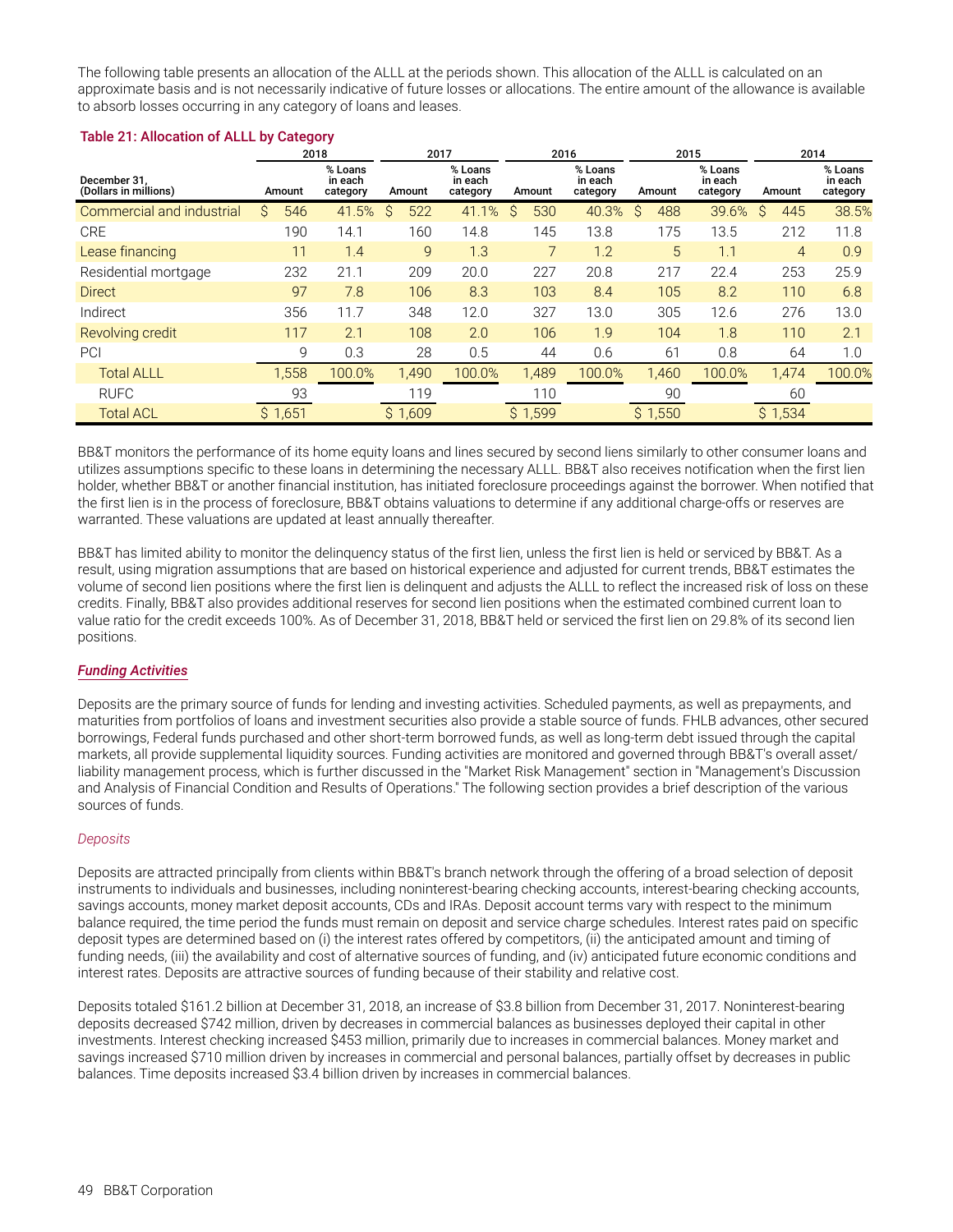The following table presents an allocation of the ALLL at the periods shown. This allocation of the ALLL is calculated on an approximate basis and is not necessarily indicative of future losses or allocations. The entire amount of the allowance is available to absorb losses occurring in any category of loans and leases.

**Table 21: Allocation of ALLL by Category**

| December 31, (Dollars in millions) | 2018 | | 2017 | | 2016 | | 2015 | | 2014 | |
|---|---|---|---|---|---|---|---|---|---|---|
| | Amount | % Loans in each category | Amount | % Loans in each category | Amount | % Loans in each category | Amount | % Loans in each category | Amount | % Loans in each category |
| Commercial and industrial | $ 546 | 41.5% | $ 522 | 41.1% | $ 530 | 40.3% | $ 488 | 39.6% | $ 445 | 38.5% |
| CRE | 190 | 14.1 | 160 | 14.8 | 145 | 13.8 | 175 | 13.5 | 212 | 11.8 |
| Lease financing | 11 | 1.4 | 9 | 1.3 | 7 | 1.2 | 5 | 1.1 | 4 | 0.9 |
| Residential mortgage | 232 | 21.1 | 209 | 20.0 | 227 | 20.8 | 217 | 22.4 | 253 | 25.9 |
| Direct | 97 | 7.8 | 106 | 8.3 | 103 | 8.4 | 105 | 8.2 | 110 | 6.8 |
| Indirect | 356 | 11.7 | 348 | 12.0 | 327 | 13.0 | 305 | 12.6 | 276 | 13.0 |
| Revolving credit | 117 | 2.1 | 108 | 2.0 | 106 | 1.9 | 104 | 1.8 | 110 | 2.1 |
| PCI | 9 | 0.3 | 28 | 0.5 | 44 | 0.6 | 61 | 0.8 | 64 | 1.0 |
| Total ALLL | 1,558 | 100.0% | 1,490 | 100.0% | 1,489 | 100.0% | 1,460 | 100.0% | 1,474 | 100.0% |
| RUFC | 93 | | 119 | | 110 | | 90 | | 60 | |
| Total ACL | $ 1,651 | | $ 1,609 | | $ 1,599 | | $ 1,550 | | $ 1,534 | |

BB&T monitors the performance of its home equity loans and lines secured by second liens similarly to other consumer loans and utilizes assumptions specific to these loans in determining the necessary ALLL. BB&T also receives notification when the first lien holder, whether BB&T or another financial institution, has initiated foreclosure proceedings against the borrower. When notified that the first lien is in the process of foreclosure, BB&T obtains valuations to determine if any additional charge-offs or reserves are warranted. These valuations are updated at least annually thereafter.

BB&T has limited ability to monitor the delinquency status of the first lien, unless the first lien is held or serviced by BB&T. As a result, using migration assumptions that are based on historical experience and adjusted for current trends, BB&T estimates the volume of second lien positions where the first lien is delinquent and adjusts the ALLL to reflect the increased risk of loss on these credits. Finally, BB&T also provides additional reserves for second lien positions when the estimated combined current loan to value ratio for the credit exceeds 100%. As of December 31, 2018, BB&T held or serviced the first lien on 29.8% of its second lien positions.

## *Funding Activities*

Deposits are the primary source of funds for lending and investing activities. Scheduled payments, as well as prepayments, and maturities from portfolios of loans and investment securities also provide a stable source of funds. FHLB advances, other secured borrowings, Federal funds purchased and other short-term borrowed funds, as well as long-term debt issued through the capital markets, all provide supplemental liquidity sources. Funding activities are monitored and governed through BB&T's overall asset/liability management process, which is further discussed in the "Market Risk Management" section in "Management's Discussion and Analysis of Financial Condition and Results of Operations." The following section provides a brief description of the various sources of funds.

### *Deposits*

Deposits are attracted principally from clients within BB&T's branch network through the offering of a broad selection of deposit instruments to individuals and businesses, including noninterest-bearing checking accounts, interest-bearing checking accounts, savings accounts, money market deposit accounts, CDs and IRAs. Deposit account terms vary with respect to the minimum balance required, the time period the funds must remain on deposit and service charge schedules. Interest rates paid on specific deposit types are determined based on (i) the interest rates offered by competitors, (ii) the anticipated amount and timing of funding needs, (iii) the availability and cost of alternative sources of funding, and (iv) anticipated future economic conditions and interest rates. Deposits are attractive sources of funding because of their stability and relative cost.

Deposits totaled $161.2 billion at December 31, 2018, an increase of $3.8 billion from December 31, 2017. Noninterest-bearing deposits decreased $742 million, driven by decreases in commercial balances as businesses deployed their capital in other investments. Interest checking increased $453 million, primarily due to increases in commercial balances. Money market and savings increased $710 million driven by increases in commercial and personal balances, partially offset by decreases in public balances. Time deposits increased $3.4 billion driven by increases in commercial balances.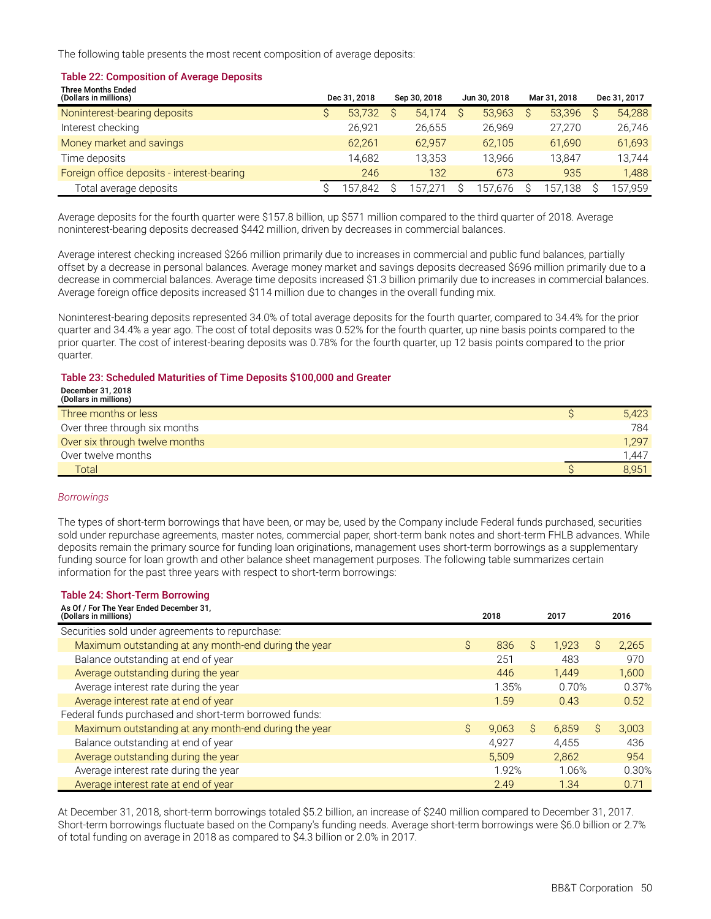The following table presents the most recent composition of average deposits:

**Table 22: Composition of Average Deposits**

| Three Months Ended (Dollars in millions) | Dec 31, 2018 | Sep 30, 2018 | Jun 30, 2018 | Mar 31, 2018 | Dec 31, 2017 |
|---|---|---|---|---|---|
| Noninterest-bearing deposits | $ 53,732 | $ 54,174 | $ 53,963 | $ 53,396 | $ 54,288 |
| Interest checking | 26,921 | 26,655 | 26,969 | 27,270 | 26,746 |
| Money market and savings | 62,261 | 62,957 | 62,105 | 61,690 | 61,693 |
| Time deposits | 14,682 | 13,353 | 13,966 | 13,847 | 13,744 |
| Foreign office deposits - interest-bearing | 246 | 132 | 673 | 935 | 1,488 |
| Total average deposits | $ 157,842 | $ 157,271 | $ 157,676 | $ 157,138 | $ 157,959 |

Average deposits for the fourth quarter were $157.8 billion, up $571 million compared to the third quarter of 2018. Average noninterest-bearing deposits decreased $442 million, driven by decreases in commercial balances.

Average interest checking increased $266 million primarily due to increases in commercial and public fund balances, partially offset by a decrease in personal balances. Average money market and savings deposits decreased $696 million primarily due to a decrease in commercial balances. Average time deposits increased $1.3 billion primarily due to increases in commercial balances. Average foreign office deposits increased $114 million due to changes in the overall funding mix.

Noninterest-bearing deposits represented 34.0% of total average deposits for the fourth quarter, compared to 34.4% for the prior quarter and 34.4% a year ago. The cost of total deposits was 0.52% for the fourth quarter, up nine basis points compared to the prior quarter. The cost of interest-bearing deposits was 0.78% for the fourth quarter, up 12 basis points compared to the prior quarter.

**Table 23: Scheduled Maturities of Time Deposits $100,000 and Greater**

| December 31, 2018 (Dollars in millions) | |
|---|---|
| Three months or less | $ 5,423 |
| Over three through six months | 784 |
| Over six through twelve months | 1,297 |
| Over twelve months | 1,447 |
| Total | $ 8,951 |

*Borrowings*

The types of short-term borrowings that have been, or may be, used by the Company include Federal funds purchased, securities sold under repurchase agreements, master notes, commercial paper, short-term bank notes and short-term FHLB advances. While deposits remain the primary source for funding loan originations, management uses short-term borrowings as a supplementary funding source for loan growth and other balance sheet management purposes. The following table summarizes certain information for the past three years with respect to short-term borrowings:

**Table 24: Short-Term Borrowing**

| As Of / For The Year Ended December 31, (Dollars in millions) | 2018 | 2017 | 2016 |
|---|---|---|---|
| Securities sold under agreements to repurchase: | | | |
| Maximum outstanding at any month-end during the year | $ 836 | $ 1,923 | $ 2,265 |
| Balance outstanding at end of year | 251 | 483 | 970 |
| Average outstanding during the year | 446 | 1,449 | 1,600 |
| Average interest rate during the year | 1.35% | 0.70% | 0.37% |
| Average interest rate at end of year | 1.59 | 0.43 | 0.52 |
| Federal funds purchased and short-term borrowed funds: | | | |
| Maximum outstanding at any month-end during the year | $ 9,063 | $ 6,859 | $ 3,003 |
| Balance outstanding at end of year | 4,927 | 4,455 | 436 |
| Average outstanding during the year | 5,509 | 2,862 | 954 |
| Average interest rate during the year | 1.92% | 1.06% | 0.30% |
| Average interest rate at end of year | 2.49 | 1.34 | 0.71 |

At December 31, 2018, short-term borrowings totaled $5.2 billion, an increase of $240 million compared to December 31, 2017. Short-term borrowings fluctuate based on the Company's funding needs. Average short-term borrowings were $6.0 billion or 2.7% of total funding on average in 2018 as compared to $4.3 billion or 2.0% in 2017.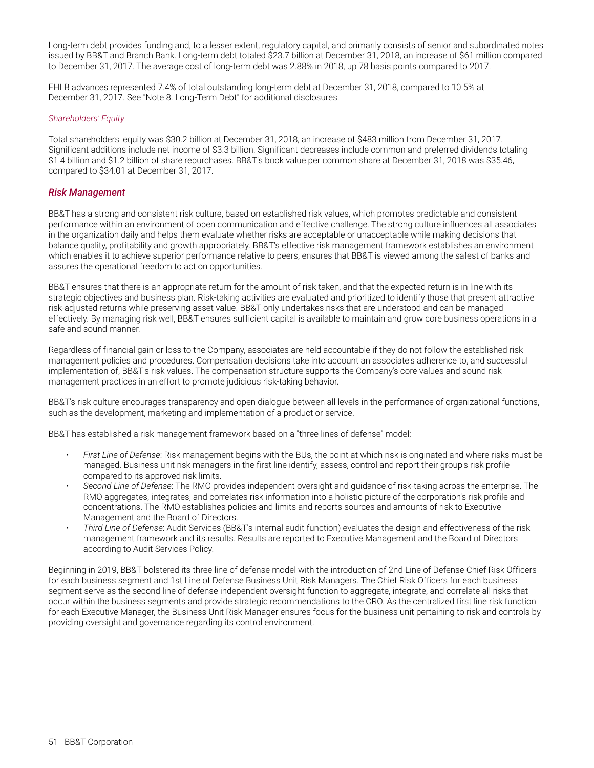Long-term debt provides funding and, to a lesser extent, regulatory capital, and primarily consists of senior and subordinated notes issued by BB&T and Branch Bank. Long-term debt totaled $23.7 billion at December 31, 2018, an increase of $61 million compared to December 31, 2017. The average cost of long-term debt was 2.88% in 2018, up 78 basis points compared to 2017.

FHLB advances represented 7.4% of total outstanding long-term debt at December 31, 2018, compared to 10.5% at December 31, 2017. See "Note 8. Long-Term Debt" for additional disclosures.

*Shareholders' Equity*

Total shareholders' equity was $30.2 billion at December 31, 2018, an increase of $483 million from December 31, 2017. Significant additions include net income of $3.3 billion. Significant decreases include common and preferred dividends totaling $1.4 billion and $1.2 billion of share repurchases. BB&T's book value per common share at December 31, 2018 was $35.46, compared to $34.01 at December 31, 2017.

## *Risk Management*

BB&T has a strong and consistent risk culture, based on established risk values, which promotes predictable and consistent performance within an environment of open communication and effective challenge. The strong culture influences all associates in the organization daily and helps them evaluate whether risks are acceptable or unacceptable while making decisions that balance quality, profitability and growth appropriately. BB&T's effective risk management framework establishes an environment which enables it to achieve superior performance relative to peers, ensures that BB&T is viewed among the safest of banks and assures the operational freedom to act on opportunities.

BB&T ensures that there is an appropriate return for the amount of risk taken, and that the expected return is in line with its strategic objectives and business plan. Risk-taking activities are evaluated and prioritized to identify those that present attractive risk-adjusted returns while preserving asset value. BB&T only undertakes risks that are understood and can be managed effectively. By managing risk well, BB&T ensures sufficient capital is available to maintain and grow core business operations in a safe and sound manner.

Regardless of financial gain or loss to the Company, associates are held accountable if they do not follow the established risk management policies and procedures. Compensation decisions take into account an associate's adherence to, and successful implementation of, BB&T's risk values. The compensation structure supports the Company's core values and sound risk management practices in an effort to promote judicious risk-taking behavior.

BB&T's risk culture encourages transparency and open dialogue between all levels in the performance of organizational functions, such as the development, marketing and implementation of a product or service.

BB&T has established a risk management framework based on a "three lines of defense" model:

- *First Line of Defense*: Risk management begins with the BUs, the point at which risk is originated and where risks must be managed. Business unit risk managers in the first line identify, assess, control and report their group's risk profile compared to its approved risk limits.
- *Second Line of Defense*: The RMO provides independent oversight and guidance of risk-taking across the enterprise. The RMO aggregates, integrates, and correlates risk information into a holistic picture of the corporation's risk profile and concentrations. The RMO establishes policies and limits and reports sources and amounts of risk to Executive Management and the Board of Directors.
- *Third Line of Defense*: Audit Services (BB&T's internal audit function) evaluates the design and effectiveness of the risk management framework and its results. Results are reported to Executive Management and the Board of Directors according to Audit Services Policy.

Beginning in 2019, BB&T bolstered its three line of defense model with the introduction of 2nd Line of Defense Chief Risk Officers for each business segment and 1st Line of Defense Business Unit Risk Managers. The Chief Risk Officers for each business segment serve as the second line of defense independent oversight function to aggregate, integrate, and correlate all risks that occur within the business segments and provide strategic recommendations to the CRO. As the centralized first line risk function for each Executive Manager, the Business Unit Risk Manager ensures focus for the business unit pertaining to risk and controls by providing oversight and governance regarding its control environment.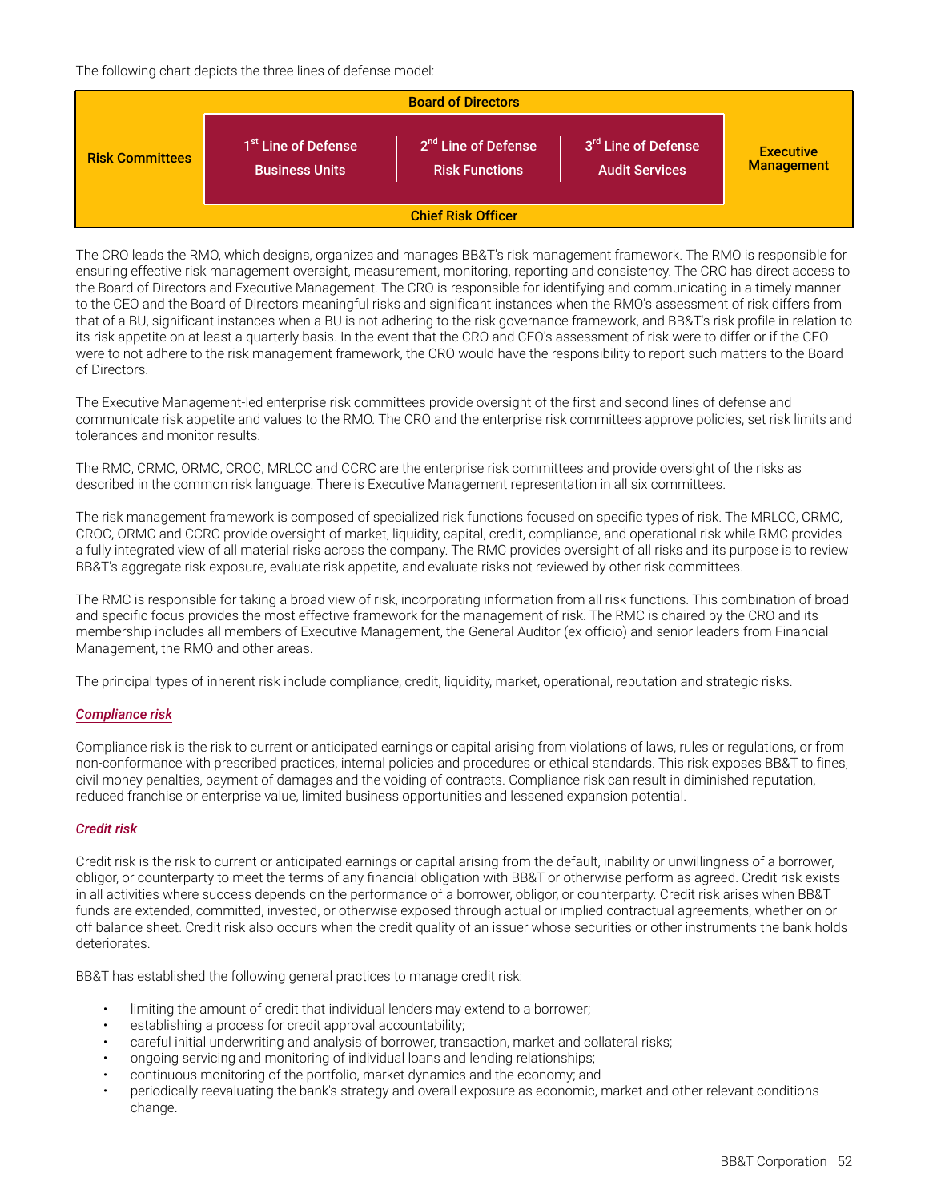The following chart depicts the three lines of defense model:

| Board of Directors | | | | |
|---|---|---|---|---|
| Risk Committees | 1st Line of Defense<br>Business Units | 2nd Line of Defense<br>Risk Functions | 3rd Line of Defense<br>Audit Services | Executive Management |
| Chief Risk Officer | | | | |

The CRO leads the RMO, which designs, organizes and manages BB&T's risk management framework. The RMO is responsible for ensuring effective risk management oversight, measurement, monitoring, reporting and consistency. The CRO has direct access to the Board of Directors and Executive Management. The CRO is responsible for identifying and communicating in a timely manner to the CEO and the Board of Directors meaningful risks and significant instances when the RMO's assessment of risk differs from that of a BU, significant instances when a BU is not adhering to the risk governance framework, and BB&T's risk profile in relation to its risk appetite on at least a quarterly basis. In the event that the CRO and CEO's assessment of risk were to differ or if the CEO were to not adhere to the risk management framework, the CRO would have the responsibility to report such matters to the Board of Directors.

The Executive Management-led enterprise risk committees provide oversight of the first and second lines of defense and communicate risk appetite and values to the RMO. The CRO and the enterprise risk committees approve policies, set risk limits and tolerances and monitor results.

The RMC, CRMC, ORMC, CROC, MRLCC and CCRC are the enterprise risk committees and provide oversight of the risks as described in the common risk language. There is Executive Management representation in all six committees.

The risk management framework is composed of specialized risk functions focused on specific types of risk. The MRLCC, CRMC, CROC, ORMC and CCRC provide oversight of market, liquidity, capital, credit, compliance, and operational risk while RMC provides a fully integrated view of all material risks across the company. The RMC provides oversight of all risks and its purpose is to review BB&T's aggregate risk exposure, evaluate risk appetite, and evaluate risks not reviewed by other risk committees.

The RMC is responsible for taking a broad view of risk, incorporating information from all risk functions. This combination of broad and specific focus provides the most effective framework for the management of risk. The RMC is chaired by the CRO and its membership includes all members of Executive Management, the General Auditor (ex officio) and senior leaders from Financial Management, the RMO and other areas.

The principal types of inherent risk include compliance, credit, liquidity, market, operational, reputation and strategic risks.

***Compliance risk***

Compliance risk is the risk to current or anticipated earnings or capital arising from violations of laws, rules or regulations, or from non-conformance with prescribed practices, internal policies and procedures or ethical standards. This risk exposes BB&T to fines, civil money penalties, payment of damages and the voiding of contracts. Compliance risk can result in diminished reputation, reduced franchise or enterprise value, limited business opportunities and lessened expansion potential.

***Credit risk***

Credit risk is the risk to current or anticipated earnings or capital arising from the default, inability or unwillingness of a borrower, obligor, or counterparty to meet the terms of any financial obligation with BB&T or otherwise perform as agreed. Credit risk exists in all activities where success depends on the performance of a borrower, obligor, or counterparty. Credit risk arises when BB&T funds are extended, committed, invested, or otherwise exposed through actual or implied contractual agreements, whether on or off balance sheet. Credit risk also occurs when the credit quality of an issuer whose securities or other instruments the bank holds deteriorates.

BB&T has established the following general practices to manage credit risk:

- limiting the amount of credit that individual lenders may extend to a borrower;
- establishing a process for credit approval accountability;
- careful initial underwriting and analysis of borrower, transaction, market and collateral risks;
- ongoing servicing and monitoring of individual loans and lending relationships;
- continuous monitoring of the portfolio, market dynamics and the economy; and
- periodically reevaluating the bank's strategy and overall exposure as economic, market and other relevant conditions change.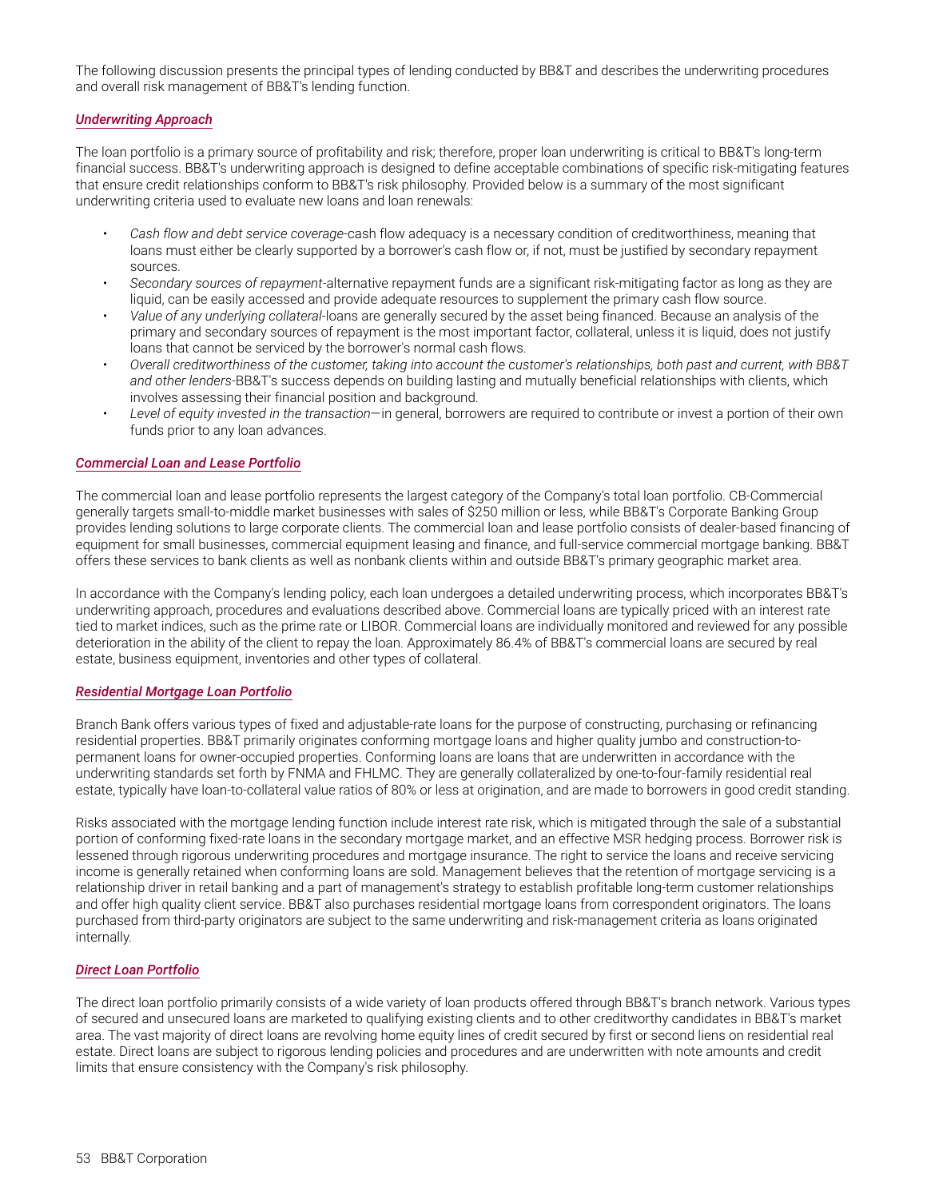The following discussion presents the principal types of lending conducted by BB&T and describes the underwriting procedures and overall risk management of BB&T's lending function.

### *Underwriting Approach*

The loan portfolio is a primary source of profitability and risk; therefore, proper loan underwriting is critical to BB&T's long-term financial success. BB&T's underwriting approach is designed to define acceptable combinations of specific risk-mitigating features that ensure credit relationships conform to BB&T's risk philosophy. Provided below is a summary of the most significant underwriting criteria used to evaluate new loans and loan renewals:

- *Cash flow and debt service coverage*-cash flow adequacy is a necessary condition of creditworthiness, meaning that loans must either be clearly supported by a borrower's cash flow or, if not, must be justified by secondary repayment sources.
- *Secondary sources of repayment*-alternative repayment funds are a significant risk-mitigating factor as long as they are liquid, can be easily accessed and provide adequate resources to supplement the primary cash flow source.
- *Value of any underlying collateral*-loans are generally secured by the asset being financed. Because an analysis of the primary and secondary sources of repayment is the most important factor, collateral, unless it is liquid, does not justify loans that cannot be serviced by the borrower's normal cash flows.
- *Overall creditworthiness of the customer, taking into account the customer's relationships, both past and current, with BB&T and other lenders*-BB&T's success depends on building lasting and mutually beneficial relationships with clients, which involves assessing their financial position and background.
- *Level of equity invested in the transaction*—in general, borrowers are required to contribute or invest a portion of their own funds prior to any loan advances.

### *Commercial Loan and Lease Portfolio*

The commercial loan and lease portfolio represents the largest category of the Company's total loan portfolio. CB-Commercial generally targets small-to-middle market businesses with sales of $250 million or less, while BB&T's Corporate Banking Group provides lending solutions to large corporate clients. The commercial loan and lease portfolio consists of dealer-based financing of equipment for small businesses, commercial equipment leasing and finance, and full-service commercial mortgage banking. BB&T offers these services to bank clients as well as nonbank clients within and outside BB&T's primary geographic market area.

In accordance with the Company's lending policy, each loan undergoes a detailed underwriting process, which incorporates BB&T's underwriting approach, procedures and evaluations described above. Commercial loans are typically priced with an interest rate tied to market indices, such as the prime rate or LIBOR. Commercial loans are individually monitored and reviewed for any possible deterioration in the ability of the client to repay the loan. Approximately 86.4% of BB&T's commercial loans are secured by real estate, business equipment, inventories and other types of collateral.

### *Residential Mortgage Loan Portfolio*

Branch Bank offers various types of fixed and adjustable-rate loans for the purpose of constructing, purchasing or refinancing residential properties. BB&T primarily originates conforming mortgage loans and higher quality jumbo and construction-to-permanent loans for owner-occupied properties. Conforming loans are loans that are underwritten in accordance with the underwriting standards set forth by FNMA and FHLMC. They are generally collateralized by one-to-four-family residential real estate, typically have loan-to-collateral value ratios of 80% or less at origination, and are made to borrowers in good credit standing.

Risks associated with the mortgage lending function include interest rate risk, which is mitigated through the sale of a substantial portion of conforming fixed-rate loans in the secondary mortgage market, and an effective MSR hedging process. Borrower risk is lessened through rigorous underwriting procedures and mortgage insurance. The right to service the loans and receive servicing income is generally retained when conforming loans are sold. Management believes that the retention of mortgage servicing is a relationship driver in retail banking and a part of management's strategy to establish profitable long-term customer relationships and offer high quality client service. BB&T also purchases residential mortgage loans from correspondent originators. The loans purchased from third-party originators are subject to the same underwriting and risk-management criteria as loans originated internally.

### *Direct Loan Portfolio*

The direct loan portfolio primarily consists of a wide variety of loan products offered through BB&T's branch network. Various types of secured and unsecured loans are marketed to qualifying existing clients and to other creditworthy candidates in BB&T's market area. The vast majority of direct loans are revolving home equity lines of credit secured by first or second liens on residential real estate. Direct loans are subject to rigorous lending policies and procedures and are underwritten with note amounts and credit limits that ensure consistency with the Company's risk philosophy.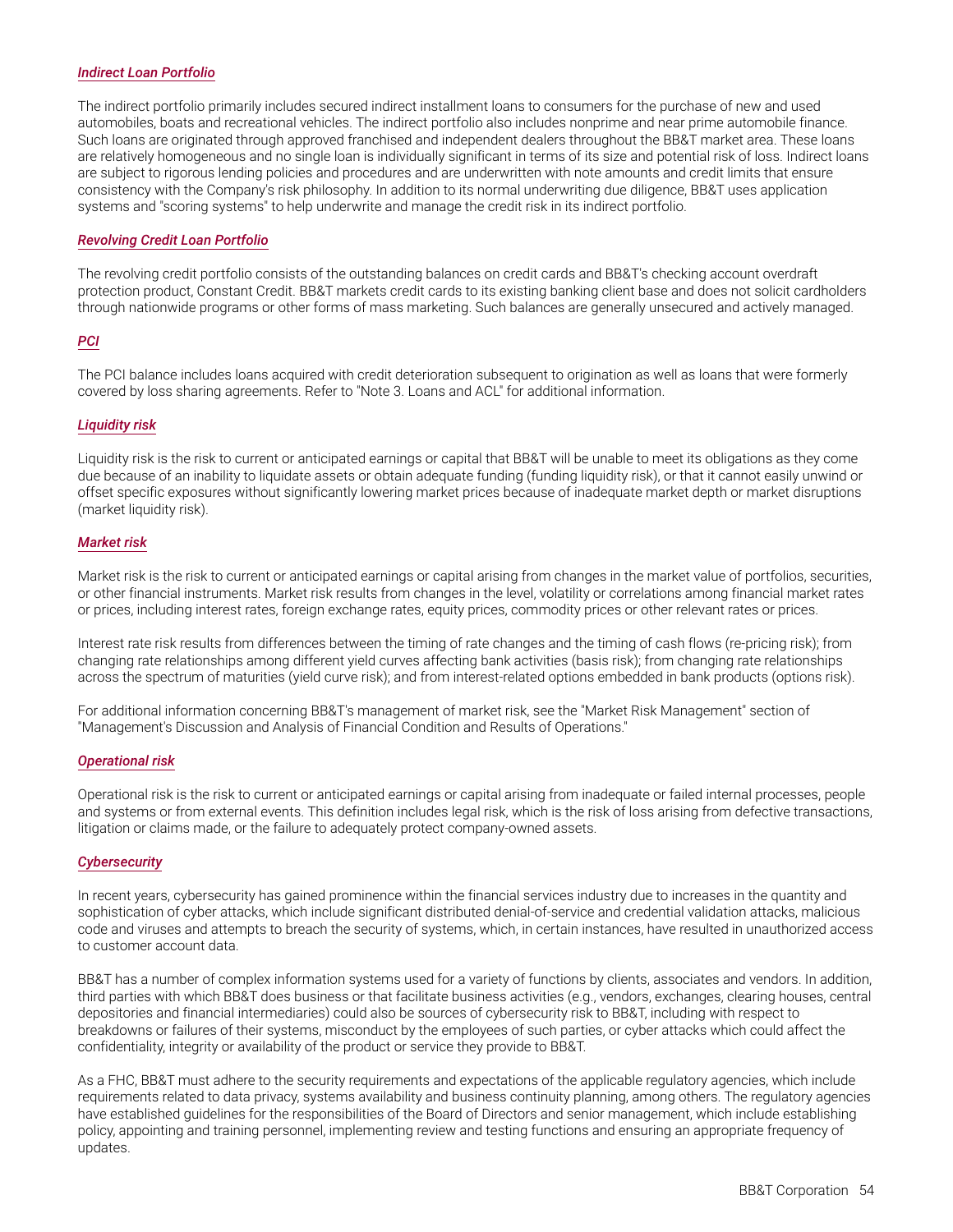***Indirect Loan Portfolio***

The indirect portfolio primarily includes secured indirect installment loans to consumers for the purchase of new and used automobiles, boats and recreational vehicles. The indirect portfolio also includes nonprime and near prime automobile finance. Such loans are originated through approved franchised and independent dealers throughout the BB&T market area. These loans are relatively homogeneous and no single loan is individually significant in terms of its size and potential risk of loss. Indirect loans are subject to rigorous lending policies and procedures and are underwritten with note amounts and credit limits that ensure consistency with the Company's risk philosophy. In addition to its normal underwriting due diligence, BB&T uses application systems and "scoring systems" to help underwrite and manage the credit risk in its indirect portfolio.

***Revolving Credit Loan Portfolio***

The revolving credit portfolio consists of the outstanding balances on credit cards and BB&T's checking account overdraft protection product, Constant Credit. BB&T markets credit cards to its existing banking client base and does not solicit cardholders through nationwide programs or other forms of mass marketing. Such balances are generally unsecured and actively managed.

***PCI***

The PCI balance includes loans acquired with credit deterioration subsequent to origination as well as loans that were formerly covered by loss sharing agreements. Refer to "Note 3. Loans and ACL" for additional information.

***Liquidity risk***

Liquidity risk is the risk to current or anticipated earnings or capital that BB&T will be unable to meet its obligations as they come due because of an inability to liquidate assets or obtain adequate funding (funding liquidity risk), or that it cannot easily unwind or offset specific exposures without significantly lowering market prices because of inadequate market depth or market disruptions (market liquidity risk).

***Market risk***

Market risk is the risk to current or anticipated earnings or capital arising from changes in the market value of portfolios, securities, or other financial instruments. Market risk results from changes in the level, volatility or correlations among financial market rates or prices, including interest rates, foreign exchange rates, equity prices, commodity prices or other relevant rates or prices.

Interest rate risk results from differences between the timing of rate changes and the timing of cash flows (re-pricing risk); from changing rate relationships among different yield curves affecting bank activities (basis risk); from changing rate relationships across the spectrum of maturities (yield curve risk); and from interest-related options embedded in bank products (options risk).

For additional information concerning BB&T's management of market risk, see the "Market Risk Management" section of "Management's Discussion and Analysis of Financial Condition and Results of Operations."

***Operational risk***

Operational risk is the risk to current or anticipated earnings or capital arising from inadequate or failed internal processes, people and systems or from external events. This definition includes legal risk, which is the risk of loss arising from defective transactions, litigation or claims made, or the failure to adequately protect company-owned assets.

***Cybersecurity***

In recent years, cybersecurity has gained prominence within the financial services industry due to increases in the quantity and sophistication of cyber attacks, which include significant distributed denial-of-service and credential validation attacks, malicious code and viruses and attempts to breach the security of systems, which, in certain instances, have resulted in unauthorized access to customer account data.

BB&T has a number of complex information systems used for a variety of functions by clients, associates and vendors. In addition, third parties with which BB&T does business or that facilitate business activities (e.g., vendors, exchanges, clearing houses, central depositories and financial intermediaries) could also be sources of cybersecurity risk to BB&T, including with respect to breakdowns or failures of their systems, misconduct by the employees of such parties, or cyber attacks which could affect the confidentiality, integrity or availability of the product or service they provide to BB&T.

As a FHC, BB&T must adhere to the security requirements and expectations of the applicable regulatory agencies, which include requirements related to data privacy, systems availability and business continuity planning, among others. The regulatory agencies have established guidelines for the responsibilities of the Board of Directors and senior management, which include establishing policy, appointing and training personnel, implementing review and testing functions and ensuring an appropriate frequency of updates.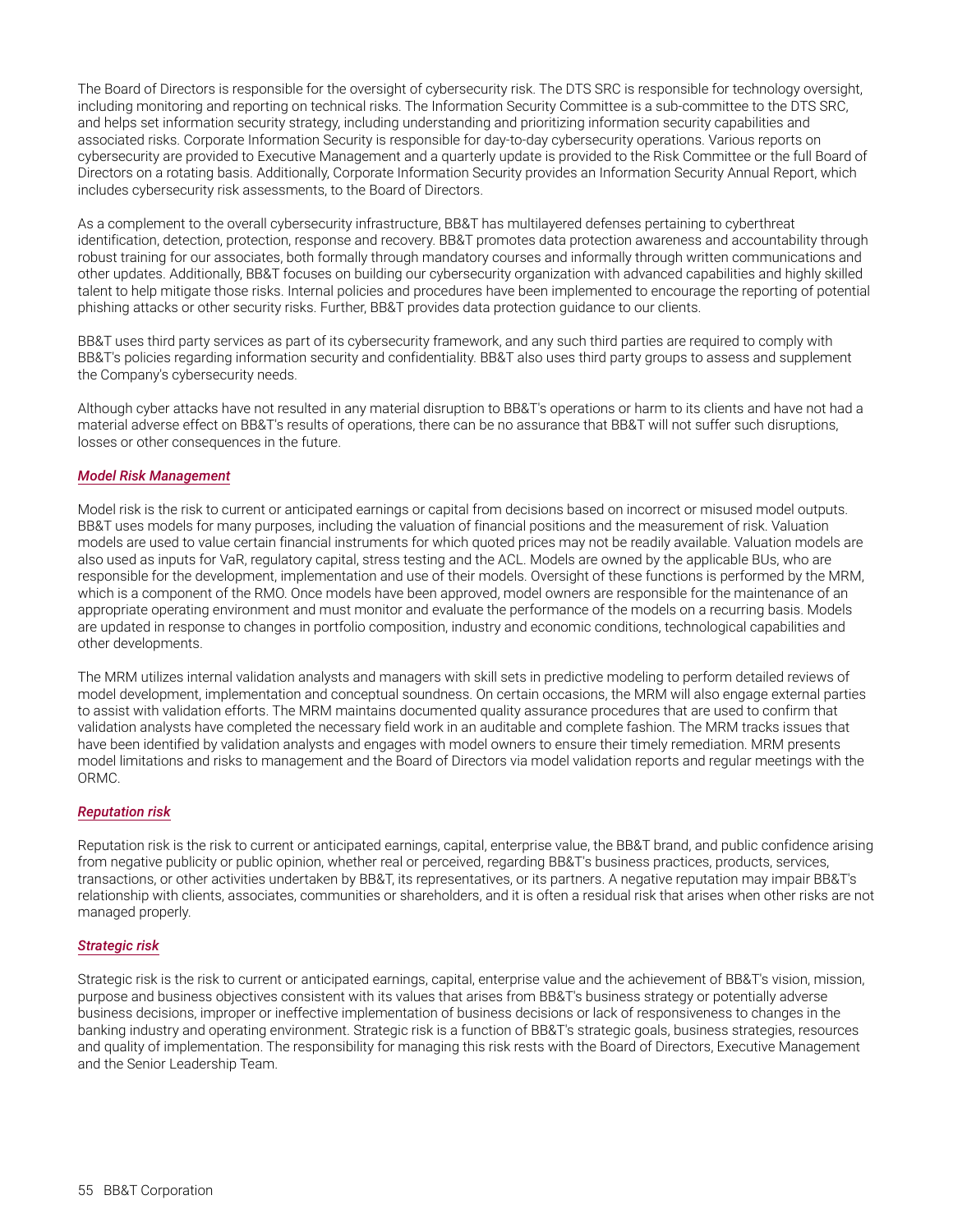The Board of Directors is responsible for the oversight of cybersecurity risk. The DTS SRC is responsible for technology oversight, including monitoring and reporting on technical risks. The Information Security Committee is a sub-committee to the DTS SRC, and helps set information security strategy, including understanding and prioritizing information security capabilities and associated risks. Corporate Information Security is responsible for day-to-day cybersecurity operations. Various reports on cybersecurity are provided to Executive Management and a quarterly update is provided to the Risk Committee or the full Board of Directors on a rotating basis. Additionally, Corporate Information Security provides an Information Security Annual Report, which includes cybersecurity risk assessments, to the Board of Directors.

As a complement to the overall cybersecurity infrastructure, BB&T has multilayered defenses pertaining to cyberthreat identification, detection, protection, response and recovery. BB&T promotes data protection awareness and accountability through robust training for our associates, both formally through mandatory courses and informally through written communications and other updates. Additionally, BB&T focuses on building our cybersecurity organization with advanced capabilities and highly skilled talent to help mitigate those risks. Internal policies and procedures have been implemented to encourage the reporting of potential phishing attacks or other security risks. Further, BB&T provides data protection guidance to our clients.

BB&T uses third party services as part of its cybersecurity framework, and any such third parties are required to comply with BB&T's policies regarding information security and confidentiality. BB&T also uses third party groups to assess and supplement the Company's cybersecurity needs.

Although cyber attacks have not resulted in any material disruption to BB&T's operations or harm to its clients and have not had a material adverse effect on BB&T's results of operations, there can be no assurance that BB&T will not suffer such disruptions, losses or other consequences in the future.

***Model Risk Management***

Model risk is the risk to current or anticipated earnings or capital from decisions based on incorrect or misused model outputs. BB&T uses models for many purposes, including the valuation of financial positions and the measurement of risk. Valuation models are used to value certain financial instruments for which quoted prices may not be readily available. Valuation models are also used as inputs for VaR, regulatory capital, stress testing and the ACL. Models are owned by the applicable BUs, who are responsible for the development, implementation and use of their models. Oversight of these functions is performed by the MRM, which is a component of the RMO. Once models have been approved, model owners are responsible for the maintenance of an appropriate operating environment and must monitor and evaluate the performance of the models on a recurring basis. Models are updated in response to changes in portfolio composition, industry and economic conditions, technological capabilities and other developments.

The MRM utilizes internal validation analysts and managers with skill sets in predictive modeling to perform detailed reviews of model development, implementation and conceptual soundness. On certain occasions, the MRM will also engage external parties to assist with validation efforts. The MRM maintains documented quality assurance procedures that are used to confirm that validation analysts have completed the necessary field work in an auditable and complete fashion. The MRM tracks issues that have been identified by validation analysts and engages with model owners to ensure their timely remediation. MRM presents model limitations and risks to management and the Board of Directors via model validation reports and regular meetings with the ORMC.

***Reputation risk***

Reputation risk is the risk to current or anticipated earnings, capital, enterprise value, the BB&T brand, and public confidence arising from negative publicity or public opinion, whether real or perceived, regarding BB&T's business practices, products, services, transactions, or other activities undertaken by BB&T, its representatives, or its partners. A negative reputation may impair BB&T's relationship with clients, associates, communities or shareholders, and it is often a residual risk that arises when other risks are not managed properly.

***Strategic risk***

Strategic risk is the risk to current or anticipated earnings, capital, enterprise value and the achievement of BB&T's vision, mission, purpose and business objectives consistent with its values that arises from BB&T's business strategy or potentially adverse business decisions, improper or ineffective implementation of business decisions or lack of responsiveness to changes in the banking industry and operating environment. Strategic risk is a function of BB&T's strategic goals, business strategies, resources and quality of implementation. The responsibility for managing this risk rests with the Board of Directors, Executive Management and the Senior Leadership Team.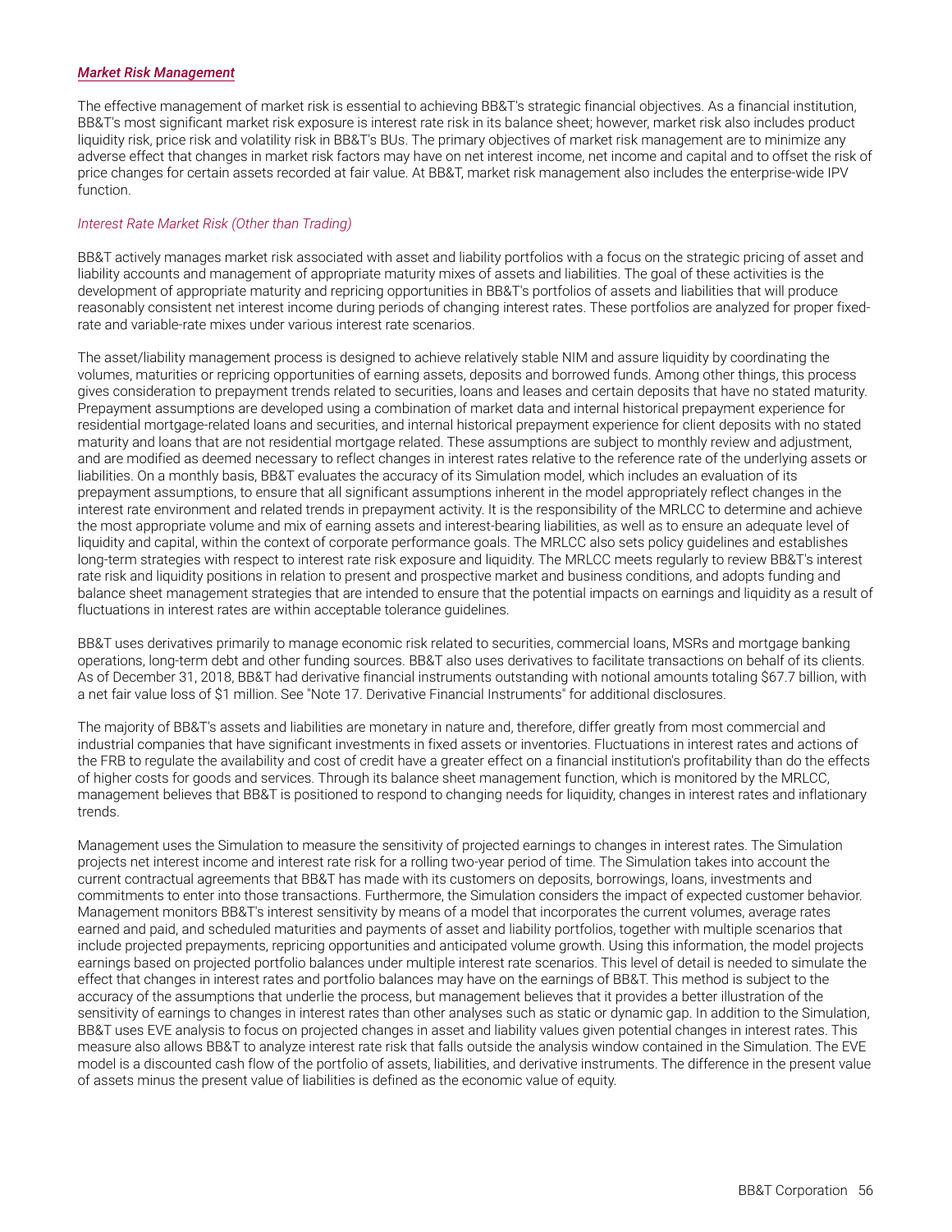***Market Risk Management***

The effective management of market risk is essential to achieving BB&T's strategic financial objectives. As a financial institution, BB&T's most significant market risk exposure is interest rate risk in its balance sheet; however, market risk also includes product liquidity risk, price risk and volatility risk in BB&T's BUs. The primary objectives of market risk management are to minimize any adverse effect that changes in market risk factors may have on net interest income, net income and capital and to offset the risk of price changes for certain assets recorded at fair value. At BB&T, market risk management also includes the enterprise-wide IPV function.

*Interest Rate Market Risk (Other than Trading)*

BB&T actively manages market risk associated with asset and liability portfolios with a focus on the strategic pricing of asset and liability accounts and management of appropriate maturity mixes of assets and liabilities. The goal of these activities is the development of appropriate maturity and repricing opportunities in BB&T's portfolios of assets and liabilities that will produce reasonably consistent net interest income during periods of changing interest rates. These portfolios are analyzed for proper fixed-rate and variable-rate mixes under various interest rate scenarios.

The asset/liability management process is designed to achieve relatively stable NIM and assure liquidity by coordinating the volumes, maturities or repricing opportunities of earning assets, deposits and borrowed funds. Among other things, this process gives consideration to prepayment trends related to securities, loans and leases and certain deposits that have no stated maturity. Prepayment assumptions are developed using a combination of market data and internal historical prepayment experience for residential mortgage-related loans and securities, and internal historical prepayment experience for client deposits with no stated maturity and loans that are not residential mortgage related. These assumptions are subject to monthly review and adjustment, and are modified as deemed necessary to reflect changes in interest rates relative to the reference rate of the underlying assets or liabilities. On a monthly basis, BB&T evaluates the accuracy of its Simulation model, which includes an evaluation of its prepayment assumptions, to ensure that all significant assumptions inherent in the model appropriately reflect changes in the interest rate environment and related trends in prepayment activity. It is the responsibility of the MRLCC to determine and achieve the most appropriate volume and mix of earning assets and interest-bearing liabilities, as well as to ensure an adequate level of liquidity and capital, within the context of corporate performance goals. The MRLCC also sets policy guidelines and establishes long-term strategies with respect to interest rate risk exposure and liquidity. The MRLCC meets regularly to review BB&T's interest rate risk and liquidity positions in relation to present and prospective market and business conditions, and adopts funding and balance sheet management strategies that are intended to ensure that the potential impacts on earnings and liquidity as a result of fluctuations in interest rates are within acceptable tolerance guidelines.

BB&T uses derivatives primarily to manage economic risk related to securities, commercial loans, MSRs and mortgage banking operations, long-term debt and other funding sources. BB&T also uses derivatives to facilitate transactions on behalf of its clients. As of December 31, 2018, BB&T had derivative financial instruments outstanding with notional amounts totaling $67.7 billion, with a net fair value loss of $1 million. See "Note 17. Derivative Financial Instruments" for additional disclosures.

The majority of BB&T's assets and liabilities are monetary in nature and, therefore, differ greatly from most commercial and industrial companies that have significant investments in fixed assets or inventories. Fluctuations in interest rates and actions of the FRB to regulate the availability and cost of credit have a greater effect on a financial institution's profitability than do the effects of higher costs for goods and services. Through its balance sheet management function, which is monitored by the MRLCC, management believes that BB&T is positioned to respond to changing needs for liquidity, changes in interest rates and inflationary trends.

Management uses the Simulation to measure the sensitivity of projected earnings to changes in interest rates. The Simulation projects net interest income and interest rate risk for a rolling two-year period of time. The Simulation takes into account the current contractual agreements that BB&T has made with its customers on deposits, borrowings, loans, investments and commitments to enter into those transactions. Furthermore, the Simulation considers the impact of expected customer behavior. Management monitors BB&T's interest sensitivity by means of a model that incorporates the current volumes, average rates earned and paid, and scheduled maturities and payments of asset and liability portfolios, together with multiple scenarios that include projected prepayments, repricing opportunities and anticipated volume growth. Using this information, the model projects earnings based on projected portfolio balances under multiple interest rate scenarios. This level of detail is needed to simulate the effect that changes in interest rates and portfolio balances may have on the earnings of BB&T. This method is subject to the accuracy of the assumptions that underlie the process, but management believes that it provides a better illustration of the sensitivity of earnings to changes in interest rates than other analyses such as static or dynamic gap. In addition to the Simulation, BB&T uses EVE analysis to focus on projected changes in asset and liability values given potential changes in interest rates. This measure also allows BB&T to analyze interest rate risk that falls outside the analysis window contained in the Simulation. The EVE model is a discounted cash flow of the portfolio of assets, liabilities, and derivative instruments. The difference in the present value of assets minus the present value of liabilities is defined as the economic value of equity.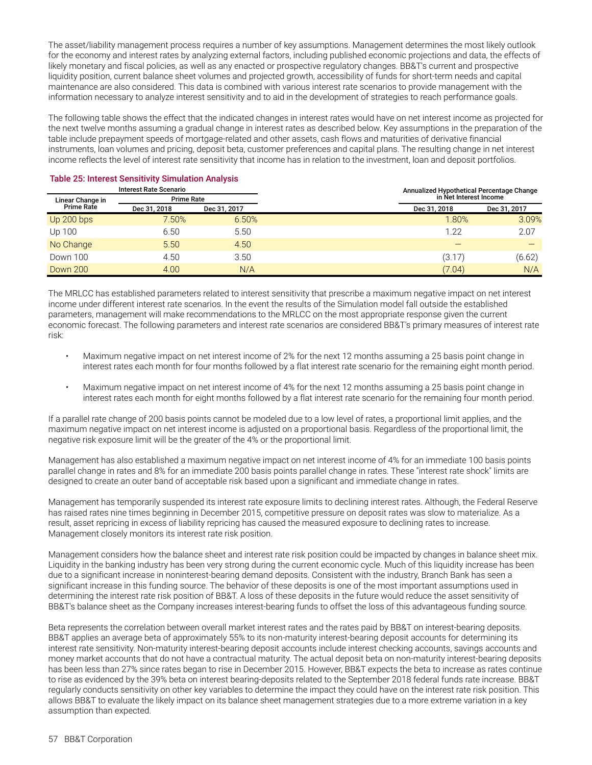The asset/liability management process requires a number of key assumptions. Management determines the most likely outlook for the economy and interest rates by analyzing external factors, including published economic projections and data, the effects of likely monetary and fiscal policies, as well as any enacted or prospective regulatory changes. BB&T's current and prospective liquidity position, current balance sheet volumes and projected growth, accessibility of funds for short-term needs and capital maintenance are also considered. This data is combined with various interest rate scenarios to provide management with the information necessary to analyze interest sensitivity and to aid in the development of strategies to reach performance goals.

The following table shows the effect that the indicated changes in interest rates would have on net interest income as projected for the next twelve months assuming a gradual change in interest rates as described below. Key assumptions in the preparation of the table include prepayment speeds of mortgage-related and other assets, cash flows and maturities of derivative financial instruments, loan volumes and pricing, deposit beta, customer preferences and capital plans. The resulting change in net interest income reflects the level of interest rate sensitivity that income has in relation to the investment, loan and deposit portfolios.

**Table 25: Interest Sensitivity Simulation Analysis**

| Interest Rate Scenario | | | Annualized Hypothetical Percentage Change in Net Interest Income | |
|---|---|---|---|---|
| Linear Change in Prime Rate | Prime Rate | | | |
| | Dec 31, 2018 | Dec 31, 2017 | Dec 31, 2018 | Dec 31, 2017 |
| Up 200 bps | 7.50% | 6.50% | 1.80% | 3.09% |
| Up 100 | 6.50 | 5.50 | 1.22 | 2.07 |
| No Change | 5.50 | 4.50 | — | — |
| Down 100 | 4.50 | 3.50 | (3.17) | (6.62) |
| Down 200 | 4.00 | N/A | (7.04) | N/A |

The MRLCC has established parameters related to interest sensitivity that prescribe a maximum negative impact on net interest income under different interest rate scenarios. In the event the results of the Simulation model fall outside the established parameters, management will make recommendations to the MRLCC on the most appropriate response given the current economic forecast. The following parameters and interest rate scenarios are considered BB&T's primary measures of interest rate risk:

- Maximum negative impact on net interest income of 2% for the next 12 months assuming a 25 basis point change in interest rates each month for four months followed by a flat interest rate scenario for the remaining eight month period.
- Maximum negative impact on net interest income of 4% for the next 12 months assuming a 25 basis point change in interest rates each month for eight months followed by a flat interest rate scenario for the remaining four month period.

If a parallel rate change of 200 basis points cannot be modeled due to a low level of rates, a proportional limit applies, and the maximum negative impact on net interest income is adjusted on a proportional basis. Regardless of the proportional limit, the negative risk exposure limit will be the greater of the 4% or the proportional limit.

Management has also established a maximum negative impact on net interest income of 4% for an immediate 100 basis points parallel change in rates and 8% for an immediate 200 basis points parallel change in rates. These "interest rate shock" limits are designed to create an outer band of acceptable risk based upon a significant and immediate change in rates.

Management has temporarily suspended its interest rate exposure limits to declining interest rates. Although, the Federal Reserve has raised rates nine times beginning in December 2015, competitive pressure on deposit rates was slow to materialize. As a result, asset repricing in excess of liability repricing has caused the measured exposure to declining rates to increase. Management closely monitors its interest rate risk position.

Management considers how the balance sheet and interest rate risk position could be impacted by changes in balance sheet mix. Liquidity in the banking industry has been very strong during the current economic cycle. Much of this liquidity increase has been due to a significant increase in noninterest-bearing demand deposits. Consistent with the industry, Branch Bank has seen a significant increase in this funding source. The behavior of these deposits is one of the most important assumptions used in determining the interest rate risk position of BB&T. A loss of these deposits in the future would reduce the asset sensitivity of BB&T's balance sheet as the Company increases interest-bearing funds to offset the loss of this advantageous funding source.

Beta represents the correlation between overall market interest rates and the rates paid by BB&T on interest-bearing deposits. BB&T applies an average beta of approximately 55% to its non-maturity interest-bearing deposit accounts for determining its interest rate sensitivity. Non-maturity interest-bearing deposit accounts include interest checking accounts, savings accounts and money market accounts that do not have a contractual maturity. The actual deposit beta on non-maturity interest-bearing deposits has been less than 27% since rates began to rise in December 2015. However, BB&T expects the beta to increase as rates continue to rise as evidenced by the 39% beta on interest bearing-deposits related to the September 2018 federal funds rate increase. BB&T regularly conducts sensitivity on other key variables to determine the impact they could have on the interest rate risk position. This allows BB&T to evaluate the likely impact on its balance sheet management strategies due to a more extreme variation in a key assumption than expected.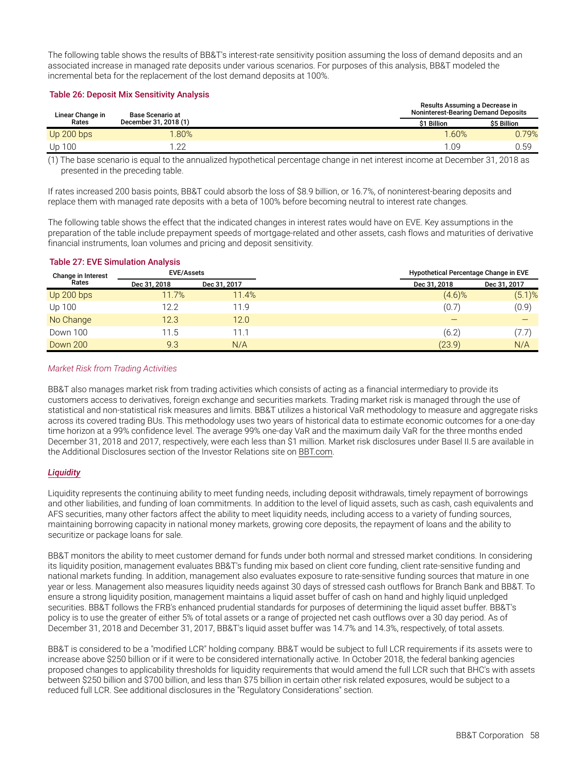The following table shows the results of BB&T's interest-rate sensitivity position assuming the loss of demand deposits and an associated increase in managed rate deposits under various scenarios. For purposes of this analysis, BB&T modeled the incremental beta for the replacement of the lost demand deposits at 100%.

### Table 26: Deposit Mix Sensitivity Analysis

| Linear Change in Rates | Base Scenario at December 31, 2018 (1) | Results Assuming a Decrease in Noninterest-Bearing Demand Deposits | |
|---|---|---|---|
| | | $1 Billion | $5 Billion |
| Up 200 bps | 1.80% | 1.60% | 0.79% |
| Up 100 | 1.22 | 1.09 | 0.59 |

(1) The base scenario is equal to the annualized hypothetical percentage change in net interest income at December 31, 2018 as presented in the preceding table.

If rates increased 200 basis points, BB&T could absorb the loss of $8.9 billion, or 16.7%, of noninterest-bearing deposits and replace them with managed rate deposits with a beta of 100% before becoming neutral to interest rate changes.

The following table shows the effect that the indicated changes in interest rates would have on EVE. Key assumptions in the preparation of the table include prepayment speeds of mortgage-related and other assets, cash flows and maturities of derivative financial instruments, loan volumes and pricing and deposit sensitivity.

### Table 27: EVE Simulation Analysis

| Change in Interest Rates | EVE/Assets | | Hypothetical Percentage Change in EVE | |
|---|---|---|---|---|
| | Dec 31, 2018 | Dec 31, 2017 | Dec 31, 2018 | Dec 31, 2017 |
| Up 200 bps | 11.7% | 11.4% | (4.6)% | (5.1)% |
| Up 100 | 12.2 | 11.9 | (0.7) | (0.9) |
| No Change | 12.3 | 12.0 | — | — |
| Down 100 | 11.5 | 11.1 | (6.2) | (7.7) |
| Down 200 | 9.3 | N/A | (23.9) | N/A |

*Market Risk from Trading Activities*

BB&T also manages market risk from trading activities which consists of acting as a financial intermediary to provide its customers access to derivatives, foreign exchange and securities markets. Trading market risk is managed through the use of statistical and non-statistical risk measures and limits. BB&T utilizes a historical VaR methodology to measure and aggregate risks across its covered trading BUs. This methodology uses two years of historical data to estimate economic outcomes for a one-day time horizon at a 99% confidence level. The average 99% one-day VaR and the maximum daily VaR for the three months ended December 31, 2018 and 2017, respectively, were each less than $1 million. Market risk disclosures under Basel II.5 are available in the Additional Disclosures section of the Investor Relations site on BBT.com.

## *Liquidity*

Liquidity represents the continuing ability to meet funding needs, including deposit withdrawals, timely repayment of borrowings and other liabilities, and funding of loan commitments. In addition to the level of liquid assets, such as cash, cash equivalents and AFS securities, many other factors affect the ability to meet liquidity needs, including access to a variety of funding sources, maintaining borrowing capacity in national money markets, growing core deposits, the repayment of loans and the ability to securitize or package loans for sale.

BB&T monitors the ability to meet customer demand for funds under both normal and stressed market conditions. In considering its liquidity position, management evaluates BB&T's funding mix based on client core funding, client rate-sensitive funding and national markets funding. In addition, management also evaluates exposure to rate-sensitive funding sources that mature in one year or less. Management also measures liquidity needs against 30 days of stressed cash outflows for Branch Bank and BB&T. To ensure a strong liquidity position, management maintains a liquid asset buffer of cash on hand and highly liquid unpledged securities. BB&T follows the FRB's enhanced prudential standards for purposes of determining the liquid asset buffer. BB&T's policy is to use the greater of either 5% of total assets or a range of projected net cash outflows over a 30 day period. As of December 31, 2018 and December 31, 2017, BB&T's liquid asset buffer was 14.7% and 14.3%, respectively, of total assets.

BB&T is considered to be a "modified LCR" holding company. BB&T would be subject to full LCR requirements if its assets were to increase above $250 billion or if it were to be considered internationally active. In October 2018, the federal banking agencies proposed changes to applicability thresholds for liquidity requirements that would amend the full LCR such that BHC's with assets between $250 billion and $700 billion, and less than $75 billion in certain other risk related exposures, would be subject to a reduced full LCR. See additional disclosures in the "Regulatory Considerations" section.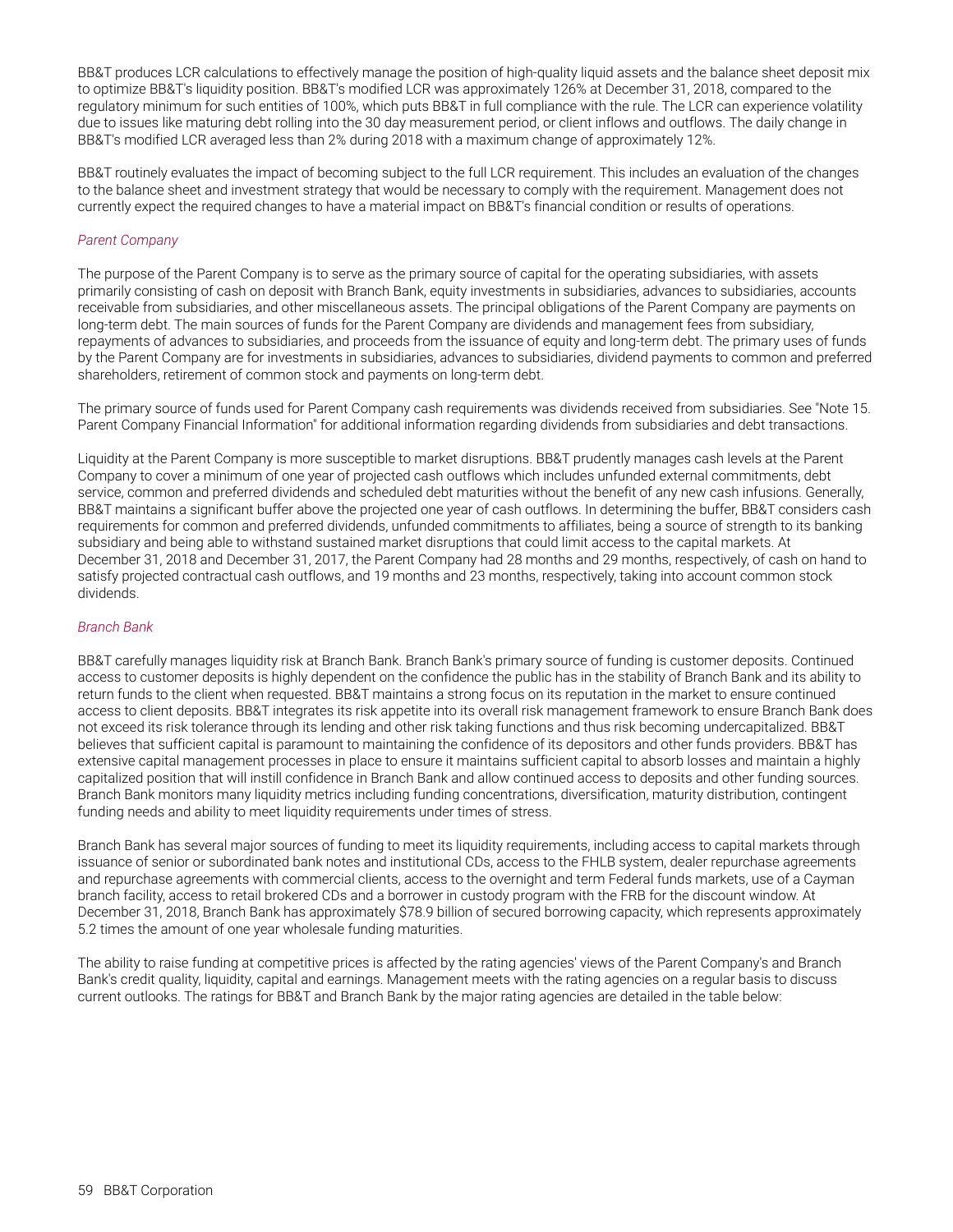BB&T produces LCR calculations to effectively manage the position of high-quality liquid assets and the balance sheet deposit mix to optimize BB&T's liquidity position. BB&T's modified LCR was approximately 126% at December 31, 2018, compared to the regulatory minimum for such entities of 100%, which puts BB&T in full compliance with the rule. The LCR can experience volatility due to issues like maturing debt rolling into the 30 day measurement period, or client inflows and outflows. The daily change in BB&T's modified LCR averaged less than 2% during 2018 with a maximum change of approximately 12%.

BB&T routinely evaluates the impact of becoming subject to the full LCR requirement. This includes an evaluation of the changes to the balance sheet and investment strategy that would be necessary to comply with the requirement. Management does not currently expect the required changes to have a material impact on BB&T's financial condition or results of operations.

*Parent Company*

The purpose of the Parent Company is to serve as the primary source of capital for the operating subsidiaries, with assets primarily consisting of cash on deposit with Branch Bank, equity investments in subsidiaries, advances to subsidiaries, accounts receivable from subsidiaries, and other miscellaneous assets. The principal obligations of the Parent Company are payments on long-term debt. The main sources of funds for the Parent Company are dividends and management fees from subsidiary, repayments of advances to subsidiaries, and proceeds from the issuance of equity and long-term debt. The primary uses of funds by the Parent Company are for investments in subsidiaries, advances to subsidiaries, dividend payments to common and preferred shareholders, retirement of common stock and payments on long-term debt.

The primary source of funds used for Parent Company cash requirements was dividends received from subsidiaries. See "Note 15. Parent Company Financial Information" for additional information regarding dividends from subsidiaries and debt transactions.

Liquidity at the Parent Company is more susceptible to market disruptions. BB&T prudently manages cash levels at the Parent Company to cover a minimum of one year of projected cash outflows which includes unfunded external commitments, debt service, common and preferred dividends and scheduled debt maturities without the benefit of any new cash infusions. Generally, BB&T maintains a significant buffer above the projected one year of cash outflows. In determining the buffer, BB&T considers cash requirements for common and preferred dividends, unfunded commitments to affiliates, being a source of strength to its banking subsidiary and being able to withstand sustained market disruptions that could limit access to the capital markets. At December 31, 2018 and December 31, 2017, the Parent Company had 28 months and 29 months, respectively, of cash on hand to satisfy projected contractual cash outflows, and 19 months and 23 months, respectively, taking into account common stock dividends.

*Branch Bank*

BB&T carefully manages liquidity risk at Branch Bank. Branch Bank's primary source of funding is customer deposits. Continued access to customer deposits is highly dependent on the confidence the public has in the stability of Branch Bank and its ability to return funds to the client when requested. BB&T maintains a strong focus on its reputation in the market to ensure continued access to client deposits. BB&T integrates its risk appetite into its overall risk management framework to ensure Branch Bank does not exceed its risk tolerance through its lending and other risk taking functions and thus risk becoming undercapitalized. BB&T believes that sufficient capital is paramount to maintaining the confidence of its depositors and other funds providers. BB&T has extensive capital management processes in place to ensure it maintains sufficient capital to absorb losses and maintain a highly capitalized position that will instill confidence in Branch Bank and allow continued access to deposits and other funding sources. Branch Bank monitors many liquidity metrics including funding concentrations, diversification, maturity distribution, contingent funding needs and ability to meet liquidity requirements under times of stress.

Branch Bank has several major sources of funding to meet its liquidity requirements, including access to capital markets through issuance of senior or subordinated bank notes and institutional CDs, access to the FHLB system, dealer repurchase agreements and repurchase agreements with commercial clients, access to the overnight and term Federal funds markets, use of a Cayman branch facility, access to retail brokered CDs and a borrower in custody program with the FRB for the discount window. At December 31, 2018, Branch Bank has approximately $78.9 billion of secured borrowing capacity, which represents approximately 5.2 times the amount of one year wholesale funding maturities.

The ability to raise funding at competitive prices is affected by the rating agencies' views of the Parent Company's and Branch Bank's credit quality, liquidity, capital and earnings. Management meets with the rating agencies on a regular basis to discuss current outlooks. The ratings for BB&T and Branch Bank by the major rating agencies are detailed in the table below: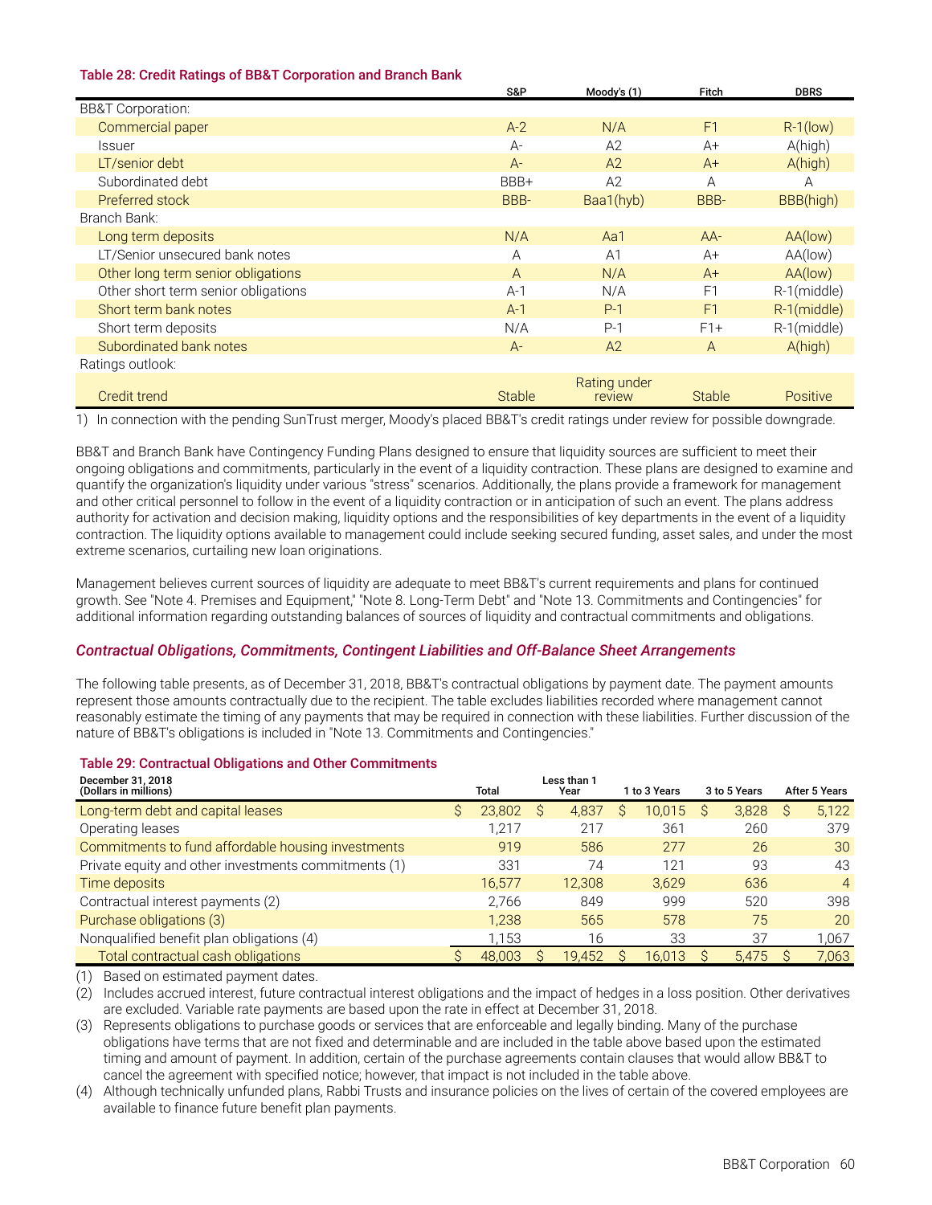**Table 28: Credit Ratings of BB&T Corporation and Branch Bank**

| | S&P | Moody's (1) | Fitch | DBRS |
|---|---|---|---|---|
| BB&T Corporation: | | | | |
| Commercial paper | A-2 | N/A | F1 | R-1(low) |
| Issuer | A- | A2 | A+ | A(high) |
| LT/senior debt | A- | A2 | A+ | A(high) |
| Subordinated debt | BBB+ | A2 | A | A |
| Preferred stock | BBB- | Baa1(hyb) | BBB- | BBB(high) |
| Branch Bank: | | | | |
| Long term deposits | N/A | Aa1 | AA- | AA(low) |
| LT/Senior unsecured bank notes | A | A1 | A+ | AA(low) |
| Other long term senior obligations | A | N/A | A+ | AA(low) |
| Other short term senior obligations | A-1 | N/A | F1 | R-1(middle) |
| Short term bank notes | A-1 | P-1 | F1 | R-1(middle) |
| Short term deposits | N/A | P-1 | F1+ | R-1(middle) |
| Subordinated bank notes | A- | A2 | A | A(high) |
| Ratings outlook: | | | | |
| Credit trend | Stable | Rating under review | Stable | Positive |

1) In connection with the pending SunTrust merger, Moody's placed BB&T's credit ratings under review for possible downgrade.

BB&T and Branch Bank have Contingency Funding Plans designed to ensure that liquidity sources are sufficient to meet their ongoing obligations and commitments, particularly in the event of a liquidity contraction. These plans are designed to examine and quantify the organization's liquidity under various "stress" scenarios. Additionally, the plans provide a framework for management and other critical personnel to follow in the event of a liquidity contraction or in anticipation of such an event. The plans address authority for activation and decision making, liquidity options and the responsibilities of key departments in the event of a liquidity contraction. The liquidity options available to management could include seeking secured funding, asset sales, and under the most extreme scenarios, curtailing new loan originations.

Management believes current sources of liquidity are adequate to meet BB&T's current requirements and plans for continued growth. See "Note 4. Premises and Equipment," "Note 8. Long-Term Debt" and "Note 13. Commitments and Contingencies" for additional information regarding outstanding balances of sources of liquidity and contractual commitments and obligations.

### *Contractual Obligations, Commitments, Contingent Liabilities and Off-Balance Sheet Arrangements*

The following table presents, as of December 31, 2018, BB&T's contractual obligations by payment date. The payment amounts represent those amounts contractually due to the recipient. The table excludes liabilities recorded where management cannot reasonably estimate the timing of any payments that may be required in connection with these liabilities. Further discussion of the nature of BB&T's obligations is included in "Note 13. Commitments and Contingencies."

**Table 29: Contractual Obligations and Other Commitments**

| December 31, 2018 (Dollars in millions) | Total | Less than 1 Year | 1 to 3 Years | 3 to 5 Years | After 5 Years |
|---|---|---|---|---|---|
| Long-term debt and capital leases | $ 23,802 | $ 4,837 | $ 10,015 | $ 3,828 | $ 5,122 |
| Operating leases | 1,217 | 217 | 361 | 260 | 379 |
| Commitments to fund affordable housing investments | 919 | 586 | 277 | 26 | 30 |
| Private equity and other investments commitments (1) | 331 | 74 | 121 | 93 | 43 |
| Time deposits | 16,577 | 12,308 | 3,629 | 636 | 4 |
| Contractual interest payments (2) | 2,766 | 849 | 999 | 520 | 398 |
| Purchase obligations (3) | 1,238 | 565 | 578 | 75 | 20 |
| Nonqualified benefit plan obligations (4) | 1,153 | 16 | 33 | 37 | 1,067 |
| Total contractual cash obligations | $ 48,003 | $ 19,452 | $ 16,013 | $ 5,475 | $ 7,063 |

(1) Based on estimated payment dates.

(2) Includes accrued interest, future contractual interest obligations and the impact of hedges in a loss position. Other derivatives are excluded. Variable rate payments are based upon the rate in effect at December 31, 2018.

(3) Represents obligations to purchase goods or services that are enforceable and legally binding. Many of the purchase obligations have terms that are not fixed and determinable and are included in the table above based upon the estimated timing and amount of payment. In addition, certain of the purchase agreements contain clauses that would allow BB&T to cancel the agreement with specified notice; however, that impact is not included in the table above.

(4) Although technically unfunded plans, Rabbi Trusts and insurance policies on the lives of certain of the covered employees are available to finance future benefit plan payments.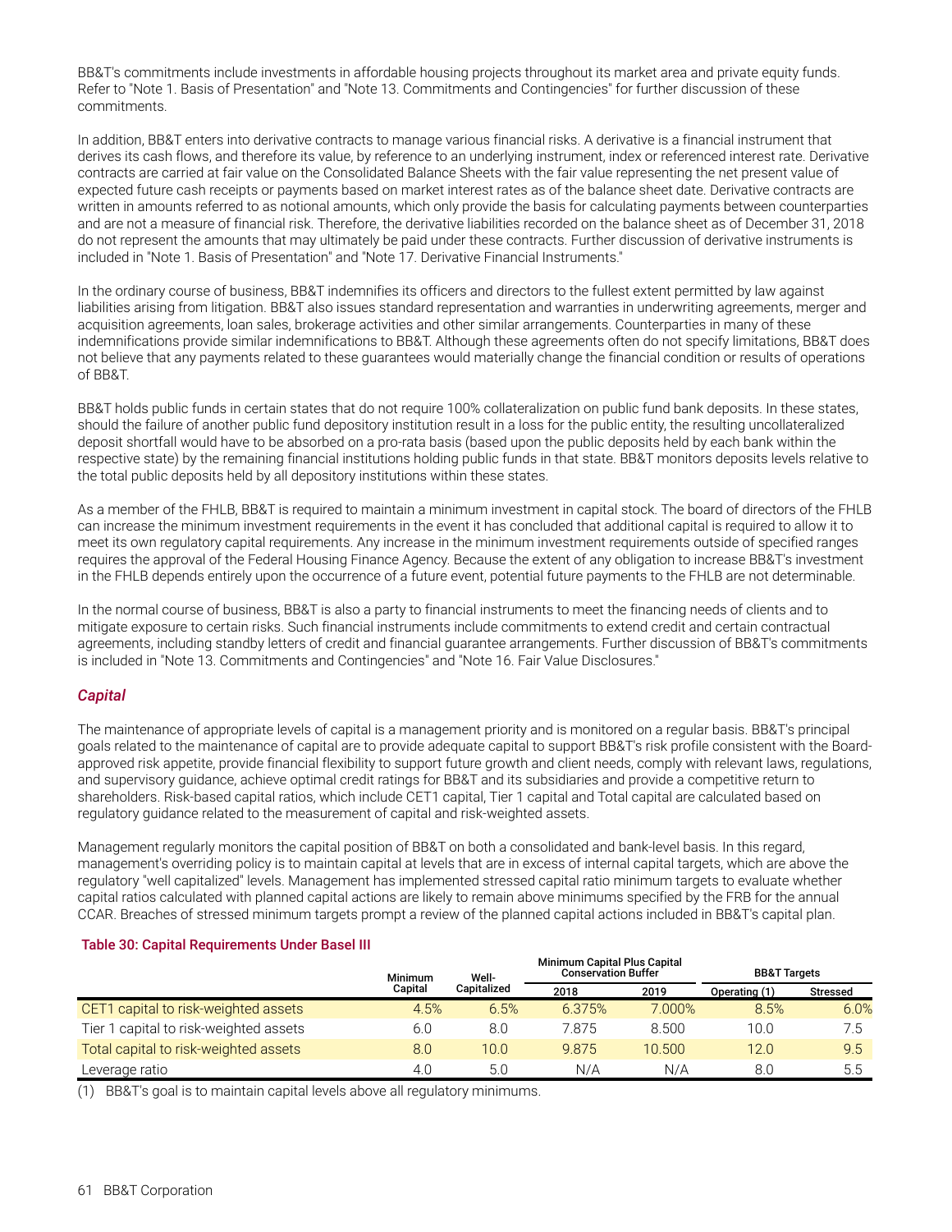BB&T's commitments include investments in affordable housing projects throughout its market area and private equity funds. Refer to "Note 1. Basis of Presentation" and "Note 13. Commitments and Contingencies" for further discussion of these commitments.

In addition, BB&T enters into derivative contracts to manage various financial risks. A derivative is a financial instrument that derives its cash flows, and therefore its value, by reference to an underlying instrument, index or referenced interest rate. Derivative contracts are carried at fair value on the Consolidated Balance Sheets with the fair value representing the net present value of expected future cash receipts or payments based on market interest rates as of the balance sheet date. Derivative contracts are written in amounts referred to as notional amounts, which only provide the basis for calculating payments between counterparties and are not a measure of financial risk. Therefore, the derivative liabilities recorded on the balance sheet as of December 31, 2018 do not represent the amounts that may ultimately be paid under these contracts. Further discussion of derivative instruments is included in "Note 1. Basis of Presentation" and "Note 17. Derivative Financial Instruments."

In the ordinary course of business, BB&T indemnifies its officers and directors to the fullest extent permitted by law against liabilities arising from litigation. BB&T also issues standard representation and warranties in underwriting agreements, merger and acquisition agreements, loan sales, brokerage activities and other similar arrangements. Counterparties in many of these indemnifications provide similar indemnifications to BB&T. Although these agreements often do not specify limitations, BB&T does not believe that any payments related to these guarantees would materially change the financial condition or results of operations of BB&T.

BB&T holds public funds in certain states that do not require 100% collateralization on public fund bank deposits. In these states, should the failure of another public fund depository institution result in a loss for the public entity, the resulting uncollateralized deposit shortfall would have to be absorbed on a pro-rata basis (based upon the public deposits held by each bank within the respective state) by the remaining financial institutions holding public funds in that state. BB&T monitors deposits levels relative to the total public deposits held by all depository institutions within these states.

As a member of the FHLB, BB&T is required to maintain a minimum investment in capital stock. The board of directors of the FHLB can increase the minimum investment requirements in the event it has concluded that additional capital is required to allow it to meet its own regulatory capital requirements. Any increase in the minimum investment requirements outside of specified ranges requires the approval of the Federal Housing Finance Agency. Because the extent of any obligation to increase BB&T's investment in the FHLB depends entirely upon the occurrence of a future event, potential future payments to the FHLB are not determinable.

In the normal course of business, BB&T is also a party to financial instruments to meet the financing needs of clients and to mitigate exposure to certain risks. Such financial instruments include commitments to extend credit and certain contractual agreements, including standby letters of credit and financial guarantee arrangements. Further discussion of BB&T's commitments is included in "Note 13. Commitments and Contingencies" and "Note 16. Fair Value Disclosures."

## *Capital*

The maintenance of appropriate levels of capital is a management priority and is monitored on a regular basis. BB&T's principal goals related to the maintenance of capital are to provide adequate capital to support BB&T's risk profile consistent with the Board-approved risk appetite, provide financial flexibility to support future growth and client needs, comply with relevant laws, regulations, and supervisory guidance, achieve optimal credit ratings for BB&T and its subsidiaries and provide a competitive return to shareholders. Risk-based capital ratios, which include CET1 capital, Tier 1 capital and Total capital are calculated based on regulatory guidance related to the measurement of capital and risk-weighted assets.

Management regularly monitors the capital position of BB&T on both a consolidated and bank-level basis. In this regard, management's overriding policy is to maintain capital at levels that are in excess of internal capital targets, which are above the regulatory "well capitalized" levels. Management has implemented stressed capital ratio minimum targets to evaluate whether capital ratios calculated with planned capital actions are likely to remain above minimums specified by the FRB for the annual CCAR. Breaches of stressed minimum targets prompt a review of the planned capital actions included in BB&T's capital plan.

**Table 30: Capital Requirements Under Basel III**

| | Minimum Capital | Well-Capitalized | Minimum Capital Plus Capital Conservation Buffer | | BB&T Targets | |
|---|---|---|---|---|---|---|
| | | | 2018 | 2019 | Operating (1) | Stressed |
| CET1 capital to risk-weighted assets | 4.5% | 6.5% | 6.375% | 7.000% | 8.5% | 6.0% |
| Tier 1 capital to risk-weighted assets | 6.0 | 8.0 | 7.875 | 8.500 | 10.0 | 7.5 |
| Total capital to risk-weighted assets | 8.0 | 10.0 | 9.875 | 10.500 | 12.0 | 9.5 |
| Leverage ratio | 4.0 | 5.0 | N/A | N/A | 8.0 | 5.5 |

(1) BB&T's goal is to maintain capital levels above all regulatory minimums.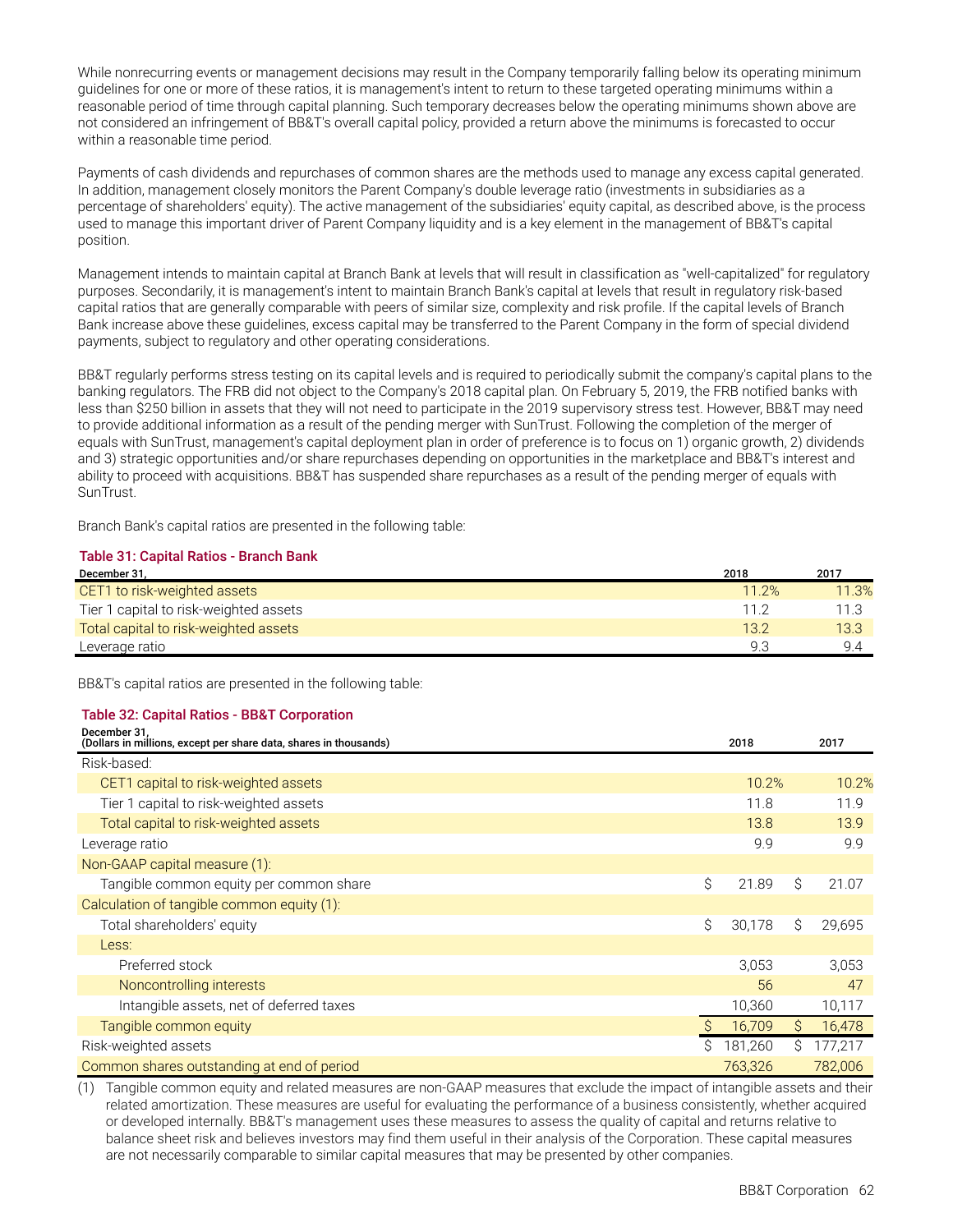While nonrecurring events or management decisions may result in the Company temporarily falling below its operating minimum guidelines for one or more of these ratios, it is management's intent to return to these targeted operating minimums within a reasonable period of time through capital planning. Such temporary decreases below the operating minimums shown above are not considered an infringement of BB&T's overall capital policy, provided a return above the minimums is forecasted to occur within a reasonable time period.

Payments of cash dividends and repurchases of common shares are the methods used to manage any excess capital generated. In addition, management closely monitors the Parent Company's double leverage ratio (investments in subsidiaries as a percentage of shareholders' equity). The active management of the subsidiaries' equity capital, as described above, is the process used to manage this important driver of Parent Company liquidity and is a key element in the management of BB&T's capital position.

Management intends to maintain capital at Branch Bank at levels that will result in classification as "well-capitalized" for regulatory purposes. Secondarily, it is management's intent to maintain Branch Bank's capital at levels that result in regulatory risk-based capital ratios that are generally comparable with peers of similar size, complexity and risk profile. If the capital levels of Branch Bank increase above these guidelines, excess capital may be transferred to the Parent Company in the form of special dividend payments, subject to regulatory and other operating considerations.

BB&T regularly performs stress testing on its capital levels and is required to periodically submit the company's capital plans to the banking regulators. The FRB did not object to the Company's 2018 capital plan. On February 5, 2019, the FRB notified banks with less than $250 billion in assets that they will not need to participate in the 2019 supervisory stress test. However, BB&T may need to provide additional information as a result of the pending merger with SunTrust. Following the completion of the merger of equals with SunTrust, management's capital deployment plan in order of preference is to focus on 1) organic growth, 2) dividends and 3) strategic opportunities and/or share repurchases depending on opportunities in the marketplace and BB&T's interest and ability to proceed with acquisitions. BB&T has suspended share repurchases as a result of the pending merger of equals with SunTrust.

Branch Bank's capital ratios are presented in the following table:

**Table 31: Capital Ratios - Branch Bank**

| December 31, | 2018 | 2017 |
|---|---|---|
| CET1 to risk-weighted assets | 11.2% | 11.3% |
| Tier 1 capital to risk-weighted assets | 11.2 | 11.3 |
| Total capital to risk-weighted assets | 13.2 | 13.3 |
| Leverage ratio | 9.3 | 9.4 |

BB&T's capital ratios are presented in the following table:

**Table 32: Capital Ratios - BB&T Corporation**

| December 31,<br>(Dollars in millions, except per share data, shares in thousands) | 2018 | 2017 |
|---|---|---|
| Risk-based: | | |
| CET1 capital to risk-weighted assets | 10.2% | 10.2% |
| Tier 1 capital to risk-weighted assets | 11.8 | 11.9 |
| Total capital to risk-weighted assets | 13.8 | 13.9 |
| Leverage ratio | 9.9 | 9.9 |
| Non-GAAP capital measure (1): | | |
| Tangible common equity per common share | $ 21.89 | $ 21.07 |
| Calculation of tangible common equity (1): | | |
| Total shareholders' equity | $ 30,178 | $ 29,695 |
| Less: | | |
| Preferred stock | 3,053 | 3,053 |
| Noncontrolling interests | 56 | 47 |
| Intangible assets, net of deferred taxes | 10,360 | 10,117 |
| Tangible common equity | $ 16,709 | $ 16,478 |
| Risk-weighted assets | $ 181,260 | $ 177,217 |
| Common shares outstanding at end of period | 763,326 | 782,006 |

(1) Tangible common equity and related measures are non-GAAP measures that exclude the impact of intangible assets and their related amortization. These measures are useful for evaluating the performance of a business consistently, whether acquired or developed internally. BB&T's management uses these measures to assess the quality of capital and returns relative to balance sheet risk and believes investors may find them useful in their analysis of the Corporation. These capital measures are not necessarily comparable to similar capital measures that may be presented by other companies.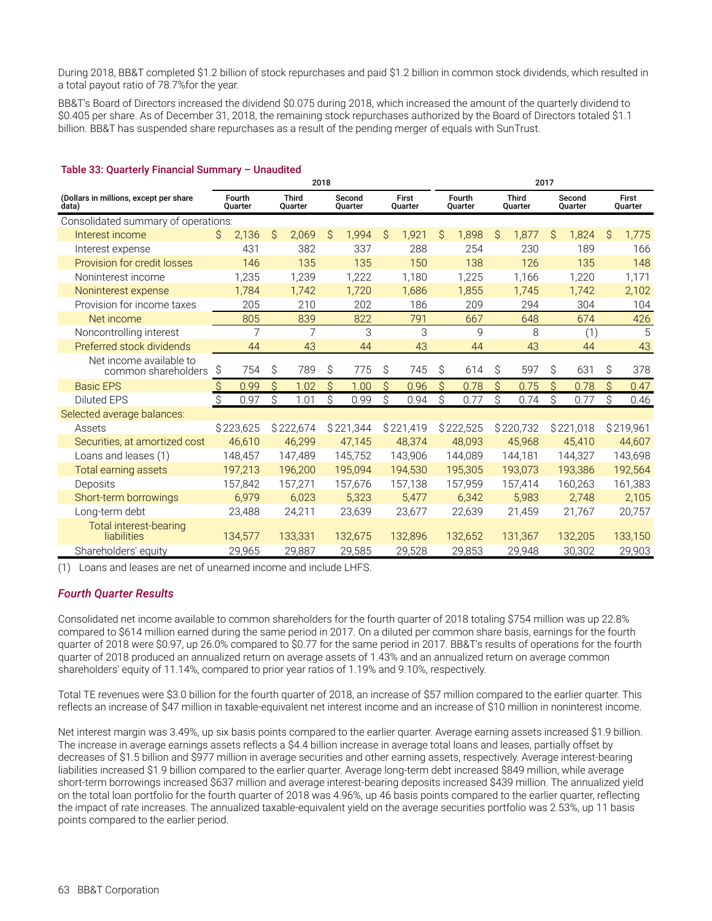During 2018, BB&T completed $1.2 billion of stock repurchases and paid $1.2 billion in common stock dividends, which resulted in a total payout ratio of 78.7%for the year.

BB&T's Board of Directors increased the dividend $0.075 during 2018, which increased the amount of the quarterly dividend to $0.405 per share. As of December 31, 2018, the remaining stock repurchases authorized by the Board of Directors totaled $1.1 billion. BB&T has suspended share repurchases as a result of the pending merger of equals with SunTrust.

**Table 33: Quarterly Financial Summary – Unaudited**

| | 2018 | | | | 2017 | | | |
|---|---|---|---|---|---|---|---|---|
| (Dollars in millions, except per share data) | Fourth Quarter | Third Quarter | Second Quarter | First Quarter | Fourth Quarter | Third Quarter | Second Quarter | First Quarter |
| Consolidated summary of operations: | | | | | | | | |
| Interest income | $ 2,136 | $ 2,069 | $ 1,994 | $ 1,921 | $ 1,898 | $ 1,877 | $ 1,824 | $ 1,775 |
| Interest expense | 431 | 382 | 337 | 288 | 254 | 230 | 189 | 166 |
| Provision for credit losses | 146 | 135 | 135 | 150 | 138 | 126 | 135 | 148 |
| Noninterest income | 1,235 | 1,239 | 1,222 | 1,180 | 1,225 | 1,166 | 1,220 | 1,171 |
| Noninterest expense | 1,784 | 1,742 | 1,720 | 1,686 | 1,855 | 1,745 | 1,742 | 2,102 |
| Provision for income taxes | 205 | 210 | 202 | 186 | 209 | 294 | 304 | 104 |
| Net income | 805 | 839 | 822 | 791 | 667 | 648 | 674 | 426 |
| Noncontrolling interest | 7 | 7 | 3 | 3 | 9 | 8 | (1) | 5 |
| Preferred stock dividends | 44 | 43 | 44 | 43 | 44 | 43 | 44 | 43 |
| Net income available to common shareholders | $ 754 | $ 789 | $ 775 | $ 745 | $ 614 | $ 597 | $ 631 | $ 378 |
| Basic EPS | $ 0.99 | $ 1.02 | $ 1.00 | $ 0.96 | $ 0.78 | $ 0.75 | $ 0.78 | $ 0.47 |
| Diluted EPS | $ 0.97 | $ 1.01 | $ 0.99 | $ 0.94 | $ 0.77 | $ 0.74 | $ 0.77 | $ 0.46 |
| Selected average balances: | | | | | | | | |
| Assets | $ 223,625 | $ 222,674 | $ 221,344 | $ 221,419 | $ 222,525 | $ 220,732 | $ 221,018 | $ 219,961 |
| Securities, at amortized cost | 46,610 | 46,299 | 47,145 | 48,374 | 48,093 | 45,968 | 45,410 | 44,607 |
| Loans and leases (1) | 148,457 | 147,489 | 145,752 | 143,906 | 144,089 | 144,181 | 144,327 | 143,698 |
| Total earning assets | 197,213 | 196,200 | 195,094 | 194,530 | 195,305 | 193,073 | 193,386 | 192,564 |
| Deposits | 157,842 | 157,271 | 157,676 | 157,138 | 157,959 | 157,414 | 160,263 | 161,383 |
| Short-term borrowings | 6,979 | 6,023 | 5,323 | 5,477 | 6,342 | 5,983 | 2,748 | 2,105 |
| Long-term debt | 23,488 | 24,211 | 23,639 | 23,677 | 22,639 | 21,459 | 21,767 | 20,757 |
| Total interest-bearing liabilities | 134,577 | 133,331 | 132,675 | 132,896 | 132,652 | 131,367 | 132,205 | 133,150 |
| Shareholders' equity | 29,965 | 29,887 | 29,585 | 29,528 | 29,853 | 29,948 | 30,302 | 29,903 |

(1) Loans and leases are net of unearned income and include LHFS.

### *Fourth Quarter Results*

Consolidated net income available to common shareholders for the fourth quarter of 2018 totaling $754 million was up 22.8% compared to $614 million earned during the same period in 2017. On a diluted per common share basis, earnings for the fourth quarter of 2018 were $0.97, up 26.0% compared to $0.77 for the same period in 2017. BB&T's results of operations for the fourth quarter of 2018 produced an annualized return on average assets of 1.43% and an annualized return on average common shareholders' equity of 11.14%, compared to prior year ratios of 1.19% and 9.10%, respectively.

Total TE revenues were $3.0 billion for the fourth quarter of 2018, an increase of $57 million compared to the earlier quarter. This reflects an increase of $47 million in taxable-equivalent net interest income and an increase of $10 million in noninterest income.

Net interest margin was 3.49%, up six basis points compared to the earlier quarter. Average earning assets increased $1.9 billion. The increase in average earnings assets reflects a $4.4 billion increase in average total loans and leases, partially offset by decreases of $1.5 billion and $977 million in average securities and other earning assets, respectively. Average interest-bearing liabilities increased $1.9 billion compared to the earlier quarter. Average long-term debt increased $849 million, while average short-term borrowings increased $637 million and average interest-bearing deposits increased $439 million. The annualized yield on the total loan portfolio for the fourth quarter of 2018 was 4.96%, up 46 basis points compared to the earlier quarter, reflecting the impact of rate increases. The annualized taxable-equivalent yield on the average securities portfolio was 2.53%, up 11 basis points compared to the earlier period.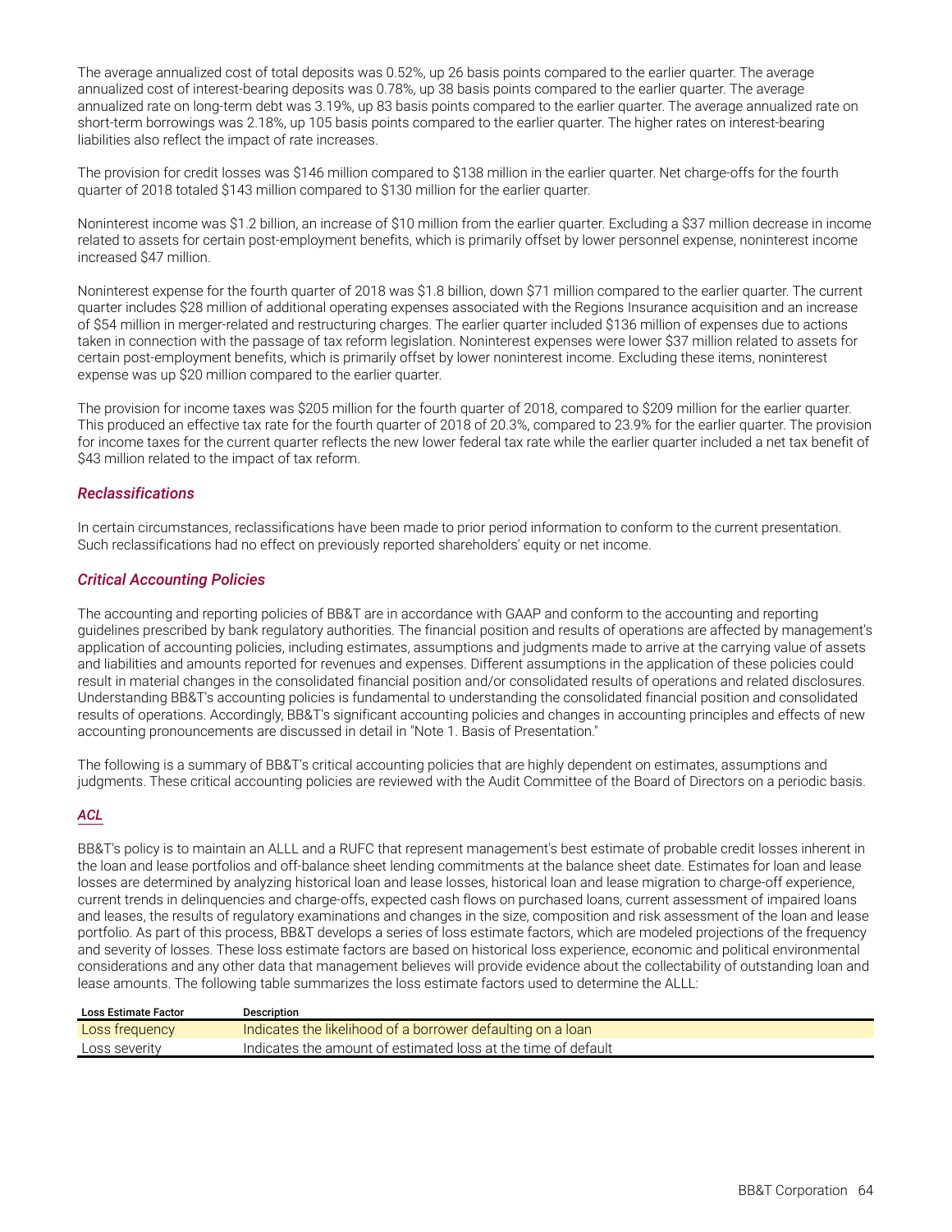The average annualized cost of total deposits was 0.52%, up 26 basis points compared to the earlier quarter. The average annualized cost of interest-bearing deposits was 0.78%, up 38 basis points compared to the earlier quarter. The average annualized rate on long-term debt was 3.19%, up 83 basis points compared to the earlier quarter. The average annualized rate on short-term borrowings was 2.18%, up 105 basis points compared to the earlier quarter. The higher rates on interest-bearing liabilities also reflect the impact of rate increases.

The provision for credit losses was $146 million compared to $138 million in the earlier quarter. Net charge-offs for the fourth quarter of 2018 totaled $143 million compared to $130 million for the earlier quarter.

Noninterest income was $1.2 billion, an increase of $10 million from the earlier quarter. Excluding a $37 million decrease in income related to assets for certain post-employment benefits, which is primarily offset by lower personnel expense, noninterest income increased $47 million.

Noninterest expense for the fourth quarter of 2018 was $1.8 billion, down $71 million compared to the earlier quarter. The current quarter includes $28 million of additional operating expenses associated with the Regions Insurance acquisition and an increase of $54 million in merger-related and restructuring charges. The earlier quarter included $136 million of expenses due to actions taken in connection with the passage of tax reform legislation. Noninterest expenses were lower $37 million related to assets for certain post-employment benefits, which is primarily offset by lower noninterest income. Excluding these items, noninterest expense was up $20 million compared to the earlier quarter.

The provision for income taxes was $205 million for the fourth quarter of 2018, compared to $209 million for the earlier quarter. This produced an effective tax rate for the fourth quarter of 2018 of 20.3%, compared to 23.9% for the earlier quarter. The provision for income taxes for the current quarter reflects the new lower federal tax rate while the earlier quarter included a net tax benefit of $43 million related to the impact of tax reform.

## *Reclassifications*

In certain circumstances, reclassifications have been made to prior period information to conform to the current presentation. Such reclassifications had no effect on previously reported shareholders' equity or net income.

## *Critical Accounting Policies*

The accounting and reporting policies of BB&T are in accordance with GAAP and conform to the accounting and reporting guidelines prescribed by bank regulatory authorities. The financial position and results of operations are affected by management's application of accounting policies, including estimates, assumptions and judgments made to arrive at the carrying value of assets and liabilities and amounts reported for revenues and expenses. Different assumptions in the application of these policies could result in material changes in the consolidated financial position and/or consolidated results of operations and related disclosures. Understanding BB&T's accounting policies is fundamental to understanding the consolidated financial position and consolidated results of operations. Accordingly, BB&T's significant accounting policies and changes in accounting principles and effects of new accounting pronouncements are discussed in detail in "Note 1. Basis of Presentation."

The following is a summary of BB&T's critical accounting policies that are highly dependent on estimates, assumptions and judgments. These critical accounting policies are reviewed with the Audit Committee of the Board of Directors on a periodic basis.

### *ACL*

BB&T's policy is to maintain an ALLL and a RUFC that represent management's best estimate of probable credit losses inherent in the loan and lease portfolios and off-balance sheet lending commitments at the balance sheet date. Estimates for loan and lease losses are determined by analyzing historical loan and lease losses, historical loan and lease migration to charge-off experience, current trends in delinquencies and charge-offs, expected cash flows on purchased loans, current assessment of impaired loans and leases, the results of regulatory examinations and changes in the size, composition and risk assessment of the loan and lease portfolio. As part of this process, BB&T develops a series of loss estimate factors, which are modeled projections of the frequency and severity of losses. These loss estimate factors are based on historical loss experience, economic and political environmental considerations and any other data that management believes will provide evidence about the collectability of outstanding loan and lease amounts. The following table summarizes the loss estimate factors used to determine the ALLL:

| Loss Estimate Factor | Description |
|---|---|
| Loss frequency | Indicates the likelihood of a borrower defaulting on a loan |
| Loss severity | Indicates the amount of estimated loss at the time of default |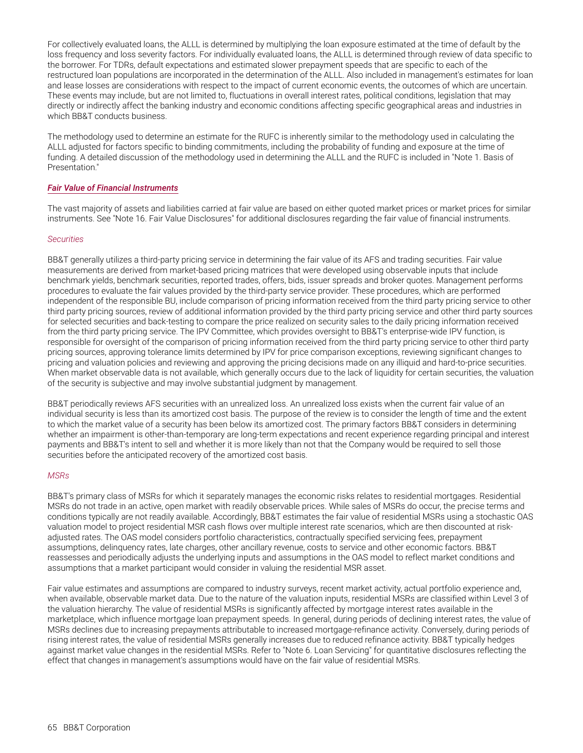For collectively evaluated loans, the ALLL is determined by multiplying the loan exposure estimated at the time of default by the loss frequency and loss severity factors. For individually evaluated loans, the ALLL is determined through review of data specific to the borrower. For TDRs, default expectations and estimated slower prepayment speeds that are specific to each of the restructured loan populations are incorporated in the determination of the ALLL. Also included in management's estimates for loan and lease losses are considerations with respect to the impact of current economic events, the outcomes of which are uncertain. These events may include, but are not limited to, fluctuations in overall interest rates, political conditions, legislation that may directly or indirectly affect the banking industry and economic conditions affecting specific geographical areas and industries in which BB&T conducts business.

The methodology used to determine an estimate for the RUFC is inherently similar to the methodology used in calculating the ALLL adjusted for factors specific to binding commitments, including the probability of funding and exposure at the time of funding. A detailed discussion of the methodology used in determining the ALLL and the RUFC is included in "Note 1. Basis of Presentation."

### *Fair Value of Financial Instruments*

The vast majority of assets and liabilities carried at fair value are based on either quoted market prices or market prices for similar instruments. See "Note 16. Fair Value Disclosures" for additional disclosures regarding the fair value of financial instruments.

#### *Securities*

BB&T generally utilizes a third-party pricing service in determining the fair value of its AFS and trading securities. Fair value measurements are derived from market-based pricing matrices that were developed using observable inputs that include benchmark yields, benchmark securities, reported trades, offers, bids, issuer spreads and broker quotes. Management performs procedures to evaluate the fair values provided by the third-party service provider. These procedures, which are performed independent of the responsible BU, include comparison of pricing information received from the third party pricing service to other third party pricing sources, review of additional information provided by the third party pricing service and other third party sources for selected securities and back-testing to compare the price realized on security sales to the daily pricing information received from the third party pricing service. The IPV Committee, which provides oversight to BB&T's enterprise-wide IPV function, is responsible for oversight of the comparison of pricing information received from the third party pricing service to other third party pricing sources, approving tolerance limits determined by IPV for price comparison exceptions, reviewing significant changes to pricing and valuation policies and reviewing and approving the pricing decisions made on any illiquid and hard-to-price securities. When market observable data is not available, which generally occurs due to the lack of liquidity for certain securities, the valuation of the security is subjective and may involve substantial judgment by management.

BB&T periodically reviews AFS securities with an unrealized loss. An unrealized loss exists when the current fair value of an individual security is less than its amortized cost basis. The purpose of the review is to consider the length of time and the extent to which the market value of a security has been below its amortized cost. The primary factors BB&T considers in determining whether an impairment is other-than-temporary are long-term expectations and recent experience regarding principal and interest payments and BB&T's intent to sell and whether it is more likely than not that the Company would be required to sell those securities before the anticipated recovery of the amortized cost basis.

#### *MSRs*

BB&T's primary class of MSRs for which it separately manages the economic risks relates to residential mortgages. Residential MSRs do not trade in an active, open market with readily observable prices. While sales of MSRs do occur, the precise terms and conditions typically are not readily available. Accordingly, BB&T estimates the fair value of residential MSRs using a stochastic OAS valuation model to project residential MSR cash flows over multiple interest rate scenarios, which are then discounted at risk-adjusted rates. The OAS model considers portfolio characteristics, contractually specified servicing fees, prepayment assumptions, delinquency rates, late charges, other ancillary revenue, costs to service and other economic factors. BB&T reassesses and periodically adjusts the underlying inputs and assumptions in the OAS model to reflect market conditions and assumptions that a market participant would consider in valuing the residential MSR asset.

Fair value estimates and assumptions are compared to industry surveys, recent market activity, actual portfolio experience and, when available, observable market data. Due to the nature of the valuation inputs, residential MSRs are classified within Level 3 of the valuation hierarchy. The value of residential MSRs is significantly affected by mortgage interest rates available in the marketplace, which influence mortgage loan prepayment speeds. In general, during periods of declining interest rates, the value of MSRs declines due to increasing prepayments attributable to increased mortgage-refinance activity. Conversely, during periods of rising interest rates, the value of residential MSRs generally increases due to reduced refinance activity. BB&T typically hedges against market value changes in the residential MSRs. Refer to "Note 6. Loan Servicing" for quantitative disclosures reflecting the effect that changes in management's assumptions would have on the fair value of residential MSRs.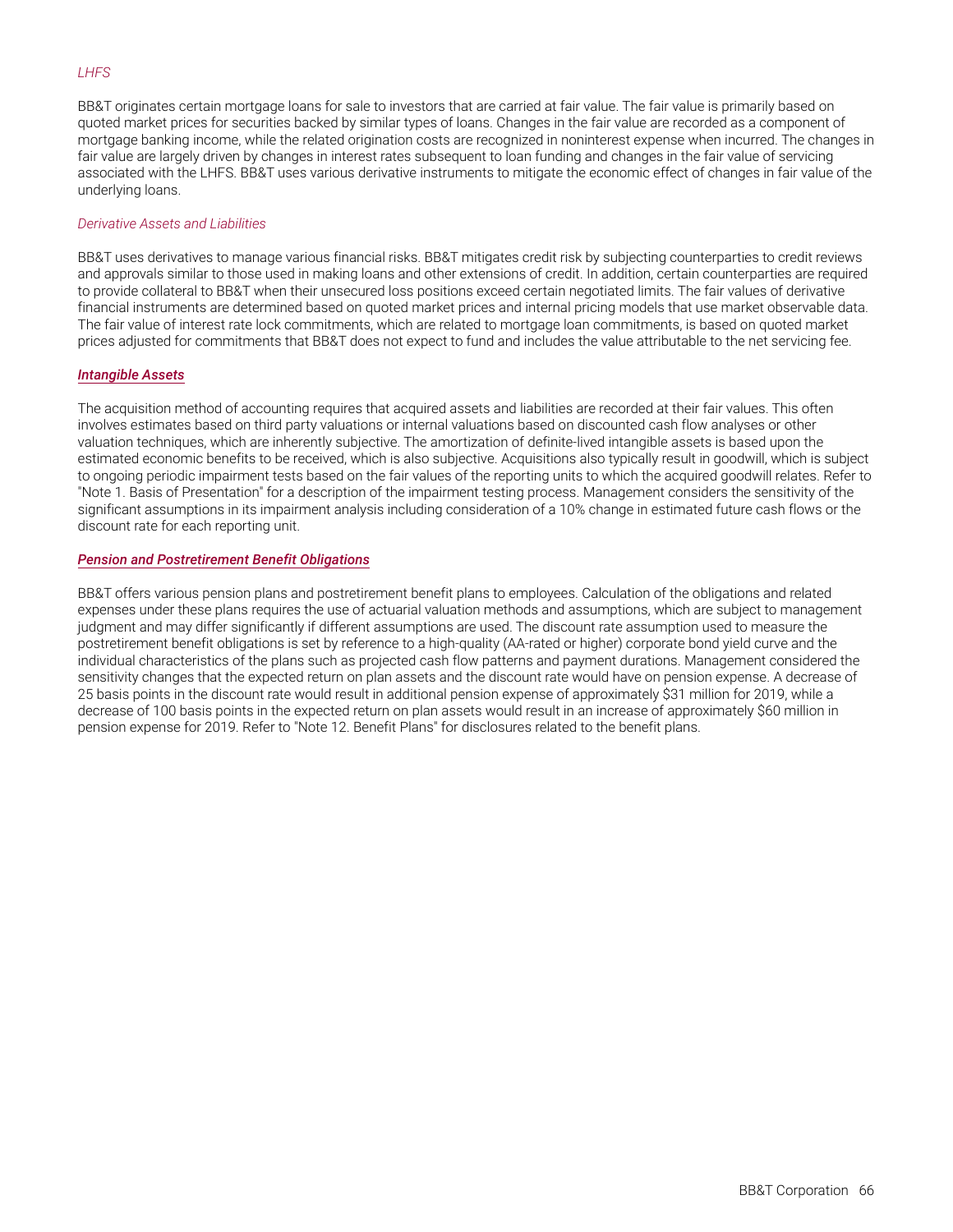*LHFS*

BB&T originates certain mortgage loans for sale to investors that are carried at fair value. The fair value is primarily based on quoted market prices for securities backed by similar types of loans. Changes in the fair value are recorded as a component of mortgage banking income, while the related origination costs are recognized in noninterest expense when incurred. The changes in fair value are largely driven by changes in interest rates subsequent to loan funding and changes in the fair value of servicing associated with the LHFS. BB&T uses various derivative instruments to mitigate the economic effect of changes in fair value of the underlying loans.

*Derivative Assets and Liabilities*

BB&T uses derivatives to manage various financial risks. BB&T mitigates credit risk by subjecting counterparties to credit reviews and approvals similar to those used in making loans and other extensions of credit. In addition, certain counterparties are required to provide collateral to BB&T when their unsecured loss positions exceed certain negotiated limits. The fair values of derivative financial instruments are determined based on quoted market prices and internal pricing models that use market observable data. The fair value of interest rate lock commitments, which are related to mortgage loan commitments, is based on quoted market prices adjusted for commitments that BB&T does not expect to fund and includes the value attributable to the net servicing fee.

***Intangible Assets***

The acquisition method of accounting requires that acquired assets and liabilities are recorded at their fair values. This often involves estimates based on third party valuations or internal valuations based on discounted cash flow analyses or other valuation techniques, which are inherently subjective. The amortization of definite-lived intangible assets is based upon the estimated economic benefits to be received, which is also subjective. Acquisitions also typically result in goodwill, which is subject to ongoing periodic impairment tests based on the fair values of the reporting units to which the acquired goodwill relates. Refer to "Note 1. Basis of Presentation" for a description of the impairment testing process. Management considers the sensitivity of the significant assumptions in its impairment analysis including consideration of a 10% change in estimated future cash flows or the discount rate for each reporting unit.

***Pension and Postretirement Benefit Obligations***

BB&T offers various pension plans and postretirement benefit plans to employees. Calculation of the obligations and related expenses under these plans requires the use of actuarial valuation methods and assumptions, which are subject to management judgment and may differ significantly if different assumptions are used. The discount rate assumption used to measure the postretirement benefit obligations is set by reference to a high-quality (AA-rated or higher) corporate bond yield curve and the individual characteristics of the plans such as projected cash flow patterns and payment durations. Management considered the sensitivity changes that the expected return on plan assets and the discount rate would have on pension expense. A decrease of 25 basis points in the discount rate would result in additional pension expense of approximately $31 million for 2019, while a decrease of 100 basis points in the expected return on plan assets would result in an increase of approximately $60 million in pension expense for 2019. Refer to "Note 12. Benefit Plans" for disclosures related to the benefit plans.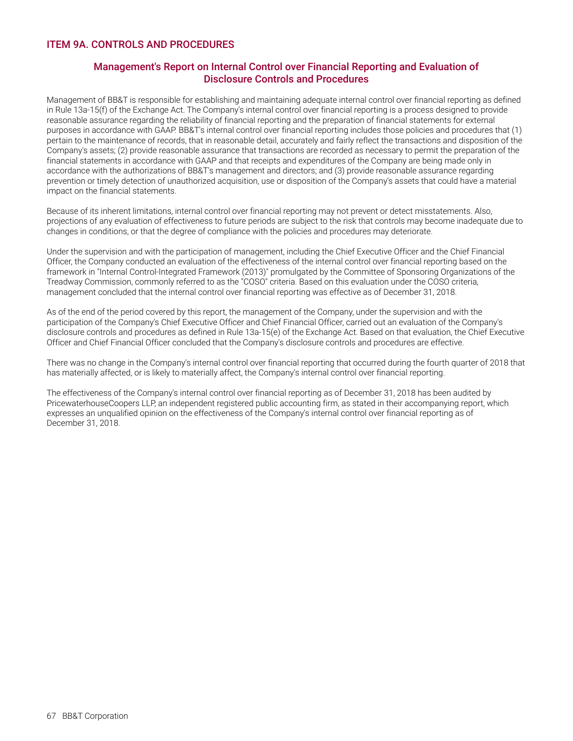## ITEM 9A. CONTROLS AND PROCEDURES

### Management's Report on Internal Control over Financial Reporting and Evaluation of Disclosure Controls and Procedures

Management of BB&T is responsible for establishing and maintaining adequate internal control over financial reporting as defined in Rule 13a-15(f) of the Exchange Act. The Company's internal control over financial reporting is a process designed to provide reasonable assurance regarding the reliability of financial reporting and the preparation of financial statements for external purposes in accordance with GAAP. BB&T's internal control over financial reporting includes those policies and procedures that (1) pertain to the maintenance of records, that in reasonable detail, accurately and fairly reflect the transactions and disposition of the Company's assets; (2) provide reasonable assurance that transactions are recorded as necessary to permit the preparation of the financial statements in accordance with GAAP and that receipts and expenditures of the Company are being made only in accordance with the authorizations of BB&T's management and directors; and (3) provide reasonable assurance regarding prevention or timely detection of unauthorized acquisition, use or disposition of the Company's assets that could have a material impact on the financial statements.

Because of its inherent limitations, internal control over financial reporting may not prevent or detect misstatements. Also, projections of any evaluation of effectiveness to future periods are subject to the risk that controls may become inadequate due to changes in conditions, or that the degree of compliance with the policies and procedures may deteriorate.

Under the supervision and with the participation of management, including the Chief Executive Officer and the Chief Financial Officer, the Company conducted an evaluation of the effectiveness of the internal control over financial reporting based on the framework in "Internal Control-Integrated Framework (2013)" promulgated by the Committee of Sponsoring Organizations of the Treadway Commission, commonly referred to as the "COSO" criteria. Based on this evaluation under the COSO criteria, management concluded that the internal control over financial reporting was effective as of December 31, 2018.

As of the end of the period covered by this report, the management of the Company, under the supervision and with the participation of the Company's Chief Executive Officer and Chief Financial Officer, carried out an evaluation of the Company's disclosure controls and procedures as defined in Rule 13a-15(e) of the Exchange Act. Based on that evaluation, the Chief Executive Officer and Chief Financial Officer concluded that the Company's disclosure controls and procedures are effective.

There was no change in the Company's internal control over financial reporting that occurred during the fourth quarter of 2018 that has materially affected, or is likely to materially affect, the Company's internal control over financial reporting.

The effectiveness of the Company's internal control over financial reporting as of December 31, 2018 has been audited by PricewaterhouseCoopers LLP, an independent registered public accounting firm, as stated in their accompanying report, which expresses an unqualified opinion on the effectiveness of the Company's internal control over financial reporting as of December 31, 2018.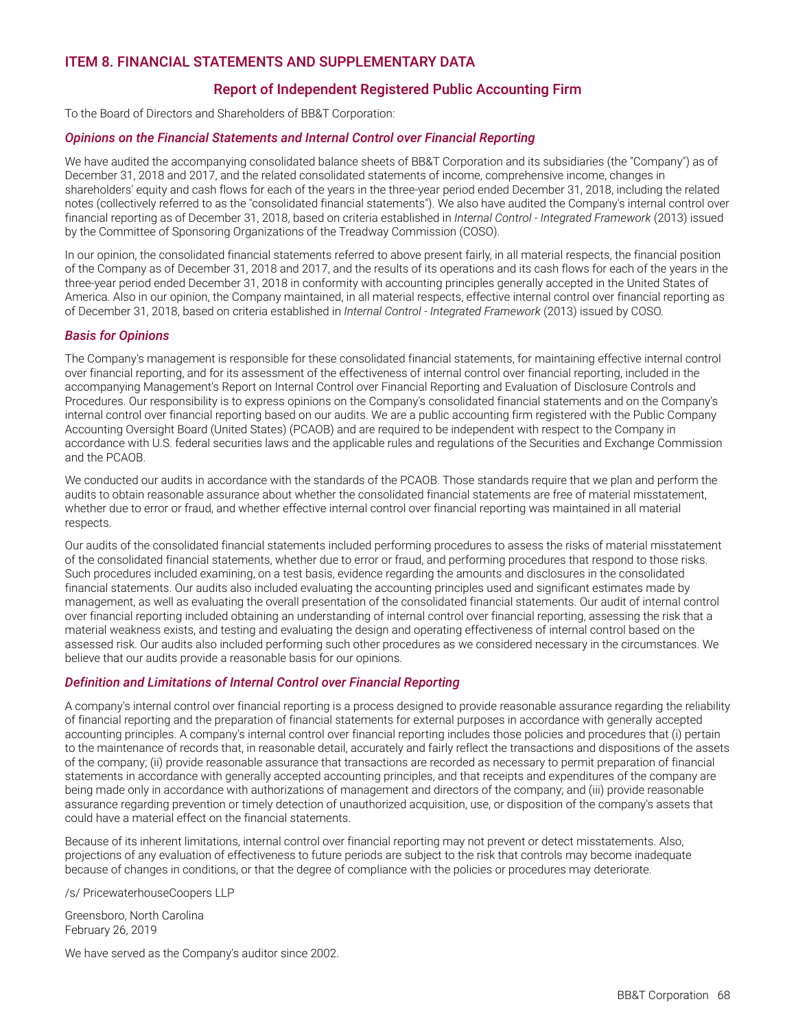## ITEM 8. FINANCIAL STATEMENTS AND SUPPLEMENTARY DATA

### Report of Independent Registered Public Accounting Firm

To the Board of Directors and Shareholders of BB&T Corporation:

#### *Opinions on the Financial Statements and Internal Control over Financial Reporting*

We have audited the accompanying consolidated balance sheets of BB&T Corporation and its subsidiaries (the "Company") as of December 31, 2018 and 2017, and the related consolidated statements of income, comprehensive income, changes in shareholders' equity and cash flows for each of the years in the three-year period ended December 31, 2018, including the related notes (collectively referred to as the "consolidated financial statements"). We also have audited the Company's internal control over financial reporting as of December 31, 2018, based on criteria established in *Internal Control - Integrated Framework* (2013) issued by the Committee of Sponsoring Organizations of the Treadway Commission (COSO).

In our opinion, the consolidated financial statements referred to above present fairly, in all material respects, the financial position of the Company as of December 31, 2018 and 2017, and the results of its operations and its cash flows for each of the years in the three-year period ended December 31, 2018 in conformity with accounting principles generally accepted in the United States of America. Also in our opinion, the Company maintained, in all material respects, effective internal control over financial reporting as of December 31, 2018, based on criteria established in *Internal Control - Integrated Framework* (2013) issued by COSO.

#### *Basis for Opinions*

The Company's management is responsible for these consolidated financial statements, for maintaining effective internal control over financial reporting, and for its assessment of the effectiveness of internal control over financial reporting, included in the accompanying Management's Report on Internal Control over Financial Reporting and Evaluation of Disclosure Controls and Procedures. Our responsibility is to express opinions on the Company's consolidated financial statements and on the Company's internal control over financial reporting based on our audits. We are a public accounting firm registered with the Public Company Accounting Oversight Board (United States) (PCAOB) and are required to be independent with respect to the Company in accordance with U.S. federal securities laws and the applicable rules and regulations of the Securities and Exchange Commission and the PCAOB.

We conducted our audits in accordance with the standards of the PCAOB. Those standards require that we plan and perform the audits to obtain reasonable assurance about whether the consolidated financial statements are free of material misstatement, whether due to error or fraud, and whether effective internal control over financial reporting was maintained in all material respects.

Our audits of the consolidated financial statements included performing procedures to assess the risks of material misstatement of the consolidated financial statements, whether due to error or fraud, and performing procedures that respond to those risks. Such procedures included examining, on a test basis, evidence regarding the amounts and disclosures in the consolidated financial statements. Our audits also included evaluating the accounting principles used and significant estimates made by management, as well as evaluating the overall presentation of the consolidated financial statements. Our audit of internal control over financial reporting included obtaining an understanding of internal control over financial reporting, assessing the risk that a material weakness exists, and testing and evaluating the design and operating effectiveness of internal control based on the assessed risk. Our audits also included performing such other procedures as we considered necessary in the circumstances. We believe that our audits provide a reasonable basis for our opinions.

#### *Definition and Limitations of Internal Control over Financial Reporting*

A company's internal control over financial reporting is a process designed to provide reasonable assurance regarding the reliability of financial reporting and the preparation of financial statements for external purposes in accordance with generally accepted accounting principles. A company's internal control over financial reporting includes those policies and procedures that (i) pertain to the maintenance of records that, in reasonable detail, accurately and fairly reflect the transactions and dispositions of the assets of the company; (ii) provide reasonable assurance that transactions are recorded as necessary to permit preparation of financial statements in accordance with generally accepted accounting principles, and that receipts and expenditures of the company are being made only in accordance with authorizations of management and directors of the company; and (iii) provide reasonable assurance regarding prevention or timely detection of unauthorized acquisition, use, or disposition of the company's assets that could have a material effect on the financial statements.

Because of its inherent limitations, internal control over financial reporting may not prevent or detect misstatements. Also, projections of any evaluation of effectiveness to future periods are subject to the risk that controls may become inadequate because of changes in conditions, or that the degree of compliance with the policies or procedures may deteriorate.

/s/ PricewaterhouseCoopers LLP

Greensboro, North Carolina
February 26, 2019

We have served as the Company's auditor since 2002.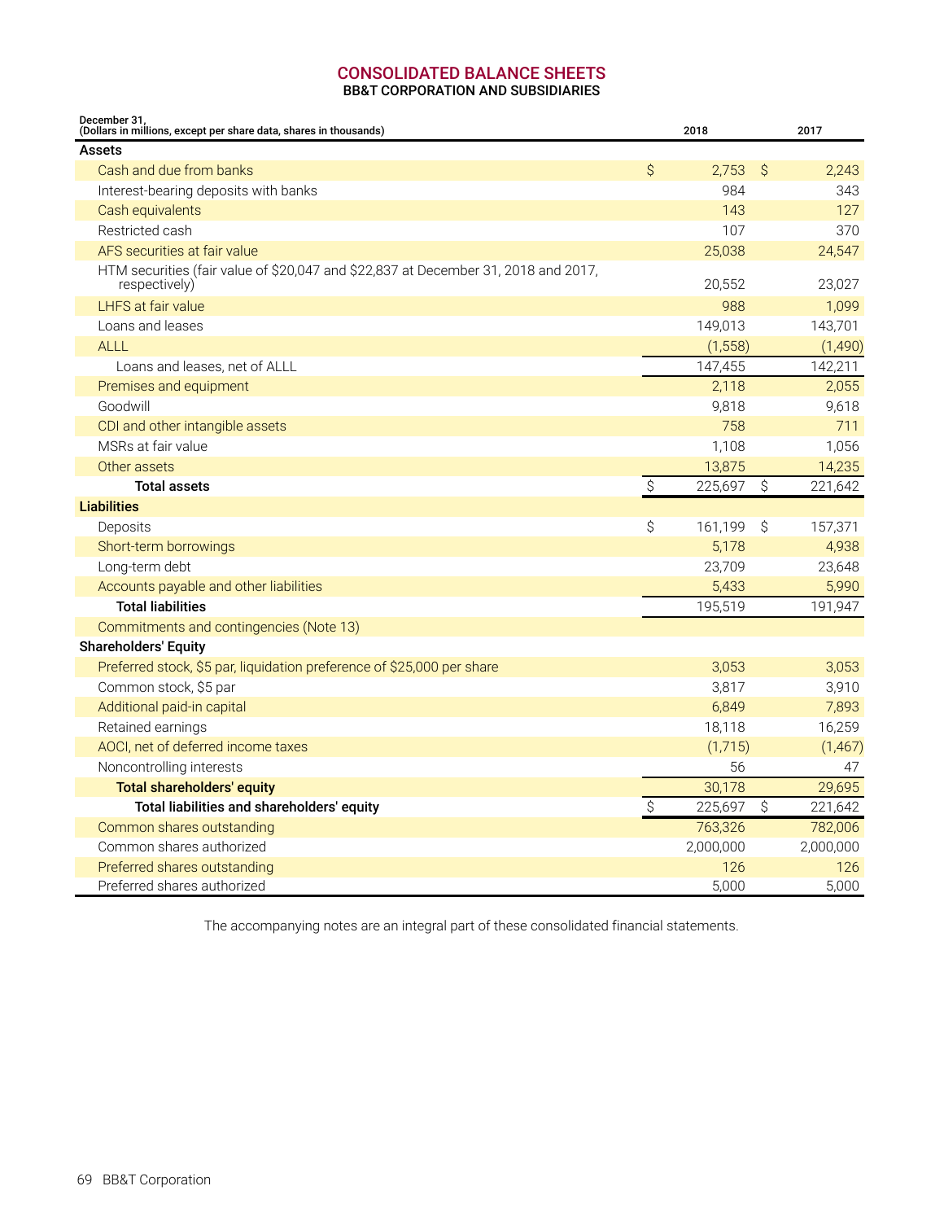## CONSOLIDATED BALANCE SHEETS

### BB&T CORPORATION AND SUBSIDIARIES

| December 31, (Dollars in millions, except per share data, shares in thousands) | 2018 | 2017 |
|---|---|---|
| **Assets** | | |
| Cash and due from banks | $ 2,753 | $ 2,243 |
| Interest-bearing deposits with banks | 984 | 343 |
| Cash equivalents | 143 | 127 |
| Restricted cash | 107 | 370 |
| AFS securities at fair value | 25,038 | 24,547 |
| HTM securities (fair value of $20,047 and $22,837 at December 31, 2018 and 2017, respectively) | 20,552 | 23,027 |
| LHFS at fair value | 988 | 1,099 |
| Loans and leases | 149,013 | 143,701 |
| ALLL | (1,558) | (1,490) |
| Loans and leases, net of ALLL | 147,455 | 142,211 |
| Premises and equipment | 2,118 | 2,055 |
| Goodwill | 9,818 | 9,618 |
| CDI and other intangible assets | 758 | 711 |
| MSRs at fair value | 1,108 | 1,056 |
| Other assets | 13,875 | 14,235 |
| **Total assets** | $ 225,697 | $ 221,642 |
| **Liabilities** | | |
| Deposits | $ 161,199 | $ 157,371 |
| Short-term borrowings | 5,178 | 4,938 |
| Long-term debt | 23,709 | 23,648 |
| Accounts payable and other liabilities | 5,433 | 5,990 |
| **Total liabilities** | 195,519 | 191,947 |
| Commitments and contingencies (Note 13) | | |
| **Shareholders' Equity** | | |
| Preferred stock, $5 par, liquidation preference of $25,000 per share | 3,053 | 3,053 |
| Common stock, $5 par | 3,817 | 3,910 |
| Additional paid-in capital | 6,849 | 7,893 |
| Retained earnings | 18,118 | 16,259 |
| AOCI, net of deferred income taxes | (1,715) | (1,467) |
| Noncontrolling interests | 56 | 47 |
| **Total shareholders' equity** | 30,178 | 29,695 |
| **Total liabilities and shareholders' equity** | $ 225,697 | $ 221,642 |
| Common shares outstanding | 763,326 | 782,006 |
| Common shares authorized | 2,000,000 | 2,000,000 |
| Preferred shares outstanding | 126 | 126 |
| Preferred shares authorized | 5,000 | 5,000 |

The accompanying notes are an integral part of these consolidated financial statements.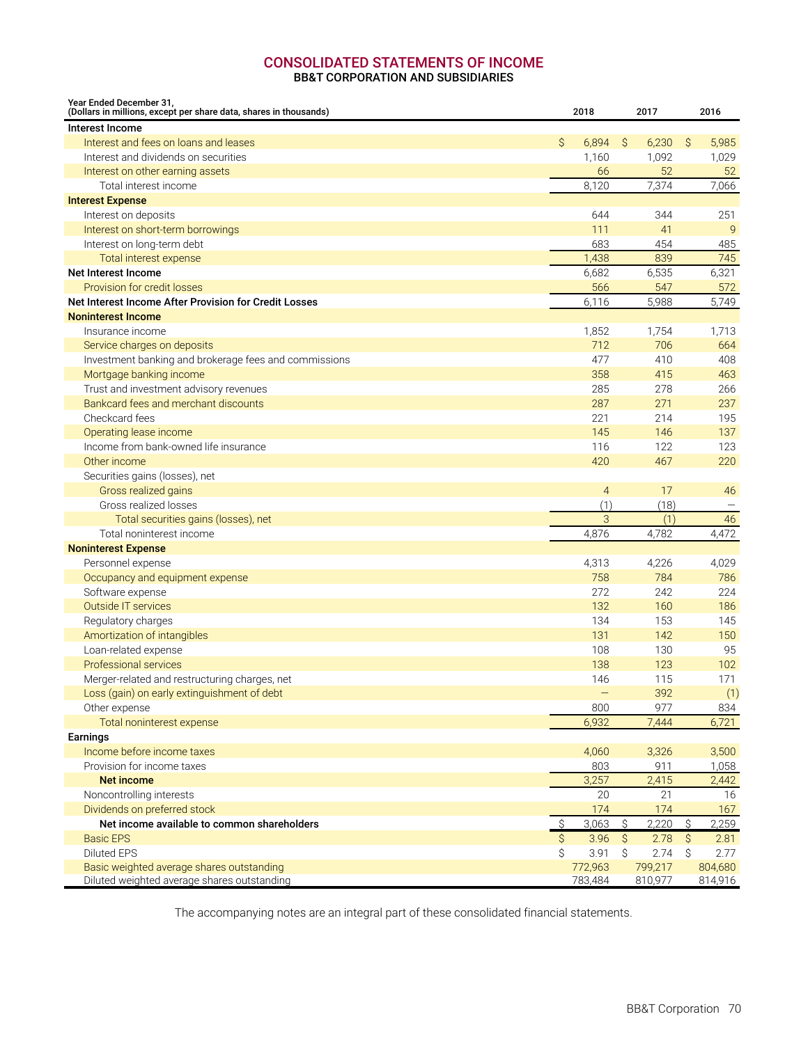# CONSOLIDATED STATEMENTS OF INCOME

## BB&T CORPORATION AND SUBSIDIARIES

| Year Ended December 31, (Dollars in millions, except per share data, shares in thousands) | 2018 | 2017 | 2016 |
|---|---|---|---|
| **Interest Income** | | | |
| Interest and fees on loans and leases | $ 6,894 | $ 6,230 | $ 5,985 |
| Interest and dividends on securities | 1,160 | 1,092 | 1,029 |
| Interest on other earning assets | 66 | 52 | 52 |
| Total interest income | 8,120 | 7,374 | 7,066 |
| **Interest Expense** | | | |
| Interest on deposits | 644 | 344 | 251 |
| Interest on short-term borrowings | 111 | 41 | 9 |
| Interest on long-term debt | 683 | 454 | 485 |
| Total interest expense | 1,438 | 839 | 745 |
| **Net Interest Income** | 6,682 | 6,535 | 6,321 |
| Provision for credit losses | 566 | 547 | 572 |
| **Net Interest Income After Provision for Credit Losses** | 6,116 | 5,988 | 5,749 |
| **Noninterest Income** | | | |
| Insurance income | 1,852 | 1,754 | 1,713 |
| Service charges on deposits | 712 | 706 | 664 |
| Investment banking and brokerage fees and commissions | 477 | 410 | 408 |
| Mortgage banking income | 358 | 415 | 463 |
| Trust and investment advisory revenues | 285 | 278 | 266 |
| Bankcard fees and merchant discounts | 287 | 271 | 237 |
| Checkcard fees | 221 | 214 | 195 |
| Operating lease income | 145 | 146 | 137 |
| Income from bank-owned life insurance | 116 | 122 | 123 |
| Other income | 420 | 467 | 220 |
| Securities gains (losses), net | | | |
| Gross realized gains | 4 | 17 | 46 |
| Gross realized losses | (1) | (18) | — |
| Total securities gains (losses), net | 3 | (1) | 46 |
| Total noninterest income | 4,876 | 4,782 | 4,472 |
| **Noninterest Expense** | | | |
| Personnel expense | 4,313 | 4,226 | 4,029 |
| Occupancy and equipment expense | 758 | 784 | 786 |
| Software expense | 272 | 242 | 224 |
| Outside IT services | 132 | 160 | 186 |
| Regulatory charges | 134 | 153 | 145 |
| Amortization of intangibles | 131 | 142 | 150 |
| Loan-related expense | 108 | 130 | 95 |
| Professional services | 138 | 123 | 102 |
| Merger-related and restructuring charges, net | 146 | 115 | 171 |
| Loss (gain) on early extinguishment of debt | — | 392 | (1) |
| Other expense | 800 | 977 | 834 |
| Total noninterest expense | 6,932 | 7,444 | 6,721 |
| **Earnings** | | | |
| Income before income taxes | 4,060 | 3,326 | 3,500 |
| Provision for income taxes | 803 | 911 | 1,058 |
| **Net income** | 3,257 | 2,415 | 2,442 |
| Noncontrolling interests | 20 | 21 | 16 |
| Dividends on preferred stock | 174 | 174 | 167 |
| **Net income available to common shareholders** | $ 3,063 | $ 2,220 | $ 2,259 |
| Basic EPS | $ 3.96 | $ 2.78 | $ 2.81 |
| Diluted EPS | $ 3.91 | $ 2.74 | $ 2.77 |
| Basic weighted average shares outstanding | 772,963 | 799,217 | 804,680 |
| Diluted weighted average shares outstanding | 783,484 | 810,977 | 814,916 |

The accompanying notes are an integral part of these consolidated financial statements.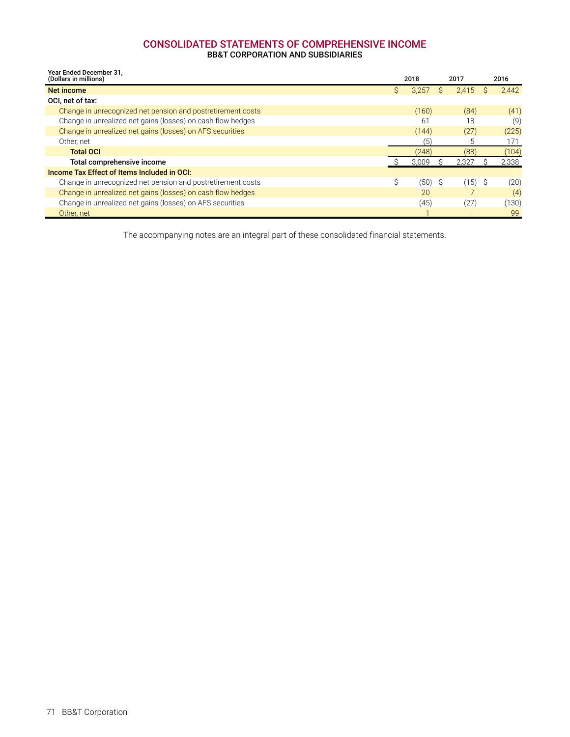# CONSOLIDATED STATEMENTS OF COMPREHENSIVE INCOME

BB&T CORPORATION AND SUBSIDIARIES

| Year Ended December 31, (Dollars in millions) | 2018 | 2017 | 2016 |
|---|---|---|---|
| **Net income** | $ 3,257 | $ 2,415 | $ 2,442 |
| **OCI, net of tax:** | | | |
| Change in unrecognized net pension and postretirement costs | (160) | (84) | (41) |
| Change in unrealized net gains (losses) on cash flow hedges | 61 | 18 | (9) |
| Change in unrealized net gains (losses) on AFS securities | (144) | (27) | (225) |
| Other, net | (5) | 5 | 171 |
| **Total OCI** | (248) | (88) | (104) |
| **Total comprehensive income** | $ 3,009 | $ 2,327 | $ 2,338 |
| **Income Tax Effect of Items Included in OCI:** | | | |
| Change in unrecognized net pension and postretirement costs | $ (50) | $ (15) | $ (20) |
| Change in unrealized net gains (losses) on cash flow hedges | 20 | 7 | (4) |
| Change in unrealized net gains (losses) on AFS securities | (45) | (27) | (130) |
| Other, net | 1 | — | 99 |

The accompanying notes are an integral part of these consolidated financial statements.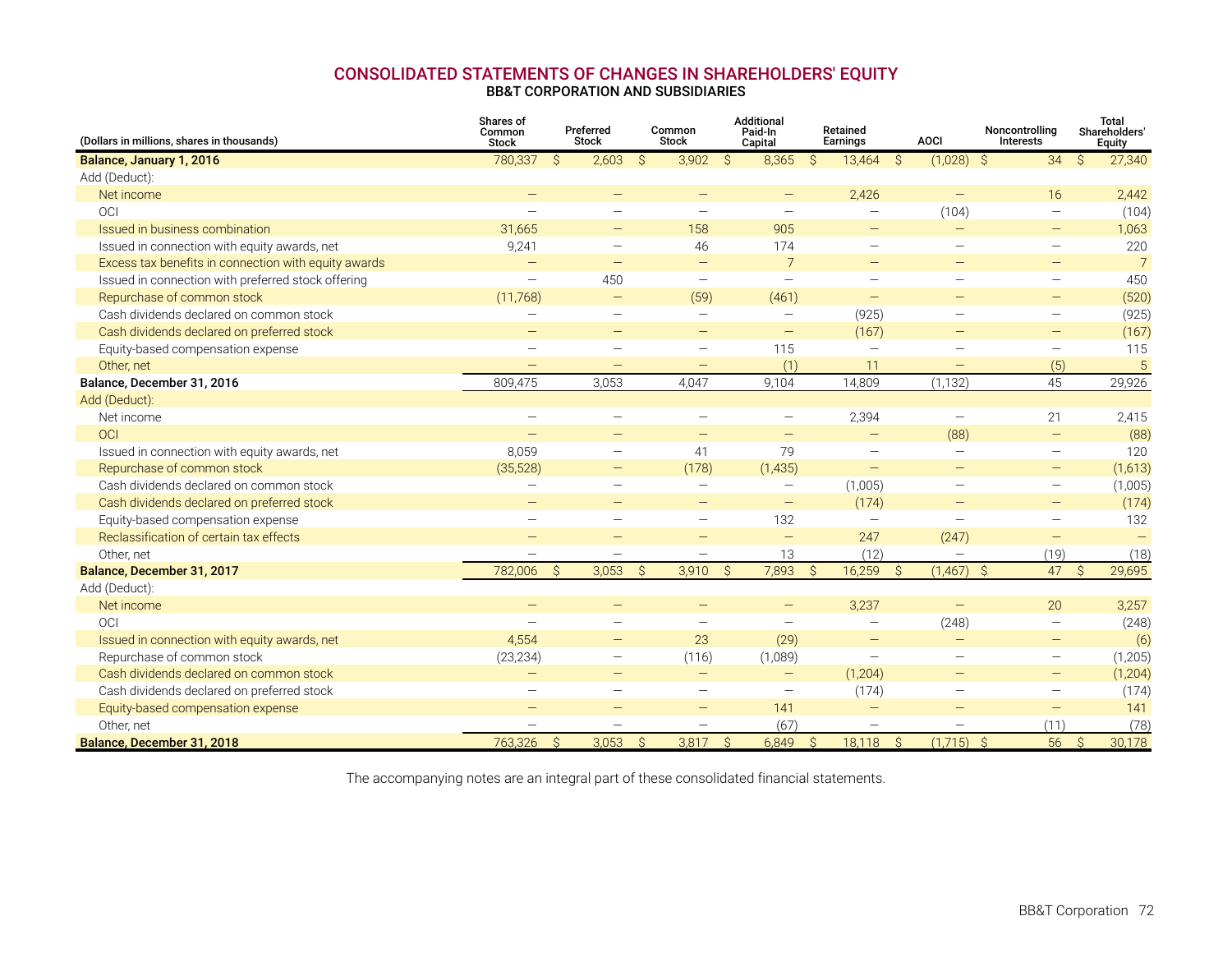## CONSOLIDATED STATEMENTS OF CHANGES IN SHAREHOLDERS' EQUITY
### BB&T CORPORATION AND SUBSIDIARIES

| (Dollars in millions, shares in thousands) | Shares of Common Stock | Preferred Stock | Common Stock | Additional Paid-In Capital | Retained Earnings | AOCI | Noncontrolling Interests | Total Shareholders' Equity |
|---|---|---|---|---|---|---|---|---|
| **Balance, January 1, 2016** | 780,337 | $ 2,603 | $ 3,902 | $ 8,365 | $ 13,464 | $ (1,028) | $ 34 | $ 27,340 |
| Add (Deduct): | | | | | | | | |
| Net income | — | — | — | — | 2,426 | — | 16 | 2,442 |
| OCI | — | — | — | — | — | (104) | — | (104) |
| Issued in business combination | 31,665 | — | 158 | 905 | — | — | — | 1,063 |
| Issued in connection with equity awards, net | 9,241 | — | 46 | 174 | — | — | — | 220 |
| Excess tax benefits in connection with equity awards | — | — | — | 7 | — | — | — | 7 |
| Issued in connection with preferred stock offering | — | 450 | — | — | — | — | — | 450 |
| Repurchase of common stock | (11,768) | — | (59) | (461) | — | — | — | (520) |
| Cash dividends declared on common stock | — | — | — | — | (925) | — | — | (925) |
| Cash dividends declared on preferred stock | — | — | — | — | (167) | — | — | (167) |
| Equity-based compensation expense | — | — | — | 115 | — | — | — | 115 |
| Other, net | — | — | — | (1) | 11 | — | (5) | 5 |
| **Balance, December 31, 2016** | 809,475 | 3,053 | 4,047 | 9,104 | 14,809 | (1,132) | 45 | 29,926 |
| Add (Deduct): | | | | | | | | |
| Net income | — | — | — | — | 2,394 | — | 21 | 2,415 |
| OCI | — | — | — | — | — | (88) | — | (88) |
| Issued in connection with equity awards, net | 8,059 | — | 41 | 79 | — | — | — | 120 |
| Repurchase of common stock | (35,528) | — | (178) | (1,435) | — | — | — | (1,613) |
| Cash dividends declared on common stock | — | — | — | — | (1,005) | — | — | (1,005) |
| Cash dividends declared on preferred stock | — | — | — | — | (174) | — | — | (174) |
| Equity-based compensation expense | — | — | — | 132 | — | — | — | 132 |
| Reclassification of certain tax effects | — | — | — | — | 247 | (247) | — | — |
| Other, net | — | — | — | 13 | (12) | — | (19) | (18) |
| **Balance, December 31, 2017** | 782,006 | $ 3,053 | $ 3,910 | $ 7,893 | $ 16,259 | $ (1,467) | $ 47 | $ 29,695 |
| Add (Deduct): | | | | | | | | |
| Net income | — | — | — | — | 3,237 | — | 20 | 3,257 |
| OCI | — | — | — | — | — | (248) | — | (248) |
| Issued in connection with equity awards, net | 4,554 | — | 23 | (29) | — | — | — | (6) |
| Repurchase of common stock | (23,234) | — | (116) | (1,089) | — | — | — | (1,205) |
| Cash dividends declared on common stock | — | — | — | — | (1,204) | — | — | (1,204) |
| Cash dividends declared on preferred stock | — | — | — | — | (174) | — | — | (174) |
| Equity-based compensation expense | — | — | — | 141 | — | — | — | 141 |
| Other, net | — | — | — | (67) | — | — | (11) | (78) |
| **Balance, December 31, 2018** | 763,326 | $ 3,053 | $ 3,817 | $ 6,849 | $ 18,118 | $ (1,715) | $ 56 | $ 30,178 |

The accompanying notes are an integral part of these consolidated financial statements.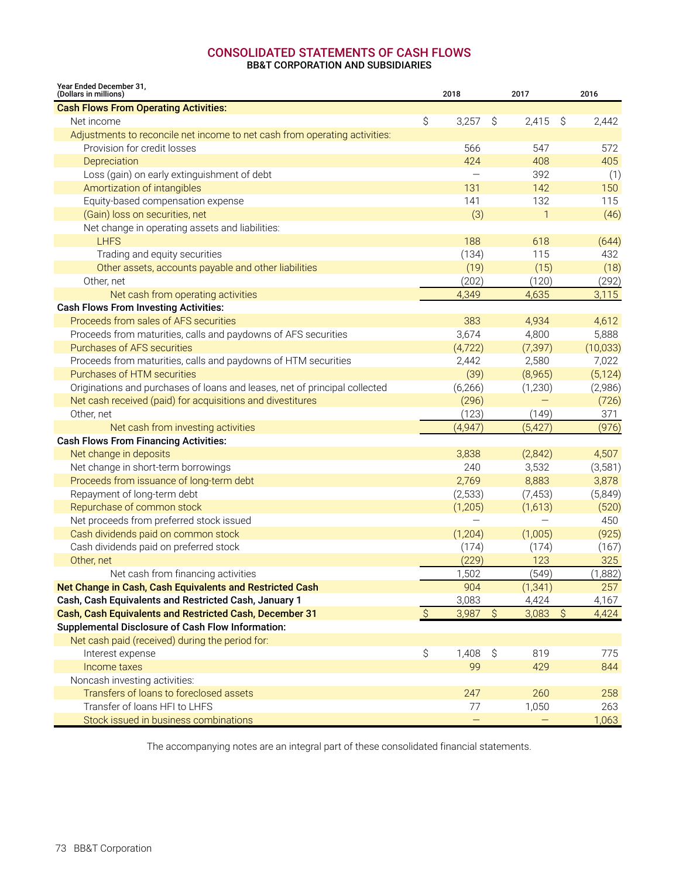# CONSOLIDATED STATEMENTS OF CASH FLOWS

**BB&T CORPORATION AND SUBSIDIARIES**

| Year Ended December 31, (Dollars in millions) | 2018 | 2017 | 2016 |
|---|---|---|---|
| **Cash Flows From Operating Activities:** | | | |
| Net income | $ 3,257 | $ 2,415 | $ 2,442 |
| Adjustments to reconcile net income to net cash from operating activities: | | | |
| Provision for credit losses | 566 | 547 | 572 |
| Depreciation | 424 | 408 | 405 |
| Loss (gain) on early extinguishment of debt | — | 392 | (1) |
| Amortization of intangibles | 131 | 142 | 150 |
| Equity-based compensation expense | 141 | 132 | 115 |
| (Gain) loss on securities, net | (3) | 1 | (46) |
| Net change in operating assets and liabilities: | | | |
| LHFS | 188 | 618 | (644) |
| Trading and equity securities | (134) | 115 | 432 |
| Other assets, accounts payable and other liabilities | (19) | (15) | (18) |
| Other, net | (202) | (120) | (292) |
| Net cash from operating activities | 4,349 | 4,635 | 3,115 |
| **Cash Flows From Investing Activities:** | | | |
| Proceeds from sales of AFS securities | 383 | 4,934 | 4,612 |
| Proceeds from maturities, calls and paydowns of AFS securities | 3,674 | 4,800 | 5,888 |
| Purchases of AFS securities | (4,722) | (7,397) | (10,033) |
| Proceeds from maturities, calls and paydowns of HTM securities | 2,442 | 2,580 | 7,022 |
| Purchases of HTM securities | (39) | (8,965) | (5,124) |
| Originations and purchases of loans and leases, net of principal collected | (6,266) | (1,230) | (2,986) |
| Net cash received (paid) for acquisitions and divestitures | (296) | — | (726) |
| Other, net | (123) | (149) | 371 |
| Net cash from investing activities | (4,947) | (5,427) | (976) |
| **Cash Flows From Financing Activities:** | | | |
| Net change in deposits | 3,838 | (2,842) | 4,507 |
| Net change in short-term borrowings | 240 | 3,532 | (3,581) |
| Proceeds from issuance of long-term debt | 2,769 | 8,883 | 3,878 |
| Repayment of long-term debt | (2,533) | (7,453) | (5,849) |
| Repurchase of common stock | (1,205) | (1,613) | (520) |
| Net proceeds from preferred stock issued | — | — | 450 |
| Cash dividends paid on common stock | (1,204) | (1,005) | (925) |
| Cash dividends paid on preferred stock | (174) | (174) | (167) |
| Other, net | (229) | 123 | 325 |
| Net cash from financing activities | 1,502 | (549) | (1,882) |
| **Net Change in Cash, Cash Equivalents and Restricted Cash** | 904 | (1,341) | 257 |
| **Cash, Cash Equivalents and Restricted Cash, January 1** | 3,083 | 4,424 | 4,167 |
| **Cash, Cash Equivalents and Restricted Cash, December 31** | $ 3,987 | $ 3,083 | $ 4,424 |
| **Supplemental Disclosure of Cash Flow Information:** | | | |
| Net cash paid (received) during the period for: | | | |
| Interest expense | $ 1,408 | $ 819 | 775 |
| Income taxes | 99 | 429 | 844 |
| Noncash investing activities: | | | |
| Transfers of loans to foreclosed assets | 247 | 260 | 258 |
| Transfer of loans HFI to LHFS | 77 | 1,050 | 263 |
| Stock issued in business combinations | — | — | 1,063 |

The accompanying notes are an integral part of these consolidated financial statements.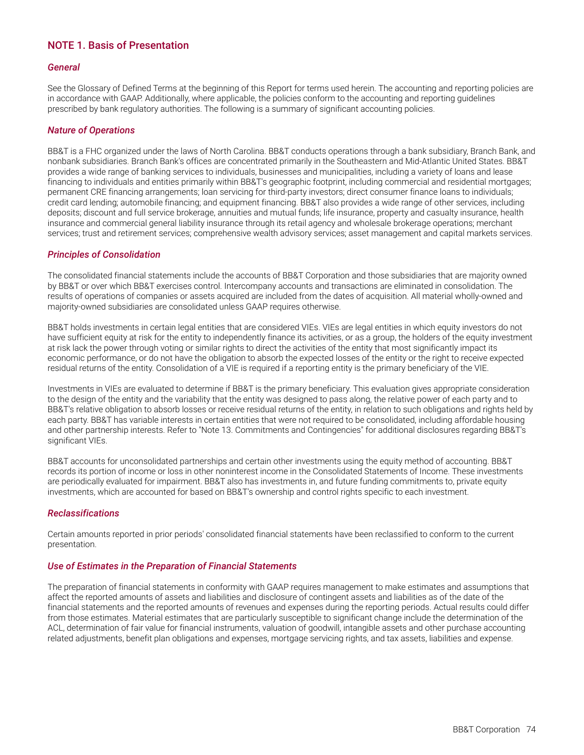## NOTE 1. Basis of Presentation

### *General*

See the Glossary of Defined Terms at the beginning of this Report for terms used herein. The accounting and reporting policies are in accordance with GAAP. Additionally, where applicable, the policies conform to the accounting and reporting guidelines prescribed by bank regulatory authorities. The following is a summary of significant accounting policies.

### *Nature of Operations*

BB&T is a FHC organized under the laws of North Carolina. BB&T conducts operations through a bank subsidiary, Branch Bank, and nonbank subsidiaries. Branch Bank's offices are concentrated primarily in the Southeastern and Mid-Atlantic United States. BB&T provides a wide range of banking services to individuals, businesses and municipalities, including a variety of loans and lease financing to individuals and entities primarily within BB&T's geographic footprint, including commercial and residential mortgages; permanent CRE financing arrangements; loan servicing for third-party investors; direct consumer finance loans to individuals; credit card lending; automobile financing; and equipment financing. BB&T also provides a wide range of other services, including deposits; discount and full service brokerage, annuities and mutual funds; life insurance, property and casualty insurance, health insurance and commercial general liability insurance through its retail agency and wholesale brokerage operations; merchant services; trust and retirement services; comprehensive wealth advisory services; asset management and capital markets services.

### *Principles of Consolidation*

The consolidated financial statements include the accounts of BB&T Corporation and those subsidiaries that are majority owned by BB&T or over which BB&T exercises control. Intercompany accounts and transactions are eliminated in consolidation. The results of operations of companies or assets acquired are included from the dates of acquisition. All material wholly-owned and majority-owned subsidiaries are consolidated unless GAAP requires otherwise.

BB&T holds investments in certain legal entities that are considered VIEs. VIEs are legal entities in which equity investors do not have sufficient equity at risk for the entity to independently finance its activities, or as a group, the holders of the equity investment at risk lack the power through voting or similar rights to direct the activities of the entity that most significantly impact its economic performance, or do not have the obligation to absorb the expected losses of the entity or the right to receive expected residual returns of the entity. Consolidation of a VIE is required if a reporting entity is the primary beneficiary of the VIE.

Investments in VIEs are evaluated to determine if BB&T is the primary beneficiary. This evaluation gives appropriate consideration to the design of the entity and the variability that the entity was designed to pass along, the relative power of each party and to BB&T's relative obligation to absorb losses or receive residual returns of the entity, in relation to such obligations and rights held by each party. BB&T has variable interests in certain entities that were not required to be consolidated, including affordable housing and other partnership interests. Refer to "Note 13. Commitments and Contingencies" for additional disclosures regarding BB&T's significant VIEs.

BB&T accounts for unconsolidated partnerships and certain other investments using the equity method of accounting. BB&T records its portion of income or loss in other noninterest income in the Consolidated Statements of Income. These investments are periodically evaluated for impairment. BB&T also has investments in, and future funding commitments to, private equity investments, which are accounted for based on BB&T's ownership and control rights specific to each investment.

### *Reclassifications*

Certain amounts reported in prior periods' consolidated financial statements have been reclassified to conform to the current presentation.

### *Use of Estimates in the Preparation of Financial Statements*

The preparation of financial statements in conformity with GAAP requires management to make estimates and assumptions that affect the reported amounts of assets and liabilities and disclosure of contingent assets and liabilities as of the date of the financial statements and the reported amounts of revenues and expenses during the reporting periods. Actual results could differ from those estimates. Material estimates that are particularly susceptible to significant change include the determination of the ACL, determination of fair value for financial instruments, valuation of goodwill, intangible assets and other purchase accounting related adjustments, benefit plan obligations and expenses, mortgage servicing rights, and tax assets, liabilities and expense.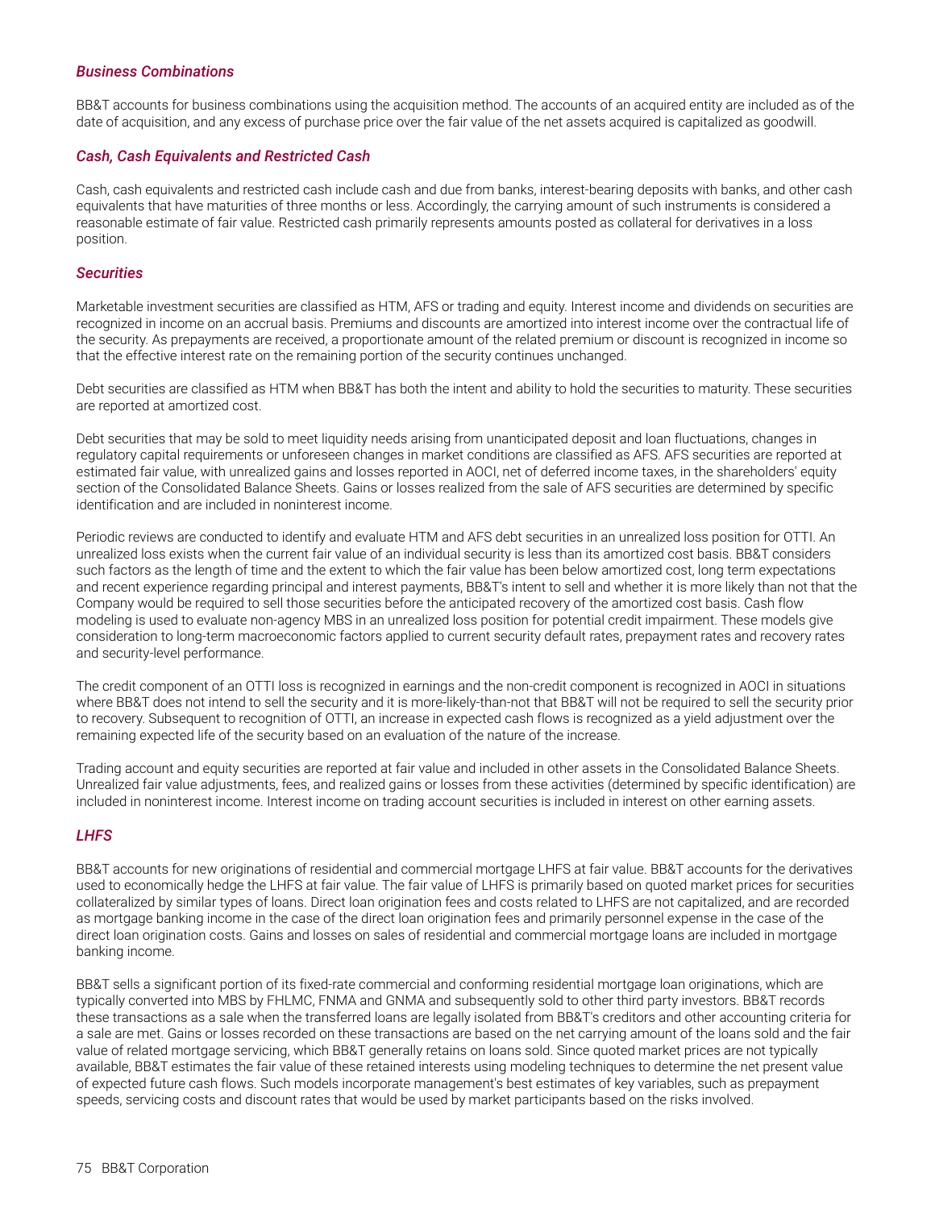### *Business Combinations*

BB&T accounts for business combinations using the acquisition method. The accounts of an acquired entity are included as of the date of acquisition, and any excess of purchase price over the fair value of the net assets acquired is capitalized as goodwill.

### *Cash, Cash Equivalents and Restricted Cash*

Cash, cash equivalents and restricted cash include cash and due from banks, interest-bearing deposits with banks, and other cash equivalents that have maturities of three months or less. Accordingly, the carrying amount of such instruments is considered a reasonable estimate of fair value. Restricted cash primarily represents amounts posted as collateral for derivatives in a loss position.

### *Securities*

Marketable investment securities are classified as HTM, AFS or trading and equity. Interest income and dividends on securities are recognized in income on an accrual basis. Premiums and discounts are amortized into interest income over the contractual life of the security. As prepayments are received, a proportionate amount of the related premium or discount is recognized in income so that the effective interest rate on the remaining portion of the security continues unchanged.

Debt securities are classified as HTM when BB&T has both the intent and ability to hold the securities to maturity. These securities are reported at amortized cost.

Debt securities that may be sold to meet liquidity needs arising from unanticipated deposit and loan fluctuations, changes in regulatory capital requirements or unforeseen changes in market conditions are classified as AFS. AFS securities are reported at estimated fair value, with unrealized gains and losses reported in AOCI, net of deferred income taxes, in the shareholders' equity section of the Consolidated Balance Sheets. Gains or losses realized from the sale of AFS securities are determined by specific identification and are included in noninterest income.

Periodic reviews are conducted to identify and evaluate HTM and AFS debt securities in an unrealized loss position for OTTI. An unrealized loss exists when the current fair value of an individual security is less than its amortized cost basis. BB&T considers such factors as the length of time and the extent to which the fair value has been below amortized cost, long term expectations and recent experience regarding principal and interest payments, BB&T's intent to sell and whether it is more likely than not that the Company would be required to sell those securities before the anticipated recovery of the amortized cost basis. Cash flow modeling is used to evaluate non-agency MBS in an unrealized loss position for potential credit impairment. These models give consideration to long-term macroeconomic factors applied to current security default rates, prepayment rates and recovery rates and security-level performance.

The credit component of an OTTI loss is recognized in earnings and the non-credit component is recognized in AOCI in situations where BB&T does not intend to sell the security and it is more-likely-than-not that BB&T will not be required to sell the security prior to recovery. Subsequent to recognition of OTTI, an increase in expected cash flows is recognized as a yield adjustment over the remaining expected life of the security based on an evaluation of the nature of the increase.

Trading account and equity securities are reported at fair value and included in other assets in the Consolidated Balance Sheets. Unrealized fair value adjustments, fees, and realized gains or losses from these activities (determined by specific identification) are included in noninterest income. Interest income on trading account securities is included in interest on other earning assets.

### *LHFS*

BB&T accounts for new originations of residential and commercial mortgage LHFS at fair value. BB&T accounts for the derivatives used to economically hedge the LHFS at fair value. The fair value of LHFS is primarily based on quoted market prices for securities collateralized by similar types of loans. Direct loan origination fees and costs related to LHFS are not capitalized, and are recorded as mortgage banking income in the case of the direct loan origination fees and primarily personnel expense in the case of the direct loan origination costs. Gains and losses on sales of residential and commercial mortgage loans are included in mortgage banking income.

BB&T sells a significant portion of its fixed-rate commercial and conforming residential mortgage loan originations, which are typically converted into MBS by FHLMC, FNMA and GNMA and subsequently sold to other third party investors. BB&T records these transactions as a sale when the transferred loans are legally isolated from BB&T's creditors and other accounting criteria for a sale are met. Gains or losses recorded on these transactions are based on the net carrying amount of the loans sold and the fair value of related mortgage servicing, which BB&T generally retains on loans sold. Since quoted market prices are not typically available, BB&T estimates the fair value of these retained interests using modeling techniques to determine the net present value of expected future cash flows. Such models incorporate management's best estimates of key variables, such as prepayment speeds, servicing costs and discount rates that would be used by market participants based on the risks involved.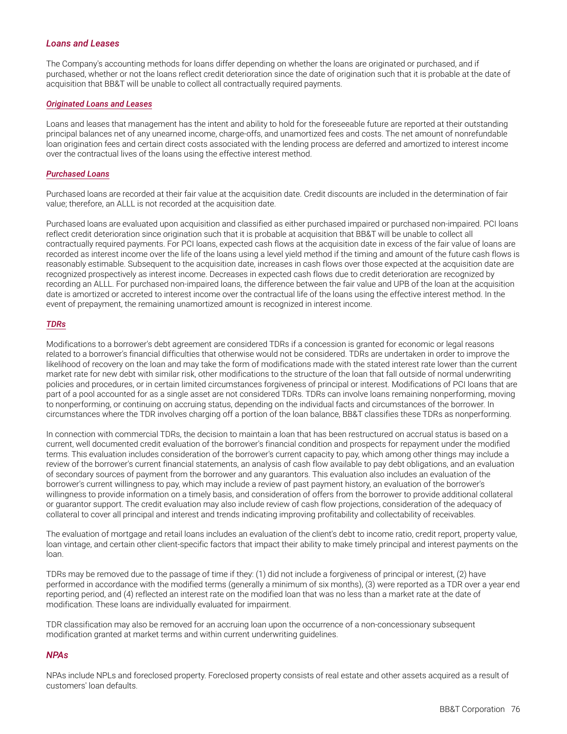### *Loans and Leases*

The Company's accounting methods for loans differ depending on whether the loans are originated or purchased, and if purchased, whether or not the loans reflect credit deterioration since the date of origination such that it is probable at the date of acquisition that BB&T will be unable to collect all contractually required payments.

#### *Originated Loans and Leases*

Loans and leases that management has the intent and ability to hold for the foreseeable future are reported at their outstanding principal balances net of any unearned income, charge-offs, and unamortized fees and costs. The net amount of nonrefundable loan origination fees and certain direct costs associated with the lending process are deferred and amortized to interest income over the contractual lives of the loans using the effective interest method.

#### *Purchased Loans*

Purchased loans are recorded at their fair value at the acquisition date. Credit discounts are included in the determination of fair value; therefore, an ALLL is not recorded at the acquisition date.

Purchased loans are evaluated upon acquisition and classified as either purchased impaired or purchased non-impaired. PCI loans reflect credit deterioration since origination such that it is probable at acquisition that BB&T will be unable to collect all contractually required payments. For PCI loans, expected cash flows at the acquisition date in excess of the fair value of loans are recorded as interest income over the life of the loans using a level yield method if the timing and amount of the future cash flows is reasonably estimable. Subsequent to the acquisition date, increases in cash flows over those expected at the acquisition date are recognized prospectively as interest income. Decreases in expected cash flows due to credit deterioration are recognized by recording an ALLL. For purchased non-impaired loans, the difference between the fair value and UPB of the loan at the acquisition date is amortized or accreted to interest income over the contractual life of the loans using the effective interest method. In the event of prepayment, the remaining unamortized amount is recognized in interest income.

#### *TDRs*

Modifications to a borrower's debt agreement are considered TDRs if a concession is granted for economic or legal reasons related to a borrower's financial difficulties that otherwise would not be considered. TDRs are undertaken in order to improve the likelihood of recovery on the loan and may take the form of modifications made with the stated interest rate lower than the current market rate for new debt with similar risk, other modifications to the structure of the loan that fall outside of normal underwriting policies and procedures, or in certain limited circumstances forgiveness of principal or interest. Modifications of PCI loans that are part of a pool accounted for as a single asset are not considered TDRs. TDRs can involve loans remaining nonperforming, moving to nonperforming, or continuing on accruing status, depending on the individual facts and circumstances of the borrower. In circumstances where the TDR involves charging off a portion of the loan balance, BB&T classifies these TDRs as nonperforming.

In connection with commercial TDRs, the decision to maintain a loan that has been restructured on accrual status is based on a current, well documented credit evaluation of the borrower's financial condition and prospects for repayment under the modified terms. This evaluation includes consideration of the borrower's current capacity to pay, which among other things may include a review of the borrower's current financial statements, an analysis of cash flow available to pay debt obligations, and an evaluation of secondary sources of payment from the borrower and any guarantors. This evaluation also includes an evaluation of the borrower's current willingness to pay, which may include a review of past payment history, an evaluation of the borrower's willingness to provide information on a timely basis, and consideration of offers from the borrower to provide additional collateral or guarantor support. The credit evaluation may also include review of cash flow projections, consideration of the adequacy of collateral to cover all principal and interest and trends indicating improving profitability and collectability of receivables.

The evaluation of mortgage and retail loans includes an evaluation of the client's debt to income ratio, credit report, property value, loan vintage, and certain other client-specific factors that impact their ability to make timely principal and interest payments on the loan.

TDRs may be removed due to the passage of time if they: (1) did not include a forgiveness of principal or interest, (2) have performed in accordance with the modified terms (generally a minimum of six months), (3) were reported as a TDR over a year end reporting period, and (4) reflected an interest rate on the modified loan that was no less than a market rate at the date of modification. These loans are individually evaluated for impairment.

TDR classification may also be removed for an accruing loan upon the occurrence of a non-concessionary subsequent modification granted at market terms and within current underwriting guidelines.

### *NPAs*

NPAs include NPLs and foreclosed property. Foreclosed property consists of real estate and other assets acquired as a result of customers' loan defaults.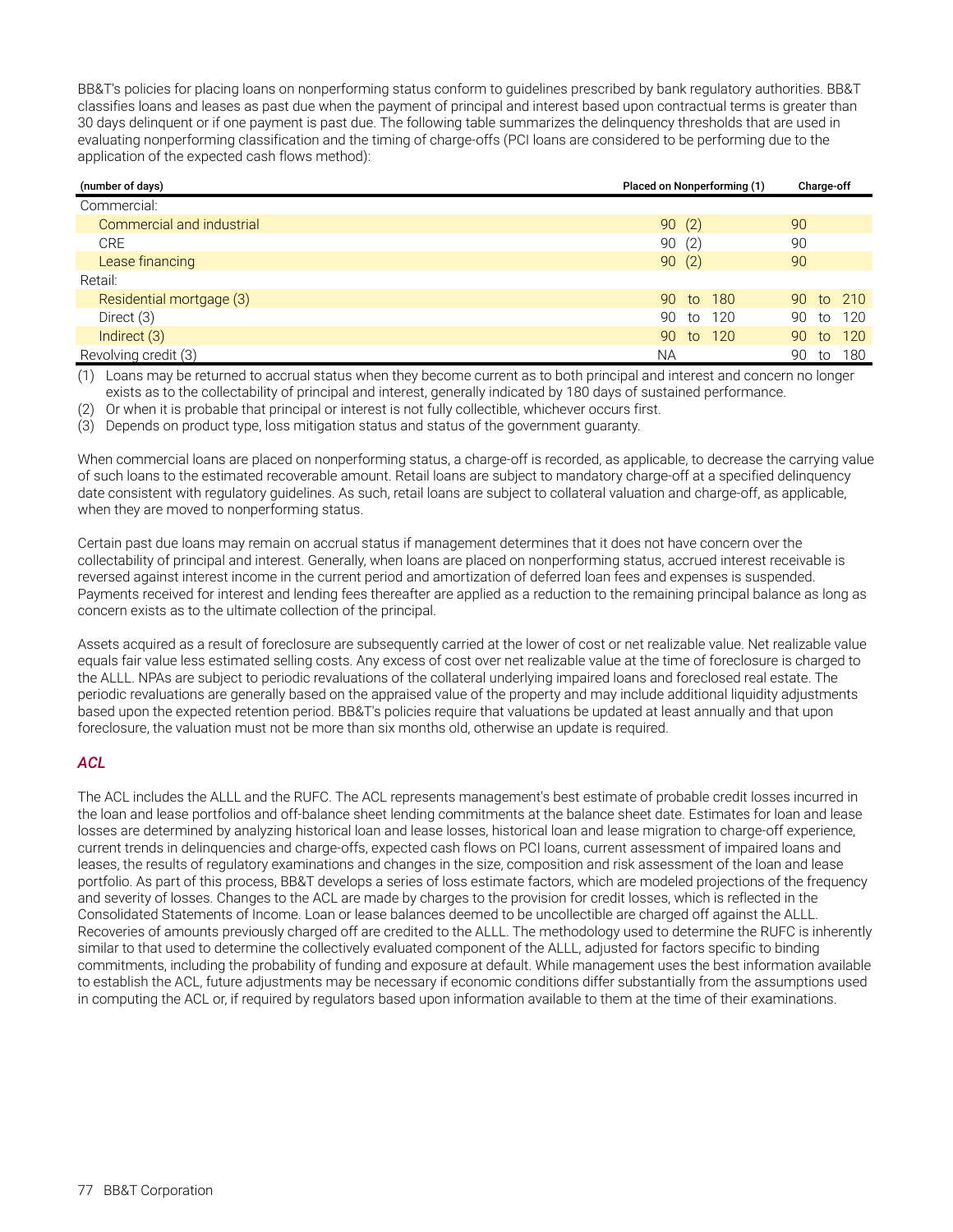BB&T's policies for placing loans on nonperforming status conform to guidelines prescribed by bank regulatory authorities. BB&T classifies loans and leases as past due when the payment of principal and interest based upon contractual terms is greater than 30 days delinquent or if one payment is past due. The following table summarizes the delinquency thresholds that are used in evaluating nonperforming classification and the timing of charge-offs (PCI loans are considered to be performing due to the application of the expected cash flows method):

| (number of days) | Placed on Nonperforming (1) | Charge-off |
|---|---|---|
| Commercial: | | |
| Commercial and industrial | 90 (2) | 90 |
| CRE | 90 (2) | 90 |
| Lease financing | 90 (2) | 90 |
| Retail: | | |
| Residential mortgage (3) | 90 to 180 | 90 to 210 |
| Direct (3) | 90 to 120 | 90 to 120 |
| Indirect (3) | 90 to 120 | 90 to 120 |
| Revolving credit (3) | NA | 90 to 180 |

(1) Loans may be returned to accrual status when they become current as to both principal and interest and concern no longer exists as to the collectability of principal and interest, generally indicated by 180 days of sustained performance.

(2) Or when it is probable that principal or interest is not fully collectible, whichever occurs first.

(3) Depends on product type, loss mitigation status and status of the government guaranty.

When commercial loans are placed on nonperforming status, a charge-off is recorded, as applicable, to decrease the carrying value of such loans to the estimated recoverable amount. Retail loans are subject to mandatory charge-off at a specified delinquency date consistent with regulatory guidelines. As such, retail loans are subject to collateral valuation and charge-off, as applicable, when they are moved to nonperforming status.

Certain past due loans may remain on accrual status if management determines that it does not have concern over the collectability of principal and interest. Generally, when loans are placed on nonperforming status, accrued interest receivable is reversed against interest income in the current period and amortization of deferred loan fees and expenses is suspended. Payments received for interest and lending fees thereafter are applied as a reduction to the remaining principal balance as long as concern exists as to the ultimate collection of the principal.

Assets acquired as a result of foreclosure are subsequently carried at the lower of cost or net realizable value. Net realizable value equals fair value less estimated selling costs. Any excess of cost over net realizable value at the time of foreclosure is charged to the ALLL. NPAs are subject to periodic revaluations of the collateral underlying impaired loans and foreclosed real estate. The periodic revaluations are generally based on the appraised value of the property and may include additional liquidity adjustments based upon the expected retention period. BB&T's policies require that valuations be updated at least annually and that upon foreclosure, the valuation must not be more than six months old, otherwise an update is required.

### *ACL*

The ACL includes the ALLL and the RUFC. The ACL represents management's best estimate of probable credit losses incurred in the loan and lease portfolios and off-balance sheet lending commitments at the balance sheet date. Estimates for loan and lease losses are determined by analyzing historical loan and lease losses, historical loan and lease migration to charge-off experience, current trends in delinquencies and charge-offs, expected cash flows on PCI loans, current assessment of impaired loans and leases, the results of regulatory examinations and changes in the size, composition and risk assessment of the loan and lease portfolio. As part of this process, BB&T develops a series of loss estimate factors, which are modeled projections of the frequency and severity of losses. Changes to the ACL are made by charges to the provision for credit losses, which is reflected in the Consolidated Statements of Income. Loan or lease balances deemed to be uncollectible are charged off against the ALLL. Recoveries of amounts previously charged off are credited to the ALLL. The methodology used to determine the RUFC is inherently similar to that used to determine the collectively evaluated component of the ALLL, adjusted for factors specific to binding commitments, including the probability of funding and exposure at default. While management uses the best information available to establish the ACL, future adjustments may be necessary if economic conditions differ substantially from the assumptions used in computing the ACL or, if required by regulators based upon information available to them at the time of their examinations.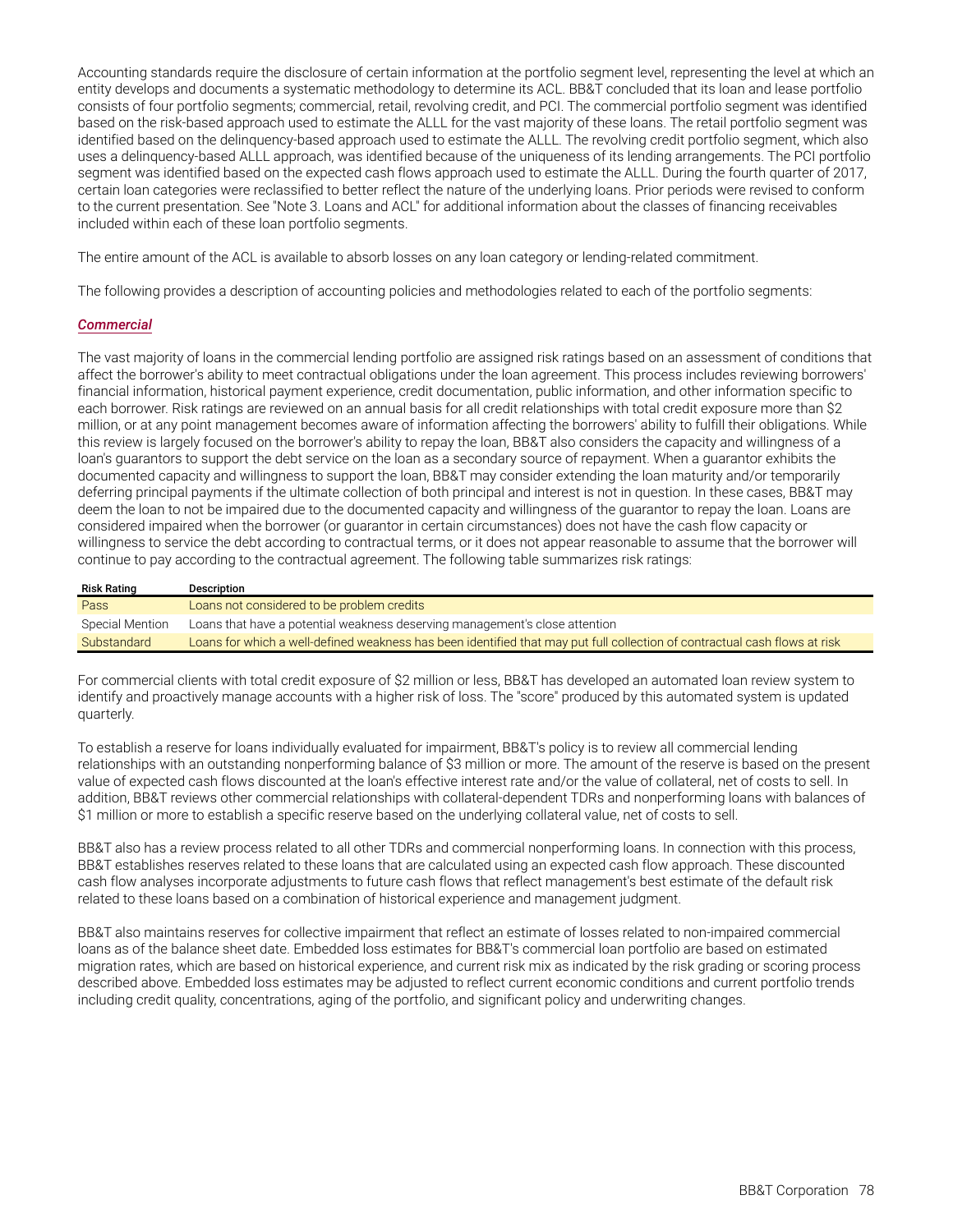Accounting standards require the disclosure of certain information at the portfolio segment level, representing the level at which an entity develops and documents a systematic methodology to determine its ACL. BB&T concluded that its loan and lease portfolio consists of four portfolio segments; commercial, retail, revolving credit, and PCI. The commercial portfolio segment was identified based on the risk-based approach used to estimate the ALLL for the vast majority of these loans. The retail portfolio segment was identified based on the delinquency-based approach used to estimate the ALLL. The revolving credit portfolio segment, which also uses a delinquency-based ALLL approach, was identified because of the uniqueness of its lending arrangements. The PCI portfolio segment was identified based on the expected cash flows approach used to estimate the ALLL. During the fourth quarter of 2017, certain loan categories were reclassified to better reflect the nature of the underlying loans. Prior periods were revised to conform to the current presentation. See "Note 3. Loans and ACL" for additional information about the classes of financing receivables included within each of these loan portfolio segments.

The entire amount of the ACL is available to absorb losses on any loan category or lending-related commitment.

The following provides a description of accounting policies and methodologies related to each of the portfolio segments:

***Commercial***

The vast majority of loans in the commercial lending portfolio are assigned risk ratings based on an assessment of conditions that affect the borrower's ability to meet contractual obligations under the loan agreement. This process includes reviewing borrowers' financial information, historical payment experience, credit documentation, public information, and other information specific to each borrower. Risk ratings are reviewed on an annual basis for all credit relationships with total credit exposure more than $2 million, or at any point management becomes aware of information affecting the borrowers' ability to fulfill their obligations. While this review is largely focused on the borrower's ability to repay the loan, BB&T also considers the capacity and willingness of a loan's guarantors to support the debt service on the loan as a secondary source of repayment. When a guarantor exhibits the documented capacity and willingness to support the loan, BB&T may consider extending the loan maturity and/or temporarily deferring principal payments if the ultimate collection of both principal and interest is not in question. In these cases, BB&T may deem the loan to not be impaired due to the documented capacity and willingness of the guarantor to repay the loan. Loans are considered impaired when the borrower (or guarantor in certain circumstances) does not have the cash flow capacity or willingness to service the debt according to contractual terms, or it does not appear reasonable to assume that the borrower will continue to pay according to the contractual agreement. The following table summarizes risk ratings:

| Risk Rating | Description |
| --- | --- |
| Pass | Loans not considered to be problem credits |
| Special Mention | Loans that have a potential weakness deserving management's close attention |
| Substandard | Loans for which a well-defined weakness has been identified that may put full collection of contractual cash flows at risk |

For commercial clients with total credit exposure of $2 million or less, BB&T has developed an automated loan review system to identify and proactively manage accounts with a higher risk of loss. The "score" produced by this automated system is updated quarterly.

To establish a reserve for loans individually evaluated for impairment, BB&T's policy is to review all commercial lending relationships with an outstanding nonperforming balance of $3 million or more. The amount of the reserve is based on the present value of expected cash flows discounted at the loan's effective interest rate and/or the value of collateral, net of costs to sell. In addition, BB&T reviews other commercial relationships with collateral-dependent TDRs and nonperforming loans with balances of $1 million or more to establish a specific reserve based on the underlying collateral value, net of costs to sell.

BB&T also has a review process related to all other TDRs and commercial nonperforming loans. In connection with this process, BB&T establishes reserves related to these loans that are calculated using an expected cash flow approach. These discounted cash flow analyses incorporate adjustments to future cash flows that reflect management's best estimate of the default risk related to these loans based on a combination of historical experience and management judgment.

BB&T also maintains reserves for collective impairment that reflect an estimate of losses related to non-impaired commercial loans as of the balance sheet date. Embedded loss estimates for BB&T's commercial loan portfolio are based on estimated migration rates, which are based on historical experience, and current risk mix as indicated by the risk grading or scoring process described above. Embedded loss estimates may be adjusted to reflect current economic conditions and current portfolio trends including credit quality, concentrations, aging of the portfolio, and significant policy and underwriting changes.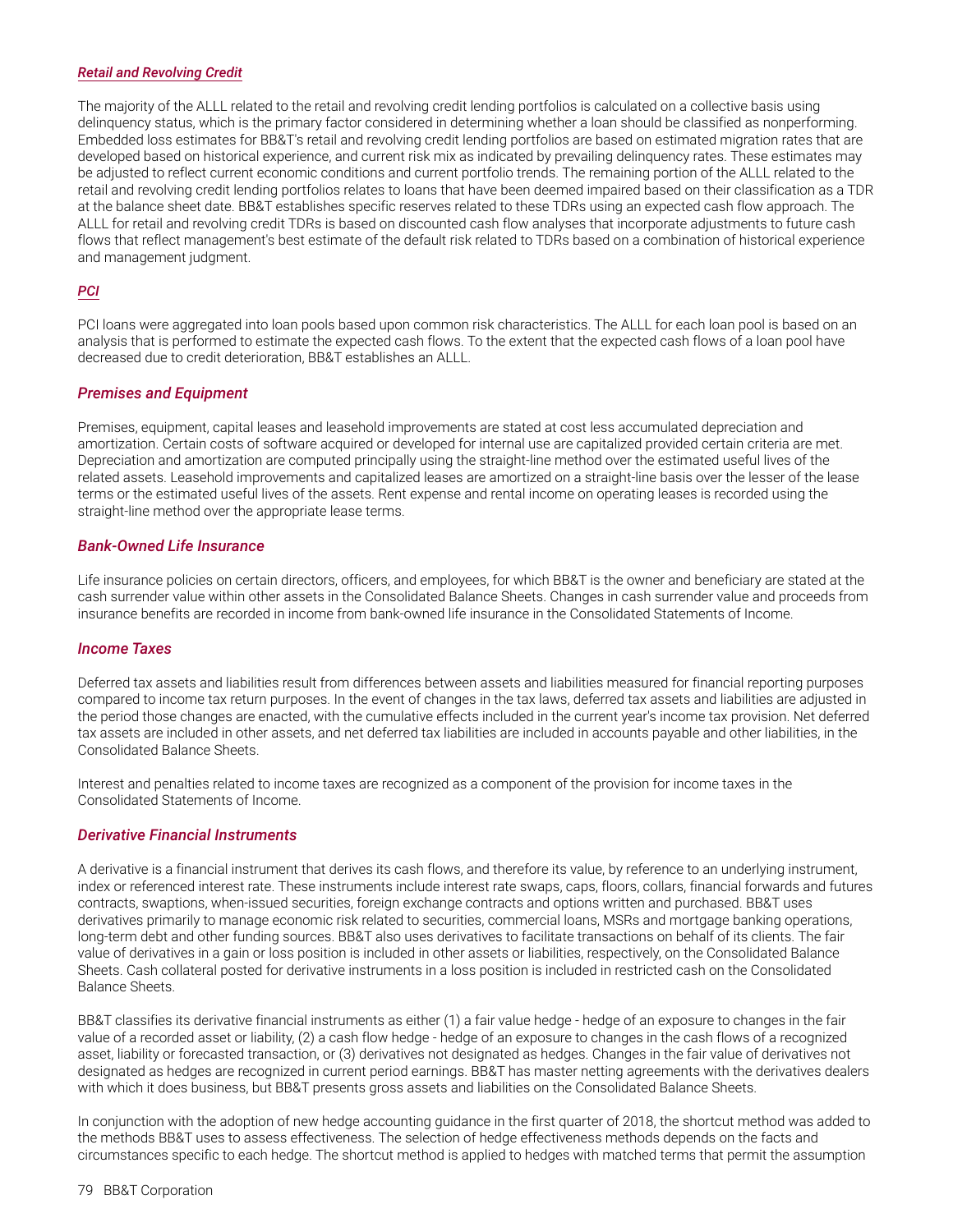***Retail and Revolving Credit***

The majority of the ALLL related to the retail and revolving credit lending portfolios is calculated on a collective basis using delinquency status, which is the primary factor considered in determining whether a loan should be classified as nonperforming. Embedded loss estimates for BB&T's retail and revolving credit lending portfolios are based on estimated migration rates that are developed based on historical experience, and current risk mix as indicated by prevailing delinquency rates. These estimates may be adjusted to reflect current economic conditions and current portfolio trends. The remaining portion of the ALLL related to the retail and revolving credit lending portfolios relates to loans that have been deemed impaired based on their classification as a TDR at the balance sheet date. BB&T establishes specific reserves related to these TDRs using an expected cash flow approach. The ALLL for retail and revolving credit TDRs is based on discounted cash flow analyses that incorporate adjustments to future cash flows that reflect management's best estimate of the default risk related to TDRs based on a combination of historical experience and management judgment.

***PCI***

PCI loans were aggregated into loan pools based upon common risk characteristics. The ALLL for each loan pool is based on an analysis that is performed to estimate the expected cash flows. To the extent that the expected cash flows of a loan pool have decreased due to credit deterioration, BB&T establishes an ALLL.

### *Premises and Equipment*

Premises, equipment, capital leases and leasehold improvements are stated at cost less accumulated depreciation and amortization. Certain costs of software acquired or developed for internal use are capitalized provided certain criteria are met. Depreciation and amortization are computed principally using the straight-line method over the estimated useful lives of the related assets. Leasehold improvements and capitalized leases are amortized on a straight-line basis over the lesser of the lease terms or the estimated useful lives of the assets. Rent expense and rental income on operating leases is recorded using the straight-line method over the appropriate lease terms.

### *Bank-Owned Life Insurance*

Life insurance policies on certain directors, officers, and employees, for which BB&T is the owner and beneficiary are stated at the cash surrender value within other assets in the Consolidated Balance Sheets. Changes in cash surrender value and proceeds from insurance benefits are recorded in income from bank-owned life insurance in the Consolidated Statements of Income.

### *Income Taxes*

Deferred tax assets and liabilities result from differences between assets and liabilities measured for financial reporting purposes compared to income tax return purposes. In the event of changes in the tax laws, deferred tax assets and liabilities are adjusted in the period those changes are enacted, with the cumulative effects included in the current year's income tax provision. Net deferred tax assets are included in other assets, and net deferred tax liabilities are included in accounts payable and other liabilities, in the Consolidated Balance Sheets.

Interest and penalties related to income taxes are recognized as a component of the provision for income taxes in the Consolidated Statements of Income.

### *Derivative Financial Instruments*

A derivative is a financial instrument that derives its cash flows, and therefore its value, by reference to an underlying instrument, index or referenced interest rate. These instruments include interest rate swaps, caps, floors, collars, financial forwards and futures contracts, swaptions, when-issued securities, foreign exchange contracts and options written and purchased. BB&T uses derivatives primarily to manage economic risk related to securities, commercial loans, MSRs and mortgage banking operations, long-term debt and other funding sources. BB&T also uses derivatives to facilitate transactions on behalf of its clients. The fair value of derivatives in a gain or loss position is included in other assets or liabilities, respectively, on the Consolidated Balance Sheets. Cash collateral posted for derivative instruments in a loss position is included in restricted cash on the Consolidated Balance Sheets.

BB&T classifies its derivative financial instruments as either (1) a fair value hedge - hedge of an exposure to changes in the fair value of a recorded asset or liability, (2) a cash flow hedge - hedge of an exposure to changes in the cash flows of a recognized asset, liability or forecasted transaction, or (3) derivatives not designated as hedges. Changes in the fair value of derivatives not designated as hedges are recognized in current period earnings. BB&T has master netting agreements with the derivatives dealers with which it does business, but BB&T presents gross assets and liabilities on the Consolidated Balance Sheets.

In conjunction with the adoption of new hedge accounting guidance in the first quarter of 2018, the shortcut method was added to the methods BB&T uses to assess effectiveness. The selection of hedge effectiveness methods depends on the facts and circumstances specific to each hedge. The shortcut method is applied to hedges with matched terms that permit the assumption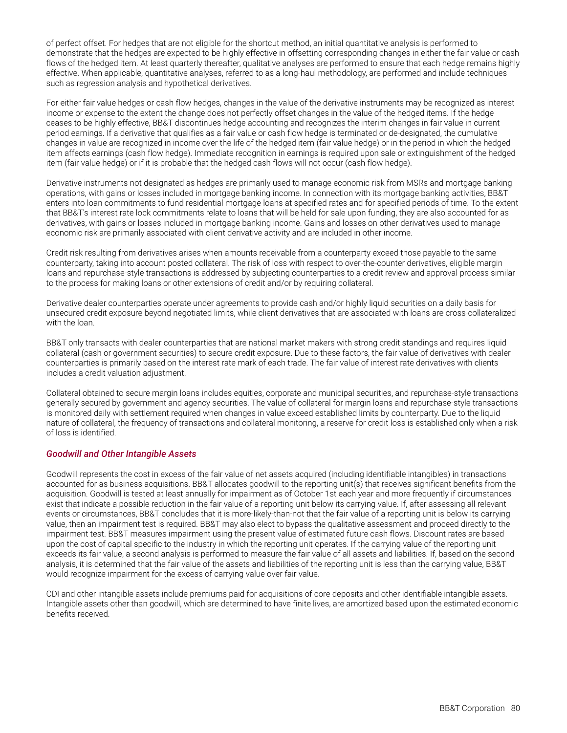of perfect offset. For hedges that are not eligible for the shortcut method, an initial quantitative analysis is performed to demonstrate that the hedges are expected to be highly effective in offsetting corresponding changes in either the fair value or cash flows of the hedged item. At least quarterly thereafter, qualitative analyses are performed to ensure that each hedge remains highly effective. When applicable, quantitative analyses, referred to as a long-haul methodology, are performed and include techniques such as regression analysis and hypothetical derivatives.

For either fair value hedges or cash flow hedges, changes in the value of the derivative instruments may be recognized as interest income or expense to the extent the change does not perfectly offset changes in the value of the hedged items. If the hedge ceases to be highly effective, BB&T discontinues hedge accounting and recognizes the interim changes in fair value in current period earnings. If a derivative that qualifies as a fair value or cash flow hedge is terminated or de-designated, the cumulative changes in value are recognized in income over the life of the hedged item (fair value hedge) or in the period in which the hedged item affects earnings (cash flow hedge). Immediate recognition in earnings is required upon sale or extinguishment of the hedged item (fair value hedge) or if it is probable that the hedged cash flows will not occur (cash flow hedge).

Derivative instruments not designated as hedges are primarily used to manage economic risk from MSRs and mortgage banking operations, with gains or losses included in mortgage banking income. In connection with its mortgage banking activities, BB&T enters into loan commitments to fund residential mortgage loans at specified rates and for specified periods of time. To the extent that BB&T's interest rate lock commitments relate to loans that will be held for sale upon funding, they are also accounted for as derivatives, with gains or losses included in mortgage banking income. Gains and losses on other derivatives used to manage economic risk are primarily associated with client derivative activity and are included in other income.

Credit risk resulting from derivatives arises when amounts receivable from a counterparty exceed those payable to the same counterparty, taking into account posted collateral. The risk of loss with respect to over-the-counter derivatives, eligible margin loans and repurchase-style transactions is addressed by subjecting counterparties to a credit review and approval process similar to the process for making loans or other extensions of credit and/or by requiring collateral.

Derivative dealer counterparties operate under agreements to provide cash and/or highly liquid securities on a daily basis for unsecured credit exposure beyond negotiated limits, while client derivatives that are associated with loans are cross-collateralized with the loan.

BB&T only transacts with dealer counterparties that are national market makers with strong credit standings and requires liquid collateral (cash or government securities) to secure credit exposure. Due to these factors, the fair value of derivatives with dealer counterparties is primarily based on the interest rate mark of each trade. The fair value of interest rate derivatives with clients includes a credit valuation adjustment.

Collateral obtained to secure margin loans includes equities, corporate and municipal securities, and repurchase-style transactions generally secured by government and agency securities. The value of collateral for margin loans and repurchase-style transactions is monitored daily with settlement required when changes in value exceed established limits by counterparty. Due to the liquid nature of collateral, the frequency of transactions and collateral monitoring, a reserve for credit loss is established only when a risk of loss is identified.

### *Goodwill and Other Intangible Assets*

Goodwill represents the cost in excess of the fair value of net assets acquired (including identifiable intangibles) in transactions accounted for as business acquisitions. BB&T allocates goodwill to the reporting unit(s) that receives significant benefits from the acquisition. Goodwill is tested at least annually for impairment as of October 1st each year and more frequently if circumstances exist that indicate a possible reduction in the fair value of a reporting unit below its carrying value. If, after assessing all relevant events or circumstances, BB&T concludes that it is more-likely-than-not that the fair value of a reporting unit is below its carrying value, then an impairment test is required. BB&T may also elect to bypass the qualitative assessment and proceed directly to the impairment test. BB&T measures impairment using the present value of estimated future cash flows. Discount rates are based upon the cost of capital specific to the industry in which the reporting unit operates. If the carrying value of the reporting unit exceeds its fair value, a second analysis is performed to measure the fair value of all assets and liabilities. If, based on the second analysis, it is determined that the fair value of the assets and liabilities of the reporting unit is less than the carrying value, BB&T would recognize impairment for the excess of carrying value over fair value.

CDI and other intangible assets include premiums paid for acquisitions of core deposits and other identifiable intangible assets. Intangible assets other than goodwill, which are determined to have finite lives, are amortized based upon the estimated economic benefits received.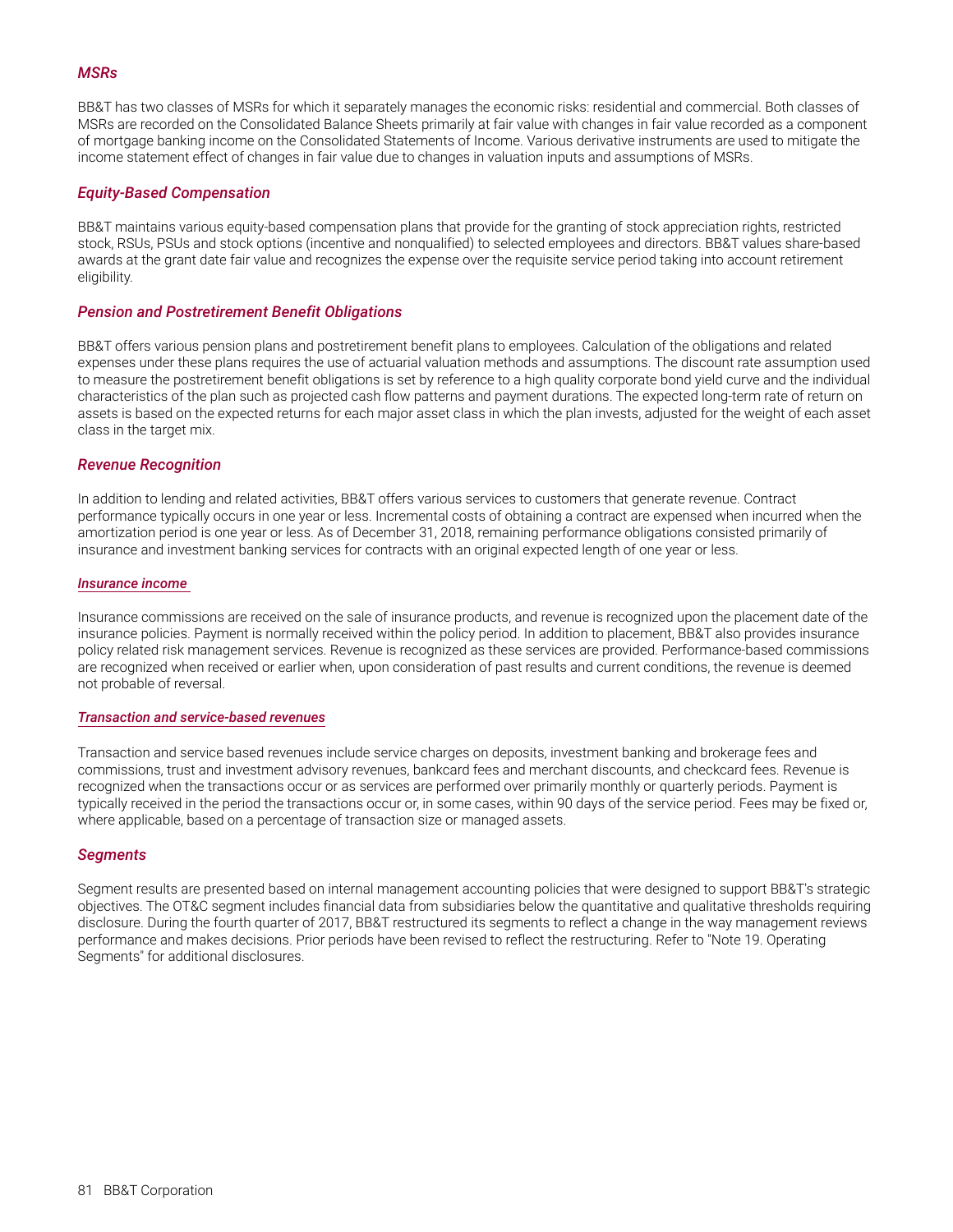### *MSRs*

BB&T has two classes of MSRs for which it separately manages the economic risks: residential and commercial. Both classes of MSRs are recorded on the Consolidated Balance Sheets primarily at fair value with changes in fair value recorded as a component of mortgage banking income on the Consolidated Statements of Income. Various derivative instruments are used to mitigate the income statement effect of changes in fair value due to changes in valuation inputs and assumptions of MSRs.

### *Equity-Based Compensation*

BB&T maintains various equity-based compensation plans that provide for the granting of stock appreciation rights, restricted stock, RSUs, PSUs and stock options (incentive and nonqualified) to selected employees and directors. BB&T values share-based awards at the grant date fair value and recognizes the expense over the requisite service period taking into account retirement eligibility.

### *Pension and Postretirement Benefit Obligations*

BB&T offers various pension plans and postretirement benefit plans to employees. Calculation of the obligations and related expenses under these plans requires the use of actuarial valuation methods and assumptions. The discount rate assumption used to measure the postretirement benefit obligations is set by reference to a high quality corporate bond yield curve and the individual characteristics of the plan such as projected cash flow patterns and payment durations. The expected long-term rate of return on assets is based on the expected returns for each major asset class in which the plan invests, adjusted for the weight of each asset class in the target mix.

### *Revenue Recognition*

In addition to lending and related activities, BB&T offers various services to customers that generate revenue. Contract performance typically occurs in one year or less. Incremental costs of obtaining a contract are expensed when incurred when the amortization period is one year or less. As of December 31, 2018, remaining performance obligations consisted primarily of insurance and investment banking services for contracts with an original expected length of one year or less.

#### *Insurance income*

Insurance commissions are received on the sale of insurance products, and revenue is recognized upon the placement date of the insurance policies. Payment is normally received within the policy period. In addition to placement, BB&T also provides insurance policy related risk management services. Revenue is recognized as these services are provided. Performance-based commissions are recognized when received or earlier when, upon consideration of past results and current conditions, the revenue is deemed not probable of reversal.

#### *Transaction and service-based revenues*

Transaction and service based revenues include service charges on deposits, investment banking and brokerage fees and commissions, trust and investment advisory revenues, bankcard fees and merchant discounts, and checkcard fees. Revenue is recognized when the transactions occur or as services are performed over primarily monthly or quarterly periods. Payment is typically received in the period the transactions occur or, in some cases, within 90 days of the service period. Fees may be fixed or, where applicable, based on a percentage of transaction size or managed assets.

### *Segments*

Segment results are presented based on internal management accounting policies that were designed to support BB&T's strategic objectives. The OT&C segment includes financial data from subsidiaries below the quantitative and qualitative thresholds requiring disclosure. During the fourth quarter of 2017, BB&T restructured its segments to reflect a change in the way management reviews performance and makes decisions. Prior periods have been revised to reflect the restructuring. Refer to "Note 19. Operating Segments" for additional disclosures.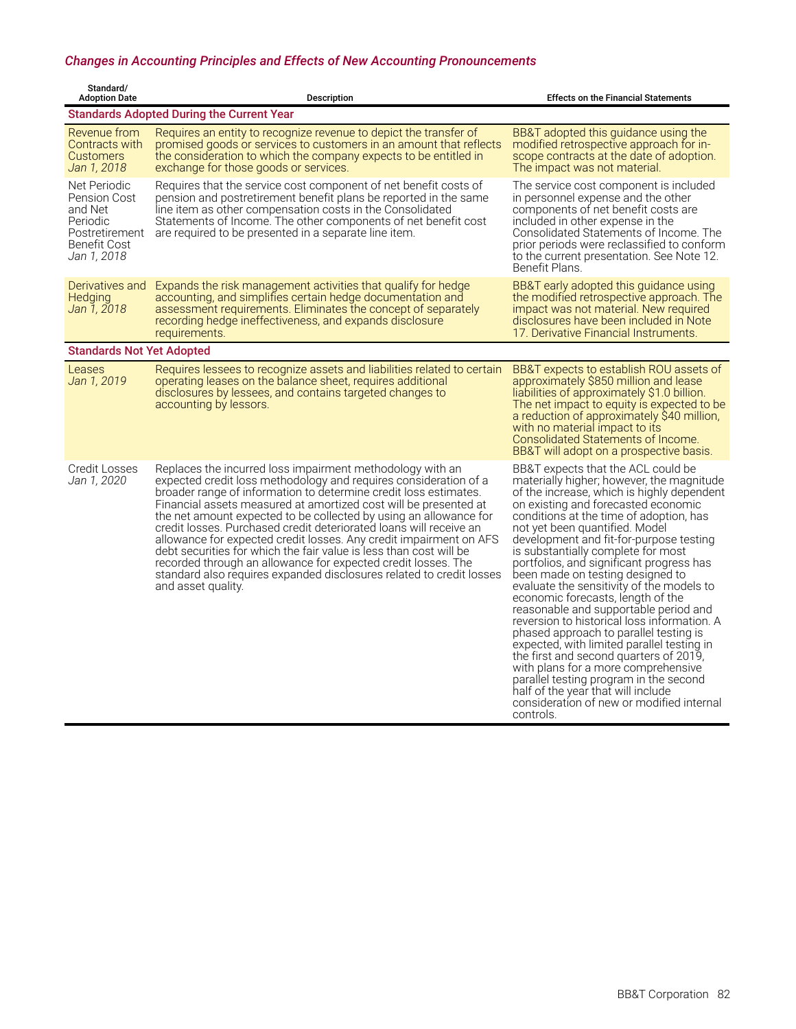### *Changes in Accounting Principles and Effects of New Accounting Pronouncements*

| Standard/ Adoption Date | Description | Effects on the Financial Statements |
|---|---|---|
| **Standards Adopted During the Current Year** | | |
| Revenue from Contracts with Customers *Jan 1, 2018* | Requires an entity to recognize revenue to depict the transfer of promised goods or services to customers in an amount that reflects the consideration to which the company expects to be entitled in exchange for those goods or services. | BB&T adopted this guidance using the modified retrospective approach for in-scope contracts at the date of adoption. The impact was not material. |
| Net Periodic Pension Cost and Net Periodic Postretirement Benefit Cost *Jan 1, 2018* | Requires that the service cost component of net benefit costs of pension and postretirement benefit plans be reported in the same line item as other compensation costs in the Consolidated Statements of Income. The other components of net benefit cost are required to be presented in a separate line item. | The service cost component is included in personnel expense and the other components of net benefit costs are included in other expense in the Consolidated Statements of Income. The prior periods were reclassified to conform to the current presentation. See Note 12. Benefit Plans. |
| Derivatives and Hedging *Jan 1, 2018* | Expands the risk management activities that qualify for hedge accounting, and simplifies certain hedge documentation and assessment requirements. Eliminates the concept of separately recording hedge ineffectiveness, and expands disclosure requirements. | BB&T early adopted this guidance using the modified retrospective approach. The impact was not material. New required disclosures have been included in Note 17. Derivative Financial Instruments. |
| **Standards Not Yet Adopted** | | |
| Leases *Jan 1, 2019* | Requires lessees to recognize assets and liabilities related to certain operating leases on the balance sheet, requires additional disclosures by lessees, and contains targeted changes to accounting by lessors. | BB&T expects to establish ROU assets of approximately $850 million and lease liabilities of approximately $1.0 billion. The net impact to equity is expected to be a reduction of approximately $40 million, with no material impact to its Consolidated Statements of Income. BB&T will adopt on a prospective basis. |
| Credit Losses *Jan 1, 2020* | Replaces the incurred loss impairment methodology with an expected credit loss methodology and requires consideration of a broader range of information to determine credit loss estimates. Financial assets measured at amortized cost will be presented at the net amount expected to be collected by using an allowance for credit losses. Purchased credit deteriorated loans will receive an allowance for expected credit losses. Any credit impairment on AFS debt securities for which the fair value is less than cost will be recorded through an allowance for expected credit losses. The standard also requires expanded disclosures related to credit losses and asset quality. | BB&T expects that the ACL could be materially higher; however, the magnitude of the increase, which is highly dependent on existing and forecasted economic conditions at the time of adoption, has not yet been quantified. Model development and fit-for-purpose testing is substantially complete for most portfolios, and significant progress has been made on testing designed to evaluate the sensitivity of the models to economic forecasts, length of the reasonable and supportable period and reversion to historical loss information. A phased approach to parallel testing is expected, with limited parallel testing in the first and second quarters of 2019, with plans for a more comprehensive parallel testing program in the second half of the year that will include consideration of new or modified internal controls. |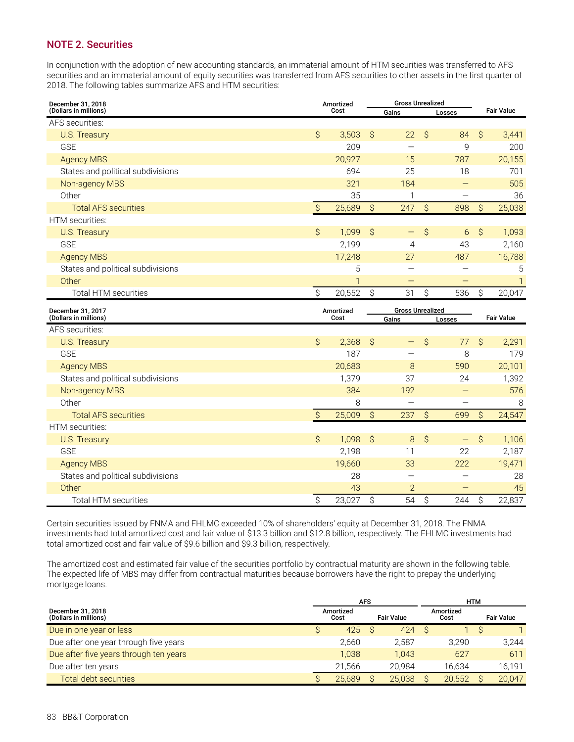## NOTE 2. Securities

In conjunction with the adoption of new accounting standards, an immaterial amount of HTM securities was transferred to AFS securities and an immaterial amount of equity securities was transferred from AFS securities to other assets in the first quarter of 2018. The following tables summarize AFS and HTM securities:

| December 31, 2018 (Dollars in millions) | Amortized Cost | Gross Unrealized Gains | Gross Unrealized Losses | Fair Value |
|---|---|---|---|---|
| AFS securities: | | | | |
| U.S. Treasury | $ 3,503 | $ 22 | $ 84 | $ 3,441 |
| GSE | 209 | — | 9 | 200 |
| Agency MBS | 20,927 | 15 | 787 | 20,155 |
| States and political subdivisions | 694 | 25 | 18 | 701 |
| Non-agency MBS | 321 | 184 | — | 505 |
| Other | 35 | 1 | — | 36 |
| Total AFS securities | $ 25,689 | $ 247 | $ 898 | $ 25,038 |
| HTM securities: | | | | |
| U.S. Treasury | $ 1,099 | $ — | $ 6 | $ 1,093 |
| GSE | 2,199 | 4 | 43 | 2,160 |
| Agency MBS | 17,248 | 27 | 487 | 16,788 |
| States and political subdivisions | 5 | — | — | 5 |
| Other | 1 | — | — | 1 |
| Total HTM securities | $ 20,552 | $ 31 | $ 536 | $ 20,047 |

| December 31, 2017 (Dollars in millions) | Amortized Cost | Gross Unrealized Gains | Gross Unrealized Losses | Fair Value |
|---|---|---|---|---|
| AFS securities: | | | | |
| U.S. Treasury | $ 2,368 | $ — | $ 77 | $ 2,291 |
| GSE | 187 | — | 8 | 179 |
| Agency MBS | 20,683 | 8 | 590 | 20,101 |
| States and political subdivisions | 1,379 | 37 | 24 | 1,392 |
| Non-agency MBS | 384 | 192 | — | 576 |
| Other | 8 | — | — | 8 |
| Total AFS securities | $ 25,009 | $ 237 | $ 699 | $ 24,547 |
| HTM securities: | | | | |
| U.S. Treasury | $ 1,098 | $ 8 | $ — | $ 1,106 |
| GSE | 2,198 | 11 | 22 | 2,187 |
| Agency MBS | 19,660 | 33 | 222 | 19,471 |
| States and political subdivisions | 28 | — | — | 28 |
| Other | 43 | 2 | — | 45 |
| Total HTM securities | $ 23,027 | $ 54 | $ 244 | $ 22,837 |

Certain securities issued by FNMA and FHLMC exceeded 10% of shareholders' equity at December 31, 2018. The FNMA investments had total amortized cost and fair value of $13.3 billion and $12.8 billion, respectively. The FHLMC investments had total amortized cost and fair value of $9.6 billion and $9.3 billion, respectively.

The amortized cost and estimated fair value of the securities portfolio by contractual maturity are shown in the following table. The expected life of MBS may differ from contractual maturities because borrowers have the right to prepay the underlying mortgage loans.

| December 31, 2018 (Dollars in millions) | AFS Amortized Cost | AFS Fair Value | HTM Amortized Cost | HTM Fair Value |
|---|---|---|---|---|
| Due in one year or less | $ 425 | $ 424 | $ 1 | $ 1 |
| Due after one year through five years | 2,660 | 2,587 | 3,290 | 3,244 |
| Due after five years through ten years | 1,038 | 1,043 | 627 | 611 |
| Due after ten years | 21,566 | 20,984 | 16,634 | 16,191 |
| Total debt securities | $ 25,689 | $ 25,038 | $ 20,552 | $ 20,047 |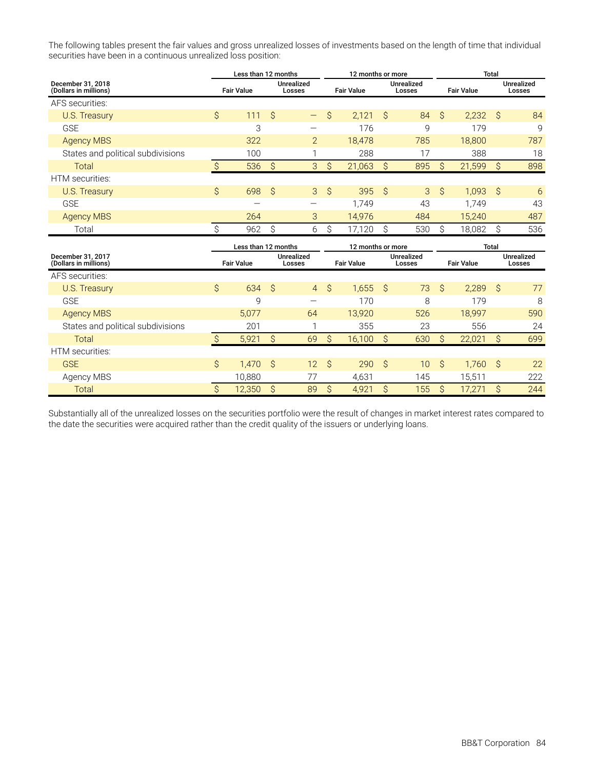The following tables present the fair values and gross unrealized losses of investments based on the length of time that individual securities have been in a continuous unrealized loss position:

| December 31, 2018 (Dollars in millions) | Less than 12 months | | 12 months or more | | Total | |
|---|---|---|---|---|---|---|
| | Fair Value | Unrealized Losses | Fair Value | Unrealized Losses | Fair Value | Unrealized Losses |
| AFS securities: | | | | | | |
| U.S. Treasury | $ 111 | $ — | $ 2,121 | $ 84 | $ 2,232 | $ 84 |
| GSE | 3 | — | 176 | 9 | 179 | 9 |
| Agency MBS | 322 | 2 | 18,478 | 785 | 18,800 | 787 |
| States and political subdivisions | 100 | 1 | 288 | 17 | 388 | 18 |
| Total | $ 536 | $ 3 | $ 21,063 | $ 895 | $ 21,599 | $ 898 |
| HTM securities: | | | | | | |
| U.S. Treasury | $ 698 | $ 3 | $ 395 | $ 3 | $ 1,093 | $ 6 |
| GSE | — | — | 1,749 | 43 | 1,749 | 43 |
| Agency MBS | 264 | 3 | 14,976 | 484 | 15,240 | 487 |
| Total | $ 962 | $ 6 | $ 17,120 | $ 530 | $ 18,082 | $ 536 |

| December 31, 2017 (Dollars in millions) | Less than 12 months | | 12 months or more | | Total | |
|---|---|---|---|---|---|---|
| | Fair Value | Unrealized Losses | Fair Value | Unrealized Losses | Fair Value | Unrealized Losses |
| AFS securities: | | | | | | |
| U.S. Treasury | $ 634 | $ 4 | $ 1,655 | $ 73 | $ 2,289 | $ 77 |
| GSE | 9 | — | 170 | 8 | 179 | 8 |
| Agency MBS | 5,077 | 64 | 13,920 | 526 | 18,997 | 590 |
| States and political subdivisions | 201 | 1 | 355 | 23 | 556 | 24 |
| Total | $ 5,921 | $ 69 | $ 16,100 | $ 630 | $ 22,021 | $ 699 |
| HTM securities: | | | | | | |
| GSE | $ 1,470 | $ 12 | $ 290 | $ 10 | $ 1,760 | $ 22 |
| Agency MBS | 10,880 | 77 | 4,631 | 145 | 15,511 | 222 |
| Total | $ 12,350 | $ 89 | $ 4,921 | $ 155 | $ 17,271 | $ 244 |

Substantially all of the unrealized losses on the securities portfolio were the result of changes in market interest rates compared to the date the securities were acquired rather than the credit quality of the issuers or underlying loans.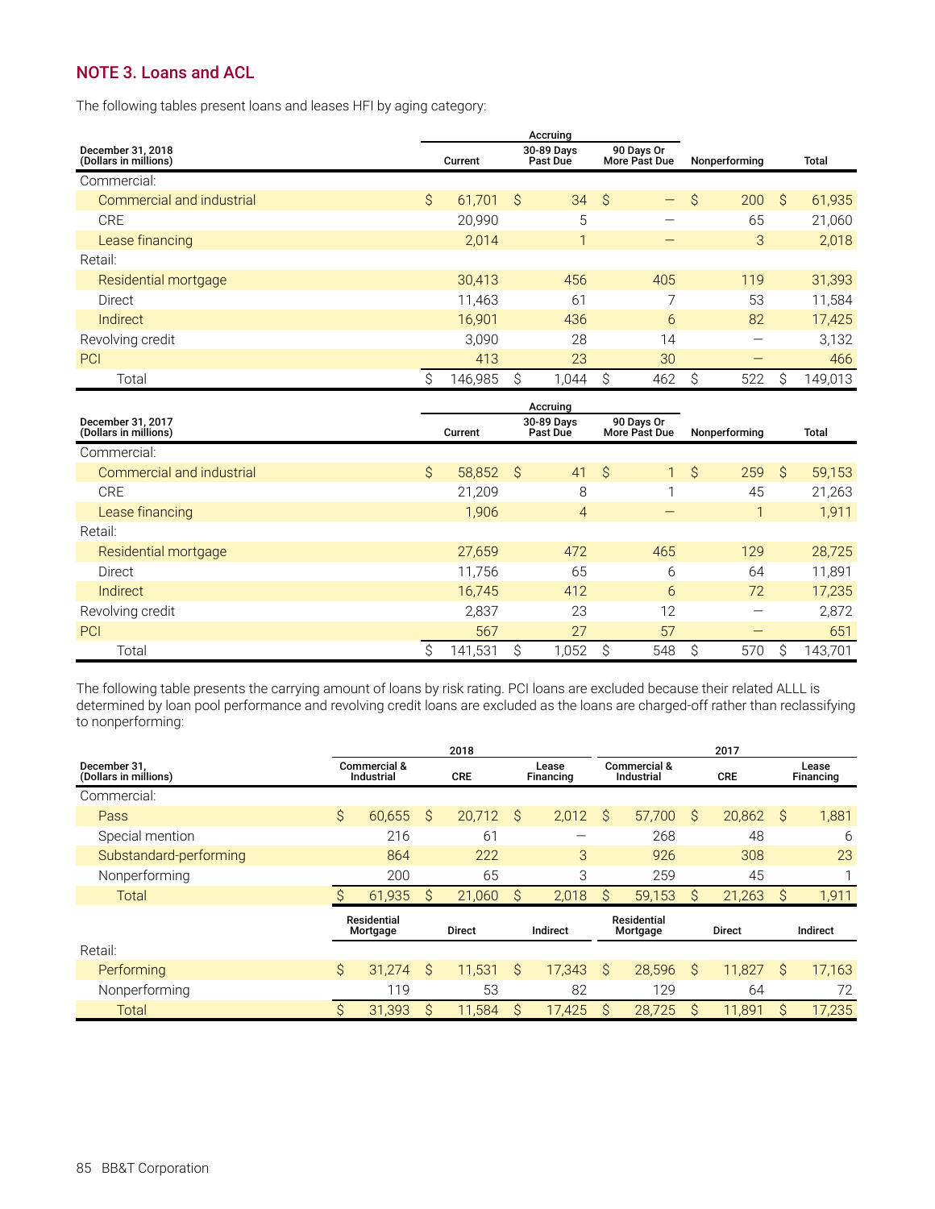## NOTE 3. Loans and ACL

The following tables present loans and leases HFI by aging category:

| December 31, 2018 (Dollars in millions) | Accruing Current | Accruing 30-89 Days Past Due | Accruing 90 Days Or More Past Due | Nonperforming | Total |
|---|---|---|---|---|---|
| Commercial: | | | | | |
| Commercial and industrial | $ 61,701 | $ 34 | $ — | $ 200 | $ 61,935 |
| CRE | 20,990 | 5 | — | 65 | 21,060 |
| Lease financing | 2,014 | 1 | — | 3 | 2,018 |
| Retail: | | | | | |
| Residential mortgage | 30,413 | 456 | 405 | 119 | 31,393 |
| Direct | 11,463 | 61 | 7 | 53 | 11,584 |
| Indirect | 16,901 | 436 | 6 | 82 | 17,425 |
| Revolving credit | 3,090 | 28 | 14 | — | 3,132 |
| PCI | 413 | 23 | 30 | — | 466 |
| Total | $ 146,985 | $ 1,044 | $ 462 | $ 522 | $ 149,013 |

| December 31, 2017 (Dollars in millions) | Accruing Current | Accruing 30-89 Days Past Due | Accruing 90 Days Or More Past Due | Nonperforming | Total |
|---|---|---|---|---|---|
| Commercial: | | | | | |
| Commercial and industrial | $ 58,852 | $ 41 | $ 1 | $ 259 | $ 59,153 |
| CRE | 21,209 | 8 | 1 | 45 | 21,263 |
| Lease financing | 1,906 | 4 | — | 1 | 1,911 |
| Retail: | | | | | |
| Residential mortgage | 27,659 | 472 | 465 | 129 | 28,725 |
| Direct | 11,756 | 65 | 6 | 64 | 11,891 |
| Indirect | 16,745 | 412 | 6 | 72 | 17,235 |
| Revolving credit | 2,837 | 23 | 12 | — | 2,872 |
| PCI | 567 | 27 | 57 | — | 651 |
| Total | $ 141,531 | $ 1,052 | $ 548 | $ 570 | $ 143,701 |

The following table presents the carrying amount of loans by risk rating. PCI loans are excluded because their related ALLL is determined by loan pool performance and revolving credit loans are excluded as the loans are charged-off rather than reclassifying to nonperforming:

| December 31, (Dollars in millions) | 2018 | | | 2017 | | |
|---|---|---|---|---|---|---|
| | Commercial & Industrial | CRE | Lease Financing | Commercial & Industrial | CRE | Lease Financing |
| Commercial: | | | | | | |
| Pass | $ 60,655 | $ 20,712 | $ 2,012 | $ 57,700 | $ 20,862 | $ 1,881 |
| Special mention | 216 | 61 | — | 268 | 48 | 6 |
| Substandard-performing | 864 | 222 | 3 | 926 | 308 | 23 |
| Nonperforming | 200 | 65 | 3 | 259 | 45 | 1 |
| Total | $ 61,935 | $ 21,060 | $ 2,018 | $ 59,153 | $ 21,263 | $ 1,911 |
| | Residential Mortgage | Direct | Indirect | Residential Mortgage | Direct | Indirect |
| Retail: | | | | | | |
| Performing | $ 31,274 | $ 11,531 | $ 17,343 | $ 28,596 | $ 11,827 | $ 17,163 |
| Nonperforming | 119 | 53 | 82 | 129 | 64 | 72 |
| Total | $ 31,393 | $ 11,584 | $ 17,425 | $ 28,725 | $ 11,891 | $ 17,235 |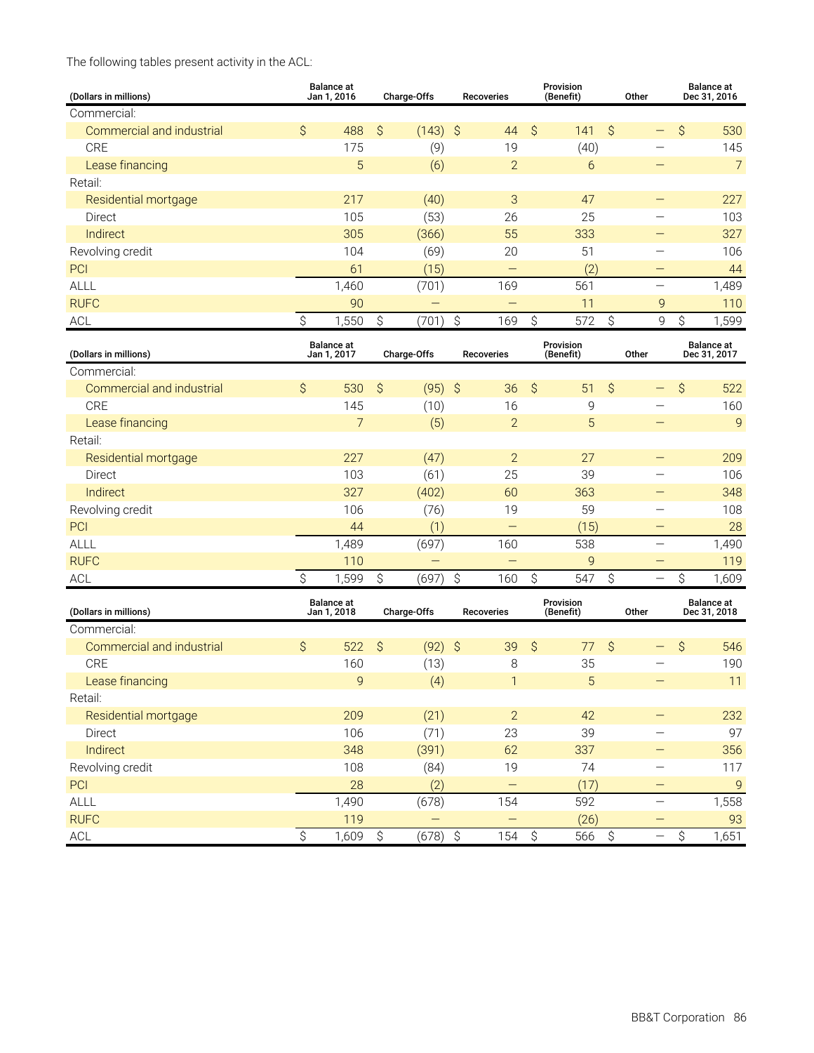The following tables present activity in the ACL:

| (Dollars in millions) | Balance at Jan 1, 2016 | Charge-Offs | Recoveries | Provision (Benefit) | Other | Balance at Dec 31, 2016 |
|---|---|---|---|---|---|---|
| Commercial: | | | | | | |
| Commercial and industrial | $ 488 | $ (143) | $ 44 | $ 141 | $ — | $ 530 |
| CRE | 175 | (9) | 19 | (40) | — | 145 |
| Lease financing | 5 | (6) | 2 | 6 | — | 7 |
| Retail: | | | | | | |
| Residential mortgage | 217 | (40) | 3 | 47 | — | 227 |
| Direct | 105 | (53) | 26 | 25 | — | 103 |
| Indirect | 305 | (366) | 55 | 333 | — | 327 |
| Revolving credit | 104 | (69) | 20 | 51 | — | 106 |
| PCI | 61 | (15) | — | (2) | — | 44 |
| ALLL | 1,460 | (701) | 169 | 561 | — | 1,489 |
| RUFC | 90 | — | — | 11 | 9 | 110 |
| ACL | $ 1,550 | $ (701) | $ 169 | $ 572 | $ 9 | $ 1,599 |

| (Dollars in millions) | Balance at Jan 1, 2017 | Charge-Offs | Recoveries | Provision (Benefit) | Other | Balance at Dec 31, 2017 |
|---|---|---|---|---|---|---|
| Commercial: | | | | | | |
| Commercial and industrial | $ 530 | $ (95) | $ 36 | $ 51 | $ — | $ 522 |
| CRE | 145 | (10) | 16 | 9 | — | 160 |
| Lease financing | 7 | (5) | 2 | 5 | — | 9 |
| Retail: | | | | | | |
| Residential mortgage | 227 | (47) | 2 | 27 | — | 209 |
| Direct | 103 | (61) | 25 | 39 | — | 106 |
| Indirect | 327 | (402) | 60 | 363 | — | 348 |
| Revolving credit | 106 | (76) | 19 | 59 | — | 108 |
| PCI | 44 | (1) | — | (15) | — | 28 |
| ALLL | 1,489 | (697) | 160 | 538 | — | 1,490 |
| RUFC | 110 | — | — | 9 | — | 119 |
| ACL | $ 1,599 | $ (697) | $ 160 | $ 547 | $ — | $ 1,609 |

| (Dollars in millions) | Balance at Jan 1, 2018 | Charge-Offs | Recoveries | Provision (Benefit) | Other | Balance at Dec 31, 2018 |
|---|---|---|---|---|---|---|
| Commercial: | | | | | | |
| Commercial and industrial | $ 522 | $ (92) | $ 39 | $ 77 | $ — | $ 546 |
| CRE | 160 | (13) | 8 | 35 | — | 190 |
| Lease financing | 9 | (4) | 1 | 5 | — | 11 |
| Retail: | | | | | | |
| Residential mortgage | 209 | (21) | 2 | 42 | — | 232 |
| Direct | 106 | (71) | 23 | 39 | — | 97 |
| Indirect | 348 | (391) | 62 | 337 | — | 356 |
| Revolving credit | 108 | (84) | 19 | 74 | — | 117 |
| PCI | 28 | (2) | — | (17) | — | 9 |
| ALLL | 1,490 | (678) | 154 | 592 | — | 1,558 |
| RUFC | 119 | — | — | (26) | — | 93 |
| ACL | $ 1,609 | $ (678) | $ 154 | $ 566 | $ — | $ 1,651 |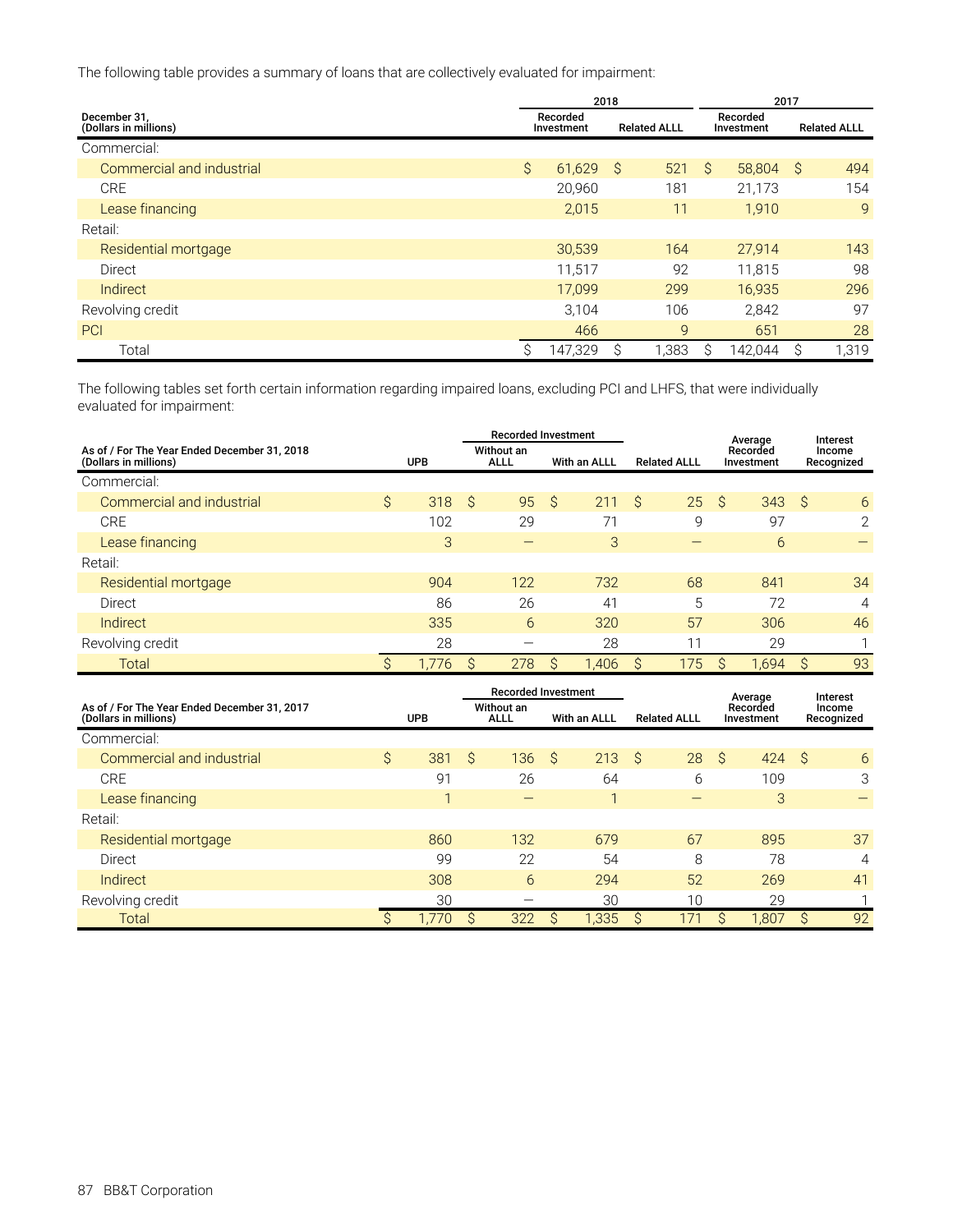The following table provides a summary of loans that are collectively evaluated for impairment:

| December 31, (Dollars in millions) | 2018 Recorded Investment | 2018 Related ALLL | 2017 Recorded Investment | 2017 Related ALLL |
|---|---|---|---|---|
| Commercial: | | | | |
| Commercial and industrial | $ 61,629 | $ 521 | $ 58,804 | $ 494 |
| CRE | 20,960 | 181 | 21,173 | 154 |
| Lease financing | 2,015 | 11 | 1,910 | 9 |
| Retail: | | | | |
| Residential mortgage | 30,539 | 164 | 27,914 | 143 |
| Direct | 11,517 | 92 | 11,815 | 98 |
| Indirect | 17,099 | 299 | 16,935 | 296 |
| Revolving credit | 3,104 | 106 | 2,842 | 97 |
| PCI | 466 | 9 | 651 | 28 |
| Total | $ 147,329 | $ 1,383 | $ 142,044 | $ 1,319 |

The following tables set forth certain information regarding impaired loans, excluding PCI and LHFS, that were individually evaluated for impairment:

| As of / For The Year Ended December 31, 2018 (Dollars in millions) | UPB | Recorded Investment Without an ALLL | Recorded Investment With an ALLL | Related ALLL | Average Recorded Investment | Interest Income Recognized |
|---|---|---|---|---|---|---|
| Commercial: | | | | | | |
| Commercial and industrial | $ 318 | $ 95 | $ 211 | $ 25 | $ 343 | $ 6 |
| CRE | 102 | 29 | 71 | 9 | 97 | 2 |
| Lease financing | 3 | — | 3 | — | 6 | — |
| Retail: | | | | | | |
| Residential mortgage | 904 | 122 | 732 | 68 | 841 | 34 |
| Direct | 86 | 26 | 41 | 5 | 72 | 4 |
| Indirect | 335 | 6 | 320 | 57 | 306 | 46 |
| Revolving credit | 28 | — | 28 | 11 | 29 | 1 |
| Total | $ 1,776 | $ 278 | $ 1,406 | $ 175 | $ 1,694 | $ 93 |

| As of / For The Year Ended December 31, 2017 (Dollars in millions) | UPB | Recorded Investment Without an ALLL | Recorded Investment With an ALLL | Related ALLL | Average Recorded Investment | Interest Income Recognized |
|---|---|---|---|---|---|---|
| Commercial: | | | | | | |
| Commercial and industrial | $ 381 | $ 136 | $ 213 | $ 28 | $ 424 | $ 6 |
| CRE | 91 | 26 | 64 | 6 | 109 | 3 |
| Lease financing | 1 | — | 1 | — | 3 | — |
| Retail: | | | | | | |
| Residential mortgage | 860 | 132 | 679 | 67 | 895 | 37 |
| Direct | 99 | 22 | 54 | 8 | 78 | 4 |
| Indirect | 308 | 6 | 294 | 52 | 269 | 41 |
| Revolving credit | 30 | — | 30 | 10 | 29 | 1 |
| Total | $ 1,770 | $ 322 | $ 1,335 | $ 171 | $ 1,807 | $ 92 |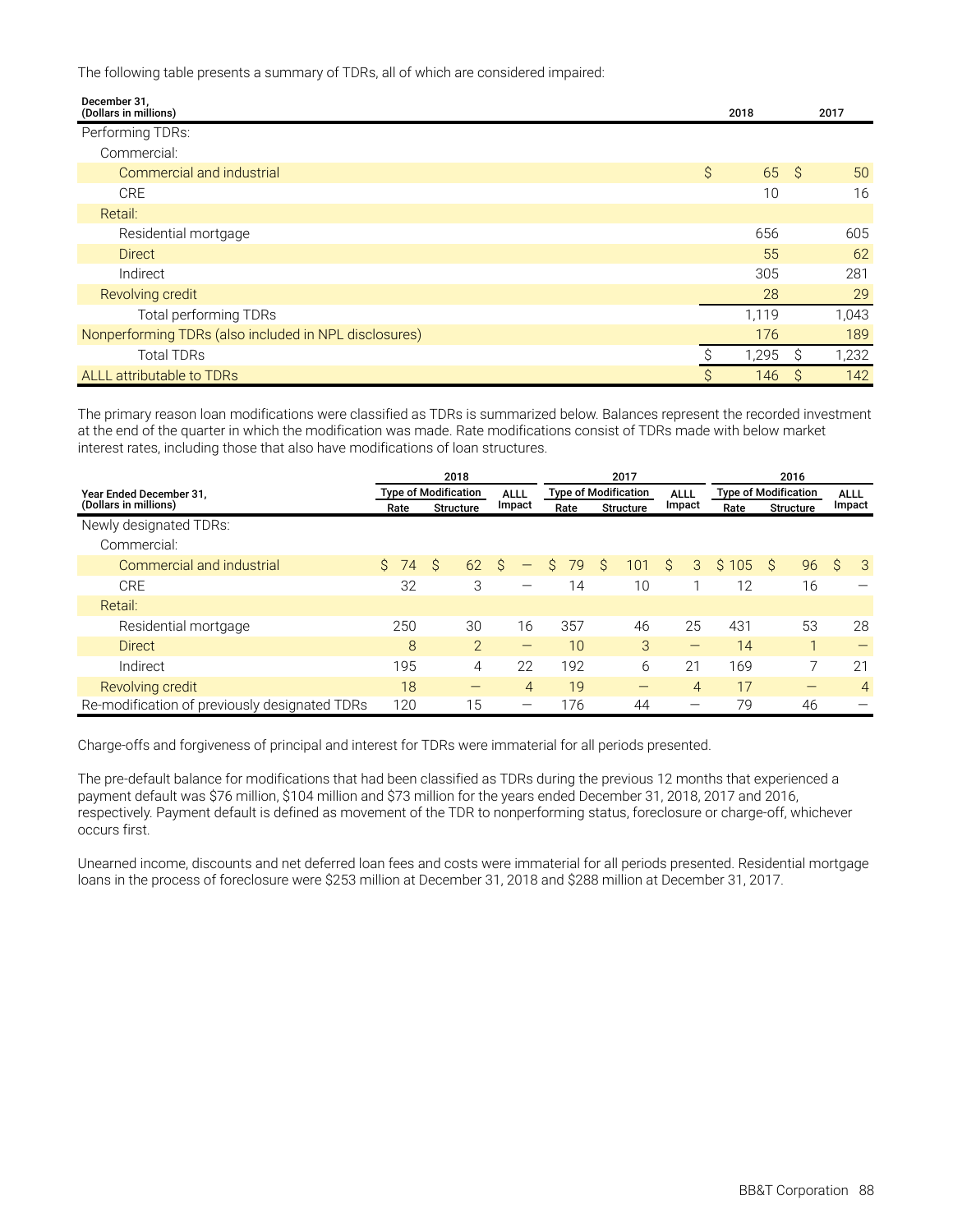The following table presents a summary of TDRs, all of which are considered impaired:

| December 31, (Dollars in millions) | 2018 | 2017 |
|---|---|---|
| Performing TDRs: | | |
| Commercial: | | |
| Commercial and industrial | $ 65 | $ 50 |
| CRE | 10 | 16 |
| Retail: | | |
| Residential mortgage | 656 | 605 |
| Direct | 55 | 62 |
| Indirect | 305 | 281 |
| Revolving credit | 28 | 29 |
| Total performing TDRs | 1,119 | 1,043 |
| Nonperforming TDRs (also included in NPL disclosures) | 176 | 189 |
| Total TDRs | $ 1,295 | $ 1,232 |
| ALLL attributable to TDRs | $ 146 | $ 142 |

The primary reason loan modifications were classified as TDRs is summarized below. Balances represent the recorded investment at the end of the quarter in which the modification was made. Rate modifications consist of TDRs made with below market interest rates, including those that also have modifications of loan structures.

| Year Ended December 31, (Dollars in millions) | 2018 | | | 2017 | | | 2016 | | |
|---|---|---|---|---|---|---|---|---|---|
| | Type of Modification | | ALLL Impact | Type of Modification | | ALLL Impact | Type of Modification | | ALLL Impact |
| | Rate | Structure | | Rate | Structure | | Rate | Structure | |
| Newly designated TDRs: | | | | | | | | | |
| Commercial: | | | | | | | | | |
| Commercial and industrial | $ 74 | $ 62 | $ — | $ 79 | $ 101 | $ 3 | $ 105 | $ 96 | $ 3 |
| CRE | 32 | 3 | — | 14 | 10 | 1 | 12 | 16 | — |
| Retail: | | | | | | | | | |
| Residential mortgage | 250 | 30 | 16 | 357 | 46 | 25 | 431 | 53 | 28 |
| Direct | 8 | 2 | — | 10 | 3 | — | 14 | 1 | — |
| Indirect | 195 | 4 | 22 | 192 | 6 | 21 | 169 | 7 | 21 |
| Revolving credit | 18 | — | 4 | 19 | — | 4 | 17 | — | 4 |
| Re-modification of previously designated TDRs | 120 | 15 | — | 176 | 44 | — | 79 | 46 | — |

Charge-offs and forgiveness of principal and interest for TDRs were immaterial for all periods presented.

The pre-default balance for modifications that had been classified as TDRs during the previous 12 months that experienced a payment default was $76 million, $104 million and $73 million for the years ended December 31, 2018, 2017 and 2016, respectively. Payment default is defined as movement of the TDR to nonperforming status, foreclosure or charge-off, whichever occurs first.

Unearned income, discounts and net deferred loan fees and costs were immaterial for all periods presented. Residential mortgage loans in the process of foreclosure were $253 million at December 31, 2018 and $288 million at December 31, 2017.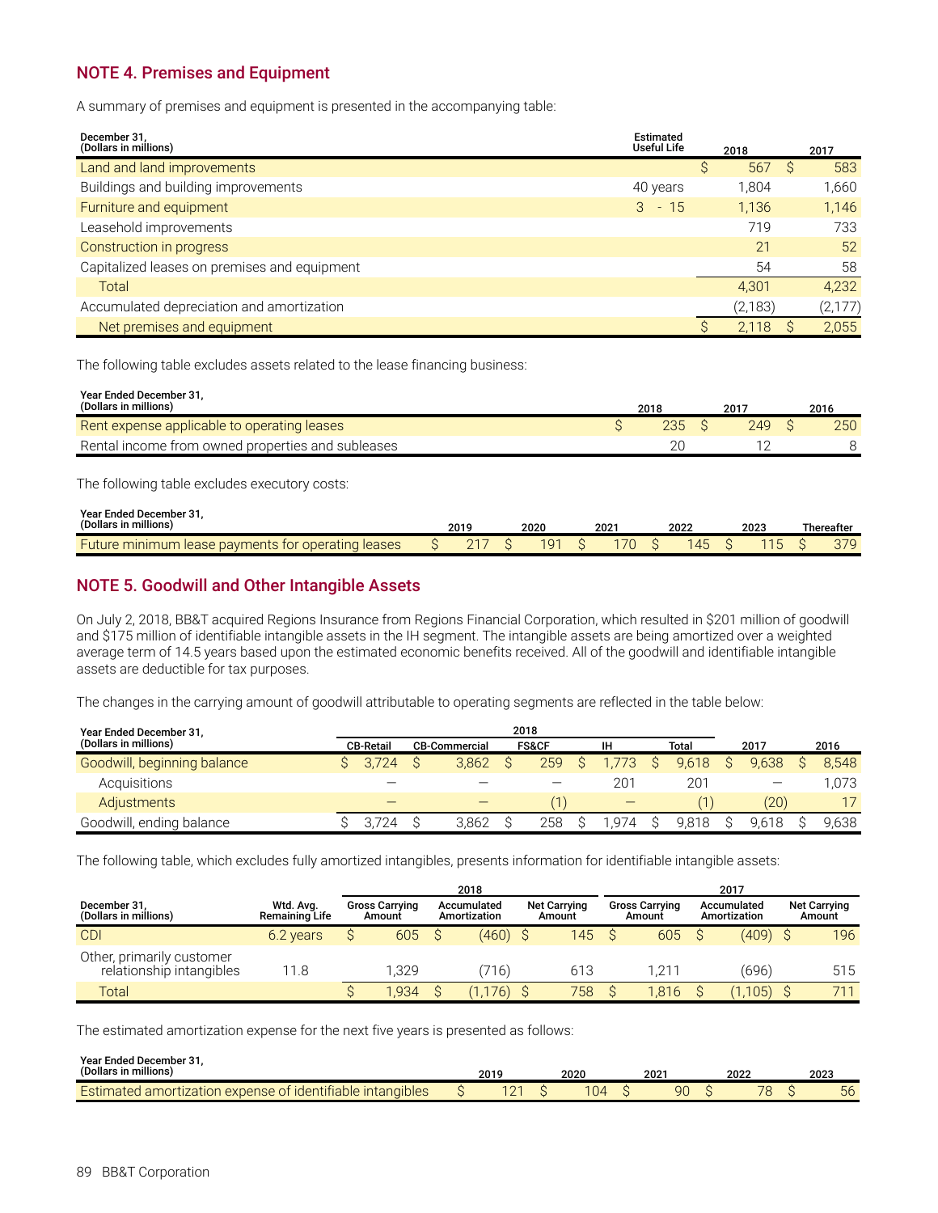## NOTE 4. Premises and Equipment

A summary of premises and equipment is presented in the accompanying table:

| December 31, (Dollars in millions) | Estimated Useful Life | 2018 | 2017 |
|---|---|---|---|
| Land and land improvements | | $ 567 | $ 583 |
| Buildings and building improvements | 40 years | 1,804 | 1,660 |
| Furniture and equipment | 3 - 15 | 1,136 | 1,146 |
| Leasehold improvements | | 719 | 733 |
| Construction in progress | | 21 | 52 |
| Capitalized leases on premises and equipment | | 54 | 58 |
| Total | | 4,301 | 4,232 |
| Accumulated depreciation and amortization | | (2,183) | (2,177) |
| Net premises and equipment | | $ 2,118 | $ 2,055 |

The following table excludes assets related to the lease financing business:

| Year Ended December 31, (Dollars in millions) | 2018 | 2017 | 2016 |
|---|---|---|---|
| Rent expense applicable to operating leases | $ 235 | $ 249 | $ 250 |
| Rental income from owned properties and subleases | 20 | 12 | 8 |

The following table excludes executory costs:

| Year Ended December 31, (Dollars in millions) | 2019 | 2020 | 2021 | 2022 | 2023 | Thereafter |
|---|---|---|---|---|---|---|
| Future minimum lease payments for operating leases | $ 217 | $ 191 | $ 170 | $ 145 | $ 115 | $ 379 |

## NOTE 5. Goodwill and Other Intangible Assets

On July 2, 2018, BB&T acquired Regions Insurance from Regions Financial Corporation, which resulted in $201 million of goodwill and $175 million of identifiable intangible assets in the IH segment. The intangible assets are being amortized over a weighted average term of 14.5 years based upon the estimated economic benefits received. All of the goodwill and identifiable intangible assets are deductible for tax purposes.

The changes in the carrying amount of goodwill attributable to operating segments are reflected in the table below:

| Year Ended December 31, (Dollars in millions) | 2018 | | | | | | |
|---|---|---|---|---|---|---|---|
| | CB-Retail | CB-Commercial | FS&CF | IH | Total | 2017 | 2016 |
| Goodwill, beginning balance | $ 3,724 | $ 3,862 | $ 259 | $ 1,773 | $ 9,618 | $ 9,638 | $ 8,548 |
| Acquisitions | — | — | — | 201 | 201 | — | 1,073 |
| Adjustments | — | — | (1) | — | (1) | (20) | 17 |
| Goodwill, ending balance | $ 3,724 | $ 3,862 | $ 258 | $ 1,974 | $ 9,818 | $ 9,618 | $ 9,638 |

The following table, which excludes fully amortized intangibles, presents information for identifiable intangible assets:

| December 31, (Dollars in millions) | Wtd. Avg. Remaining Life | 2018 | | | 2017 | | |
|---|---|---|---|---|---|---|---|
| | | Gross Carrying Amount | Accumulated Amortization | Net Carrying Amount | Gross Carrying Amount | Accumulated Amortization | Net Carrying Amount |
| CDI | 6.2 years | $ 605 | $ (460) | $ 145 | $ 605 | $ (409) | $ 196 |
| Other, primarily customer relationship intangibles | 11.8 | 1,329 | (716) | 613 | 1,211 | (696) | 515 |
| Total | | $ 1,934 | $ (1,176) | $ 758 | $ 1,816 | $ (1,105) | $ 711 |

The estimated amortization expense for the next five years is presented as follows:

| Year Ended December 31, (Dollars in millions) | 2019 | 2020 | 2021 | 2022 | 2023 |
|---|---|---|---|---|---|
| Estimated amortization expense of identifiable intangibles | $ 121 | $ 104 | $ 90 | $ 78 | $ 56 |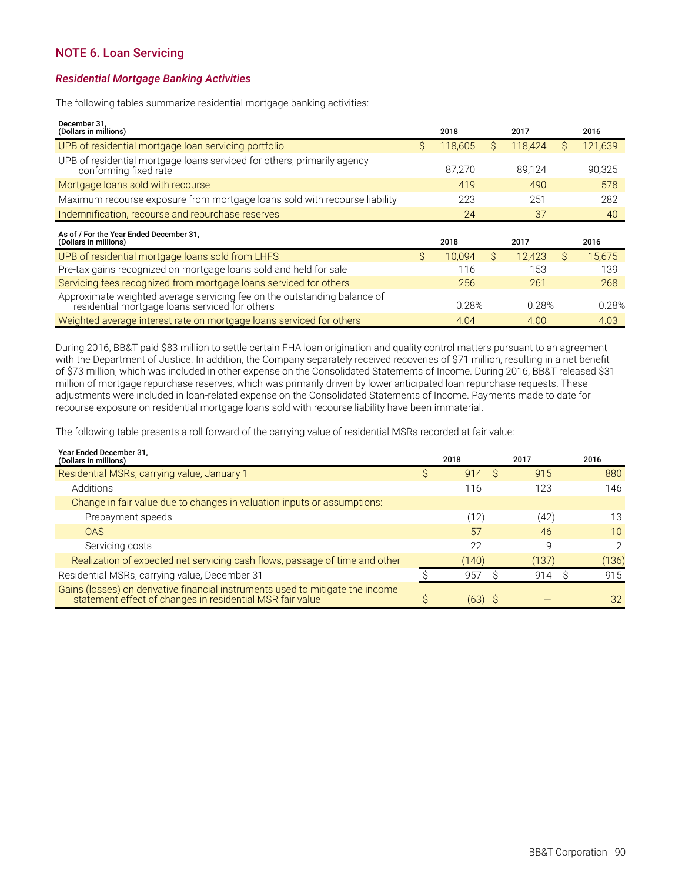## NOTE 6. Loan Servicing

### *Residential Mortgage Banking Activities*

The following tables summarize residential mortgage banking activities:

| December 31,<br>(Dollars in millions) | 2018 | 2017 | 2016 |
|---|---|---|---|
| UPB of residential mortgage loan servicing portfolio | $ 118,605 | $ 118,424 | $ 121,639 |
| UPB of residential mortgage loans serviced for others, primarily agency conforming fixed rate | 87,270 | 89,124 | 90,325 |
| Mortgage loans sold with recourse | 419 | 490 | 578 |
| Maximum recourse exposure from mortgage loans sold with recourse liability | 223 | 251 | 282 |
| Indemnification, recourse and repurchase reserves | 24 | 37 | 40 |

| As of / For the Year Ended December 31,<br>(Dollars in millions) | 2018 | 2017 | 2016 |
|---|---|---|---|
| UPB of residential mortgage loans sold from LHFS | $ 10,094 | $ 12,423 | $ 15,675 |
| Pre-tax gains recognized on mortgage loans sold and held for sale | 116 | 153 | 139 |
| Servicing fees recognized from mortgage loans serviced for others | 256 | 261 | 268 |
| Approximate weighted average servicing fee on the outstanding balance of residential mortgage loans serviced for others | 0.28% | 0.28% | 0.28% |
| Weighted average interest rate on mortgage loans serviced for others | 4.04 | 4.00 | 4.03 |

During 2016, BB&T paid $83 million to settle certain FHA loan origination and quality control matters pursuant to an agreement with the Department of Justice. In addition, the Company separately received recoveries of $71 million, resulting in a net benefit of $73 million, which was included in other expense on the Consolidated Statements of Income. During 2016, BB&T released $31 million of mortgage repurchase reserves, which was primarily driven by lower anticipated loan repurchase requests. These adjustments were included in loan-related expense on the Consolidated Statements of Income. Payments made to date for recourse exposure on residential mortgage loans sold with recourse liability have been immaterial.

The following table presents a roll forward of the carrying value of residential MSRs recorded at fair value:

| Year Ended December 31,<br>(Dollars in millions) | 2018 | 2017 | 2016 |
|---|---|---|---|
| Residential MSRs, carrying value, January 1 | $ 914 | $ 915 | 880 |
| Additions | 116 | 123 | 146 |
| Change in fair value due to changes in valuation inputs or assumptions: | | | |
| Prepayment speeds | (12) | (42) | 13 |
| OAS | 57 | 46 | 10 |
| Servicing costs | 22 | 9 | 2 |
| Realization of expected net servicing cash flows, passage of time and other | (140) | (137) | (136) |
| Residential MSRs, carrying value, December 31 | $ 957 | $ 914 | $ 915 |
| Gains (losses) on derivative financial instruments used to mitigate the income statement effect of changes in residential MSR fair value | $ (63) | $ — | 32 |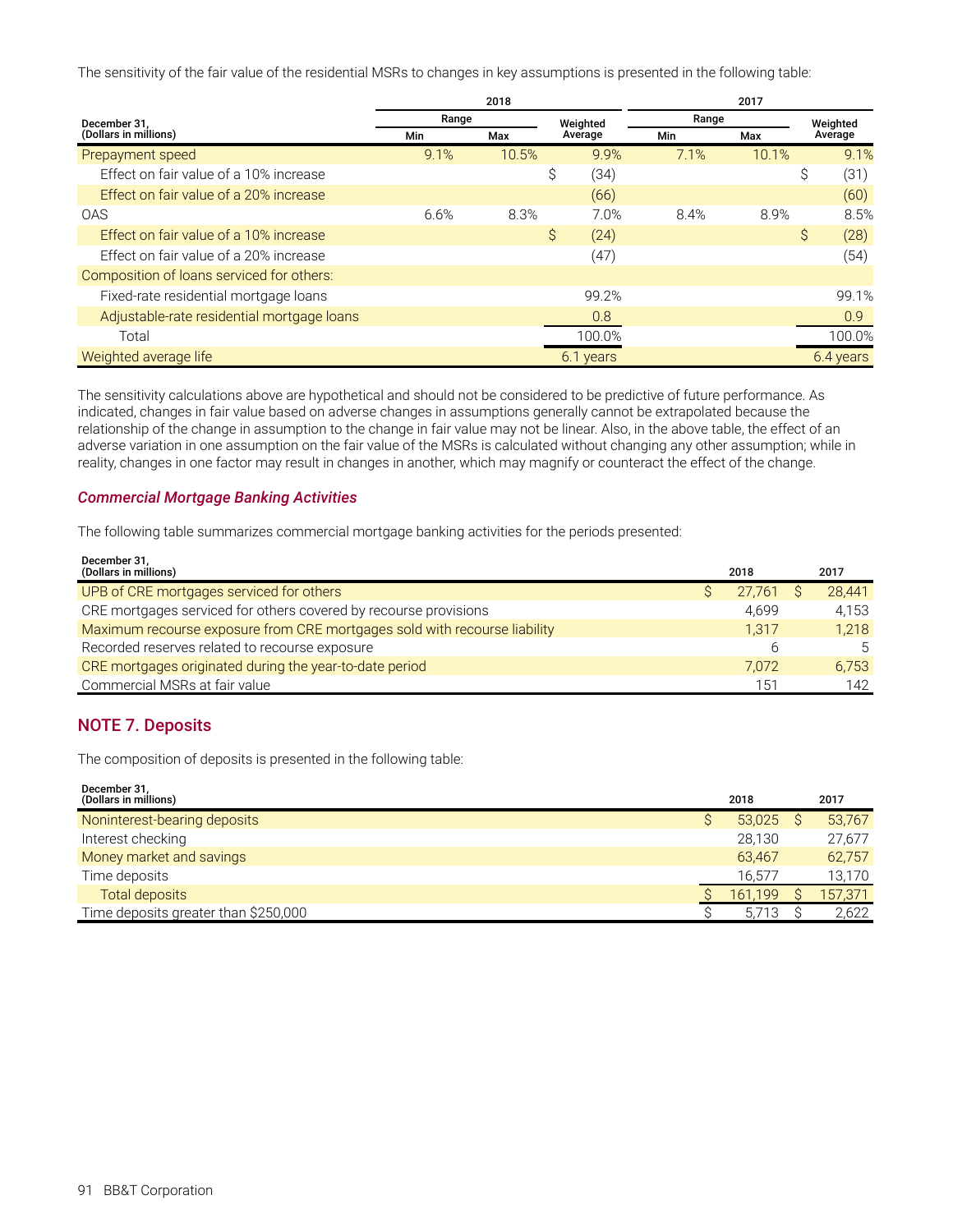The sensitivity of the fair value of the residential MSRs to changes in key assumptions is presented in the following table:

| December 31, (Dollars in millions) | 2018 | | | 2017 | | |
|---|---|---|---|---|---|---|
| | Range | | Weighted Average | Range | | Weighted Average |
| | Min | Max | | Min | Max | |
| Prepayment speed | 9.1% | 10.5% | 9.9% | 7.1% | 10.1% | 9.1% |
| Effect on fair value of a 10% increase | | | $ (34) | | | $ (31) |
| Effect on fair value of a 20% increase | | | (66) | | | (60) |
| OAS | 6.6% | 8.3% | 7.0% | 8.4% | 8.9% | 8.5% |
| Effect on fair value of a 10% increase | | | $ (24) | | | $ (28) |
| Effect on fair value of a 20% increase | | | (47) | | | (54) |
| Composition of loans serviced for others: | | | | | | |
| Fixed-rate residential mortgage loans | | | 99.2% | | | 99.1% |
| Adjustable-rate residential mortgage loans | | | 0.8 | | | 0.9 |
| Total | | | 100.0% | | | 100.0% |
| Weighted average life | | | 6.1 years | | | 6.4 years |

The sensitivity calculations above are hypothetical and should not be considered to be predictive of future performance. As indicated, changes in fair value based on adverse changes in assumptions generally cannot be extrapolated because the relationship of the change in assumption to the change in fair value may not be linear. Also, in the above table, the effect of an adverse variation in one assumption on the fair value of the MSRs is calculated without changing any other assumption; while in reality, changes in one factor may result in changes in another, which may magnify or counteract the effect of the change.

### *Commercial Mortgage Banking Activities*

The following table summarizes commercial mortgage banking activities for the periods presented:

| December 31, (Dollars in millions) | 2018 | 2017 |
|---|---|---|
| UPB of CRE mortgages serviced for others | $ 27,761 | $ 28,441 |
| CRE mortgages serviced for others covered by recourse provisions | 4,699 | 4,153 |
| Maximum recourse exposure from CRE mortgages sold with recourse liability | 1,317 | 1,218 |
| Recorded reserves related to recourse exposure | 6 | 5 |
| CRE mortgages originated during the year-to-date period | 7,072 | 6,753 |
| Commercial MSRs at fair value | 151 | 142 |

## NOTE 7. Deposits

The composition of deposits is presented in the following table:

| December 31, (Dollars in millions) | 2018 | 2017 |
|---|---|---|
| Noninterest-bearing deposits | $ 53,025 | $ 53,767 |
| Interest checking | 28,130 | 27,677 |
| Money market and savings | 63,467 | 62,757 |
| Time deposits | 16,577 | 13,170 |
| Total deposits | $ 161,199 | $ 157,371 |
| Time deposits greater than $250,000 | $ 5,713 | $ 2,622 |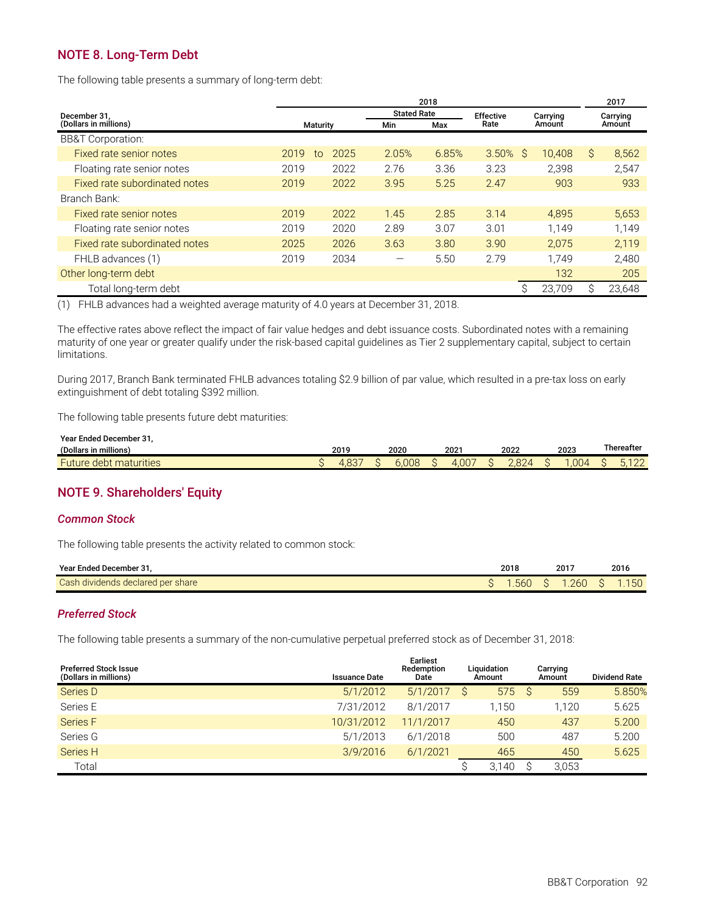## NOTE 8. Long-Term Debt

The following table presents a summary of long-term debt:

| December 31,<br>(Dollars in millions) | 2018 | | | | | | | 2017 |
|---|---|---|---|---|---|---|---|---|
| | Maturity | | | Stated Rate | | Effective Rate | Carrying Amount | Carrying Amount |
| | | | | Min | Max | | | |
| BB&T Corporation: | | | | | | | | |
| Fixed rate senior notes | 2019 | to | 2025 | 2.05% | 6.85% | 3.50% | $ 10,408 | $ 8,562 |
| Floating rate senior notes | 2019 | | 2022 | 2.76 | 3.36 | 3.23 | 2,398 | 2,547 |
| Fixed rate subordinated notes | 2019 | | 2022 | 3.95 | 5.25 | 2.47 | 903 | 933 |
| Branch Bank: | | | | | | | | |
| Fixed rate senior notes | 2019 | | 2022 | 1.45 | 2.85 | 3.14 | 4,895 | 5,653 |
| Floating rate senior notes | 2019 | | 2020 | 2.89 | 3.07 | 3.01 | 1,149 | 1,149 |
| Fixed rate subordinated notes | 2025 | | 2026 | 3.63 | 3.80 | 3.90 | 2,075 | 2,119 |
| FHLB advances (1) | 2019 | | 2034 | — | 5.50 | 2.79 | 1,749 | 2,480 |
| Other long-term debt | | | | | | | 132 | 205 |
| Total long-term debt | | | | | | | $ 23,709 | $ 23,648 |

(1) FHLB advances had a weighted average maturity of 4.0 years at December 31, 2018.

The effective rates above reflect the impact of fair value hedges and debt issuance costs. Subordinated notes with a remaining maturity of one year or greater qualify under the risk-based capital guidelines as Tier 2 supplementary capital, subject to certain limitations.

During 2017, Branch Bank terminated FHLB advances totaling $2.9 billion of par value, which resulted in a pre-tax loss on early extinguishment of debt totaling $392 million.

The following table presents future debt maturities:

| Year Ended December 31,<br>(Dollars in millions) | 2019 | 2020 | 2021 | 2022 | 2023 | Thereafter |
|---|---|---|---|---|---|---|
| Future debt maturities | $ 4,837 | $ 6,008 | $ 4,007 | $ 2,824 | $ 1,004 | $ 5,122 |

## NOTE 9. Shareholders' Equity

### *Common Stock*

The following table presents the activity related to common stock:

| Year Ended December 31, | 2018 | 2017 | 2016 |
|---|---|---|---|
| Cash dividends declared per share | $ 1.560 | $ 1.260 | $ 1.150 |

### *Preferred Stock*

The following table presents a summary of the non-cumulative perpetual preferred stock as of December 31, 2018:

| Preferred Stock Issue<br>(Dollars in millions) | Issuance Date | Earliest Redemption Date | Liquidation Amount | Carrying Amount | Dividend Rate |
|---|---|---|---|---|---|
| Series D | 5/1/2012 | 5/1/2017 | $ 575 | $ 559 | 5.850% |
| Series E | 7/31/2012 | 8/1/2017 | 1,150 | 1,120 | 5.625 |
| Series F | 10/31/2012 | 11/1/2017 | 450 | 437 | 5.200 |
| Series G | 5/1/2013 | 6/1/2018 | 500 | 487 | 5.200 |
| Series H | 3/9/2016 | 6/1/2021 | 465 | 450 | 5.625 |
| Total | | | $ 3,140 | $ 3,053 | |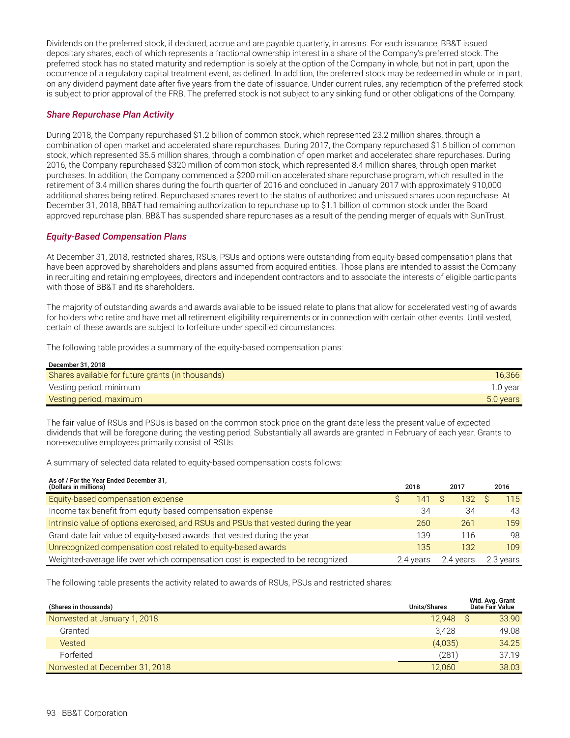Dividends on the preferred stock, if declared, accrue and are payable quarterly, in arrears. For each issuance, BB&T issued depositary shares, each of which represents a fractional ownership interest in a share of the Company's preferred stock. The preferred stock has no stated maturity and redemption is solely at the option of the Company in whole, but not in part, upon the occurrence of a regulatory capital treatment event, as defined. In addition, the preferred stock may be redeemed in whole or in part, on any dividend payment date after five years from the date of issuance. Under current rules, any redemption of the preferred stock is subject to prior approval of the FRB. The preferred stock is not subject to any sinking fund or other obligations of the Company.

### *Share Repurchase Plan Activity*

During 2018, the Company repurchased $1.2 billion of common stock, which represented 23.2 million shares, through a combination of open market and accelerated share repurchases. During 2017, the Company repurchased $1.6 billion of common stock, which represented 35.5 million shares, through a combination of open market and accelerated share repurchases. During 2016, the Company repurchased $320 million of common stock, which represented 8.4 million shares, through open market purchases. In addition, the Company commenced a $200 million accelerated share repurchase program, which resulted in the retirement of 3.4 million shares during the fourth quarter of 2016 and concluded in January 2017 with approximately 910,000 additional shares being retired. Repurchased shares revert to the status of authorized and unissued shares upon repurchase. At December 31, 2018, BB&T had remaining authorization to repurchase up to $1.1 billion of common stock under the Board approved repurchase plan. BB&T has suspended share repurchases as a result of the pending merger of equals with SunTrust.

### *Equity-Based Compensation Plans*

At December 31, 2018, restricted shares, RSUs, PSUs and options were outstanding from equity-based compensation plans that have been approved by shareholders and plans assumed from acquired entities. Those plans are intended to assist the Company in recruiting and retaining employees, directors and independent contractors and to associate the interests of eligible participants with those of BB&T and its shareholders.

The majority of outstanding awards and awards available to be issued relate to plans that allow for accelerated vesting of awards for holders who retire and have met all retirement eligibility requirements or in connection with certain other events. Until vested, certain of these awards are subject to forfeiture under specified circumstances.

The following table provides a summary of the equity-based compensation plans:

| December 31, 2018 | |
|---|---|
| Shares available for future grants (in thousands) | 16,366 |
| Vesting period, minimum | 1.0 year |
| Vesting period, maximum | 5.0 years |

The fair value of RSUs and PSUs is based on the common stock price on the grant date less the present value of expected dividends that will be foregone during the vesting period. Substantially all awards are granted in February of each year. Grants to non-executive employees primarily consist of RSUs.

A summary of selected data related to equity-based compensation costs follows:

| As of / For the Year Ended December 31, (Dollars in millions) | 2018 | 2017 | 2016 |
|---|---|---|---|
| Equity-based compensation expense | $ 141 | $ 132 | $ 115 |
| Income tax benefit from equity-based compensation expense | 34 | 34 | 43 |
| Intrinsic value of options exercised, and RSUs and PSUs that vested during the year | 260 | 261 | 159 |
| Grant date fair value of equity-based awards that vested during the year | 139 | 116 | 98 |
| Unrecognized compensation cost related to equity-based awards | 135 | 132 | 109 |
| Weighted-average life over which compensation cost is expected to be recognized | 2.4 years | 2.4 years | 2.3 years |

The following table presents the activity related to awards of RSUs, PSUs and restricted shares:

| (Shares in thousands) | Units/Shares | Wtd. Avg. Grant Date Fair Value |
|---|---|---|
| Nonvested at January 1, 2018 | 12,948 | $ 33.90 |
| Granted | 3,428 | 49.08 |
| Vested | (4,035) | 34.25 |
| Forfeited | (281) | 37.19 |
| Nonvested at December 31, 2018 | 12,060 | 38.03 |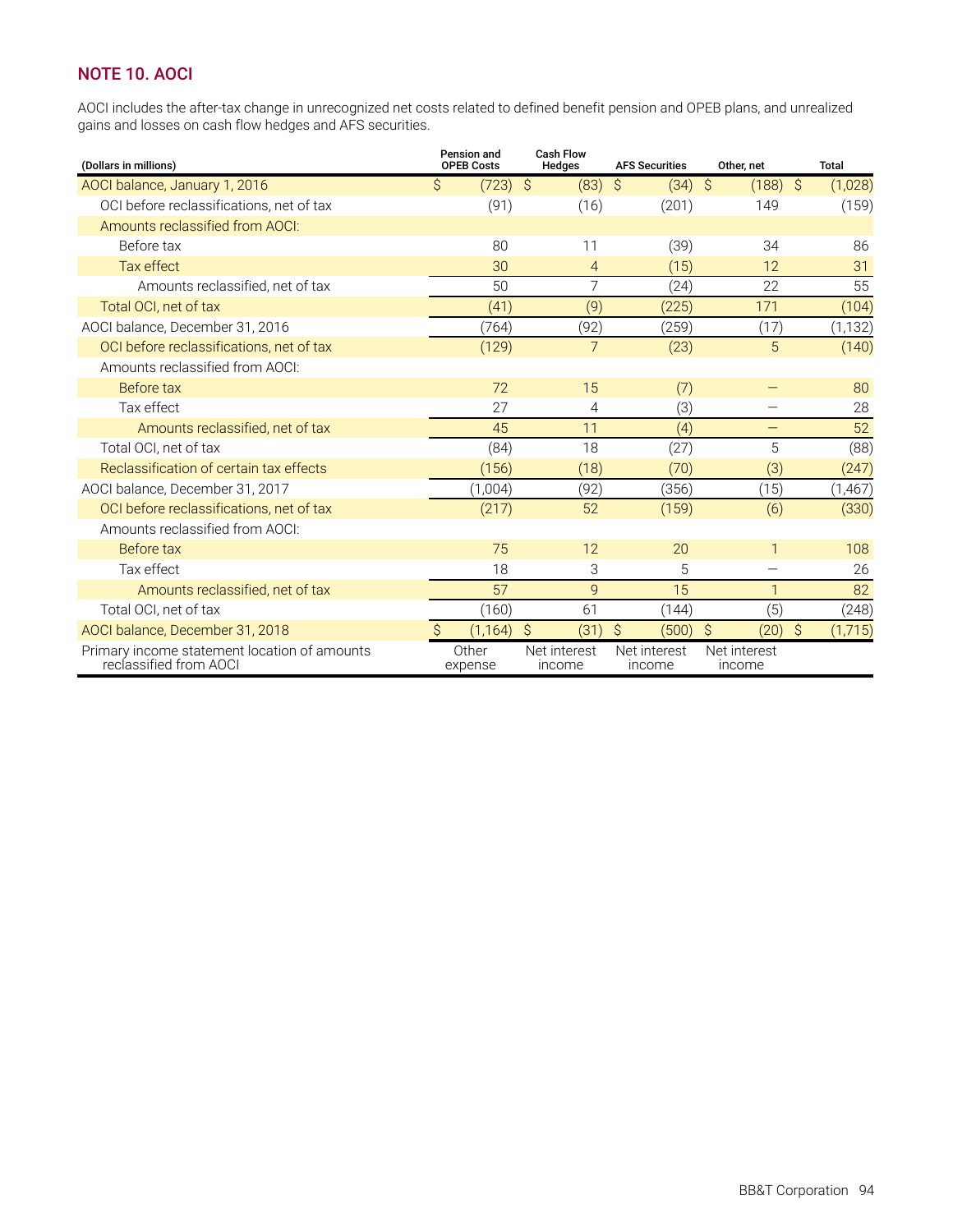## NOTE 10. AOCI

AOCI includes the after-tax change in unrecognized net costs related to defined benefit pension and OPEB plans, and unrealized gains and losses on cash flow hedges and AFS securities.

| (Dollars in millions) | Pension and OPEB Costs | Cash Flow Hedges | AFS Securities | Other, net | Total |
|---|---|---|---|---|---|
| AOCI balance, January 1, 2016 | $ (723) | $ (83) | $ (34) | $ (188) | $ (1,028) |
| OCI before reclassifications, net of tax | (91) | (16) | (201) | 149 | (159) |
| Amounts reclassified from AOCI: | | | | | |
| Before tax | 80 | 11 | (39) | 34 | 86 |
| Tax effect | 30 | 4 | (15) | 12 | 31 |
| Amounts reclassified, net of tax | 50 | 7 | (24) | 22 | 55 |
| Total OCI, net of tax | (41) | (9) | (225) | 171 | (104) |
| AOCI balance, December 31, 2016 | (764) | (92) | (259) | (17) | (1,132) |
| OCI before reclassifications, net of tax | (129) | 7 | (23) | 5 | (140) |
| Amounts reclassified from AOCI: | | | | | |
| Before tax | 72 | 15 | (7) | — | 80 |
| Tax effect | 27 | 4 | (3) | — | 28 |
| Amounts reclassified, net of tax | 45 | 11 | (4) | — | 52 |
| Total OCI, net of tax | (84) | 18 | (27) | 5 | (88) |
| Reclassification of certain tax effects | (156) | (18) | (70) | (3) | (247) |
| AOCI balance, December 31, 2017 | (1,004) | (92) | (356) | (15) | (1,467) |
| OCI before reclassifications, net of tax | (217) | 52 | (159) | (6) | (330) |
| Amounts reclassified from AOCI: | | | | | |
| Before tax | 75 | 12 | 20 | 1 | 108 |
| Tax effect | 18 | 3 | 5 | — | 26 |
| Amounts reclassified, net of tax | 57 | 9 | 15 | 1 | 82 |
| Total OCI, net of tax | (160) | 61 | (144) | (5) | (248) |
| AOCI balance, December 31, 2018 | $ (1,164) | $ (31) | $ (500) | $ (20) | $ (1,715) |
| Primary income statement location of amounts reclassified from AOCI | Other expense | Net interest income | Net interest income | Net interest income | |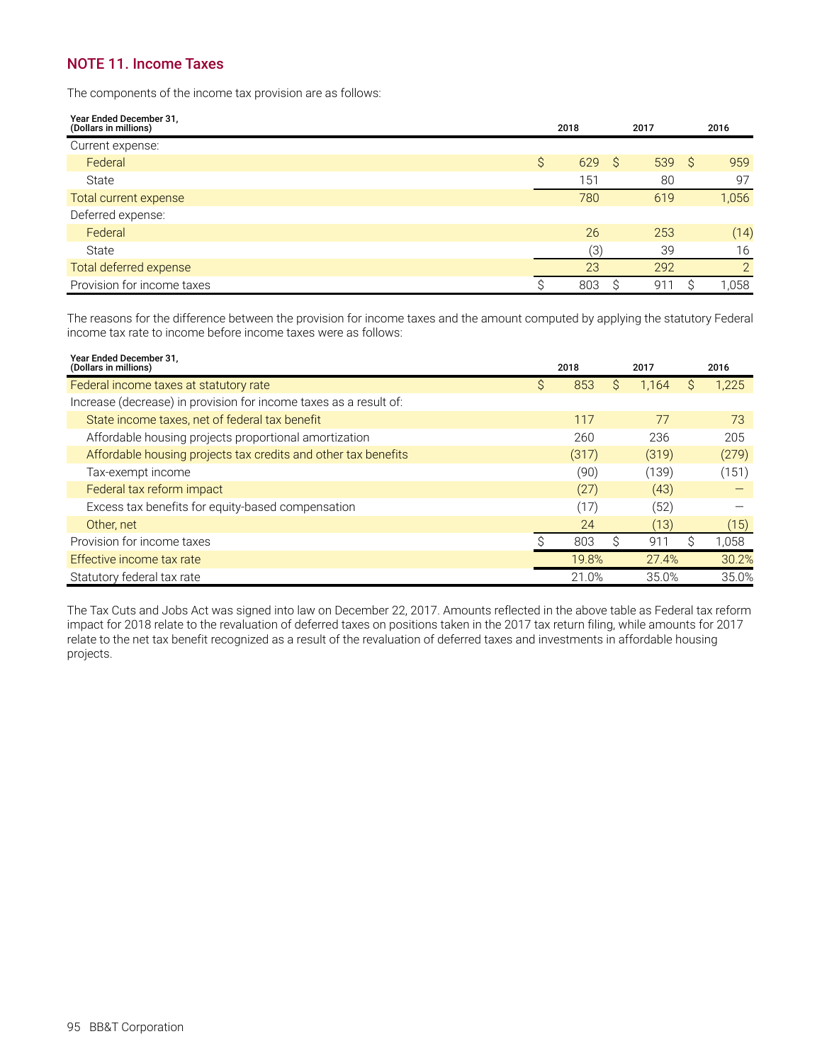## NOTE 11. Income Taxes

The components of the income tax provision are as follows:

| Year Ended December 31,<br>(Dollars in millions) | 2018 | 2017 | 2016 |
|---|---|---|---|
| Current expense: | | | |
| Federal | $ 629 | $ 539 | $ 959 |
| State | 151 | 80 | 97 |
| Total current expense | 780 | 619 | 1,056 |
| Deferred expense: | | | |
| Federal | 26 | 253 | (14) |
| State | (3) | 39 | 16 |
| Total deferred expense | 23 | 292 | 2 |
| Provision for income taxes | $ 803 | $ 911 | $ 1,058 |

The reasons for the difference between the provision for income taxes and the amount computed by applying the statutory Federal income tax rate to income before income taxes were as follows:

| Year Ended December 31,<br>(Dollars in millions) | 2018 | 2017 | 2016 |
|---|---|---|---|
| Federal income taxes at statutory rate | $ 853 | $ 1,164 | $ 1,225 |
| Increase (decrease) in provision for income taxes as a result of: | | | |
| State income taxes, net of federal tax benefit | 117 | 77 | 73 |
| Affordable housing projects proportional amortization | 260 | 236 | 205 |
| Affordable housing projects tax credits and other tax benefits | (317) | (319) | (279) |
| Tax-exempt income | (90) | (139) | (151) |
| Federal tax reform impact | (27) | (43) | — |
| Excess tax benefits for equity-based compensation | (17) | (52) | — |
| Other, net | 24 | (13) | (15) |
| Provision for income taxes | $ 803 | $ 911 | $ 1,058 |
| Effective income tax rate | 19.8% | 27.4% | 30.2% |
| Statutory federal tax rate | 21.0% | 35.0% | 35.0% |

The Tax Cuts and Jobs Act was signed into law on December 22, 2017. Amounts reflected in the above table as Federal tax reform impact for 2018 relate to the revaluation of deferred taxes on positions taken in the 2017 tax return filing, while amounts for 2017 relate to the net tax benefit recognized as a result of the revaluation of deferred taxes and investments in affordable housing projects.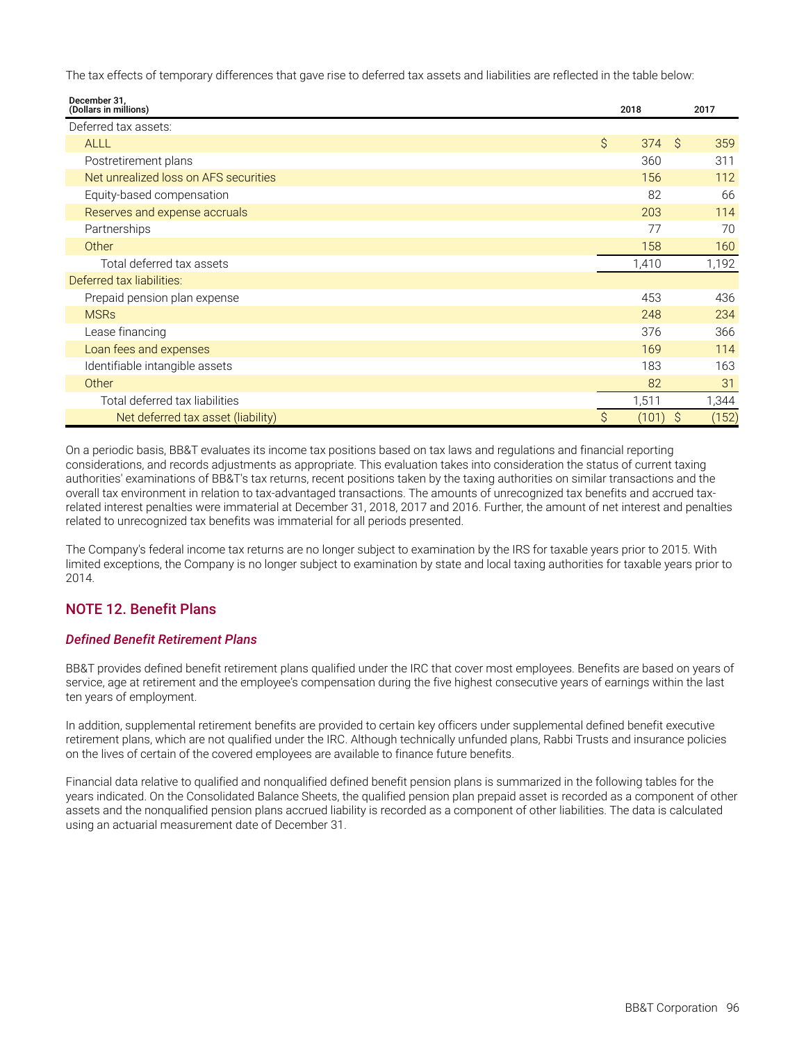The tax effects of temporary differences that gave rise to deferred tax assets and liabilities are reflected in the table below:

| December 31, (Dollars in millions) | 2018 | 2017 |
|---|---|---|
| Deferred tax assets: | | |
| ALLL | $ 374 | $ 359 |
| Postretirement plans | 360 | 311 |
| Net unrealized loss on AFS securities | 156 | 112 |
| Equity-based compensation | 82 | 66 |
| Reserves and expense accruals | 203 | 114 |
| Partnerships | 77 | 70 |
| Other | 158 | 160 |
| Total deferred tax assets | 1,410 | 1,192 |
| Deferred tax liabilities: | | |
| Prepaid pension plan expense | 453 | 436 |
| MSRs | 248 | 234 |
| Lease financing | 376 | 366 |
| Loan fees and expenses | 169 | 114 |
| Identifiable intangible assets | 183 | 163 |
| Other | 82 | 31 |
| Total deferred tax liabilities | 1,511 | 1,344 |
| Net deferred tax asset (liability) | $ (101) | $ (152) |

On a periodic basis, BB&T evaluates its income tax positions based on tax laws and regulations and financial reporting considerations, and records adjustments as appropriate. This evaluation takes into consideration the status of current taxing authorities' examinations of BB&T's tax returns, recent positions taken by the taxing authorities on similar transactions and the overall tax environment in relation to tax-advantaged transactions. The amounts of unrecognized tax benefits and accrued tax-related interest penalties were immaterial at December 31, 2018, 2017 and 2016. Further, the amount of net interest and penalties related to unrecognized tax benefits was immaterial for all periods presented.

The Company's federal income tax returns are no longer subject to examination by the IRS for taxable years prior to 2015. With limited exceptions, the Company is no longer subject to examination by state and local taxing authorities for taxable years prior to 2014.

## NOTE 12. Benefit Plans

### *Defined Benefit Retirement Plans*

BB&T provides defined benefit retirement plans qualified under the IRC that cover most employees. Benefits are based on years of service, age at retirement and the employee's compensation during the five highest consecutive years of earnings within the last ten years of employment.

In addition, supplemental retirement benefits are provided to certain key officers under supplemental defined benefit executive retirement plans, which are not qualified under the IRC. Although technically unfunded plans, Rabbi Trusts and insurance policies on the lives of certain of the covered employees are available to finance future benefits.

Financial data relative to qualified and nonqualified defined benefit pension plans is summarized in the following tables for the years indicated. On the Consolidated Balance Sheets, the qualified pension plan prepaid asset is recorded as a component of other assets and the nonqualified pension plans accrued liability is recorded as a component of other liabilities. The data is calculated using an actuarial measurement date of December 31.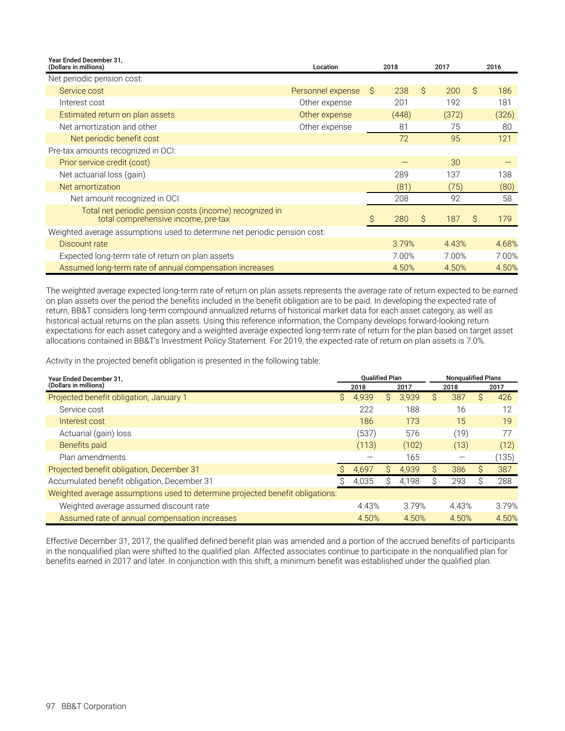| Year Ended December 31, (Dollars in millions) | Location | 2018 | 2017 | 2016 |
|---|---|---|---|---|
| Net periodic pension cost: | | | | |
| Service cost | Personnel expense | $ 238 | $ 200 | $ 186 |
| Interest cost | Other expense | 201 | 192 | 181 |
| Estimated return on plan assets | Other expense | (448) | (372) | (326) |
| Net amortization and other | Other expense | 81 | 75 | 80 |
| Net periodic benefit cost | | 72 | 95 | 121 |
| Pre-tax amounts recognized in OCI: | | | | |
| Prior service credit (cost) | | — | 30 | — |
| Net actuarial loss (gain) | | 289 | 137 | 138 |
| Net amortization | | (81) | (75) | (80) |
| Net amount recognized in OCI | | 208 | 92 | 58 |
| Total net periodic pension costs (income) recognized in total comprehensive income, pre-tax | | $ 280 | $ 187 | $ 179 |
| Weighted average assumptions used to determine net periodic pension cost: | | | | |
| Discount rate | | 3.79% | 4.43% | 4.68% |
| Expected long-term rate of return on plan assets | | 7.00% | 7.00% | 7.00% |
| Assumed long-term rate of annual compensation increases | | 4.50% | 4.50% | 4.50% |

The weighted average expected long-term rate of return on plan assets represents the average rate of return expected to be earned on plan assets over the period the benefits included in the benefit obligation are to be paid. In developing the expected rate of return, BB&T considers long-term compound annualized returns of historical market data for each asset category, as well as historical actual returns on the plan assets. Using this reference information, the Company develops forward-looking return expectations for each asset category and a weighted average expected long-term rate of return for the plan based on target asset allocations contained in BB&T's Investment Policy Statement. For 2019, the expected rate of return on plan assets is 7.0%.

Activity in the projected benefit obligation is presented in the following table:

| Year Ended December 31, (Dollars in millions) | Qualified Plan | | Nonqualified Plans | |
|---|---|---|---|---|
| | 2018 | 2017 | 2018 | 2017 |
| Projected benefit obligation, January 1 | $ 4,939 | $ 3,939 | $ 387 | $ 426 |
| Service cost | 222 | 188 | 16 | 12 |
| Interest cost | 186 | 173 | 15 | 19 |
| Actuarial (gain) loss | (537) | 576 | (19) | 77 |
| Benefits paid | (113) | (102) | (13) | (12) |
| Plan amendments | — | 165 | — | (135) |
| Projected benefit obligation, December 31 | $ 4,697 | $ 4,939 | $ 386 | $ 387 |
| Accumulated benefit obligation, December 31 | $ 4,035 | $ 4,198 | $ 293 | $ 288 |
| Weighted average assumptions used to determine projected benefit obligations: | | | | |
| Weighted average assumed discount rate | 4.43% | 3.79% | 4.43% | 3.79% |
| Assumed rate of annual compensation increases | 4.50% | 4.50% | 4.50% | 4.50% |

Effective December 31, 2017, the qualified defined benefit plan was amended and a portion of the accrued benefits of participants in the nonqualified plan were shifted to the qualified plan. Affected associates continue to participate in the nonqualified plan for benefits earned in 2017 and later. In conjunction with this shift, a minimum benefit was established under the qualified plan.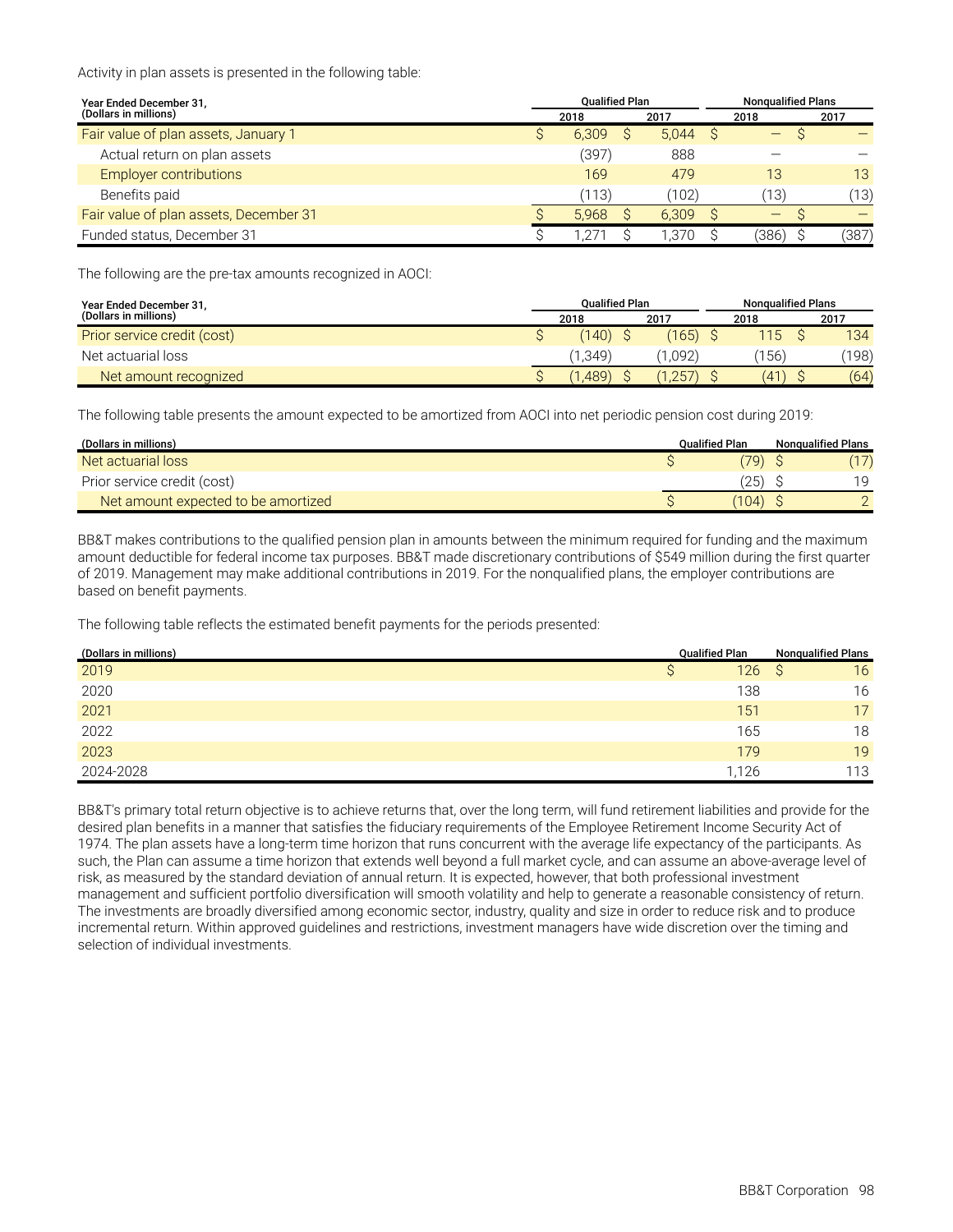Activity in plan assets is presented in the following table:

| Year Ended December 31, (Dollars in millions) | Qualified Plan | | Nonqualified Plans | |
|---|---|---|---|---|
| | 2018 | 2017 | 2018 | 2017 |
| Fair value of plan assets, January 1 | $ 6,309 | $ 5,044 | $ — | $ — |
| Actual return on plan assets | (397) | 888 | — | — |
| Employer contributions | 169 | 479 | 13 | 13 |
| Benefits paid | (113) | (102) | (13) | (13) |
| Fair value of plan assets, December 31 | $ 5,968 | $ 6,309 | $ — | $ — |
| Funded status, December 31 | $ 1,271 | $ 1,370 | $ (386) | $ (387) |

The following are the pre-tax amounts recognized in AOCI:

| Year Ended December 31, (Dollars in millions) | Qualified Plan | | Nonqualified Plans | |
|---|---|---|---|---|
| | 2018 | 2017 | 2018 | 2017 |
| Prior service credit (cost) | $ (140) | $ (165) | $ 115 | $ 134 |
| Net actuarial loss | (1,349) | (1,092) | (156) | (198) |
| Net amount recognized | $ (1,489) | $ (1,257) | $ (41) | $ (64) |

The following table presents the amount expected to be amortized from AOCI into net periodic pension cost during 2019:

| (Dollars in millions) | Qualified Plan | Nonqualified Plans |
|---|---|---|
| Net actuarial loss | $ (79) | $ (17) |
| Prior service credit (cost) | (25) | 19 |
| Net amount expected to be amortized | $ (104) | $ 2 |

BB&T makes contributions to the qualified pension plan in amounts between the minimum required for funding and the maximum amount deductible for federal income tax purposes. BB&T made discretionary contributions of $549 million during the first quarter of 2019. Management may make additional contributions in 2019. For the nonqualified plans, the employer contributions are based on benefit payments.

The following table reflects the estimated benefit payments for the periods presented:

| (Dollars in millions) | Qualified Plan | Nonqualified Plans |
|---|---|---|
| 2019 | $ 126 | $ 16 |
| 2020 | 138 | 16 |
| 2021 | 151 | 17 |
| 2022 | 165 | 18 |
| 2023 | 179 | 19 |
| 2024-2028 | 1,126 | 113 |

BB&T's primary total return objective is to achieve returns that, over the long term, will fund retirement liabilities and provide for the desired plan benefits in a manner that satisfies the fiduciary requirements of the Employee Retirement Income Security Act of 1974. The plan assets have a long-term time horizon that runs concurrent with the average life expectancy of the participants. As such, the Plan can assume a time horizon that extends well beyond a full market cycle, and can assume an above-average level of risk, as measured by the standard deviation of annual return. It is expected, however, that both professional investment management and sufficient portfolio diversification will smooth volatility and help to generate a reasonable consistency of return. The investments are broadly diversified among economic sector, industry, quality and size in order to reduce risk and to produce incremental return. Within approved guidelines and restrictions, investment managers have wide discretion over the timing and selection of individual investments.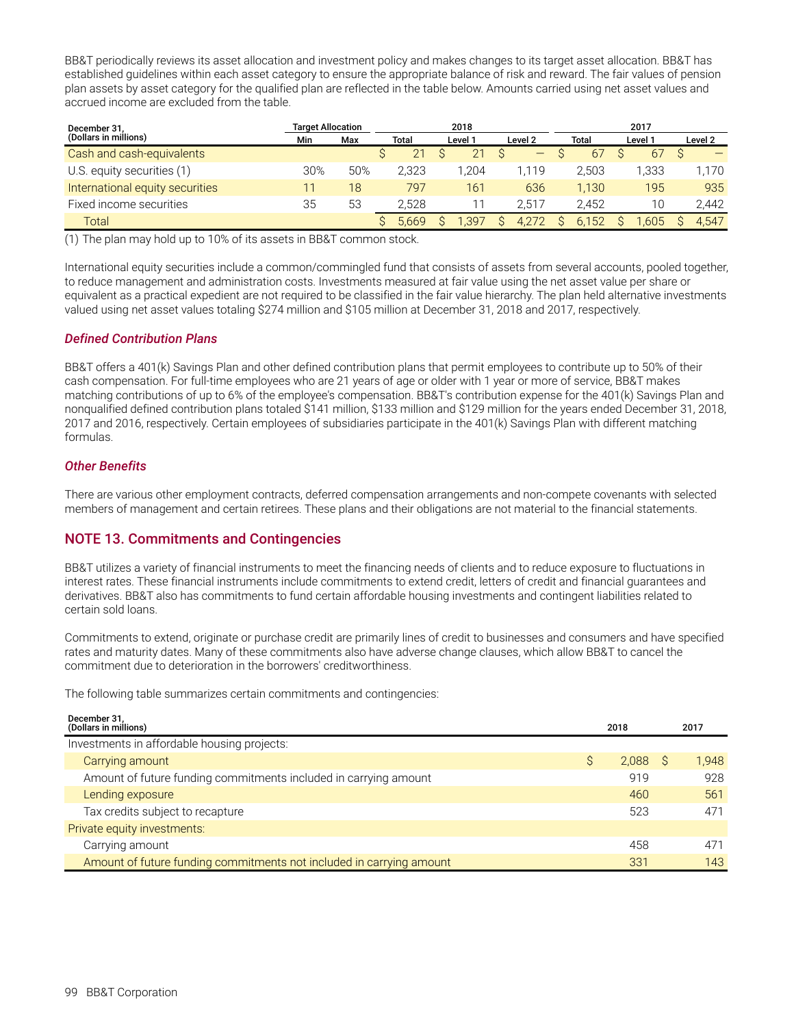BB&T periodically reviews its asset allocation and investment policy and makes changes to its target asset allocation. BB&T has established guidelines within each asset category to ensure the appropriate balance of risk and reward. The fair values of pension plan assets by asset category for the qualified plan are reflected in the table below. Amounts carried using net asset values and accrued income are excluded from the table.

| December 31, (Dollars in millions) | Target Allocation | | 2018 | | | 2017 | | |
|---|---|---|---|---|---|---|---|---|
| | Min | Max | Total | Level 1 | Level 2 | Total | Level 1 | Level 2 |
| Cash and cash-equivalents | | | $ 21 | $ 21 | $ — | $ 67 | $ 67 | $ — |
| U.S. equity securities (1) | 30% | 50% | 2,323 | 1,204 | 1,119 | 2,503 | 1,333 | 1,170 |
| International equity securities | 11 | 18 | 797 | 161 | 636 | 1,130 | 195 | 935 |
| Fixed income securities | 35 | 53 | 2,528 | 11 | 2,517 | 2,452 | 10 | 2,442 |
| Total | | | $ 5,669 | $ 1,397 | $ 4,272 | $ 6,152 | $ 1,605 | $ 4,547 |

(1) The plan may hold up to 10% of its assets in BB&T common stock.

International equity securities include a common/commingled fund that consists of assets from several accounts, pooled together, to reduce management and administration costs. Investments measured at fair value using the net asset value per share or equivalent as a practical expedient are not required to be classified in the fair value hierarchy. The plan held alternative investments valued using net asset values totaling $274 million and $105 million at December 31, 2018 and 2017, respectively.

### *Defined Contribution Plans*

BB&T offers a 401(k) Savings Plan and other defined contribution plans that permit employees to contribute up to 50% of their cash compensation. For full-time employees who are 21 years of age or older with 1 year or more of service, BB&T makes matching contributions of up to 6% of the employee's compensation. BB&T's contribution expense for the 401(k) Savings Plan and nonqualified defined contribution plans totaled $141 million, $133 million and $129 million for the years ended December 31, 2018, 2017 and 2016, respectively. Certain employees of subsidiaries participate in the 401(k) Savings Plan with different matching formulas.

### *Other Benefits*

There are various other employment contracts, deferred compensation arrangements and non-compete covenants with selected members of management and certain retirees. These plans and their obligations are not material to the financial statements.

## NOTE 13. Commitments and Contingencies

BB&T utilizes a variety of financial instruments to meet the financing needs of clients and to reduce exposure to fluctuations in interest rates. These financial instruments include commitments to extend credit, letters of credit and financial guarantees and derivatives. BB&T also has commitments to fund certain affordable housing investments and contingent liabilities related to certain sold loans.

Commitments to extend, originate or purchase credit are primarily lines of credit to businesses and consumers and have specified rates and maturity dates. Many of these commitments also have adverse change clauses, which allow BB&T to cancel the commitment due to deterioration in the borrowers' creditworthiness.

The following table summarizes certain commitments and contingencies:

| December 31, (Dollars in millions) | 2018 | 2017 |
|---|---|---|
| Investments in affordable housing projects: | | |
| Carrying amount | $ 2,088 | $ 1,948 |
| Amount of future funding commitments included in carrying amount | 919 | 928 |
| Lending exposure | 460 | 561 |
| Tax credits subject to recapture | 523 | 471 |
| Private equity investments: | | |
| Carrying amount | 458 | 471 |
| Amount of future funding commitments not included in carrying amount | 331 | 143 |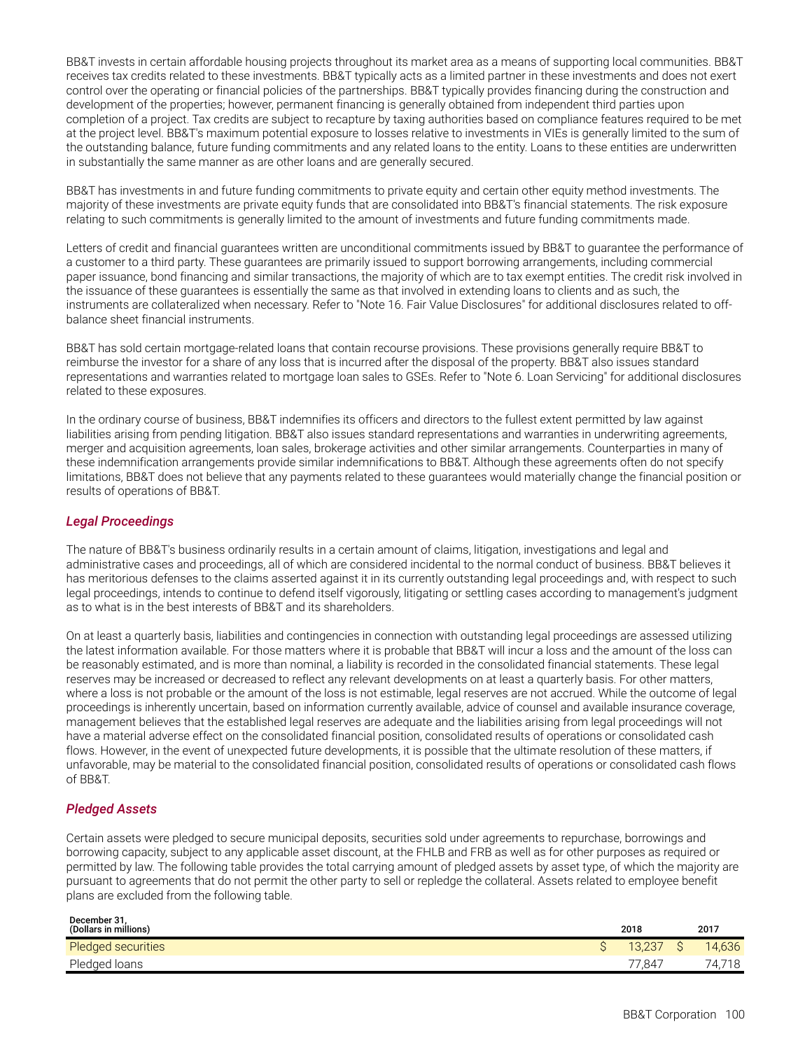BB&T invests in certain affordable housing projects throughout its market area as a means of supporting local communities. BB&T receives tax credits related to these investments. BB&T typically acts as a limited partner in these investments and does not exert control over the operating or financial policies of the partnerships. BB&T typically provides financing during the construction and development of the properties; however, permanent financing is generally obtained from independent third parties upon completion of a project. Tax credits are subject to recapture by taxing authorities based on compliance features required to be met at the project level. BB&T's maximum potential exposure to losses relative to investments in VIEs is generally limited to the sum of the outstanding balance, future funding commitments and any related loans to the entity. Loans to these entities are underwritten in substantially the same manner as are other loans and are generally secured.

BB&T has investments in and future funding commitments to private equity and certain other equity method investments. The majority of these investments are private equity funds that are consolidated into BB&T's financial statements. The risk exposure relating to such commitments is generally limited to the amount of investments and future funding commitments made.

Letters of credit and financial guarantees written are unconditional commitments issued by BB&T to guarantee the performance of a customer to a third party. These guarantees are primarily issued to support borrowing arrangements, including commercial paper issuance, bond financing and similar transactions, the majority of which are to tax exempt entities. The credit risk involved in the issuance of these guarantees is essentially the same as that involved in extending loans to clients and as such, the instruments are collateralized when necessary. Refer to "Note 16. Fair Value Disclosures" for additional disclosures related to off-balance sheet financial instruments.

BB&T has sold certain mortgage-related loans that contain recourse provisions. These provisions generally require BB&T to reimburse the investor for a share of any loss that is incurred after the disposal of the property. BB&T also issues standard representations and warranties related to mortgage loan sales to GSEs. Refer to "Note 6. Loan Servicing" for additional disclosures related to these exposures.

In the ordinary course of business, BB&T indemnifies its officers and directors to the fullest extent permitted by law against liabilities arising from pending litigation. BB&T also issues standard representations and warranties in underwriting agreements, merger and acquisition agreements, loan sales, brokerage activities and other similar arrangements. Counterparties in many of these indemnification arrangements provide similar indemnifications to BB&T. Although these agreements often do not specify limitations, BB&T does not believe that any payments related to these guarantees would materially change the financial position or results of operations of BB&T.

### *Legal Proceedings*

The nature of BB&T's business ordinarily results in a certain amount of claims, litigation, investigations and legal and administrative cases and proceedings, all of which are considered incidental to the normal conduct of business. BB&T believes it has meritorious defenses to the claims asserted against it in its currently outstanding legal proceedings and, with respect to such legal proceedings, intends to continue to defend itself vigorously, litigating or settling cases according to management's judgment as to what is in the best interests of BB&T and its shareholders.

On at least a quarterly basis, liabilities and contingencies in connection with outstanding legal proceedings are assessed utilizing the latest information available. For those matters where it is probable that BB&T will incur a loss and the amount of the loss can be reasonably estimated, and is more than nominal, a liability is recorded in the consolidated financial statements. These legal reserves may be increased or decreased to reflect any relevant developments on at least a quarterly basis. For other matters, where a loss is not probable or the amount of the loss is not estimable, legal reserves are not accrued. While the outcome of legal proceedings is inherently uncertain, based on information currently available, advice of counsel and available insurance coverage, management believes that the established legal reserves are adequate and the liabilities arising from legal proceedings will not have a material adverse effect on the consolidated financial position, consolidated results of operations or consolidated cash flows. However, in the event of unexpected future developments, it is possible that the ultimate resolution of these matters, if unfavorable, may be material to the consolidated financial position, consolidated results of operations or consolidated cash flows of BB&T.

### *Pledged Assets*

Certain assets were pledged to secure municipal deposits, securities sold under agreements to repurchase, borrowings and borrowing capacity, subject to any applicable asset discount, at the FHLB and FRB as well as for other purposes as required or permitted by law. The following table provides the total carrying amount of pledged assets by asset type, of which the majority are pursuant to agreements that do not permit the other party to sell or repledge the collateral. Assets related to employee benefit plans are excluded from the following table.

| December 31, (Dollars in millions) | 2018 | 2017 |
|---|---|---|
| Pledged securities | $ 13,237 | $ 14,636 |
| Pledged loans | 77,847 | 74,718 |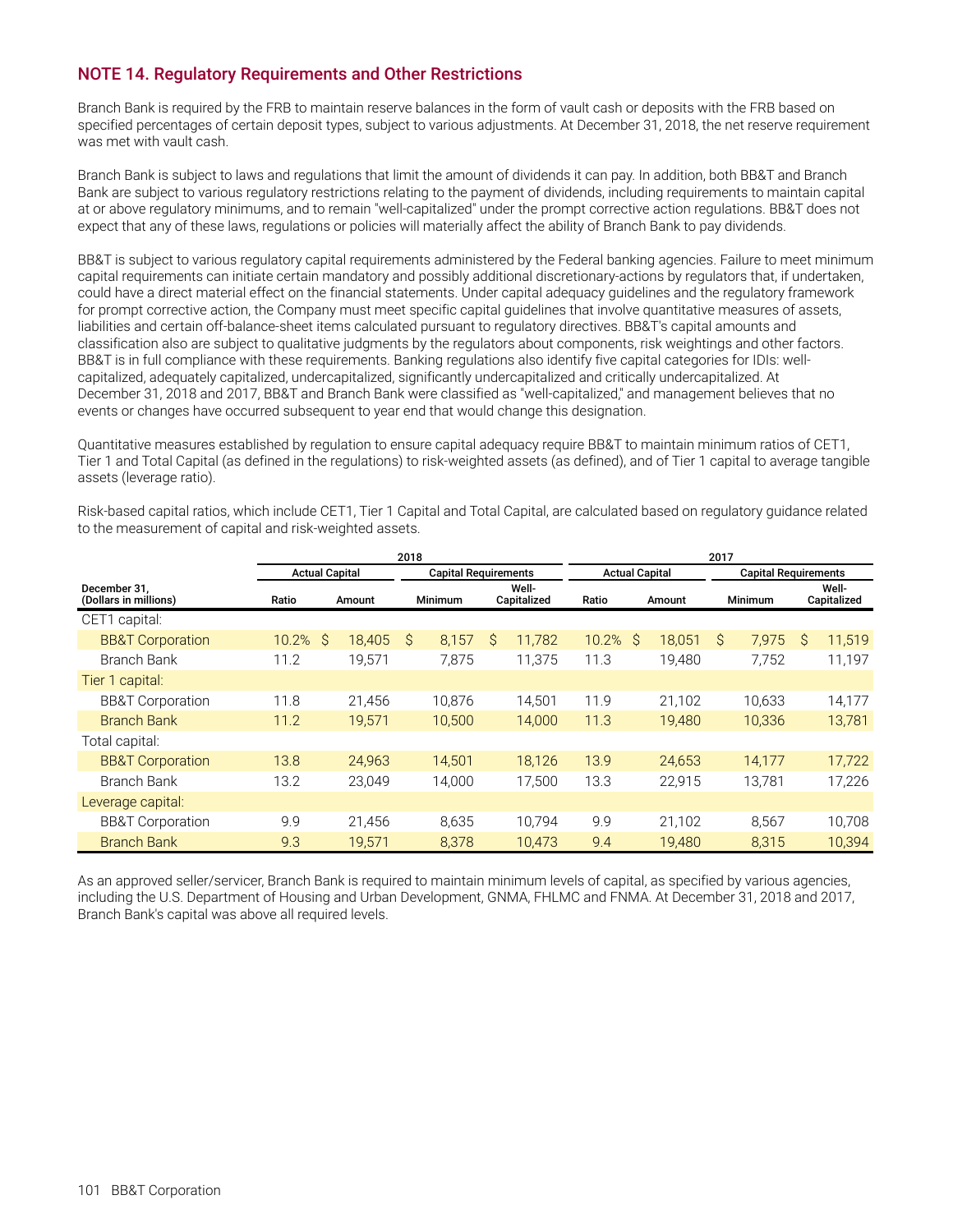## NOTE 14. Regulatory Requirements and Other Restrictions

Branch Bank is required by the FRB to maintain reserve balances in the form of vault cash or deposits with the FRB based on specified percentages of certain deposit types, subject to various adjustments. At December 31, 2018, the net reserve requirement was met with vault cash.

Branch Bank is subject to laws and regulations that limit the amount of dividends it can pay. In addition, both BB&T and Branch Bank are subject to various regulatory restrictions relating to the payment of dividends, including requirements to maintain capital at or above regulatory minimums, and to remain "well-capitalized" under the prompt corrective action regulations. BB&T does not expect that any of these laws, regulations or policies will materially affect the ability of Branch Bank to pay dividends.

BB&T is subject to various regulatory capital requirements administered by the Federal banking agencies. Failure to meet minimum capital requirements can initiate certain mandatory and possibly additional discretionary-actions by regulators that, if undertaken, could have a direct material effect on the financial statements. Under capital adequacy guidelines and the regulatory framework for prompt corrective action, the Company must meet specific capital guidelines that involve quantitative measures of assets, liabilities and certain off-balance-sheet items calculated pursuant to regulatory directives. BB&T's capital amounts and classification also are subject to qualitative judgments by the regulators about components, risk weightings and other factors. BB&T is in full compliance with these requirements. Banking regulations also identify five capital categories for IDIs: well-capitalized, adequately capitalized, undercapitalized, significantly undercapitalized and critically undercapitalized. At December 31, 2018 and 2017, BB&T and Branch Bank were classified as "well-capitalized," and management believes that no events or changes have occurred subsequent to year end that would change this designation.

Quantitative measures established by regulation to ensure capital adequacy require BB&T to maintain minimum ratios of CET1, Tier 1 and Total Capital (as defined in the regulations) to risk-weighted assets (as defined), and of Tier 1 capital to average tangible assets (leverage ratio).

Risk-based capital ratios, which include CET1, Tier 1 Capital and Total Capital, are calculated based on regulatory guidance related to the measurement of capital and risk-weighted assets.

| | 2018 | | | | 2017 | | | |
|---|---|---|---|---|---|---|---|---|
| | Actual Capital | | Capital Requirements | | Actual Capital | | Capital Requirements | |
| December 31, (Dollars in millions) | Ratio | Amount | Minimum | Well-Capitalized | Ratio | Amount | Minimum | Well-Capitalized |
| CET1 capital: | | | | | | | | |
| BB&T Corporation | 10.2% | $ 18,405 | $ 8,157 | $ 11,782 | 10.2% | $ 18,051 | $ 7,975 | $ 11,519 |
| Branch Bank | 11.2 | 19,571 | 7,875 | 11,375 | 11.3 | 19,480 | 7,752 | 11,197 |
| Tier 1 capital: | | | | | | | | |
| BB&T Corporation | 11.8 | 21,456 | 10,876 | 14,501 | 11.9 | 21,102 | 10,633 | 14,177 |
| Branch Bank | 11.2 | 19,571 | 10,500 | 14,000 | 11.3 | 19,480 | 10,336 | 13,781 |
| Total capital: | | | | | | | | |
| BB&T Corporation | 13.8 | 24,963 | 14,501 | 18,126 | 13.9 | 24,653 | 14,177 | 17,722 |
| Branch Bank | 13.2 | 23,049 | 14,000 | 17,500 | 13.3 | 22,915 | 13,781 | 17,226 |
| Leverage capital: | | | | | | | | |
| BB&T Corporation | 9.9 | 21,456 | 8,635 | 10,794 | 9.9 | 21,102 | 8,567 | 10,708 |
| Branch Bank | 9.3 | 19,571 | 8,378 | 10,473 | 9.4 | 19,480 | 8,315 | 10,394 |

As an approved seller/servicer, Branch Bank is required to maintain minimum levels of capital, as specified by various agencies, including the U.S. Department of Housing and Urban Development, GNMA, FHLMC and FNMA. At December 31, 2018 and 2017, Branch Bank's capital was above all required levels.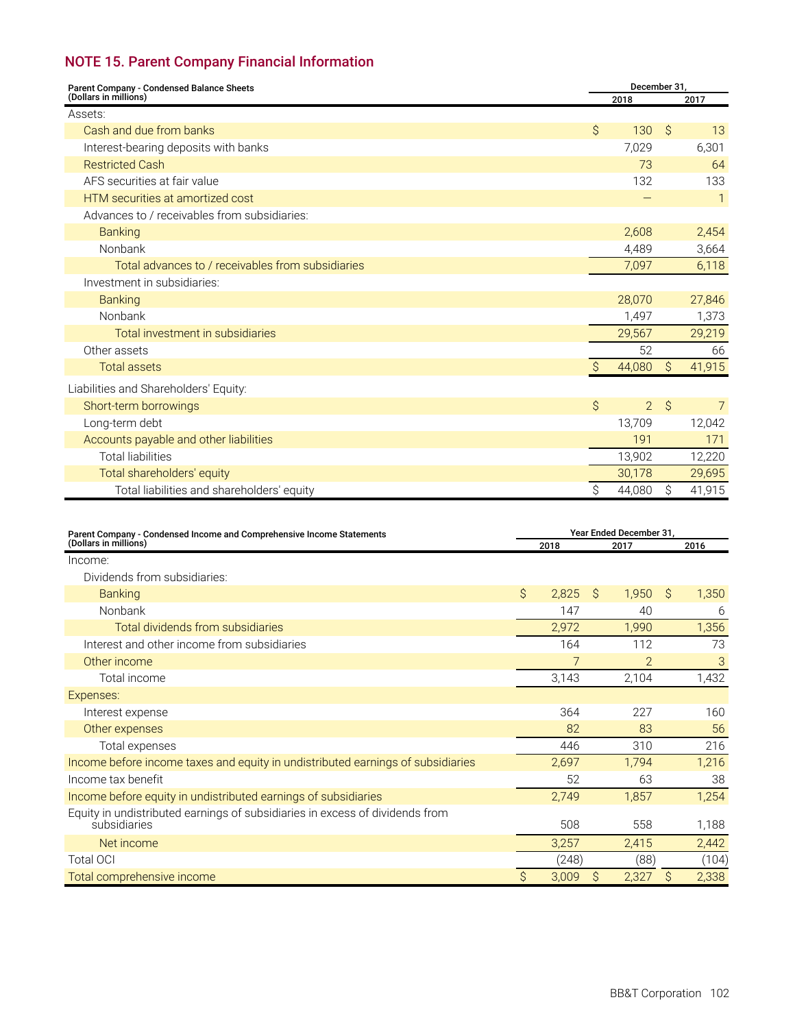## NOTE 15. Parent Company Financial Information

| Parent Company - Condensed Balance Sheets (Dollars in millions) | December 31, 2018 | December 31, 2017 |
|---|---|---|
| Assets: | | |
| Cash and due from banks | $ 130 | $ 13 |
| Interest-bearing deposits with banks | 7,029 | 6,301 |
| Restricted Cash | 73 | 64 |
| AFS securities at fair value | 132 | 133 |
| HTM securities at amortized cost | — | 1 |
| Advances to / receivables from subsidiaries: | | |
| Banking | 2,608 | 2,454 |
| Nonbank | 4,489 | 3,664 |
| Total advances to / receivables from subsidiaries | 7,097 | 6,118 |
| Investment in subsidiaries: | | |
| Banking | 28,070 | 27,846 |
| Nonbank | 1,497 | 1,373 |
| Total investment in subsidiaries | 29,567 | 29,219 |
| Other assets | 52 | 66 |
| Total assets | $ 44,080 | $ 41,915 |
| Liabilities and Shareholders' Equity: | | |
| Short-term borrowings | $ 2 | $ 7 |
| Long-term debt | 13,709 | 12,042 |
| Accounts payable and other liabilities | 191 | 171 |
| Total liabilities | 13,902 | 12,220 |
| Total shareholders' equity | 30,178 | 29,695 |
| Total liabilities and shareholders' equity | $ 44,080 | $ 41,915 |

| Parent Company - Condensed Income and Comprehensive Income Statements (Dollars in millions) | Year Ended December 31, 2018 | 2017 | 2016 |
|---|---|---|---|
| Income: | | | |
| Dividends from subsidiaries: | | | |
| Banking | $ 2,825 | $ 1,950 | $ 1,350 |
| Nonbank | 147 | 40 | 6 |
| Total dividends from subsidiaries | 2,972 | 1,990 | 1,356 |
| Interest and other income from subsidiaries | 164 | 112 | 73 |
| Other income | 7 | 2 | 3 |
| Total income | 3,143 | 2,104 | 1,432 |
| Expenses: | | | |
| Interest expense | 364 | 227 | 160 |
| Other expenses | 82 | 83 | 56 |
| Total expenses | 446 | 310 | 216 |
| Income before income taxes and equity in undistributed earnings of subsidiaries | 2,697 | 1,794 | 1,216 |
| Income tax benefit | 52 | 63 | 38 |
| Income before equity in undistributed earnings of subsidiaries | 2,749 | 1,857 | 1,254 |
| Equity in undistributed earnings of subsidiaries in excess of dividends from subsidiaries | 508 | 558 | 1,188 |
| Net income | 3,257 | 2,415 | 2,442 |
| Total OCI | (248) | (88) | (104) |
| Total comprehensive income | $ 3,009 | $ 2,327 | $ 2,338 |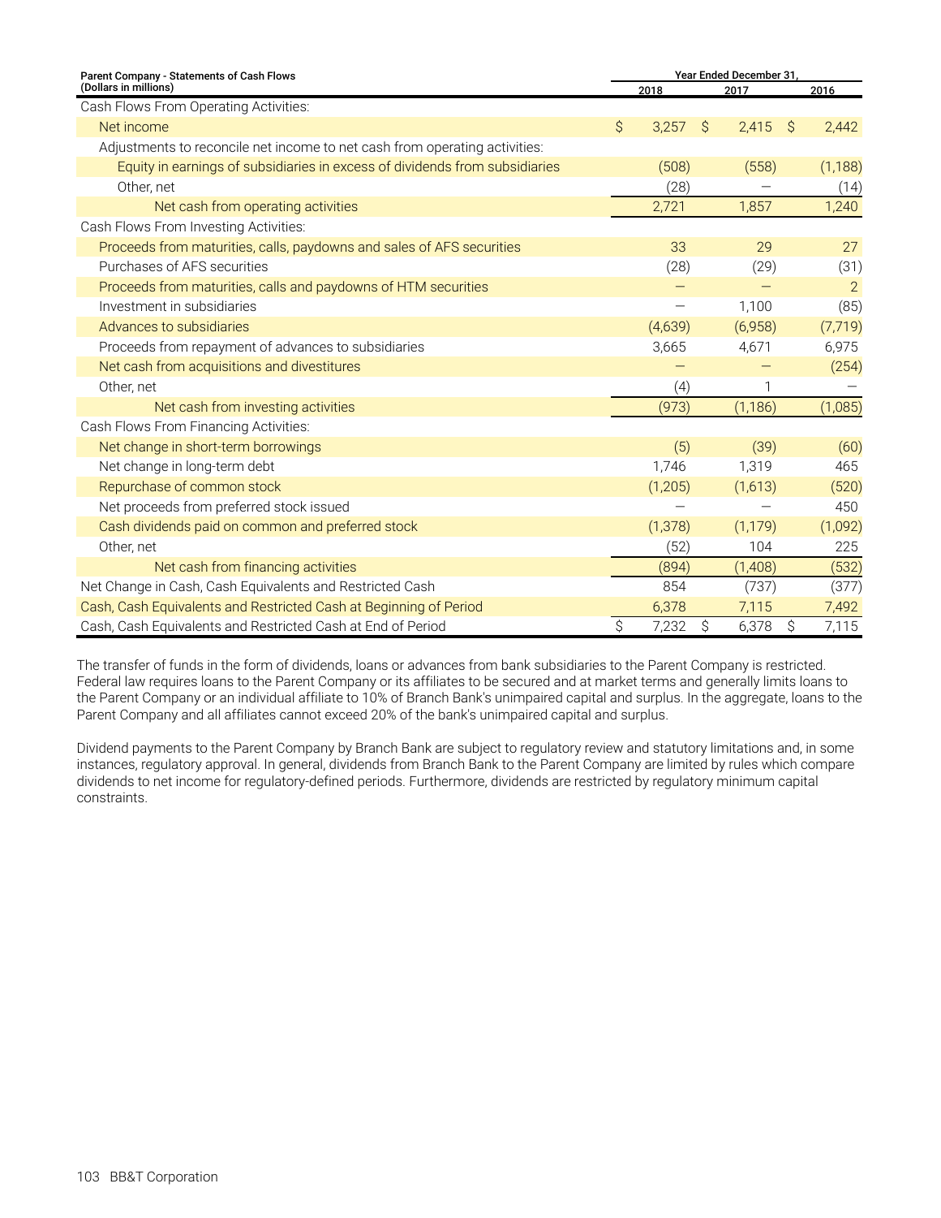| Parent Company - Statements of Cash Flows (Dollars in millions) | Year Ended December 31, | | |
|---|---|---|---|
| | 2018 | 2017 | 2016 |
| Cash Flows From Operating Activities: | | | |
| Net income | $ 3,257 | $ 2,415 | $ 2,442 |
| Adjustments to reconcile net income to net cash from operating activities: | | | |
| Equity in earnings of subsidiaries in excess of dividends from subsidiaries | (508) | (558) | (1,188) |
| Other, net | (28) | — | (14) |
| Net cash from operating activities | 2,721 | 1,857 | 1,240 |
| Cash Flows From Investing Activities: | | | |
| Proceeds from maturities, calls, paydowns and sales of AFS securities | 33 | 29 | 27 |
| Purchases of AFS securities | (28) | (29) | (31) |
| Proceeds from maturities, calls and paydowns of HTM securities | — | — | 2 |
| Investment in subsidiaries | — | 1,100 | (85) |
| Advances to subsidiaries | (4,639) | (6,958) | (7,719) |
| Proceeds from repayment of advances to subsidiaries | 3,665 | 4,671 | 6,975 |
| Net cash from acquisitions and divestitures | — | — | (254) |
| Other, net | (4) | 1 | — |
| Net cash from investing activities | (973) | (1,186) | (1,085) |
| Cash Flows From Financing Activities: | | | |
| Net change in short-term borrowings | (5) | (39) | (60) |
| Net change in long-term debt | 1,746 | 1,319 | 465 |
| Repurchase of common stock | (1,205) | (1,613) | (520) |
| Net proceeds from preferred stock issued | — | — | 450 |
| Cash dividends paid on common and preferred stock | (1,378) | (1,179) | (1,092) |
| Other, net | (52) | 104 | 225 |
| Net cash from financing activities | (894) | (1,408) | (532) |
| Net Change in Cash, Cash Equivalents and Restricted Cash | 854 | (737) | (377) |
| Cash, Cash Equivalents and Restricted Cash at Beginning of Period | 6,378 | 7,115 | 7,492 |
| Cash, Cash Equivalents and Restricted Cash at End of Period | $ 7,232 | $ 6,378 | $ 7,115 |

The transfer of funds in the form of dividends, loans or advances from bank subsidiaries to the Parent Company is restricted. Federal law requires loans to the Parent Company or its affiliates to be secured and at market terms and generally limits loans to the Parent Company or an individual affiliate to 10% of Branch Bank's unimpaired capital and surplus. In the aggregate, loans to the Parent Company and all affiliates cannot exceed 20% of the bank's unimpaired capital and surplus.

Dividend payments to the Parent Company by Branch Bank are subject to regulatory review and statutory limitations and, in some instances, regulatory approval. In general, dividends from Branch Bank to the Parent Company are limited by rules which compare dividends to net income for regulatory-defined periods. Furthermore, dividends are restricted by regulatory minimum capital constraints.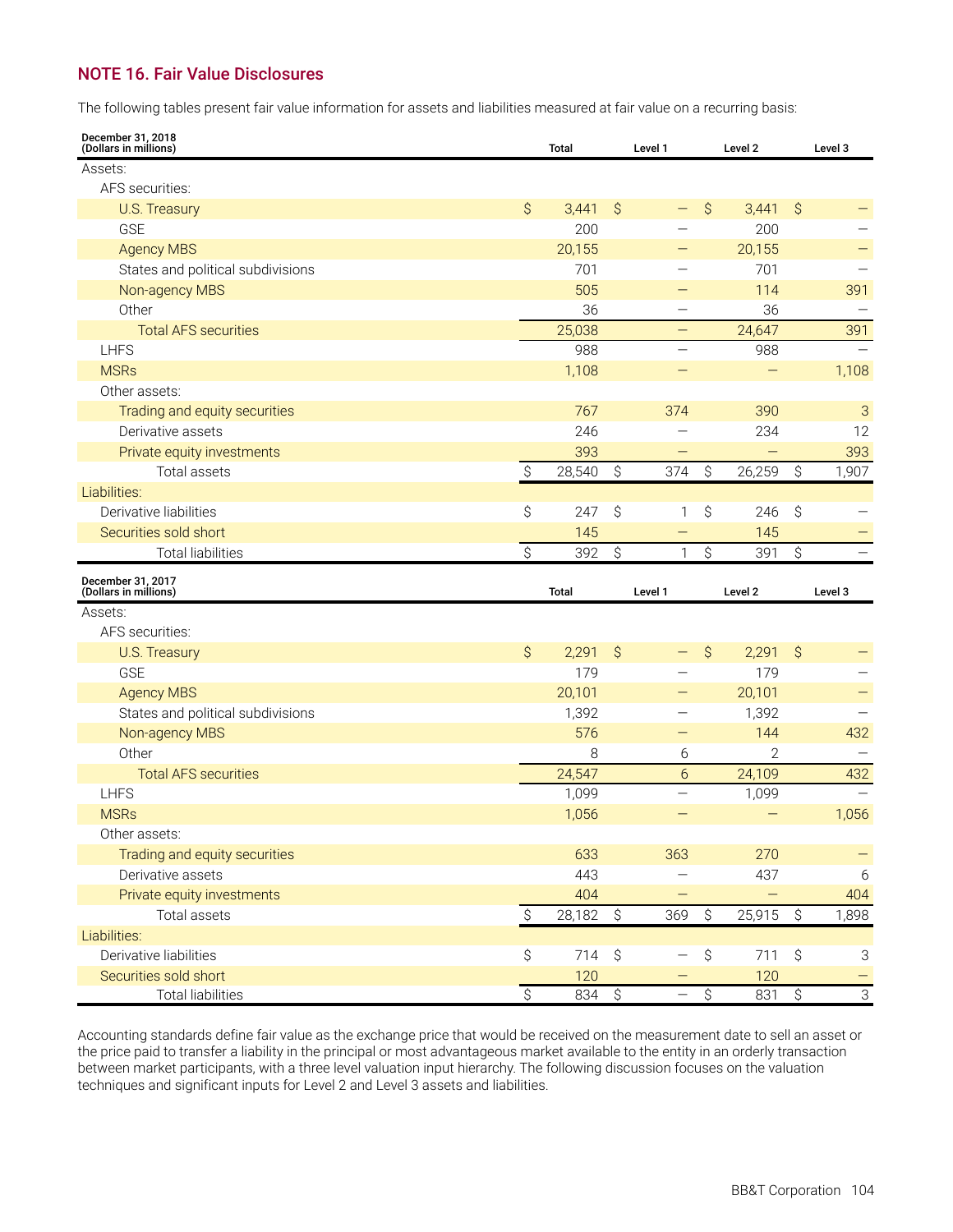## NOTE 16. Fair Value Disclosures

The following tables present fair value information for assets and liabilities measured at fair value on a recurring basis:

| December 31, 2018 (Dollars in millions) | Total | Level 1 | Level 2 | Level 3 |
|---|---|---|---|---|
| Assets: | | | | |
| AFS securities: | | | | |
| U.S. Treasury | $ 3,441 | $ — | $ 3,441 | $ — |
| GSE | 200 | — | 200 | — |
| Agency MBS | 20,155 | — | 20,155 | — |
| States and political subdivisions | 701 | — | 701 | — |
| Non-agency MBS | 505 | — | 114 | 391 |
| Other | 36 | — | 36 | — |
| Total AFS securities | 25,038 | — | 24,647 | 391 |
| LHFS | 988 | — | 988 | — |
| MSRs | 1,108 | — | — | 1,108 |
| Other assets: | | | | |
| Trading and equity securities | 767 | 374 | 390 | 3 |
| Derivative assets | 246 | — | 234 | 12 |
| Private equity investments | 393 | — | — | 393 |
| Total assets | $ 28,540 | $ 374 | $ 26,259 | $ 1,907 |
| Liabilities: | | | | |
| Derivative liabilities | $ 247 | $ 1 | $ 246 | $ — |
| Securities sold short | 145 | — | 145 | — |
| Total liabilities | $ 392 | $ 1 | $ 391 | $ — |

| December 31, 2017 (Dollars in millions) | Total | Level 1 | Level 2 | Level 3 |
|---|---|---|---|---|
| Assets: | | | | |
| AFS securities: | | | | |
| U.S. Treasury | $ 2,291 | $ — | $ 2,291 | $ — |
| GSE | 179 | — | 179 | — |
| Agency MBS | 20,101 | — | 20,101 | — |
| States and political subdivisions | 1,392 | — | 1,392 | — |
| Non-agency MBS | 576 | — | 144 | 432 |
| Other | 8 | 6 | 2 | — |
| Total AFS securities | 24,547 | 6 | 24,109 | 432 |
| LHFS | 1,099 | — | 1,099 | — |
| MSRs | 1,056 | — | — | 1,056 |
| Other assets: | | | | |
| Trading and equity securities | 633 | 363 | 270 | — |
| Derivative assets | 443 | — | 437 | 6 |
| Private equity investments | 404 | — | — | 404 |
| Total assets | $ 28,182 | $ 369 | $ 25,915 | $ 1,898 |
| Liabilities: | | | | |
| Derivative liabilities | $ 714 | $ — | $ 711 | $ 3 |
| Securities sold short | 120 | — | 120 | — |
| Total liabilities | $ 834 | $ — | $ 831 | $ 3 |

Accounting standards define fair value as the exchange price that would be received on the measurement date to sell an asset or the price paid to transfer a liability in the principal or most advantageous market available to the entity in an orderly transaction between market participants, with a three level valuation input hierarchy. The following discussion focuses on the valuation techniques and significant inputs for Level 2 and Level 3 assets and liabilities.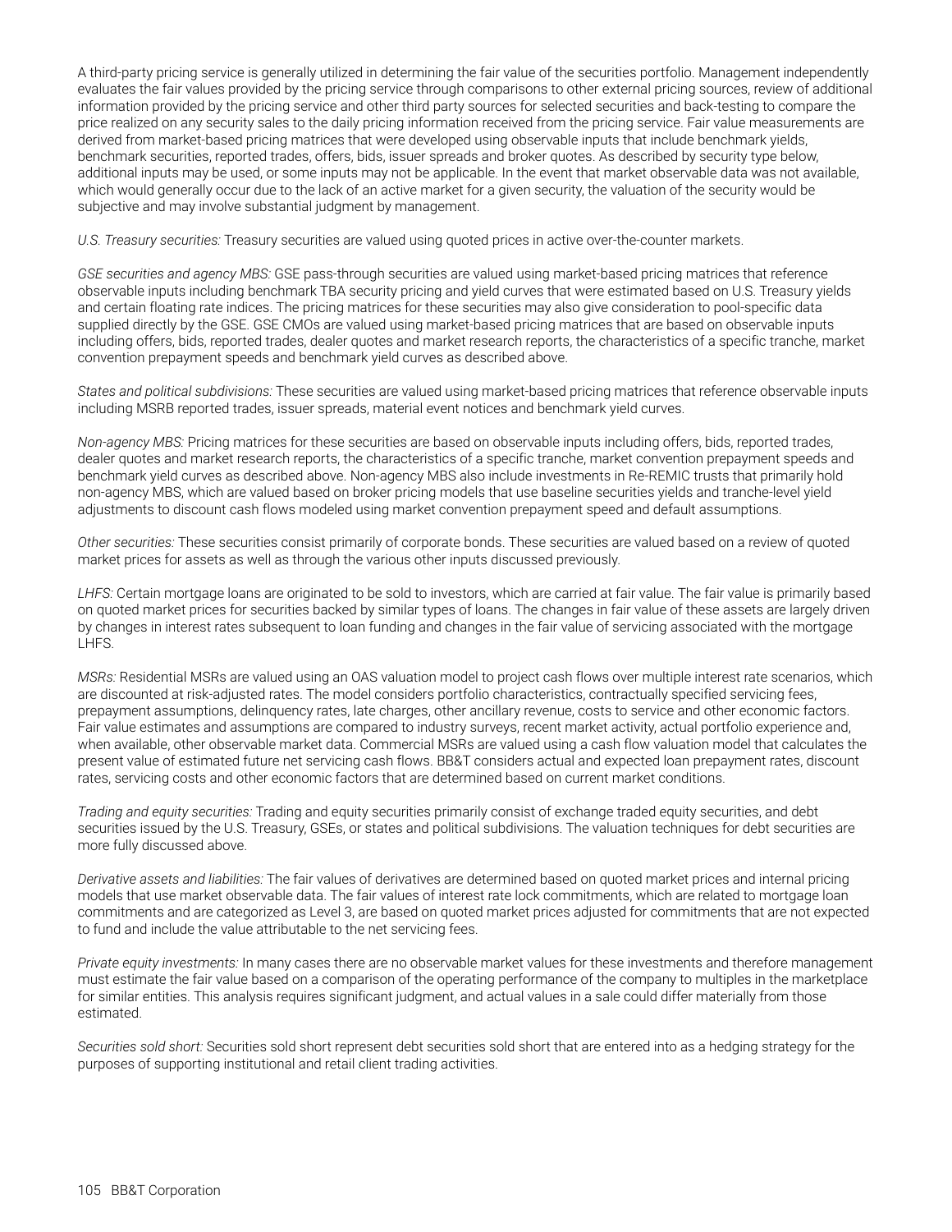A third-party pricing service is generally utilized in determining the fair value of the securities portfolio. Management independently evaluates the fair values provided by the pricing service through comparisons to other external pricing sources, review of additional information provided by the pricing service and other third party sources for selected securities and back-testing to compare the price realized on any security sales to the daily pricing information received from the pricing service. Fair value measurements are derived from market-based pricing matrices that were developed using observable inputs that include benchmark yields, benchmark securities, reported trades, offers, bids, issuer spreads and broker quotes. As described by security type below, additional inputs may be used, or some inputs may not be applicable. In the event that market observable data was not available, which would generally occur due to the lack of an active market for a given security, the valuation of the security would be subjective and may involve substantial judgment by management.

*U.S. Treasury securities:* Treasury securities are valued using quoted prices in active over-the-counter markets.

*GSE securities and agency MBS:* GSE pass-through securities are valued using market-based pricing matrices that reference observable inputs including benchmark TBA security pricing and yield curves that were estimated based on U.S. Treasury yields and certain floating rate indices. The pricing matrices for these securities may also give consideration to pool-specific data supplied directly by the GSE. GSE CMOs are valued using market-based pricing matrices that are based on observable inputs including offers, bids, reported trades, dealer quotes and market research reports, the characteristics of a specific tranche, market convention prepayment speeds and benchmark yield curves as described above.

*States and political subdivisions:* These securities are valued using market-based pricing matrices that reference observable inputs including MSRB reported trades, issuer spreads, material event notices and benchmark yield curves.

*Non-agency MBS:* Pricing matrices for these securities are based on observable inputs including offers, bids, reported trades, dealer quotes and market research reports, the characteristics of a specific tranche, market convention prepayment speeds and benchmark yield curves as described above. Non-agency MBS also include investments in Re-REMIC trusts that primarily hold non-agency MBS, which are valued based on broker pricing models that use baseline securities yields and tranche-level yield adjustments to discount cash flows modeled using market convention prepayment speed and default assumptions.

*Other securities:* These securities consist primarily of corporate bonds. These securities are valued based on a review of quoted market prices for assets as well as through the various other inputs discussed previously.

*LHFS:* Certain mortgage loans are originated to be sold to investors, which are carried at fair value. The fair value is primarily based on quoted market prices for securities backed by similar types of loans. The changes in fair value of these assets are largely driven by changes in interest rates subsequent to loan funding and changes in the fair value of servicing associated with the mortgage LHFS.

*MSRs:* Residential MSRs are valued using an OAS valuation model to project cash flows over multiple interest rate scenarios, which are discounted at risk-adjusted rates. The model considers portfolio characteristics, contractually specified servicing fees, prepayment assumptions, delinquency rates, late charges, other ancillary revenue, costs to service and other economic factors. Fair value estimates and assumptions are compared to industry surveys, recent market activity, actual portfolio experience and, when available, other observable market data. Commercial MSRs are valued using a cash flow valuation model that calculates the present value of estimated future net servicing cash flows. BB&T considers actual and expected loan prepayment rates, discount rates, servicing costs and other economic factors that are determined based on current market conditions.

*Trading and equity securities:* Trading and equity securities primarily consist of exchange traded equity securities, and debt securities issued by the U.S. Treasury, GSEs, or states and political subdivisions. The valuation techniques for debt securities are more fully discussed above.

*Derivative assets and liabilities:* The fair values of derivatives are determined based on quoted market prices and internal pricing models that use market observable data. The fair values of interest rate lock commitments, which are related to mortgage loan commitments and are categorized as Level 3, are based on quoted market prices adjusted for commitments that are not expected to fund and include the value attributable to the net servicing fees.

*Private equity investments:* In many cases there are no observable market values for these investments and therefore management must estimate the fair value based on a comparison of the operating performance of the company to multiples in the marketplace for similar entities. This analysis requires significant judgment, and actual values in a sale could differ materially from those estimated.

*Securities sold short:* Securities sold short represent debt securities sold short that are entered into as a hedging strategy for the purposes of supporting institutional and retail client trading activities.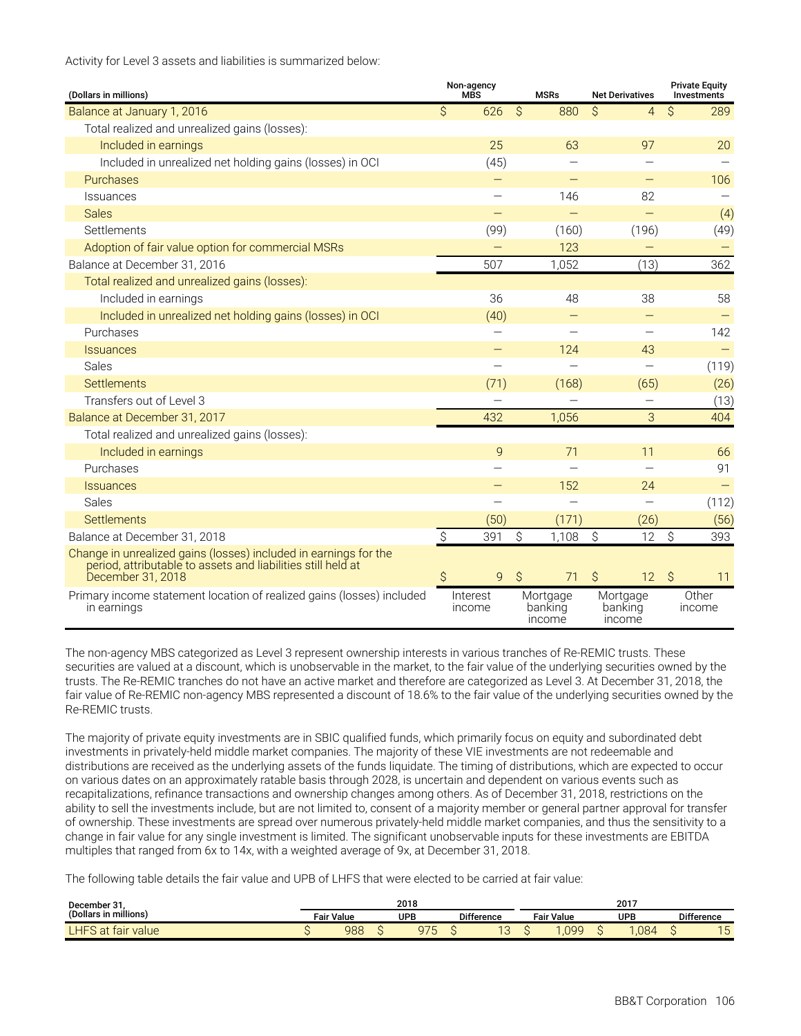Activity for Level 3 assets and liabilities is summarized below:

| (Dollars in millions) | Non-agency MBS | MSRs | Net Derivatives | Private Equity Investments |
|---|---|---|---|---|
| Balance at January 1, 2016 | $ 626 | $ 880 | $ 4 | $ 289 |
| Total realized and unrealized gains (losses): | | | | |
| Included in earnings | 25 | 63 | 97 | 20 |
| Included in unrealized net holding gains (losses) in OCI | (45) | — | — | — |
| Purchases | — | — | — | 106 |
| Issuances | — | 146 | 82 | — |
| Sales | — | — | — | (4) |
| Settlements | (99) | (160) | (196) | (49) |
| Adoption of fair value option for commercial MSRs | — | 123 | — | — |
| Balance at December 31, 2016 | 507 | 1,052 | (13) | 362 |
| Total realized and unrealized gains (losses): | | | | |
| Included in earnings | 36 | 48 | 38 | 58 |
| Included in unrealized net holding gains (losses) in OCI | (40) | — | — | — |
| Purchases | — | — | — | 142 |
| Issuances | — | 124 | 43 | — |
| Sales | — | — | — | (119) |
| Settlements | (71) | (168) | (65) | (26) |
| Transfers out of Level 3 | — | — | — | (13) |
| Balance at December 31, 2017 | 432 | 1,056 | 3 | 404 |
| Total realized and unrealized gains (losses): | | | | |
| Included in earnings | 9 | 71 | 11 | 66 |
| Purchases | — | — | — | 91 |
| Issuances | — | 152 | 24 | — |
| Sales | — | — | — | (112) |
| Settlements | (50) | (171) | (26) | (56) |
| Balance at December 31, 2018 | $ 391 | $ 1,108 | $ 12 | $ 393 |
| Change in unrealized gains (losses) included in earnings for the period, attributable to assets and liabilities still held at December 31, 2018 | $ 9 | $ 71 | $ 12 | $ 11 |
| Primary income statement location of realized gains (losses) included in earnings | Interest income | Mortgage banking income | Mortgage banking income | Other income |

The non-agency MBS categorized as Level 3 represent ownership interests in various tranches of Re-REMIC trusts. These securities are valued at a discount, which is unobservable in the market, to the fair value of the underlying securities owned by the trusts. The Re-REMIC tranches do not have an active market and therefore are categorized as Level 3. At December 31, 2018, the fair value of Re-REMIC non-agency MBS represented a discount of 18.6% to the fair value of the underlying securities owned by the Re-REMIC trusts.

The majority of private equity investments are in SBIC qualified funds, which primarily focus on equity and subordinated debt investments in privately-held middle market companies. The majority of these VIE investments are not redeemable and distributions are received as the underlying assets of the funds liquidate. The timing of distributions, which are expected to occur on various dates on an approximately ratable basis through 2028, is uncertain and dependent on various events such as recapitalizations, refinance transactions and ownership changes among others. As of December 31, 2018, restrictions on the ability to sell the investments include, but are not limited to, consent of a majority member or general partner approval for transfer of ownership. These investments are spread over numerous privately-held middle market companies, and thus the sensitivity to a change in fair value for any single investment is limited. The significant unobservable inputs for these investments are EBITDA multiples that ranged from 6x to 14x, with a weighted average of 9x, at December 31, 2018.

The following table details the fair value and UPB of LHFS that were elected to be carried at fair value:

| December 31, (Dollars in millions) | 2018 | | | 2017 | | |
|---|---|---|---|---|---|---|
| | Fair Value | UPB | Difference | Fair Value | UPB | Difference |
| LHFS at fair value | $ 988 | $ 975 | $ 13 | $ 1,099 | $ 1,084 | $ 15 |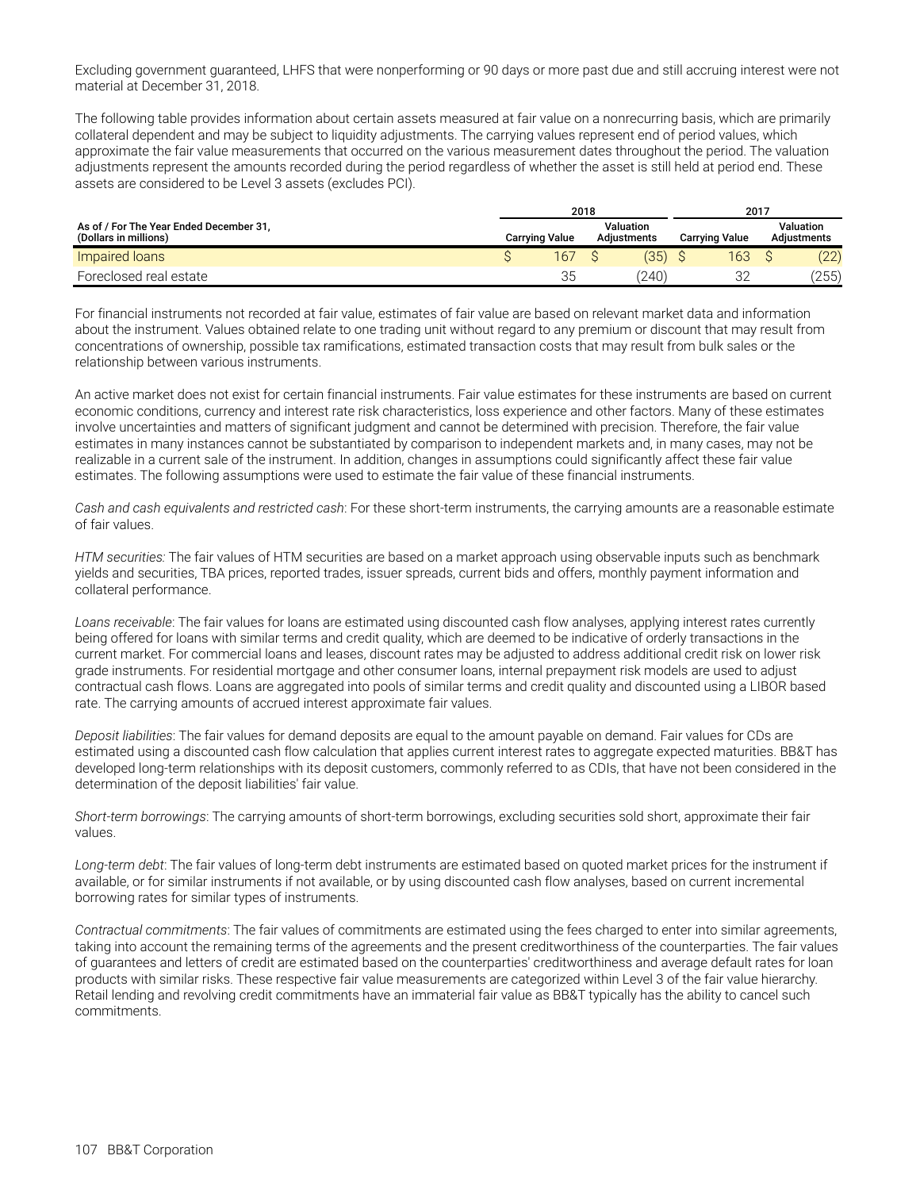Excluding government guaranteed, LHFS that were nonperforming or 90 days or more past due and still accruing interest were not material at December 31, 2018.

The following table provides information about certain assets measured at fair value on a nonrecurring basis, which are primarily collateral dependent and may be subject to liquidity adjustments. The carrying values represent end of period values, which approximate the fair value measurements that occurred on the various measurement dates throughout the period. The valuation adjustments represent the amounts recorded during the period regardless of whether the asset is still held at period end. These assets are considered to be Level 3 assets (excludes PCI).

| As of / For The Year Ended December 31, (Dollars in millions) | 2018 | | 2017 | |
|---|---|---|---|---|
| | Carrying Value | Valuation Adjustments | Carrying Value | Valuation Adjustments |
| Impaired loans | $ 167 | $ (35) | $ 163 | $ (22) |
| Foreclosed real estate | 35 | (240) | 32 | (255) |

For financial instruments not recorded at fair value, estimates of fair value are based on relevant market data and information about the instrument. Values obtained relate to one trading unit without regard to any premium or discount that may result from concentrations of ownership, possible tax ramifications, estimated transaction costs that may result from bulk sales or the relationship between various instruments.

An active market does not exist for certain financial instruments. Fair value estimates for these instruments are based on current economic conditions, currency and interest rate risk characteristics, loss experience and other factors. Many of these estimates involve uncertainties and matters of significant judgment and cannot be determined with precision. Therefore, the fair value estimates in many instances cannot be substantiated by comparison to independent markets and, in many cases, may not be realizable in a current sale of the instrument. In addition, changes in assumptions could significantly affect these fair value estimates. The following assumptions were used to estimate the fair value of these financial instruments.

*Cash and cash equivalents and restricted cash*: For these short-term instruments, the carrying amounts are a reasonable estimate of fair values.

*HTM securities:* The fair values of HTM securities are based on a market approach using observable inputs such as benchmark yields and securities, TBA prices, reported trades, issuer spreads, current bids and offers, monthly payment information and collateral performance.

*Loans receivable*: The fair values for loans are estimated using discounted cash flow analyses, applying interest rates currently being offered for loans with similar terms and credit quality, which are deemed to be indicative of orderly transactions in the current market. For commercial loans and leases, discount rates may be adjusted to address additional credit risk on lower risk grade instruments. For residential mortgage and other consumer loans, internal prepayment risk models are used to adjust contractual cash flows. Loans are aggregated into pools of similar terms and credit quality and discounted using a LIBOR based rate. The carrying amounts of accrued interest approximate fair values.

*Deposit liabilities*: The fair values for demand deposits are equal to the amount payable on demand. Fair values for CDs are estimated using a discounted cash flow calculation that applies current interest rates to aggregate expected maturities. BB&T has developed long-term relationships with its deposit customers, commonly referred to as CDIs, that have not been considered in the determination of the deposit liabilities' fair value.

*Short-term borrowings*: The carrying amounts of short-term borrowings, excluding securities sold short, approximate their fair values.

*Long-term debt*: The fair values of long-term debt instruments are estimated based on quoted market prices for the instrument if available, or for similar instruments if not available, or by using discounted cash flow analyses, based on current incremental borrowing rates for similar types of instruments.

*Contractual commitments*: The fair values of commitments are estimated using the fees charged to enter into similar agreements, taking into account the remaining terms of the agreements and the present creditworthiness of the counterparties. The fair values of guarantees and letters of credit are estimated based on the counterparties' creditworthiness and average default rates for loan products with similar risks. These respective fair value measurements are categorized within Level 3 of the fair value hierarchy. Retail lending and revolving credit commitments have an immaterial fair value as BB&T typically has the ability to cancel such commitments.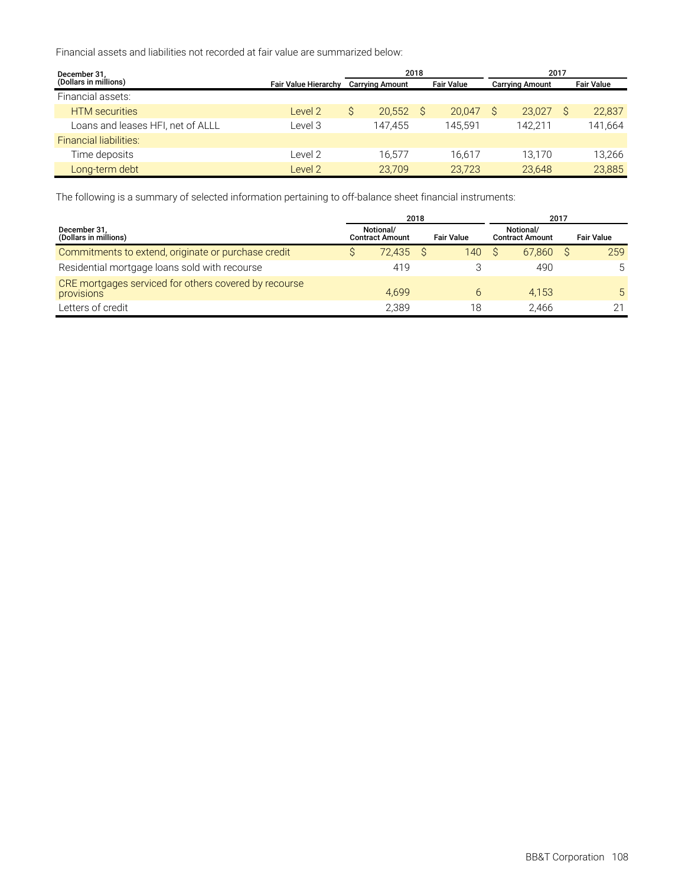Financial assets and liabilities not recorded at fair value are summarized below:

| December 31, (Dollars in millions) | Fair Value Hierarchy | 2018 Carrying Amount | 2018 Fair Value | 2017 Carrying Amount | 2017 Fair Value |
|---|---|---|---|---|---|
| Financial assets: | | | | | |
| HTM securities | Level 2 | $ 20,552 | $ 20,047 | $ 23,027 | $ 22,837 |
| Loans and leases HFI, net of ALLL | Level 3 | 147,455 | 145,591 | 142,211 | 141,664 |
| Financial liabilities: | | | | | |
| Time deposits | Level 2 | 16,577 | 16,617 | 13,170 | 13,266 |
| Long-term debt | Level 2 | 23,709 | 23,723 | 23,648 | 23,885 |

The following is a summary of selected information pertaining to off-balance sheet financial instruments:

| December 31, (Dollars in millions) | 2018 Notional/ Contract Amount | 2018 Fair Value | 2017 Notional/ Contract Amount | 2017 Fair Value |
|---|---|---|---|---|
| Commitments to extend, originate or purchase credit | $ 72,435 | $ 140 | $ 67,860 | $ 259 |
| Residential mortgage loans sold with recourse | 419 | 3 | 490 | 5 |
| CRE mortgages serviced for others covered by recourse provisions | 4,699 | 6 | 4,153 | 5 |
| Letters of credit | 2,389 | 18 | 2,466 | 21 |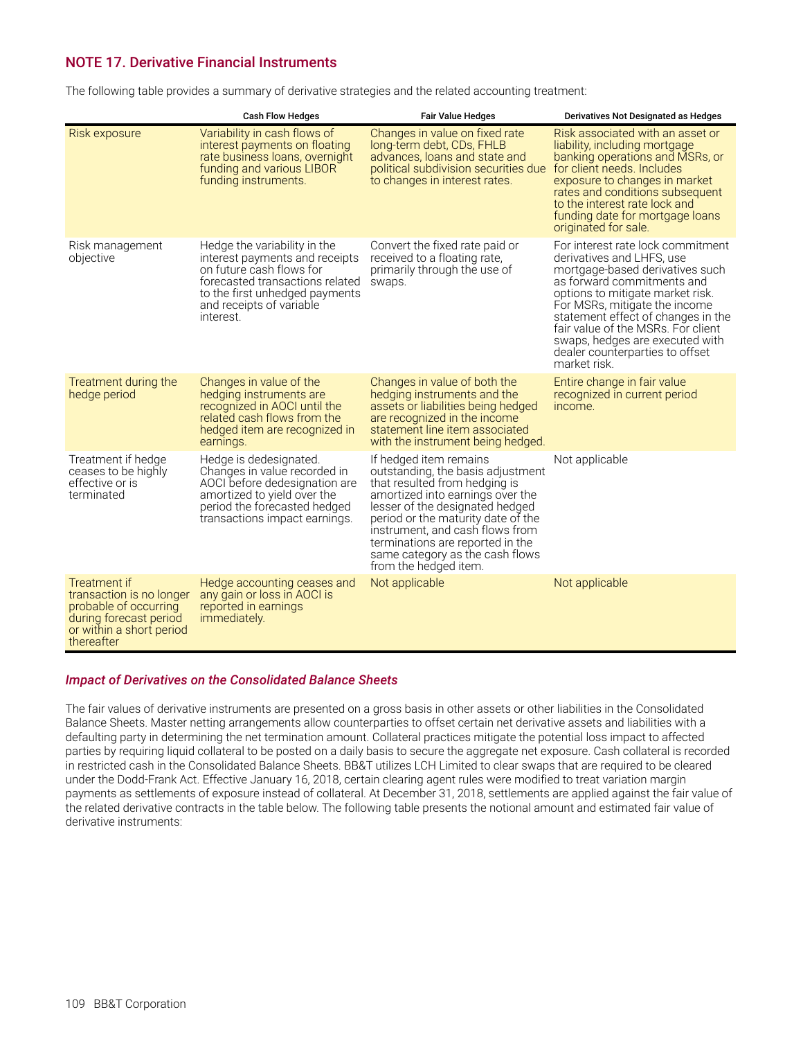## NOTE 17. Derivative Financial Instruments

The following table provides a summary of derivative strategies and the related accounting treatment:

| | Cash Flow Hedges | Fair Value Hedges | Derivatives Not Designated as Hedges |
|---|---|---|---|
| Risk exposure | Variability in cash flows of interest payments on floating rate business loans, overnight funding and various LIBOR funding instruments. | Changes in value on fixed rate long-term debt, CDs, FHLB advances, loans and state and political subdivision securities due to changes in interest rates. | Risk associated with an asset or liability, including mortgage banking operations and MSRs, or for client needs. Includes exposure to changes in market rates and conditions subsequent to the interest rate lock and funding date for mortgage loans originated for sale. |
| Risk management objective | Hedge the variability in the interest payments and receipts on future cash flows for forecasted transactions related to the first unhedged payments and receipts of variable interest. | Convert the fixed rate paid or received to a floating rate, primarily through the use of swaps. | For interest rate lock commitment derivatives and LHFS, use mortgage-based derivatives such as forward commitments and options to mitigate market risk. For MSRs, mitigate the income statement effect of changes in the fair value of the MSRs. For client swaps, hedges are executed with dealer counterparties to offset market risk. |
| Treatment during the hedge period | Changes in value of the hedging instruments are recognized in AOCI until the related cash flows from the hedged item are recognized in earnings. | Changes in value of both the hedging instruments and the assets or liabilities being hedged are recognized in the income statement line item associated with the instrument being hedged. | Entire change in fair value recognized in current period income. |
| Treatment if hedge ceases to be highly effective or is terminated | Hedge is dedesignated. Changes in value recorded in AOCI before dedesignation are amortized to yield over the period the forecasted hedged transactions impact earnings. | If hedged item remains outstanding, the basis adjustment that resulted from hedging is amortized into earnings over the lesser of the designated hedged period or the maturity date of the instrument, and cash flows from terminations are reported in the same category as the cash flows from the hedged item. | Not applicable |
| Treatment if transaction is no longer probable of occurring during forecast period or within a short period thereafter | Hedge accounting ceases and any gain or loss in AOCI is reported in earnings immediately. | Not applicable | Not applicable |

### *Impact of Derivatives on the Consolidated Balance Sheets*

The fair values of derivative instruments are presented on a gross basis in other assets or other liabilities in the Consolidated Balance Sheets. Master netting arrangements allow counterparties to offset certain net derivative assets and liabilities with a defaulting party in determining the net termination amount. Collateral practices mitigate the potential loss impact to affected parties by requiring liquid collateral to be posted on a daily basis to secure the aggregate net exposure. Cash collateral is recorded in restricted cash in the Consolidated Balance Sheets. BB&T utilizes LCH Limited to clear swaps that are required to be cleared under the Dodd-Frank Act. Effective January 16, 2018, certain clearing agent rules were modified to treat variation margin payments as settlements of exposure instead of collateral. At December 31, 2018, settlements are applied against the fair value of the related derivative contracts in the table below. The following table presents the notional amount and estimated fair value of derivative instruments: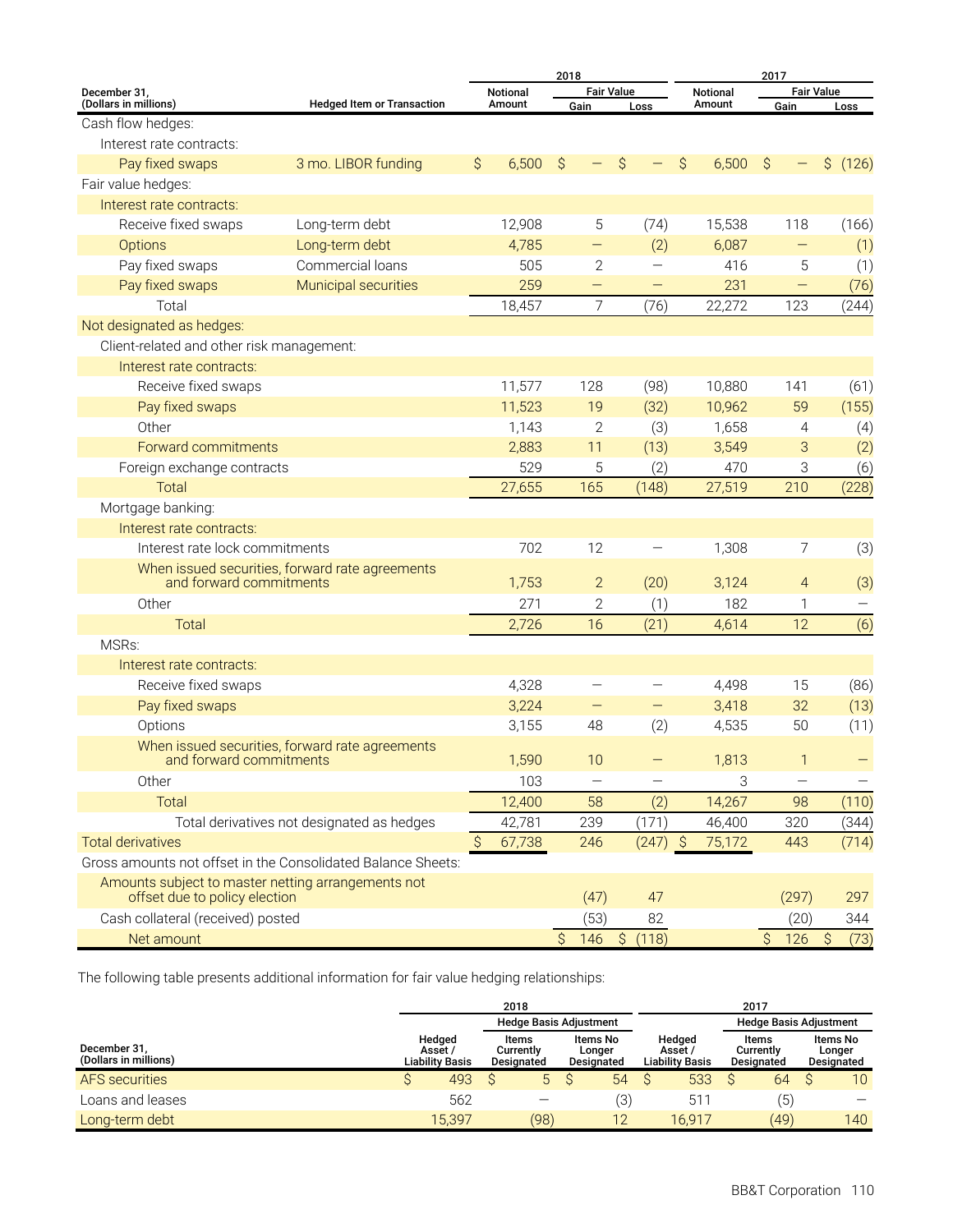| December 31, (Dollars in millions) | Hedged Item or Transaction | 2018 Notional Amount | 2018 Fair Value Gain | 2018 Fair Value Loss | 2017 Notional Amount | 2017 Fair Value Gain | 2017 Fair Value Loss |
|---|---|---|---|---|---|---|---|
| Cash flow hedges: | | | | | | | |
| Interest rate contracts: | | | | | | | |
| Pay fixed swaps | 3 mo. LIBOR funding | $ 6,500 | $ — | $ — | $ 6,500 | $ — | $ (126) |
| Fair value hedges: | | | | | | | |
| Interest rate contracts: | | | | | | | |
| Receive fixed swaps | Long-term debt | 12,908 | 5 | (74) | 15,538 | 118 | (166) |
| Options | Long-term debt | 4,785 | — | (2) | 6,087 | — | (1) |
| Pay fixed swaps | Commercial loans | 505 | 2 | — | 416 | 5 | (1) |
| Pay fixed swaps | Municipal securities | 259 | — | — | 231 | — | (76) |
| Total | | 18,457 | 7 | (76) | 22,272 | 123 | (244) |
| Not designated as hedges: | | | | | | | |
| Client-related and other risk management: | | | | | | | |
| Interest rate contracts: | | | | | | | |
| Receive fixed swaps | | 11,577 | 128 | (98) | 10,880 | 141 | (61) |
| Pay fixed swaps | | 11,523 | 19 | (32) | 10,962 | 59 | (155) |
| Other | | 1,143 | 2 | (3) | 1,658 | 4 | (4) |
| Forward commitments | | 2,883 | 11 | (13) | 3,549 | 3 | (2) |
| Foreign exchange contracts | | 529 | 5 | (2) | 470 | 3 | (6) |
| Total | | 27,655 | 165 | (148) | 27,519 | 210 | (228) |
| Mortgage banking: | | | | | | | |
| Interest rate contracts: | | | | | | | |
| Interest rate lock commitments | | 702 | 12 | — | 1,308 | 7 | (3) |
| When issued securities, forward rate agreements and forward commitments | | 1,753 | 2 | (20) | 3,124 | 4 | (3) |
| Other | | 271 | 2 | (1) | 182 | 1 | — |
| Total | | 2,726 | 16 | (21) | 4,614 | 12 | (6) |
| MSRs: | | | | | | | |
| Interest rate contracts: | | | | | | | |
| Receive fixed swaps | | 4,328 | — | — | 4,498 | 15 | (86) |
| Pay fixed swaps | | 3,224 | — | — | 3,418 | 32 | (13) |
| Options | | 3,155 | 48 | (2) | 4,535 | 50 | (11) |
| When issued securities, forward rate agreements and forward commitments | | 1,590 | 10 | — | 1,813 | 1 | — |
| Other | | 103 | — | — | 3 | — | — |
| Total | | 12,400 | 58 | (2) | 14,267 | 98 | (110) |
| Total derivatives not designated as hedges | | 42,781 | 239 | (171) | 46,400 | 320 | (344) |
| Total derivatives | | $ 67,738 | 246 | (247) | $ 75,172 | 443 | (714) |
| Gross amounts not offset in the Consolidated Balance Sheets: | | | | | | | |
| Amounts subject to master netting arrangements not offset due to policy election | | | (47) | 47 | | (297) | 297 |
| Cash collateral (received) posted | | | (53) | 82 | | (20) | 344 |
| Net amount | | | $ 146 | $ (118) | | $ 126 | $ (73) |

The following table presents additional information for fair value hedging relationships:

| December 31, (Dollars in millions) | 2018 Hedged Asset / Liability Basis | 2018 Hedge Basis Adjustment: Items Currently Designated | 2018 Hedge Basis Adjustment: Items No Longer Designated | 2017 Hedged Asset / Liability Basis | 2017 Hedge Basis Adjustment: Items Currently Designated | 2017 Hedge Basis Adjustment: Items No Longer Designated |
|---|---|---|---|---|---|---|
| AFS securities | $ 493 | $ 5 | $ 54 | $ 533 | $ 64 | $ 10 |
| Loans and leases | 562 | — | (3) | 511 | (5) | — |
| Long-term debt | 15,397 | (98) | 12 | 16,917 | (49) | 140 |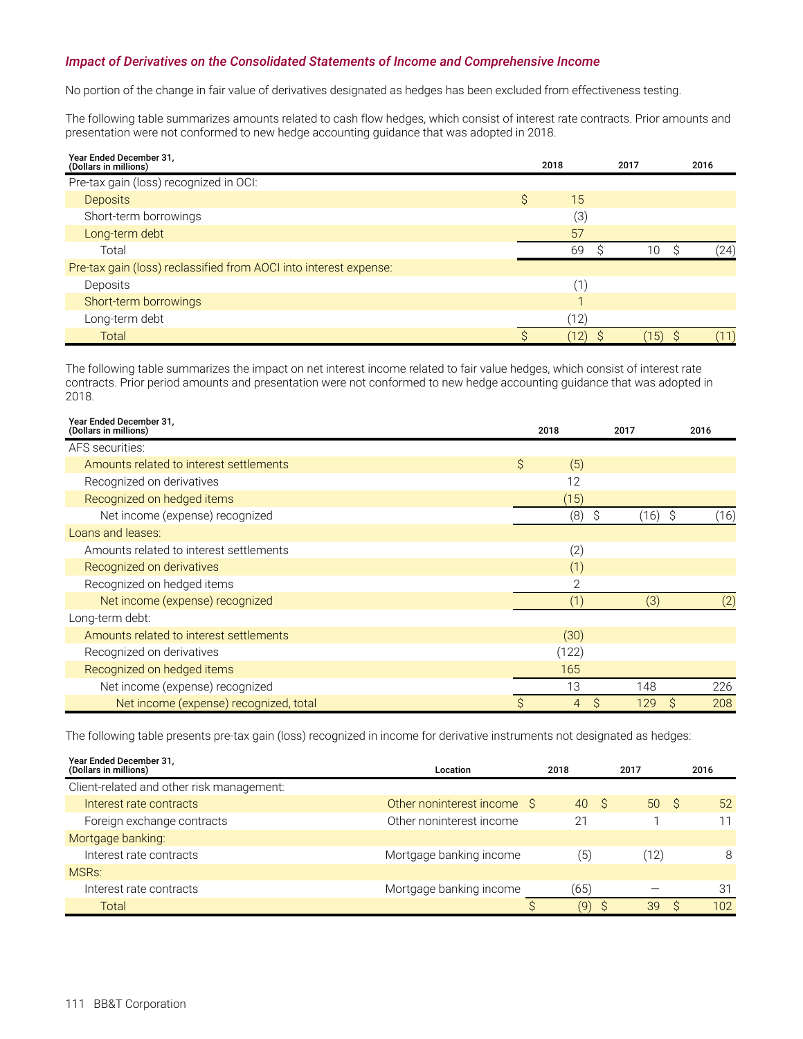*Impact of Derivatives on the Consolidated Statements of Income and Comprehensive Income*

No portion of the change in fair value of derivatives designated as hedges has been excluded from effectiveness testing.

The following table summarizes amounts related to cash flow hedges, which consist of interest rate contracts. Prior amounts and presentation were not conformed to new hedge accounting guidance that was adopted in 2018.

| Year Ended December 31, (Dollars in millions) | 2018 | 2017 | 2016 |
|---|---|---|---|
| Pre-tax gain (loss) recognized in OCI: | | | |
| Deposits | $ 15 | | |
| Short-term borrowings | (3) | | |
| Long-term debt | 57 | | |
| Total | 69 | $ 10 | $ (24) |
| Pre-tax gain (loss) reclassified from AOCI into interest expense: | | | |
| Deposits | (1) | | |
| Short-term borrowings | 1 | | |
| Long-term debt | (12) | | |
| Total | $ (12) | $ (15) | $ (11) |

The following table summarizes the impact on net interest income related to fair value hedges, which consist of interest rate contracts. Prior period amounts and presentation were not conformed to new hedge accounting guidance that was adopted in 2018.

| Year Ended December 31, (Dollars in millions) | 2018 | 2017 | 2016 |
|---|---|---|---|
| AFS securities: | | | |
| Amounts related to interest settlements | $ (5) | | |
| Recognized on derivatives | 12 | | |
| Recognized on hedged items | (15) | | |
| Net income (expense) recognized | (8) | $ (16) | $ (16) |
| Loans and leases: | | | |
| Amounts related to interest settlements | (2) | | |
| Recognized on derivatives | (1) | | |
| Recognized on hedged items | 2 | | |
| Net income (expense) recognized | (1) | (3) | (2) |
| Long-term debt: | | | |
| Amounts related to interest settlements | (30) | | |
| Recognized on derivatives | (122) | | |
| Recognized on hedged items | 165 | | |
| Net income (expense) recognized | 13 | 148 | 226 |
| Net income (expense) recognized, total | $ 4 | $ 129 | $ 208 |

The following table presents pre-tax gain (loss) recognized in income for derivative instruments not designated as hedges:

| Year Ended December 31, (Dollars in millions) | Location | 2018 | 2017 | 2016 |
|---|---|---|---|---|
| Client-related and other risk management: | | | | |
| Interest rate contracts | Other noninterest income | $ 40 | $ 50 | $ 52 |
| Foreign exchange contracts | Other noninterest income | 21 | 1 | 11 |
| Mortgage banking: | | | | |
| Interest rate contracts | Mortgage banking income | (5) | (12) | 8 |
| MSRs: | | | | |
| Interest rate contracts | Mortgage banking income | (65) | — | 31 |
| Total | | $ (9) | $ 39 | $ 102 |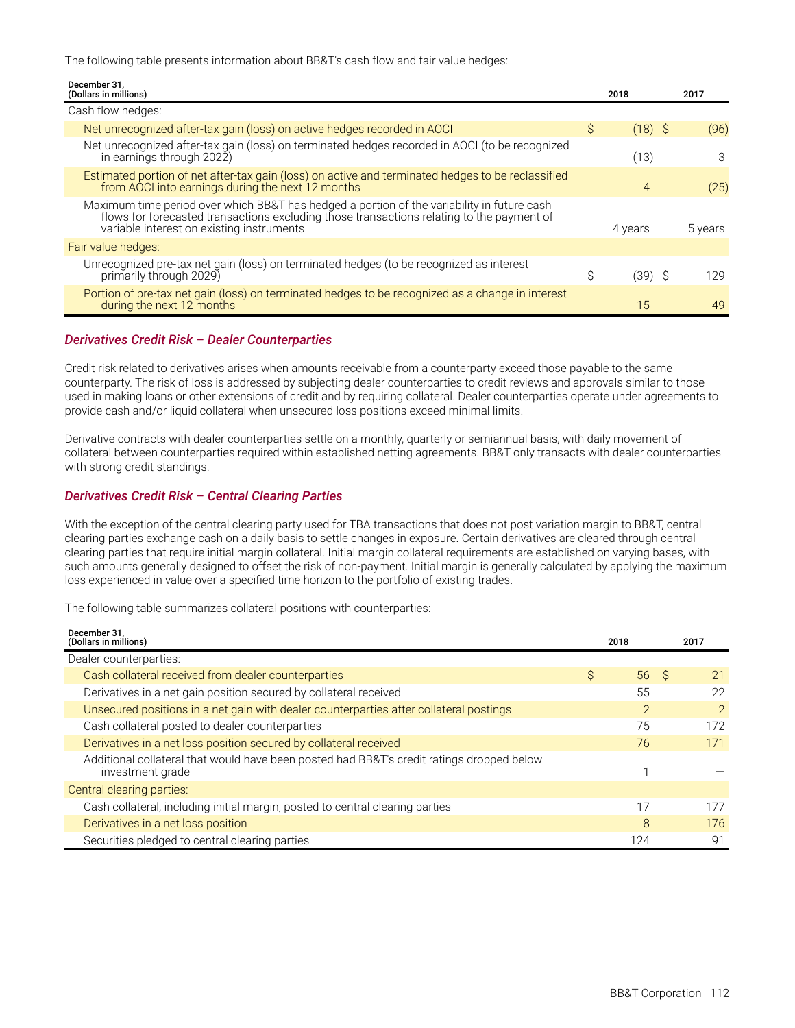The following table presents information about BB&T's cash flow and fair value hedges:

| December 31, (Dollars in millions) | 2018 | 2017 |
|---|---|---|
| Cash flow hedges: | | |
| Net unrecognized after-tax gain (loss) on active hedges recorded in AOCI | $ (18) | $ (96) |
| Net unrecognized after-tax gain (loss) on terminated hedges recorded in AOCI (to be recognized in earnings through 2022) | (13) | 3 |
| Estimated portion of net after-tax gain (loss) on active and terminated hedges to be reclassified from AOCI into earnings during the next 12 months | 4 | (25) |
| Maximum time period over which BB&T has hedged a portion of the variability in future cash flows for forecasted transactions excluding those transactions relating to the payment of variable interest on existing instruments | 4 years | 5 years |
| Fair value hedges: | | |
| Unrecognized pre-tax net gain (loss) on terminated hedges (to be recognized as interest primarily through 2029) | $ (39) | $ 129 |
| Portion of pre-tax net gain (loss) on terminated hedges to be recognized as a change in interest during the next 12 months | 15 | 49 |

### *Derivatives Credit Risk – Dealer Counterparties*

Credit risk related to derivatives arises when amounts receivable from a counterparty exceed those payable to the same counterparty. The risk of loss is addressed by subjecting dealer counterparties to credit reviews and approvals similar to those used in making loans or other extensions of credit and by requiring collateral. Dealer counterparties operate under agreements to provide cash and/or liquid collateral when unsecured loss positions exceed minimal limits.

Derivative contracts with dealer counterparties settle on a monthly, quarterly or semiannual basis, with daily movement of collateral between counterparties required within established netting agreements. BB&T only transacts with dealer counterparties with strong credit standings.

### *Derivatives Credit Risk – Central Clearing Parties*

With the exception of the central clearing party used for TBA transactions that does not post variation margin to BB&T, central clearing parties exchange cash on a daily basis to settle changes in exposure. Certain derivatives are cleared through central clearing parties that require initial margin collateral. Initial margin collateral requirements are established on varying bases, with such amounts generally designed to offset the risk of non-payment. Initial margin is generally calculated by applying the maximum loss experienced in value over a specified time horizon to the portfolio of existing trades.

The following table summarizes collateral positions with counterparties:

| December 31, (Dollars in millions) | 2018 | 2017 |
|---|---|---|
| Dealer counterparties: | | |
| Cash collateral received from dealer counterparties | $ 56 | $ 21 |
| Derivatives in a net gain position secured by collateral received | 55 | 22 |
| Unsecured positions in a net gain with dealer counterparties after collateral postings | 2 | 2 |
| Cash collateral posted to dealer counterparties | 75 | 172 |
| Derivatives in a net loss position secured by collateral received | 76 | 171 |
| Additional collateral that would have been posted had BB&T's credit ratings dropped below investment grade | 1 | — |
| Central clearing parties: | | |
| Cash collateral, including initial margin, posted to central clearing parties | 17 | 177 |
| Derivatives in a net loss position | 8 | 176 |
| Securities pledged to central clearing parties | 124 | 91 |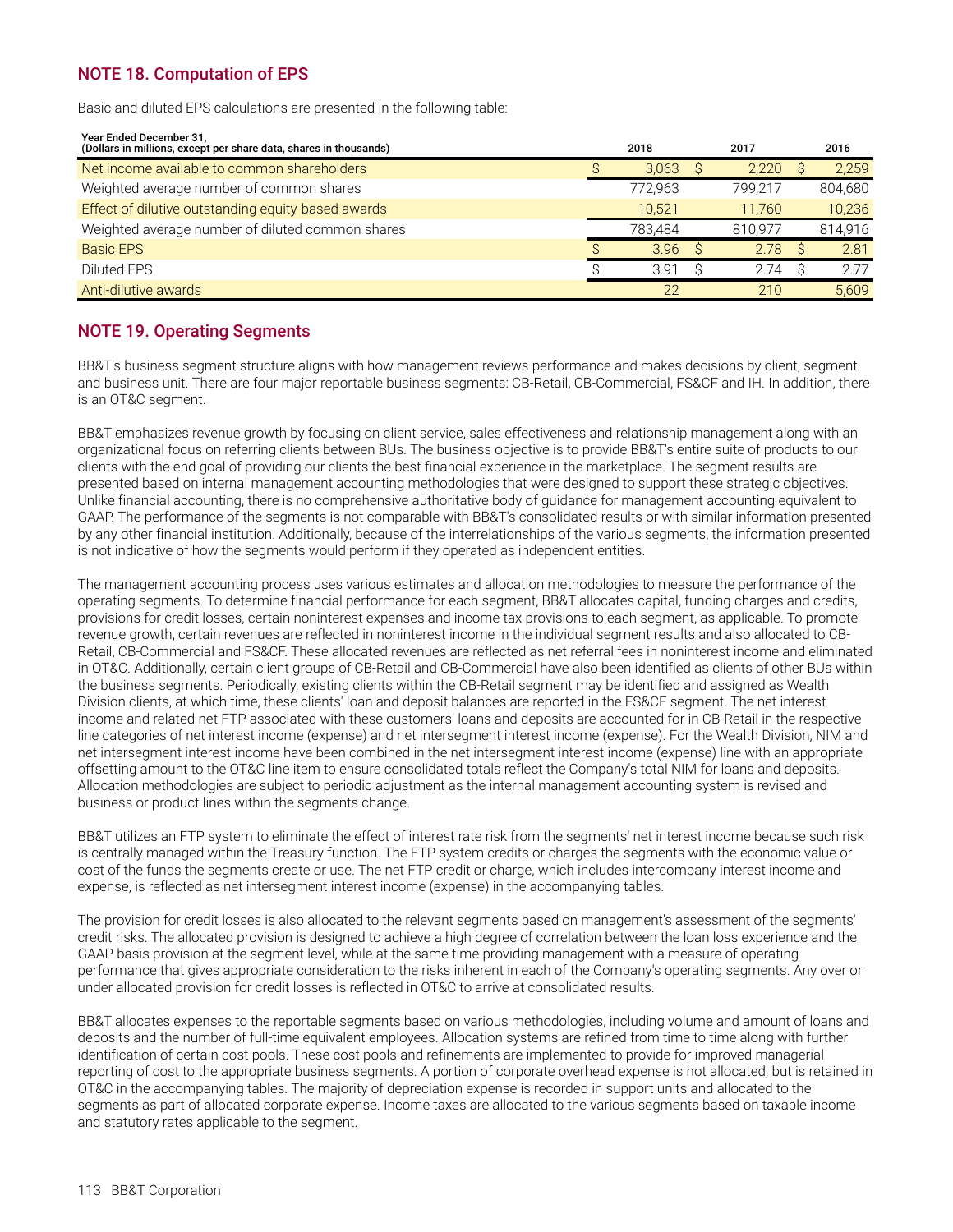## NOTE 18. Computation of EPS

Basic and diluted EPS calculations are presented in the following table:

| Year Ended December 31, (Dollars in millions, except per share data, shares in thousands) | 2018 | 2017 | 2016 |
|---|---|---|---|
| Net income available to common shareholders | $ 3,063 | $ 2,220 | $ 2,259 |
| Weighted average number of common shares | 772,963 | 799,217 | 804,680 |
| Effect of dilutive outstanding equity-based awards | 10,521 | 11,760 | 10,236 |
| Weighted average number of diluted common shares | 783,484 | 810,977 | 814,916 |
| Basic EPS | $ 3.96 | $ 2.78 | $ 2.81 |
| Diluted EPS | $ 3.91 | $ 2.74 | $ 2.77 |
| Anti-dilutive awards | 22 | 210 | 5,609 |

## NOTE 19. Operating Segments

BB&T's business segment structure aligns with how management reviews performance and makes decisions by client, segment and business unit. There are four major reportable business segments: CB-Retail, CB-Commercial, FS&CF and IH. In addition, there is an OT&C segment.

BB&T emphasizes revenue growth by focusing on client service, sales effectiveness and relationship management along with an organizational focus on referring clients between BUs. The business objective is to provide BB&T's entire suite of products to our clients with the end goal of providing our clients the best financial experience in the marketplace. The segment results are presented based on internal management accounting methodologies that were designed to support these strategic objectives. Unlike financial accounting, there is no comprehensive authoritative body of guidance for management accounting equivalent to GAAP. The performance of the segments is not comparable with BB&T's consolidated results or with similar information presented by any other financial institution. Additionally, because of the interrelationships of the various segments, the information presented is not indicative of how the segments would perform if they operated as independent entities.

The management accounting process uses various estimates and allocation methodologies to measure the performance of the operating segments. To determine financial performance for each segment, BB&T allocates capital, funding charges and credits, provisions for credit losses, certain noninterest expenses and income tax provisions to each segment, as applicable. To promote revenue growth, certain revenues are reflected in noninterest income in the individual segment results and also allocated to CB-Retail, CB-Commercial and FS&CF. These allocated revenues are reflected as net referral fees in noninterest income and eliminated in OT&C. Additionally, certain client groups of CB-Retail and CB-Commercial have also been identified as clients of other BUs within the business segments. Periodically, existing clients within the CB-Retail segment may be identified and assigned as Wealth Division clients, at which time, these clients' loan and deposit balances are reported in the FS&CF segment. The net interest income and related net FTP associated with these customers' loans and deposits are accounted for in CB-Retail in the respective line categories of net interest income (expense) and net intersegment interest income (expense). For the Wealth Division, NIM and net intersegment interest income have been combined in the net intersegment interest income (expense) line with an appropriate offsetting amount to the OT&C line item to ensure consolidated totals reflect the Company's total NIM for loans and deposits. Allocation methodologies are subject to periodic adjustment as the internal management accounting system is revised and business or product lines within the segments change.

BB&T utilizes an FTP system to eliminate the effect of interest rate risk from the segments' net interest income because such risk is centrally managed within the Treasury function. The FTP system credits or charges the segments with the economic value or cost of the funds the segments create or use. The net FTP credit or charge, which includes intercompany interest income and expense, is reflected as net intersegment interest income (expense) in the accompanying tables.

The provision for credit losses is also allocated to the relevant segments based on management's assessment of the segments' credit risks. The allocated provision is designed to achieve a high degree of correlation between the loan loss experience and the GAAP basis provision at the segment level, while at the same time providing management with a measure of operating performance that gives appropriate consideration to the risks inherent in each of the Company's operating segments. Any over or under allocated provision for credit losses is reflected in OT&C to arrive at consolidated results.

BB&T allocates expenses to the reportable segments based on various methodologies, including volume and amount of loans and deposits and the number of full-time equivalent employees. Allocation systems are refined from time to time along with further identification of certain cost pools. These cost pools and refinements are implemented to provide for improved managerial reporting of cost to the appropriate business segments. A portion of corporate overhead expense is not allocated, but is retained in OT&C in the accompanying tables. The majority of depreciation expense is recorded in support units and allocated to the segments as part of allocated corporate expense. Income taxes are allocated to the various segments based on taxable income and statutory rates applicable to the segment.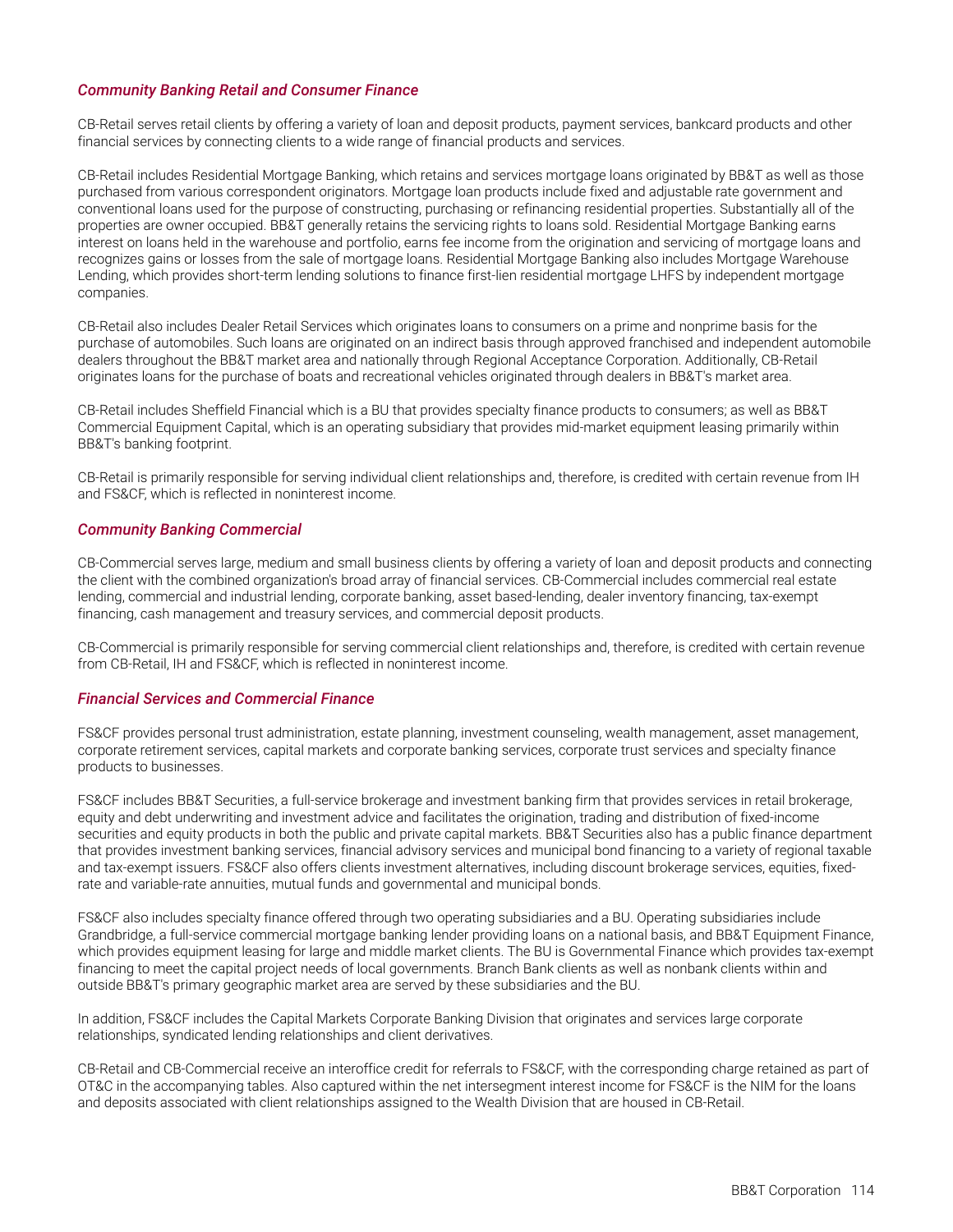### *Community Banking Retail and Consumer Finance*

CB-Retail serves retail clients by offering a variety of loan and deposit products, payment services, bankcard products and other financial services by connecting clients to a wide range of financial products and services.

CB-Retail includes Residential Mortgage Banking, which retains and services mortgage loans originated by BB&T as well as those purchased from various correspondent originators. Mortgage loan products include fixed and adjustable rate government and conventional loans used for the purpose of constructing, purchasing or refinancing residential properties. Substantially all of the properties are owner occupied. BB&T generally retains the servicing rights to loans sold. Residential Mortgage Banking earns interest on loans held in the warehouse and portfolio, earns fee income from the origination and servicing of mortgage loans and recognizes gains or losses from the sale of mortgage loans. Residential Mortgage Banking also includes Mortgage Warehouse Lending, which provides short-term lending solutions to finance first-lien residential mortgage LHFS by independent mortgage companies.

CB-Retail also includes Dealer Retail Services which originates loans to consumers on a prime and nonprime basis for the purchase of automobiles. Such loans are originated on an indirect basis through approved franchised and independent automobile dealers throughout the BB&T market area and nationally through Regional Acceptance Corporation. Additionally, CB-Retail originates loans for the purchase of boats and recreational vehicles originated through dealers in BB&T's market area.

CB-Retail includes Sheffield Financial which is a BU that provides specialty finance products to consumers; as well as BB&T Commercial Equipment Capital, which is an operating subsidiary that provides mid-market equipment leasing primarily within BB&T's banking footprint.

CB-Retail is primarily responsible for serving individual client relationships and, therefore, is credited with certain revenue from IH and FS&CF, which is reflected in noninterest income.

### *Community Banking Commercial*

CB-Commercial serves large, medium and small business clients by offering a variety of loan and deposit products and connecting the client with the combined organization's broad array of financial services. CB-Commercial includes commercial real estate lending, commercial and industrial lending, corporate banking, asset based-lending, dealer inventory financing, tax-exempt financing, cash management and treasury services, and commercial deposit products.

CB-Commercial is primarily responsible for serving commercial client relationships and, therefore, is credited with certain revenue from CB-Retail, IH and FS&CF, which is reflected in noninterest income.

### *Financial Services and Commercial Finance*

FS&CF provides personal trust administration, estate planning, investment counseling, wealth management, asset management, corporate retirement services, capital markets and corporate banking services, corporate trust services and specialty finance products to businesses.

FS&CF includes BB&T Securities, a full-service brokerage and investment banking firm that provides services in retail brokerage, equity and debt underwriting and investment advice and facilitates the origination, trading and distribution of fixed-income securities and equity products in both the public and private capital markets. BB&T Securities also has a public finance department that provides investment banking services, financial advisory services and municipal bond financing to a variety of regional taxable and tax-exempt issuers. FS&CF also offers clients investment alternatives, including discount brokerage services, equities, fixed-rate and variable-rate annuities, mutual funds and governmental and municipal bonds.

FS&CF also includes specialty finance offered through two operating subsidiaries and a BU. Operating subsidiaries include Grandbridge, a full-service commercial mortgage banking lender providing loans on a national basis, and BB&T Equipment Finance, which provides equipment leasing for large and middle market clients. The BU is Governmental Finance which provides tax-exempt financing to meet the capital project needs of local governments. Branch Bank clients as well as nonbank clients within and outside BB&T's primary geographic market area are served by these subsidiaries and the BU.

In addition, FS&CF includes the Capital Markets Corporate Banking Division that originates and services large corporate relationships, syndicated lending relationships and client derivatives.

CB-Retail and CB-Commercial receive an interoffice credit for referrals to FS&CF, with the corresponding charge retained as part of OT&C in the accompanying tables. Also captured within the net intersegment interest income for FS&CF is the NIM for the loans and deposits associated with client relationships assigned to the Wealth Division that are housed in CB-Retail.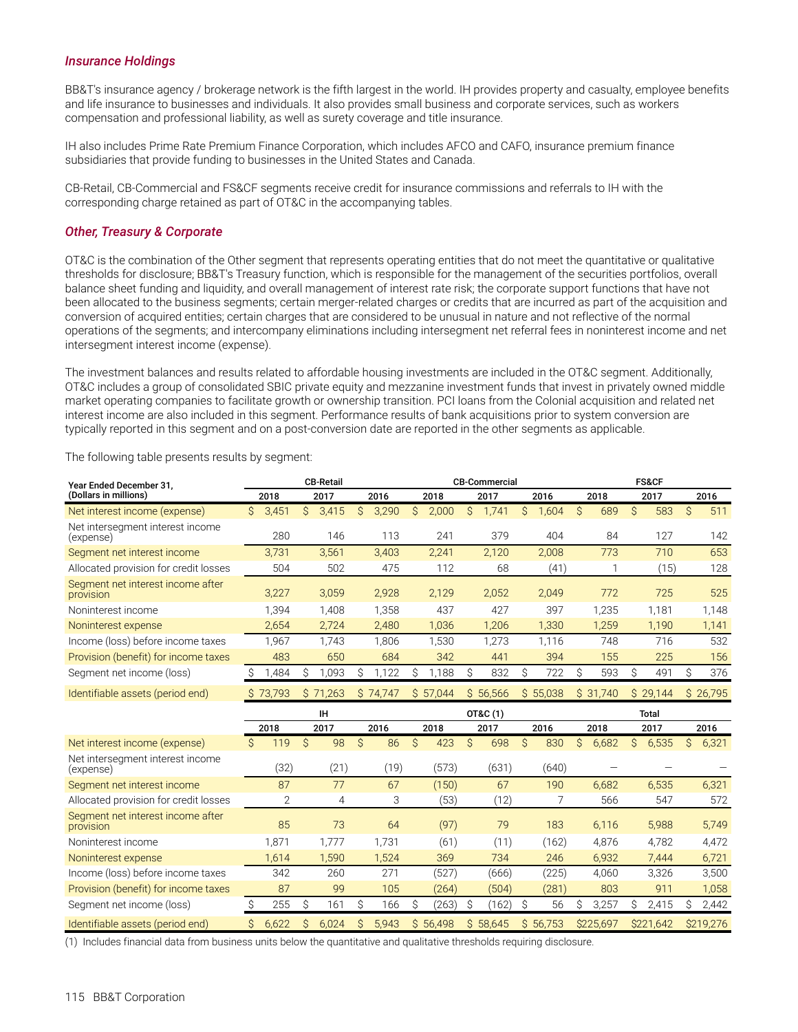### *Insurance Holdings*

BB&T's insurance agency / brokerage network is the fifth largest in the world. IH provides property and casualty, employee benefits and life insurance to businesses and individuals. It also provides small business and corporate services, such as workers compensation and professional liability, as well as surety coverage and title insurance.

IH also includes Prime Rate Premium Finance Corporation, which includes AFCO and CAFO, insurance premium finance subsidiaries that provide funding to businesses in the United States and Canada.

CB-Retail, CB-Commercial and FS&CF segments receive credit for insurance commissions and referrals to IH with the corresponding charge retained as part of OT&C in the accompanying tables.

### *Other, Treasury & Corporate*

OT&C is the combination of the Other segment that represents operating entities that do not meet the quantitative or qualitative thresholds for disclosure; BB&T's Treasury function, which is responsible for the management of the securities portfolios, overall balance sheet funding and liquidity, and overall management of interest rate risk; the corporate support functions that have not been allocated to the business segments; certain merger-related charges or credits that are incurred as part of the acquisition and conversion of acquired entities; certain charges that are considered to be unusual in nature and not reflective of the normal operations of the segments; and intercompany eliminations including intersegment net referral fees in noninterest income and net intersegment interest income (expense).

The investment balances and results related to affordable housing investments are included in the OT&C segment. Additionally, OT&C includes a group of consolidated SBIC private equity and mezzanine investment funds that invest in privately owned middle market operating companies to facilitate growth or ownership transition. PCI loans from the Colonial acquisition and related net interest income are also included in this segment. Performance results of bank acquisitions prior to system conversion are typically reported in this segment and on a post-conversion date are reported in the other segments as applicable.

The following table presents results by segment:

| Year Ended December 31, (Dollars in millions) | CB-Retail | | | CB-Commercial | | | FS&CF | | |
|---|---|---|---|---|---|---|---|---|---|
| | 2018 | 2017 | 2016 | 2018 | 2017 | 2016 | 2018 | 2017 | 2016 |
| Net interest income (expense) | $ 3,451 | $ 3,415 | $ 3,290 | $ 2,000 | $ 1,741 | $ 1,604 | $ 689 | $ 583 | $ 511 |
| Net intersegment interest income (expense) | 280 | 146 | 113 | 241 | 379 | 404 | 84 | 127 | 142 |
| Segment net interest income | 3,731 | 3,561 | 3,403 | 2,241 | 2,120 | 2,008 | 773 | 710 | 653 |
| Allocated provision for credit losses | 504 | 502 | 475 | 112 | 68 | (41) | 1 | (15) | 128 |
| Segment net interest income after provision | 3,227 | 3,059 | 2,928 | 2,129 | 2,052 | 2,049 | 772 | 725 | 525 |
| Noninterest income | 1,394 | 1,408 | 1,358 | 437 | 427 | 397 | 1,235 | 1,181 | 1,148 |
| Noninterest expense | 2,654 | 2,724 | 2,480 | 1,036 | 1,206 | 1,330 | 1,259 | 1,190 | 1,141 |
| Income (loss) before income taxes | 1,967 | 1,743 | 1,806 | 1,530 | 1,273 | 1,116 | 748 | 716 | 532 |
| Provision (benefit) for income taxes | 483 | 650 | 684 | 342 | 441 | 394 | 155 | 225 | 156 |
| Segment net income (loss) | $ 1,484 | $ 1,093 | $ 1,122 | $ 1,188 | $ 832 | $ 722 | $ 593 | $ 491 | $ 376 |
| Identifiable assets (period end) | $ 73,793 | $ 71,263 | $ 74,747 | $ 57,044 | $ 56,566 | $ 55,038 | $ 31,740 | $ 29,144 | $ 26,795 |

| | IH | | | OT&C (1) | | | Total | | |
|---|---|---|---|---|---|---|---|---|---|
| | 2018 | 2017 | 2016 | 2018 | 2017 | 2016 | 2018 | 2017 | 2016 |
| Net interest income (expense) | $ 119 | $ 98 | $ 86 | $ 423 | $ 698 | $ 830 | $ 6,682 | $ 6,535 | $ 6,321 |
| Net intersegment interest income (expense) | (32) | (21) | (19) | (573) | (631) | (640) | — | — | — |
| Segment net interest income | 87 | 77 | 67 | (150) | 67 | 190 | 6,682 | 6,535 | 6,321 |
| Allocated provision for credit losses | 2 | 4 | 3 | (53) | (12) | 7 | 566 | 547 | 572 |
| Segment net interest income after provision | 85 | 73 | 64 | (97) | 79 | 183 | 6,116 | 5,988 | 5,749 |
| Noninterest income | 1,871 | 1,777 | 1,731 | (61) | (11) | (162) | 4,876 | 4,782 | 4,472 |
| Noninterest expense | 1,614 | 1,590 | 1,524 | 369 | 734 | 246 | 6,932 | 7,444 | 6,721 |
| Income (loss) before income taxes | 342 | 260 | 271 | (527) | (666) | (225) | 4,060 | 3,326 | 3,500 |
| Provision (benefit) for income taxes | 87 | 99 | 105 | (264) | (504) | (281) | 803 | 911 | 1,058 |
| Segment net income (loss) | $ 255 | $ 161 | $ 166 | $ (263) | $ (162) | $ 56 | $ 3,257 | $ 2,415 | $ 2,442 |
| Identifiable assets (period end) | $ 6,622 | $ 6,024 | $ 5,943 | $ 56,498 | $ 58,645 | $ 56,753 | $225,697 | $221,642 | $219,276 |

(1) Includes financial data from business units below the quantitative and qualitative thresholds requiring disclosure.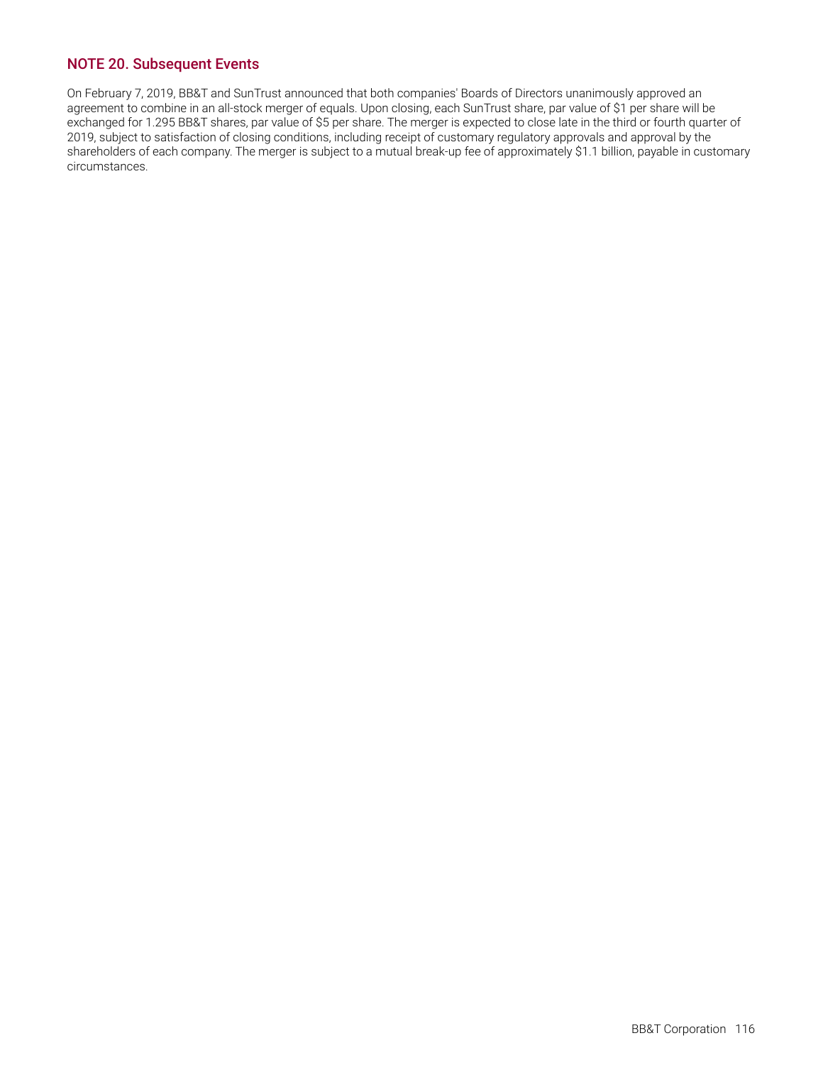## NOTE 20. Subsequent Events

On February 7, 2019, BB&T and SunTrust announced that both companies' Boards of Directors unanimously approved an agreement to combine in an all-stock merger of equals. Upon closing, each SunTrust share, par value of $1 per share will be exchanged for 1.295 BB&T shares, par value of $5 per share. The merger is expected to close late in the third or fourth quarter of 2019, subject to satisfaction of closing conditions, including receipt of customary regulatory approvals and approval by the shareholders of each company. The merger is subject to a mutual break-up fee of approximately $1.1 billion, payable in customary circumstances.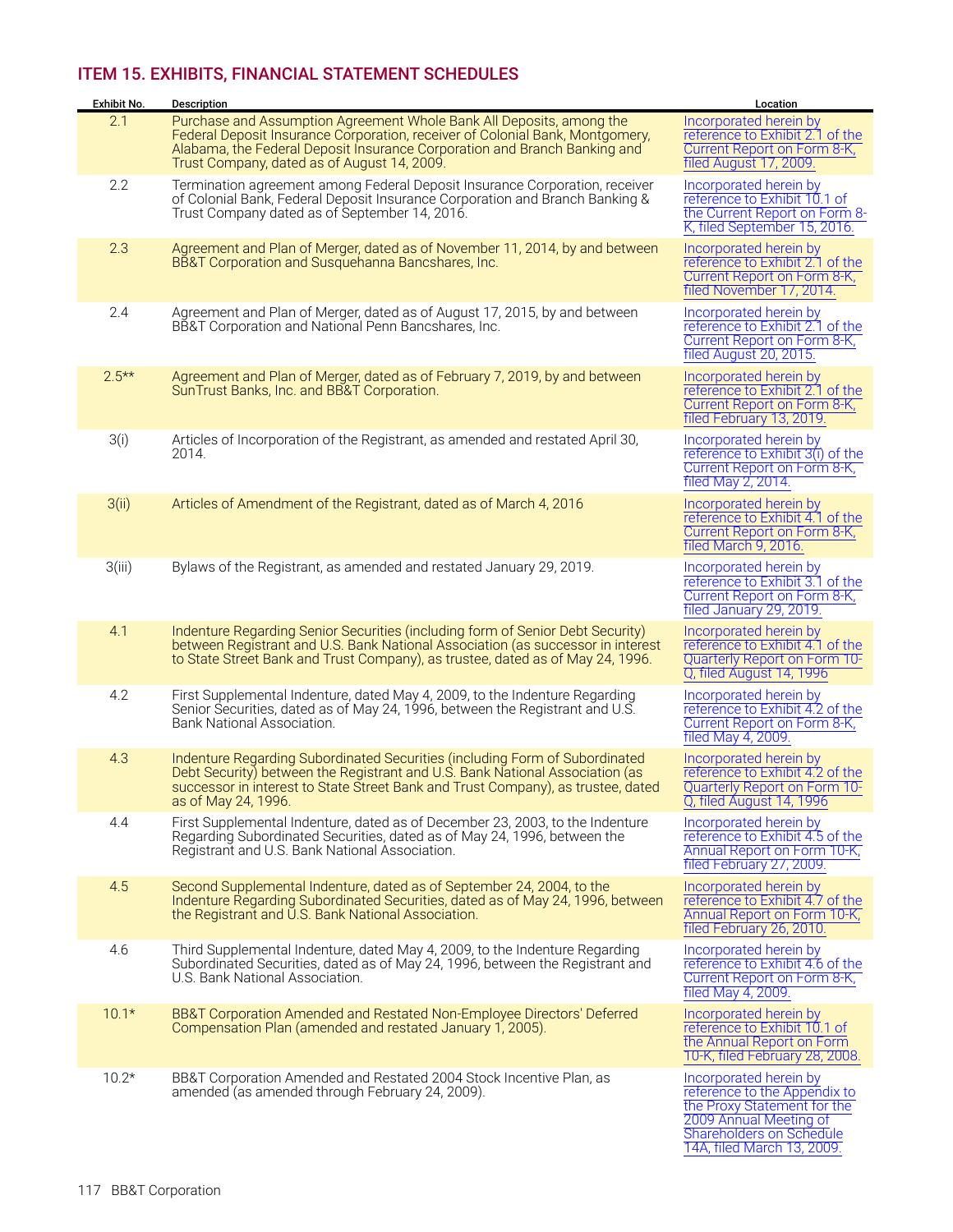## ITEM 15. EXHIBITS, FINANCIAL STATEMENT SCHEDULES

| Exhibit No. | Description | Location |
|---|---|---|
| 2.1 | Purchase and Assumption Agreement Whole Bank All Deposits, among the Federal Deposit Insurance Corporation, receiver of Colonial Bank, Montgomery, Alabama, the Federal Deposit Insurance Corporation and Branch Banking and Trust Company, dated as of August 14, 2009. | Incorporated herein by reference to Exhibit 2.1 of the Current Report on Form 8-K, filed August 17, 2009. |
| 2.2 | Termination agreement among Federal Deposit Insurance Corporation, receiver of Colonial Bank, Federal Deposit Insurance Corporation and Branch Banking & Trust Company dated as of September 14, 2016. | Incorporated herein by reference to Exhibit 10.1 of the Current Report on Form 8-K, filed September 15, 2016. |
| 2.3 | Agreement and Plan of Merger, dated as of November 11, 2014, by and between BB&T Corporation and Susquehanna Bancshares, Inc. | Incorporated herein by reference to Exhibit 2.1 of the Current Report on Form 8-K, filed November 17, 2014. |
| 2.4 | Agreement and Plan of Merger, dated as of August 17, 2015, by and between BB&T Corporation and National Penn Bancshares, Inc. | Incorporated herein by reference to Exhibit 2.1 of the Current Report on Form 8-K, filed August 20, 2015. |
| 2.5** | Agreement and Plan of Merger, dated as of February 7, 2019, by and between SunTrust Banks, Inc. and BB&T Corporation. | Incorporated herein by reference to Exhibit 2.1 of the Current Report on Form 8-K, filed February 13, 2019. |
| 3(i) | Articles of Incorporation of the Registrant, as amended and restated April 30, 2014. | Incorporated herein by reference to Exhibit 3(i) of the Current Report on Form 8-K, filed May 2, 2014. |
| 3(ii) | Articles of Amendment of the Registrant, dated as of March 4, 2016 | Incorporated herein by reference to Exhibit 4.1 of the Current Report on Form 8-K, filed March 9, 2016. |
| 3(iii) | Bylaws of the Registrant, as amended and restated January 29, 2019. | Incorporated herein by reference to Exhibit 3.1 of the Current Report on Form 8-K, filed January 29, 2019. |
| 4.1 | Indenture Regarding Senior Securities (including form of Senior Debt Security) between Registrant and U.S. Bank National Association (as successor in interest to State Street Bank and Trust Company), as trustee, dated as of May 24, 1996. | Incorporated herein by reference to Exhibit 4.1 of the Quarterly Report on Form 10-Q, filed August 14, 1996 |
| 4.2 | First Supplemental Indenture, dated May 4, 2009, to the Indenture Regarding Senior Securities, dated as of May 24, 1996, between the Registrant and U.S. Bank National Association. | Incorporated herein by reference to Exhibit 4.2 of the Current Report on Form 8-K, filed May 4, 2009. |
| 4.3 | Indenture Regarding Subordinated Securities (including Form of Subordinated Debt Security) between the Registrant and U.S. Bank National Association (as successor in interest to State Street Bank and Trust Company), as trustee, dated as of May 24, 1996. | Incorporated herein by reference to Exhibit 4.2 of the Quarterly Report on Form 10-Q, filed August 14, 1996 |
| 4.4 | First Supplemental Indenture, dated as of December 23, 2003, to the Indenture Regarding Subordinated Securities, dated as of May 24, 1996, between the Registrant and U.S. Bank National Association. | Incorporated herein by reference to Exhibit 4.5 of the Annual Report on Form 10-K, filed February 27, 2009. |
| 4.5 | Second Supplemental Indenture, dated as of September 24, 2004, to the Indenture Regarding Subordinated Securities, dated as of May 24, 1996, between the Registrant and U.S. Bank National Association. | Incorporated herein by reference to Exhibit 4.7 of the Annual Report on Form 10-K, filed February 26, 2010. |
| 4.6 | Third Supplemental Indenture, dated May 4, 2009, to the Indenture Regarding Subordinated Securities, dated as of May 24, 1996, between the Registrant and U.S. Bank National Association. | Incorporated herein by reference to Exhibit 4.6 of the Current Report on Form 8-K, filed May 4, 2009. |
| 10.1* | BB&T Corporation Amended and Restated Non-Employee Directors' Deferred Compensation Plan (amended and restated January 1, 2005). | Incorporated herein by reference to Exhibit 10.1 of the Annual Report on Form 10-K, filed February 28, 2008. |
| 10.2* | BB&T Corporation Amended and Restated 2004 Stock Incentive Plan, as amended (as amended through February 24, 2009). | Incorporated herein by reference to the Appendix to the Proxy Statement for the 2009 Annual Meeting of Shareholders on Schedule 14A, filed March 13, 2009. |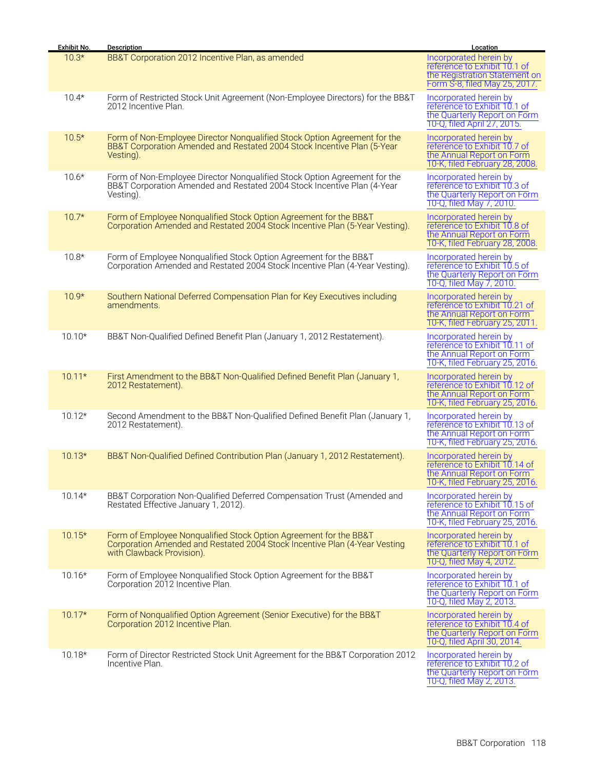| Exhibit No. | Description | Location |
| --- | --- | --- |
| 10.3* | BB&T Corporation 2012 Incentive Plan, as amended | Incorporated herein by reference to Exhibit 10.1 of the Registration Statement on Form S-8, filed May 25, 2017. |
| 10.4* | Form of Restricted Stock Unit Agreement (Non-Employee Directors) for the BB&T 2012 Incentive Plan. | Incorporated herein by reference to Exhibit 10.1 of the Quarterly Report on Form 10-Q, filed April 27, 2015. |
| 10.5* | Form of Non-Employee Director Nonqualified Stock Option Agreement for the BB&T Corporation Amended and Restated 2004 Stock Incentive Plan (5-Year Vesting). | Incorporated herein by reference to Exhibit 10.7 of the Annual Report on Form 10-K, filed February 28, 2008. |
| 10.6* | Form of Non-Employee Director Nonqualified Stock Option Agreement for the BB&T Corporation Amended and Restated 2004 Stock Incentive Plan (4-Year Vesting). | Incorporated herein by reference to Exhibit 10.3 of the Quarterly Report on Form 10-Q, filed May 7, 2010. |
| 10.7* | Form of Employee Nonqualified Stock Option Agreement for the BB&T Corporation Amended and Restated 2004 Stock Incentive Plan (5-Year Vesting). | Incorporated herein by reference to Exhibit 10.8 of the Annual Report on Form 10-K, filed February 28, 2008. |
| 10.8* | Form of Employee Nonqualified Stock Option Agreement for the BB&T Corporation Amended and Restated 2004 Stock Incentive Plan (4-Year Vesting). | Incorporated herein by reference to Exhibit 10.5 of the Quarterly Report on Form 10-Q, filed May 7, 2010. |
| 10.9* | Southern National Deferred Compensation Plan for Key Executives including amendments. | Incorporated herein by reference to Exhibit 10.21 of the Annual Report on Form 10-K, filed February 25, 2011. |
| 10.10* | BB&T Non-Qualified Defined Benefit Plan (January 1, 2012 Restatement). | Incorporated herein by reference to Exhibit 10.11 of the Annual Report on Form 10-K, filed February 25, 2016. |
| 10.11* | First Amendment to the BB&T Non-Qualified Defined Benefit Plan (January 1, 2012 Restatement). | Incorporated herein by reference to Exhibit 10.12 of the Annual Report on Form 10-K, filed February 25, 2016. |
| 10.12* | Second Amendment to the BB&T Non-Qualified Defined Benefit Plan (January 1, 2012 Restatement). | Incorporated herein by reference to Exhibit 10.13 of the Annual Report on Form 10-K, filed February 25, 2016. |
| 10.13* | BB&T Non-Qualified Defined Contribution Plan (January 1, 2012 Restatement). | Incorporated herein by reference to Exhibit 10.14 of the Annual Report on Form 10-K, filed February 25, 2016. |
| 10.14* | BB&T Corporation Non-Qualified Deferred Compensation Trust (Amended and Restated Effective January 1, 2012). | Incorporated herein by reference to Exhibit 10.15 of the Annual Report on Form 10-K, filed February 25, 2016. |
| 10.15* | Form of Employee Nonqualified Stock Option Agreement for the BB&T Corporation Amended and Restated 2004 Stock Incentive Plan (4-Year Vesting with Clawback Provision). | Incorporated herein by reference to Exhibit 10.1 of the Quarterly Report on Form 10-Q, filed May 4, 2012. |
| 10.16* | Form of Employee Nonqualified Stock Option Agreement for the BB&T Corporation 2012 Incentive Plan. | Incorporated herein by reference to Exhibit 10.1 of the Quarterly Report on Form 10-Q, filed May 2, 2013. |
| 10.17* | Form of Nonqualified Option Agreement (Senior Executive) for the BB&T Corporation 2012 Incentive Plan. | Incorporated herein by reference to Exhibit 10.4 of the Quarterly Report on Form 10-Q, filed April 30, 2014. |
| 10.18* | Form of Director Restricted Stock Unit Agreement for the BB&T Corporation 2012 Incentive Plan. | Incorporated herein by reference to Exhibit 10.2 of the Quarterly Report on Form 10-Q, filed May 2, 2013. |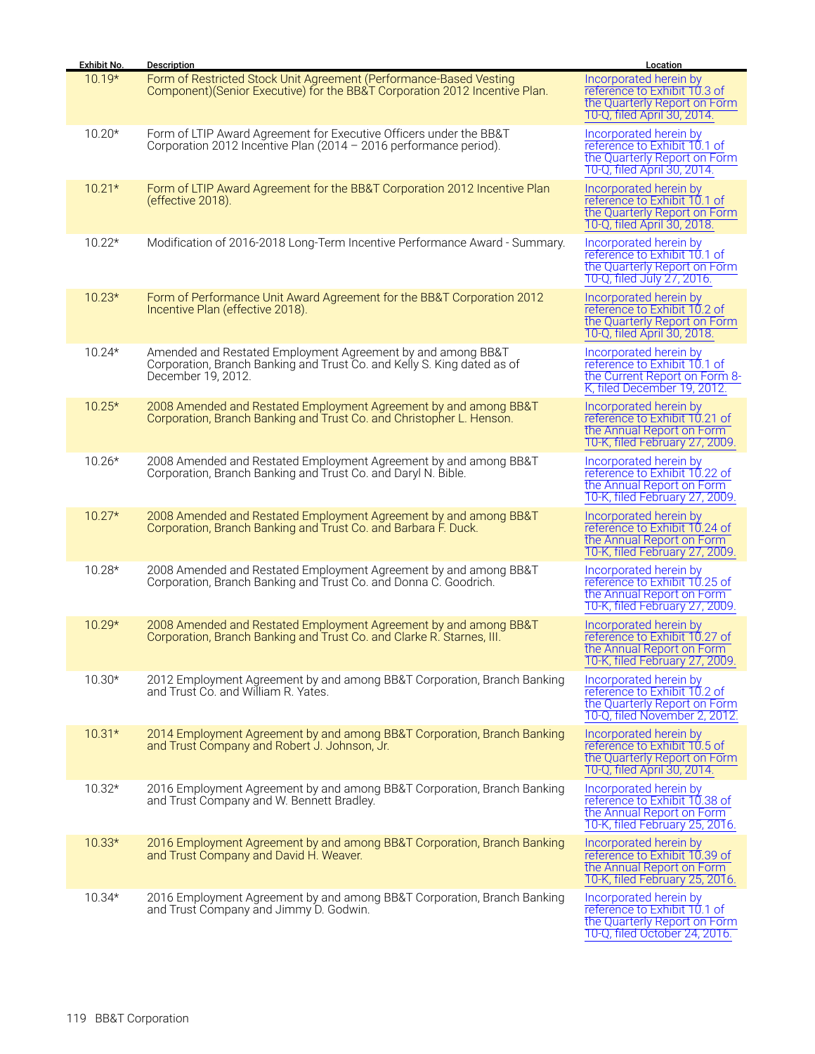| Exhibit No. | Description | Location |
|---|---|---|
| 10.19* | Form of Restricted Stock Unit Agreement (Performance-Based Vesting Component)(Senior Executive) for the BB&T Corporation 2012 Incentive Plan. | Incorporated herein by reference to Exhibit 10.3 of the Quarterly Report on Form 10-Q, filed April 30, 2014. |
| 10.20* | Form of LTIP Award Agreement for Executive Officers under the BB&T Corporation 2012 Incentive Plan (2014 – 2016 performance period). | Incorporated herein by reference to Exhibit 10.1 of the Quarterly Report on Form 10-Q, filed April 30, 2014. |
| 10.21* | Form of LTIP Award Agreement for the BB&T Corporation 2012 Incentive Plan (effective 2018). | Incorporated herein by reference to Exhibit 10.1 of the Quarterly Report on Form 10-Q, filed April 30, 2018. |
| 10.22* | Modification of 2016-2018 Long-Term Incentive Performance Award - Summary. | Incorporated herein by reference to Exhibit 10.1 of the Quarterly Report on Form 10-Q, filed July 27, 2016. |
| 10.23* | Form of Performance Unit Award Agreement for the BB&T Corporation 2012 Incentive Plan (effective 2018). | Incorporated herein by reference to Exhibit 10.2 of the Quarterly Report on Form 10-Q, filed April 30, 2018. |
| 10.24* | Amended and Restated Employment Agreement by and among BB&T Corporation, Branch Banking and Trust Co. and Kelly S. King dated as of December 19, 2012. | Incorporated herein by reference to Exhibit 10.1 of the Current Report on Form 8-K, filed December 19, 2012. |
| 10.25* | 2008 Amended and Restated Employment Agreement by and among BB&T Corporation, Branch Banking and Trust Co. and Christopher L. Henson. | Incorporated herein by reference to Exhibit 10.21 of the Annual Report on Form 10-K, filed February 27, 2009. |
| 10.26* | 2008 Amended and Restated Employment Agreement by and among BB&T Corporation, Branch Banking and Trust Co. and Daryl N. Bible. | Incorporated herein by reference to Exhibit 10.22 of the Annual Report on Form 10-K, filed February 27, 2009. |
| 10.27* | 2008 Amended and Restated Employment Agreement by and among BB&T Corporation, Branch Banking and Trust Co. and Barbara F. Duck. | Incorporated herein by reference to Exhibit 10.24 of the Annual Report on Form 10-K, filed February 27, 2009. |
| 10.28* | 2008 Amended and Restated Employment Agreement by and among BB&T Corporation, Branch Banking and Trust Co. and Donna C. Goodrich. | Incorporated herein by reference to Exhibit 10.25 of the Annual Report on Form 10-K, filed February 27, 2009. |
| 10.29* | 2008 Amended and Restated Employment Agreement by and among BB&T Corporation, Branch Banking and Trust Co. and Clarke R. Starnes, III. | Incorporated herein by reference to Exhibit 10.27 of the Annual Report on Form 10-K, filed February 27, 2009. |
| 10.30* | 2012 Employment Agreement by and among BB&T Corporation, Branch Banking and Trust Co. and William R. Yates. | Incorporated herein by reference to Exhibit 10.2 of the Quarterly Report on Form 10-Q, filed November 2, 2012. |
| 10.31* | 2014 Employment Agreement by and among BB&T Corporation, Branch Banking and Trust Company and Robert J. Johnson, Jr. | Incorporated herein by reference to Exhibit 10.5 of the Quarterly Report on Form 10-Q, filed April 30, 2014. |
| 10.32* | 2016 Employment Agreement by and among BB&T Corporation, Branch Banking and Trust Company and W. Bennett Bradley. | Incorporated herein by reference to Exhibit 10.38 of the Annual Report on Form 10-K, filed February 25, 2016. |
| 10.33* | 2016 Employment Agreement by and among BB&T Corporation, Branch Banking and Trust Company and David H. Weaver. | Incorporated herein by reference to Exhibit 10.39 of the Annual Report on Form 10-K, filed February 25, 2016. |
| 10.34* | 2016 Employment Agreement by and among BB&T Corporation, Branch Banking and Trust Company and Jimmy D. Godwin. | Incorporated herein by reference to Exhibit 10.1 of the Quarterly Report on Form 10-Q, filed October 24, 2016. |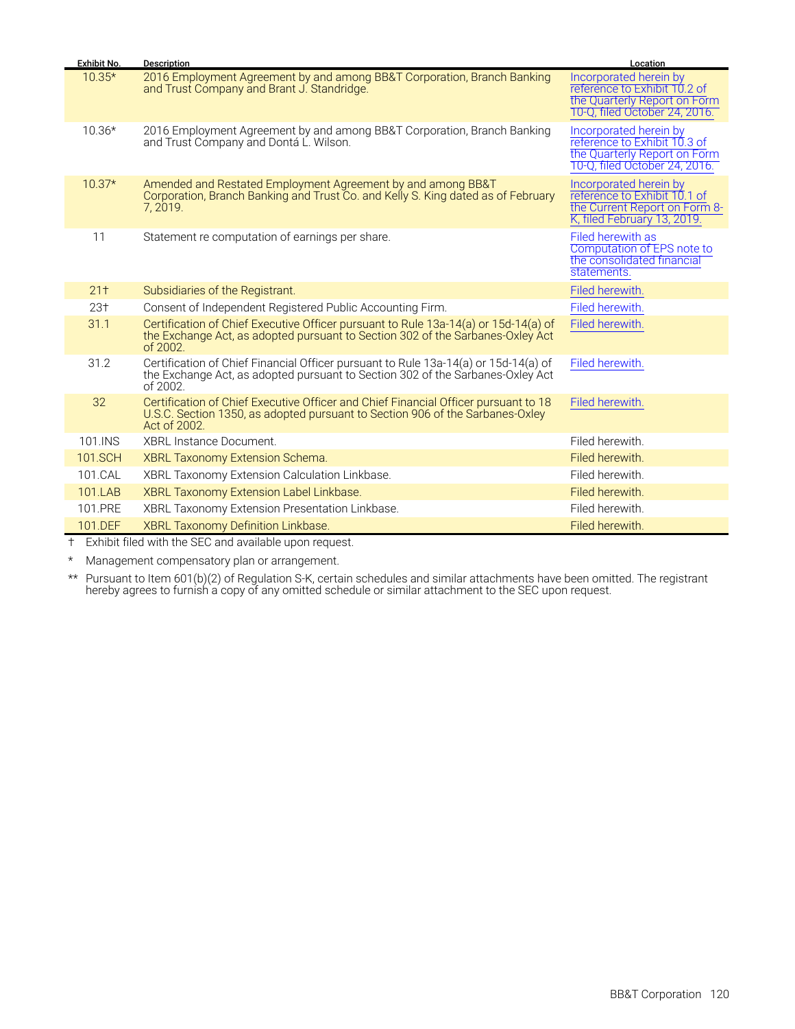| Exhibit No. | Description | Location |
|---|---|---|
| 10.35* | 2016 Employment Agreement by and among BB&T Corporation, Branch Banking and Trust Company and Brant J. Standridge. | Incorporated herein by reference to Exhibit 10.2 of the Quarterly Report on Form 10-Q, filed October 24, 2016. |
| 10.36* | 2016 Employment Agreement by and among BB&T Corporation, Branch Banking and Trust Company and Dontá L. Wilson. | Incorporated herein by reference to Exhibit 10.3 of the Quarterly Report on Form 10-Q, filed October 24, 2016. |
| 10.37* | Amended and Restated Employment Agreement by and among BB&T Corporation, Branch Banking and Trust Co. and Kelly S. King dated as of February 7, 2019. | Incorporated herein by reference to Exhibit 10.1 of the Current Report on Form 8-K, filed February 13, 2019. |
| 11 | Statement re computation of earnings per share. | Filed herewith as Computation of EPS note to the consolidated financial statements. |
| 21† | Subsidiaries of the Registrant. | Filed herewith. |
| 23† | Consent of Independent Registered Public Accounting Firm. | Filed herewith. |
| 31.1 | Certification of Chief Executive Officer pursuant to Rule 13a-14(a) or 15d-14(a) of the Exchange Act, as adopted pursuant to Section 302 of the Sarbanes-Oxley Act of 2002. | Filed herewith. |
| 31.2 | Certification of Chief Financial Officer pursuant to Rule 13a-14(a) or 15d-14(a) of the Exchange Act, as adopted pursuant to Section 302 of the Sarbanes-Oxley Act of 2002. | Filed herewith. |
| 32 | Certification of Chief Executive Officer and Chief Financial Officer pursuant to 18 U.S.C. Section 1350, as adopted pursuant to Section 906 of the Sarbanes-Oxley Act of 2002. | Filed herewith. |
| 101.INS | XBRL Instance Document. | Filed herewith. |
| 101.SCH | XBRL Taxonomy Extension Schema. | Filed herewith. |
| 101.CAL | XBRL Taxonomy Extension Calculation Linkbase. | Filed herewith. |
| 101.LAB | XBRL Taxonomy Extension Label Linkbase. | Filed herewith. |
| 101.PRE | XBRL Taxonomy Extension Presentation Linkbase. | Filed herewith. |
| 101.DEF | XBRL Taxonomy Definition Linkbase. | Filed herewith. |

† Exhibit filed with the SEC and available upon request.

* Management compensatory plan or arrangement.

** Pursuant to Item 601(b)(2) of Regulation S-K, certain schedules and similar attachments have been omitted. The registrant hereby agrees to furnish a copy of any omitted schedule or similar attachment to the SEC upon request.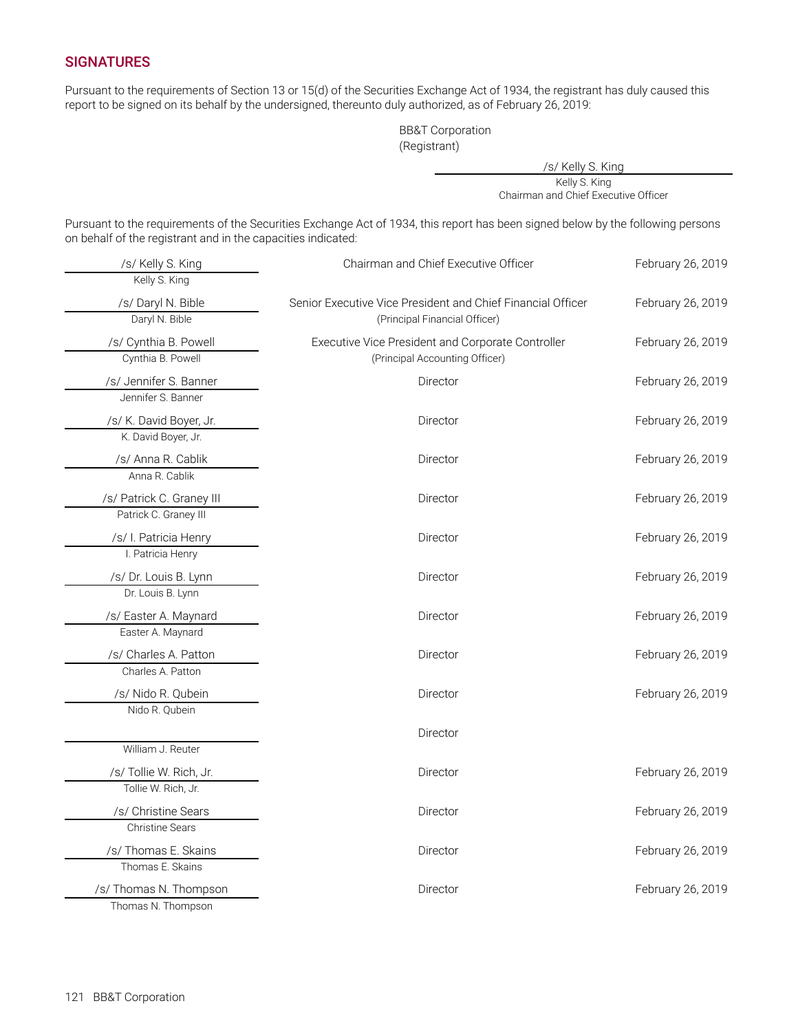## SIGNATURES

Pursuant to the requirements of Section 13 or 15(d) of the Securities Exchange Act of 1934, the registrant has duly caused this report to be signed on its behalf by the undersigned, thereunto duly authorized, as of February 26, 2019:

BB&T Corporation
(Registrant)

/s/ Kelly S. King
Kelly S. King
Chairman and Chief Executive Officer

Pursuant to the requirements of the Securities Exchange Act of 1934, this report has been signed below by the following persons on behalf of the registrant and in the capacities indicated:

| Signature | Title | Date |
|---|---|---|
| /s/ Kelly S. King<br>Kelly S. King | Chairman and Chief Executive Officer | February 26, 2019 |
| /s/ Daryl N. Bible<br>Daryl N. Bible | Senior Executive Vice President and Chief Financial Officer<br>(Principal Financial Officer) | February 26, 2019 |
| /s/ Cynthia B. Powell<br>Cynthia B. Powell | Executive Vice President and Corporate Controller<br>(Principal Accounting Officer) | February 26, 2019 |
| /s/ Jennifer S. Banner<br>Jennifer S. Banner | Director | February 26, 2019 |
| /s/ K. David Boyer, Jr.<br>K. David Boyer, Jr. | Director | February 26, 2019 |
| /s/ Anna R. Cablik<br>Anna R. Cablik | Director | February 26, 2019 |
| /s/ Patrick C. Graney III<br>Patrick C. Graney III | Director | February 26, 2019 |
| /s/ I. Patricia Henry<br>I. Patricia Henry | Director | February 26, 2019 |
| /s/ Dr. Louis B. Lynn<br>Dr. Louis B. Lynn | Director | February 26, 2019 |
| /s/ Easter A. Maynard<br>Easter A. Maynard | Director | February 26, 2019 |
| /s/ Charles A. Patton<br>Charles A. Patton | Director | February 26, 2019 |
| /s/ Nido R. Qubein<br>Nido R. Qubein | Director | February 26, 2019 |
| William J. Reuter | Director | |
| /s/ Tollie W. Rich, Jr.<br>Tollie W. Rich, Jr. | Director | February 26, 2019 |
| /s/ Christine Sears<br>Christine Sears | Director | February 26, 2019 |
| /s/ Thomas E. Skains<br>Thomas E. Skains | Director | February 26, 2019 |
| /s/ Thomas N. Thompson<br>Thomas N. Thompson | Director | February 26, 2019 |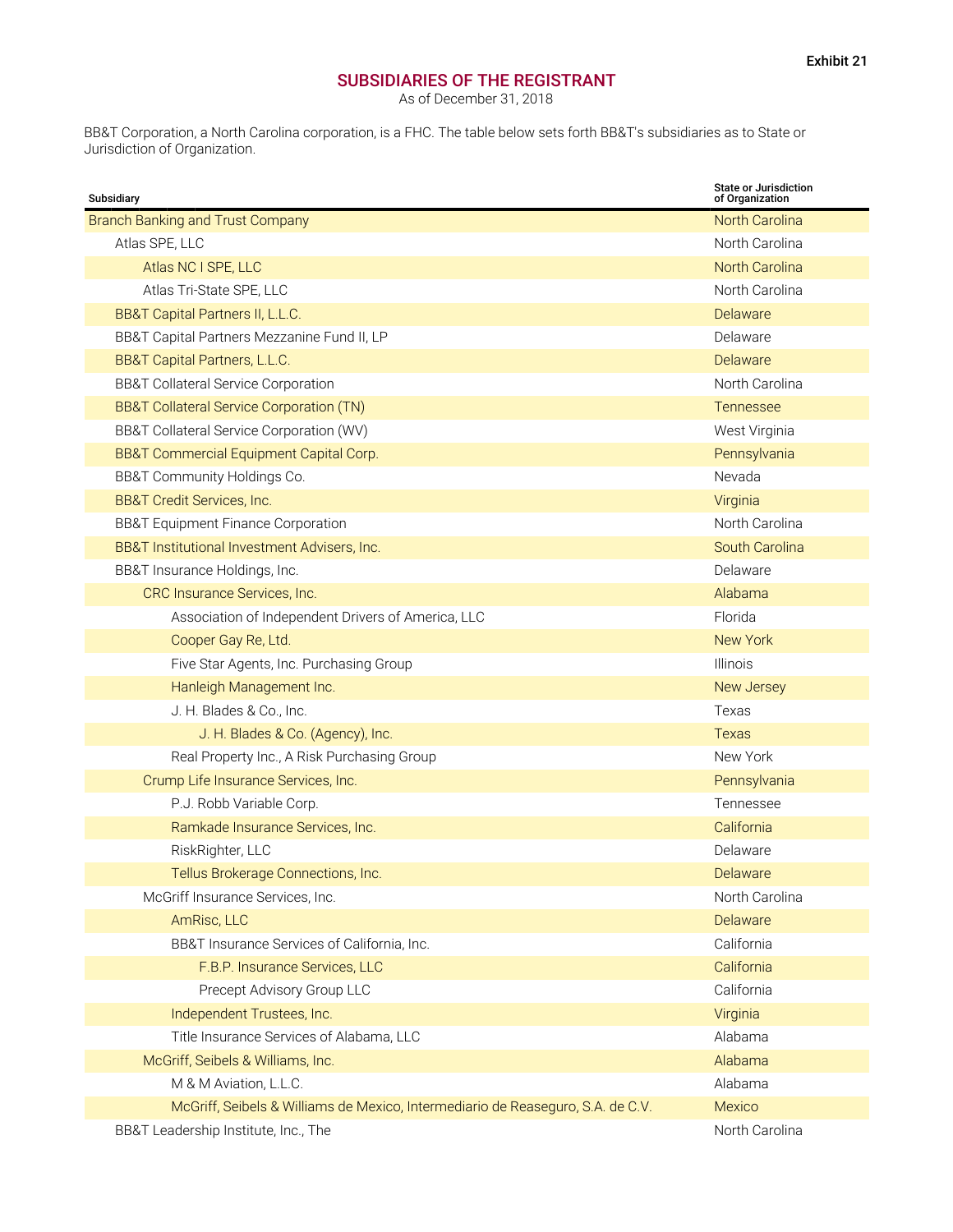Exhibit 21

## SUBSIDIARIES OF THE REGISTRANT

As of December 31, 2018

BB&T Corporation, a North Carolina corporation, is a FHC. The table below sets forth BB&T's subsidiaries as to State or Jurisdiction of Organization.

| Subsidiary | State or Jurisdiction of Organization |
|---|---|
| Branch Banking and Trust Company | North Carolina |
| Atlas SPE, LLC | North Carolina |
| Atlas NC I SPE, LLC | North Carolina |
| Atlas Tri-State SPE, LLC | North Carolina |
| BB&T Capital Partners II, L.L.C. | Delaware |
| BB&T Capital Partners Mezzanine Fund II, LP | Delaware |
| BB&T Capital Partners, L.L.C. | Delaware |
| BB&T Collateral Service Corporation | North Carolina |
| BB&T Collateral Service Corporation (TN) | Tennessee |
| BB&T Collateral Service Corporation (WV) | West Virginia |
| BB&T Commercial Equipment Capital Corp. | Pennsylvania |
| BB&T Community Holdings Co. | Nevada |
| BB&T Credit Services, Inc. | Virginia |
| BB&T Equipment Finance Corporation | North Carolina |
| BB&T Institutional Investment Advisers, Inc. | South Carolina |
| BB&T Insurance Holdings, Inc. | Delaware |
| CRC Insurance Services, Inc. | Alabama |
| Association of Independent Drivers of America, LLC | Florida |
| Cooper Gay Re, Ltd. | New York |
| Five Star Agents, Inc. Purchasing Group | Illinois |
| Hanleigh Management Inc. | New Jersey |
| J. H. Blades & Co., Inc. | Texas |
| J. H. Blades & Co. (Agency), Inc. | Texas |
| Real Property Inc., A Risk Purchasing Group | New York |
| Crump Life Insurance Services, Inc. | Pennsylvania |
| P.J. Robb Variable Corp. | Tennessee |
| Ramkade Insurance Services, Inc. | California |
| RiskRighter, LLC | Delaware |
| Tellus Brokerage Connections, Inc. | Delaware |
| McGriff Insurance Services, Inc. | North Carolina |
| AmRisc, LLC | Delaware |
| BB&T Insurance Services of California, Inc. | California |
| F.B.P. Insurance Services, LLC | California |
| Precept Advisory Group LLC | California |
| Independent Trustees, Inc. | Virginia |
| Title Insurance Services of Alabama, LLC | Alabama |
| McGriff, Seibels & Williams, Inc. | Alabama |
| M & M Aviation, L.L.C. | Alabama |
| McGriff, Seibels & Williams de Mexico, Intermediario de Reaseguro, S.A. de C.V. | Mexico |
| BB&T Leadership Institute, Inc., The | North Carolina |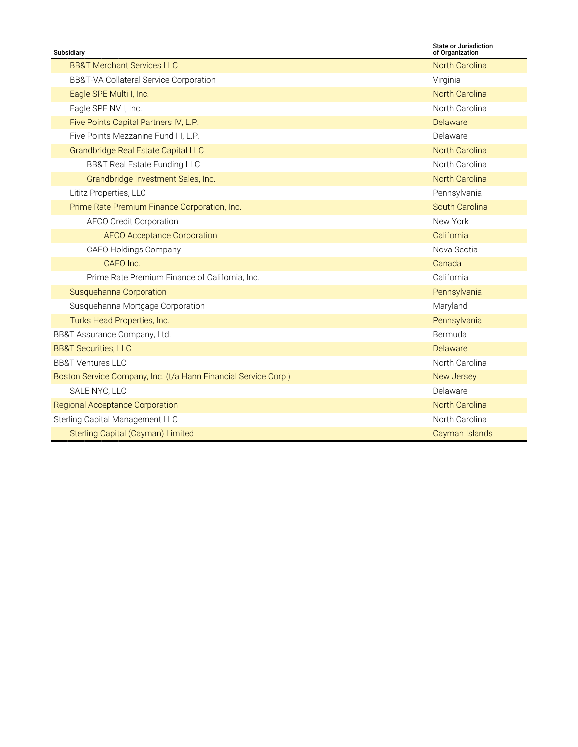| Subsidiary | State or Jurisdiction of Organization |
| --- | --- |
| BB&T Merchant Services LLC | North Carolina |
| BB&T-VA Collateral Service Corporation | Virginia |
| Eagle SPE Multi I, Inc. | North Carolina |
| Eagle SPE NV I, Inc. | North Carolina |
| Five Points Capital Partners IV, L.P. | Delaware |
| Five Points Mezzanine Fund III, L.P. | Delaware |
| Grandbridge Real Estate Capital LLC | North Carolina |
| BB&T Real Estate Funding LLC | North Carolina |
| Grandbridge Investment Sales, Inc. | North Carolina |
| Lititz Properties, LLC | Pennsylvania |
| Prime Rate Premium Finance Corporation, Inc. | South Carolina |
| AFCO Credit Corporation | New York |
| AFCO Acceptance Corporation | California |
| CAFO Holdings Company | Nova Scotia |
| CAFO Inc. | Canada |
| Prime Rate Premium Finance of California, Inc. | California |
| Susquehanna Corporation | Pennsylvania |
| Susquehanna Mortgage Corporation | Maryland |
| Turks Head Properties, Inc. | Pennsylvania |
| BB&T Assurance Company, Ltd. | Bermuda |
| BB&T Securities, LLC | Delaware |
| BB&T Ventures LLC | North Carolina |
| Boston Service Company, Inc. (t/a Hann Financial Service Corp.) | New Jersey |
| SALE NYC, LLC | Delaware |
| Regional Acceptance Corporation | North Carolina |
| Sterling Capital Management LLC | North Carolina |
| Sterling Capital (Cayman) Limited | Cayman Islands |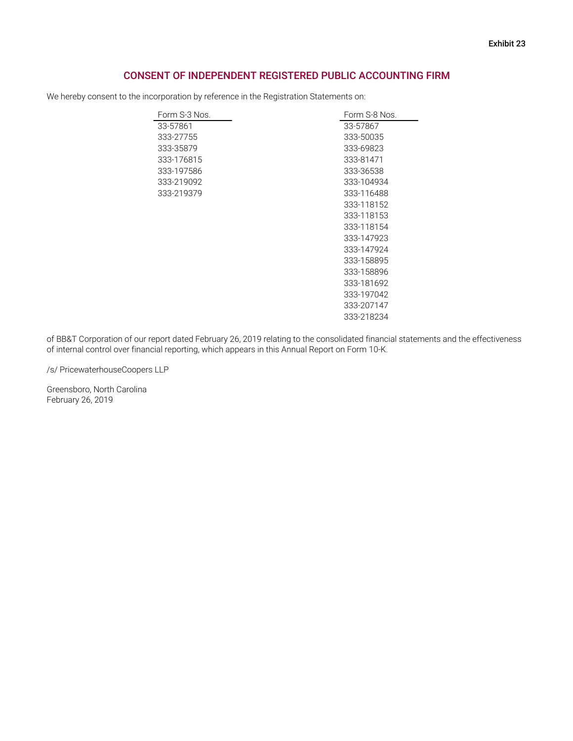Exhibit 23

# CONSENT OF INDEPENDENT REGISTERED PUBLIC ACCOUNTING FIRM

We hereby consent to the incorporation by reference in the Registration Statements on:

| Form S-3 Nos. | Form S-8 Nos. |
|---|---|
| 33-57861 | 33-57867 |
| 333-27755 | 333-50035 |
| 333-35879 | 333-69823 |
| 333-176815 | 333-81471 |
| 333-197586 | 333-36538 |
| 333-219092 | 333-104934 |
| 333-219379 | 333-116488 |
| | 333-118152 |
| | 333-118153 |
| | 333-118154 |
| | 333-147923 |
| | 333-147924 |
| | 333-158895 |
| | 333-158896 |
| | 333-181692 |
| | 333-197042 |
| | 333-207147 |
| | 333-218234 |

of BB&T Corporation of our report dated February 26, 2019 relating to the consolidated financial statements and the effectiveness of internal control over financial reporting, which appears in this Annual Report on Form 10-K.

/s/ PricewaterhouseCoopers LLP

Greensboro, North Carolina
February 26, 2019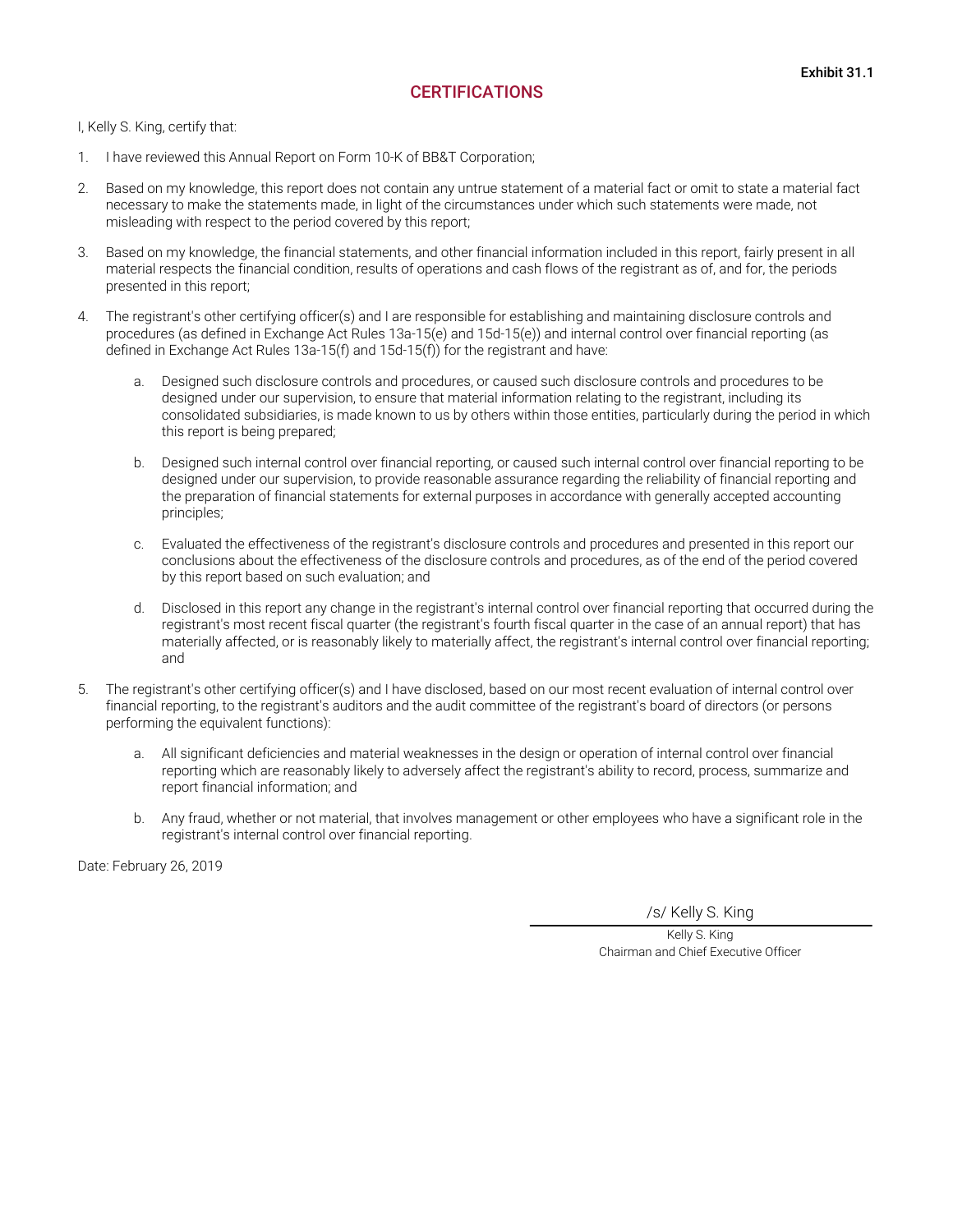Exhibit 31.1

# CERTIFICATIONS

I, Kelly S. King, certify that:

1. I have reviewed this Annual Report on Form 10-K of BB&T Corporation;

2. Based on my knowledge, this report does not contain any untrue statement of a material fact or omit to state a material fact necessary to make the statements made, in light of the circumstances under which such statements were made, not misleading with respect to the period covered by this report;

3. Based on my knowledge, the financial statements, and other financial information included in this report, fairly present in all material respects the financial condition, results of operations and cash flows of the registrant as of, and for, the periods presented in this report;

4. The registrant's other certifying officer(s) and I are responsible for establishing and maintaining disclosure controls and procedures (as defined in Exchange Act Rules 13a-15(e) and 15d-15(e)) and internal control over financial reporting (as defined in Exchange Act Rules 13a-15(f) and 15d-15(f)) for the registrant and have:

    a. Designed such disclosure controls and procedures, or caused such disclosure controls and procedures to be designed under our supervision, to ensure that material information relating to the registrant, including its consolidated subsidiaries, is made known to us by others within those entities, particularly during the period in which this report is being prepared;

    b. Designed such internal control over financial reporting, or caused such internal control over financial reporting to be designed under our supervision, to provide reasonable assurance regarding the reliability of financial reporting and the preparation of financial statements for external purposes in accordance with generally accepted accounting principles;

    c. Evaluated the effectiveness of the registrant's disclosure controls and procedures and presented in this report our conclusions about the effectiveness of the disclosure controls and procedures, as of the end of the period covered by this report based on such evaluation; and

    d. Disclosed in this report any change in the registrant's internal control over financial reporting that occurred during the registrant's most recent fiscal quarter (the registrant's fourth fiscal quarter in the case of an annual report) that has materially affected, or is reasonably likely to materially affect, the registrant's internal control over financial reporting; and

5. The registrant's other certifying officer(s) and I have disclosed, based on our most recent evaluation of internal control over financial reporting, to the registrant's auditors and the audit committee of the registrant's board of directors (or persons performing the equivalent functions):

    a. All significant deficiencies and material weaknesses in the design or operation of internal control over financial reporting which are reasonably likely to adversely affect the registrant's ability to record, process, summarize and report financial information; and

    b. Any fraud, whether or not material, that involves management or other employees who have a significant role in the registrant's internal control over financial reporting.

Date: February 26, 2019

/s/ Kelly S. King

Kelly S. King
Chairman and Chief Executive Officer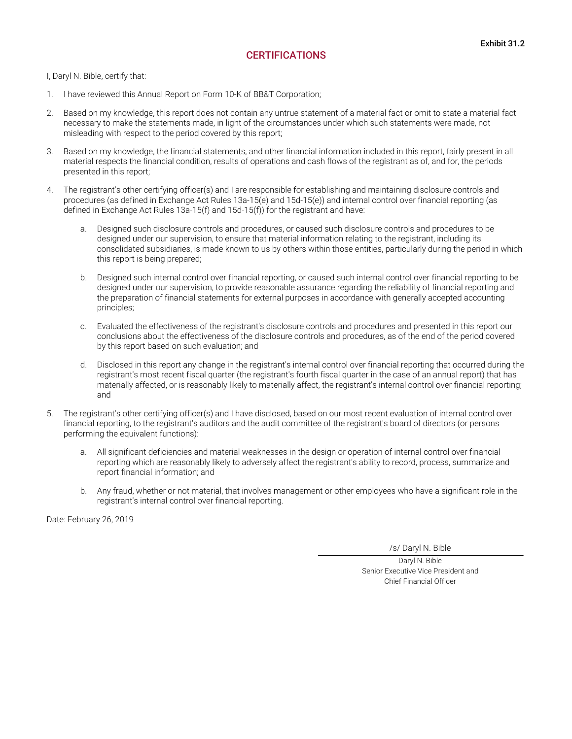Exhibit 31.2

# CERTIFICATIONS

I, Daryl N. Bible, certify that:

1. I have reviewed this Annual Report on Form 10-K of BB&T Corporation;

2. Based on my knowledge, this report does not contain any untrue statement of a material fact or omit to state a material fact necessary to make the statements made, in light of the circumstances under which such statements were made, not misleading with respect to the period covered by this report;

3. Based on my knowledge, the financial statements, and other financial information included in this report, fairly present in all material respects the financial condition, results of operations and cash flows of the registrant as of, and for, the periods presented in this report;

4. The registrant's other certifying officer(s) and I are responsible for establishing and maintaining disclosure controls and procedures (as defined in Exchange Act Rules 13a-15(e) and 15d-15(e)) and internal control over financial reporting (as defined in Exchange Act Rules 13a-15(f) and 15d-15(f)) for the registrant and have:

    a. Designed such disclosure controls and procedures, or caused such disclosure controls and procedures to be designed under our supervision, to ensure that material information relating to the registrant, including its consolidated subsidiaries, is made known to us by others within those entities, particularly during the period in which this report is being prepared;

    b. Designed such internal control over financial reporting, or caused such internal control over financial reporting to be designed under our supervision, to provide reasonable assurance regarding the reliability of financial reporting and the preparation of financial statements for external purposes in accordance with generally accepted accounting principles;

    c. Evaluated the effectiveness of the registrant's disclosure controls and procedures and presented in this report our conclusions about the effectiveness of the disclosure controls and procedures, as of the end of the period covered by this report based on such evaluation; and

    d. Disclosed in this report any change in the registrant's internal control over financial reporting that occurred during the registrant's most recent fiscal quarter (the registrant's fourth fiscal quarter in the case of an annual report) that has materially affected, or is reasonably likely to materially affect, the registrant's internal control over financial reporting; and

5. The registrant's other certifying officer(s) and I have disclosed, based on our most recent evaluation of internal control over financial reporting, to the registrant's auditors and the audit committee of the registrant's board of directors (or persons performing the equivalent functions):

    a. All significant deficiencies and material weaknesses in the design or operation of internal control over financial reporting which are reasonably likely to adversely affect the registrant's ability to record, process, summarize and report financial information; and

    b. Any fraud, whether or not material, that involves management or other employees who have a significant role in the registrant's internal control over financial reporting.

Date: February 26, 2019

/s/ Daryl N. Bible

Daryl N. Bible
Senior Executive Vice President and
Chief Financial Officer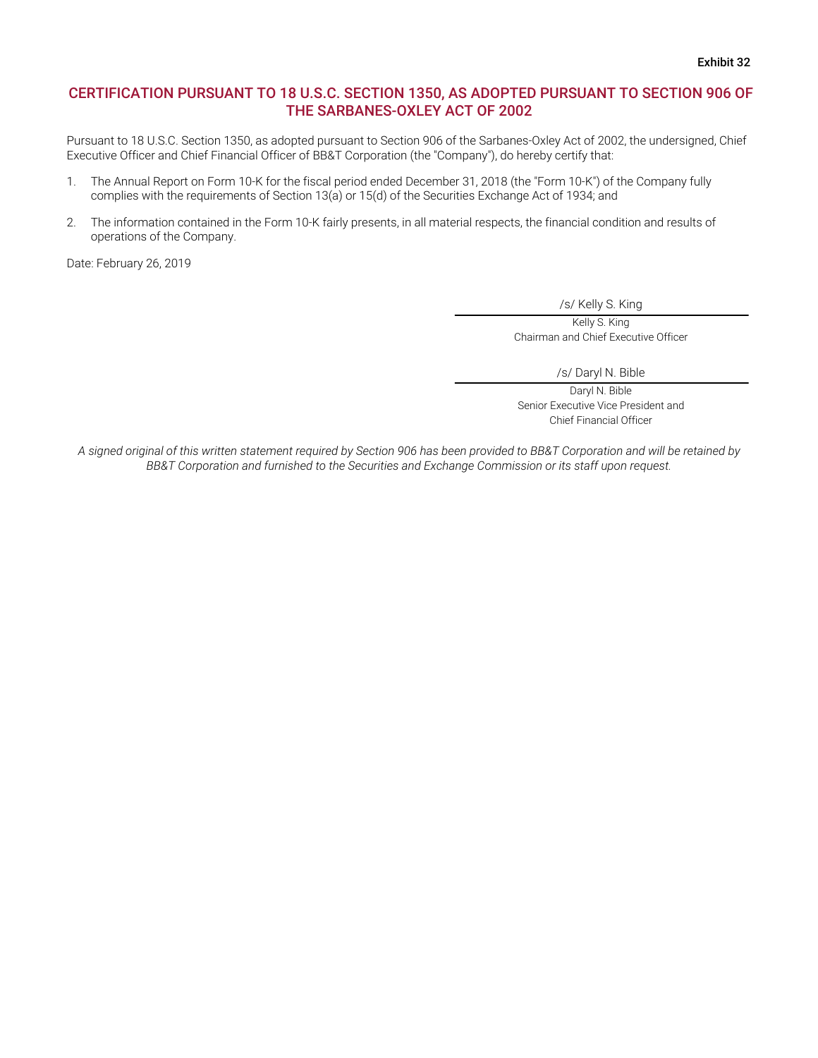Exhibit 32

## CERTIFICATION PURSUANT TO 18 U.S.C. SECTION 1350, AS ADOPTED PURSUANT TO SECTION 906 OF THE SARBANES-OXLEY ACT OF 2002

Pursuant to 18 U.S.C. Section 1350, as adopted pursuant to Section 906 of the Sarbanes-Oxley Act of 2002, the undersigned, Chief Executive Officer and Chief Financial Officer of BB&T Corporation (the "Company"), do hereby certify that:

1. The Annual Report on Form 10-K for the fiscal period ended December 31, 2018 (the "Form 10-K") of the Company fully complies with the requirements of Section 13(a) or 15(d) of the Securities Exchange Act of 1934; and

2. The information contained in the Form 10-K fairly presents, in all material respects, the financial condition and results of operations of the Company.

Date: February 26, 2019

/s/ Kelly S. King

Kelly S. King
Chairman and Chief Executive Officer

/s/ Daryl N. Bible

Daryl N. Bible
Senior Executive Vice President and
Chief Financial Officer

*A signed original of this written statement required by Section 906 has been provided to BB&T Corporation and will be retained by BB&T Corporation and furnished to the Securities and Exchange Commission or its staff upon request.*